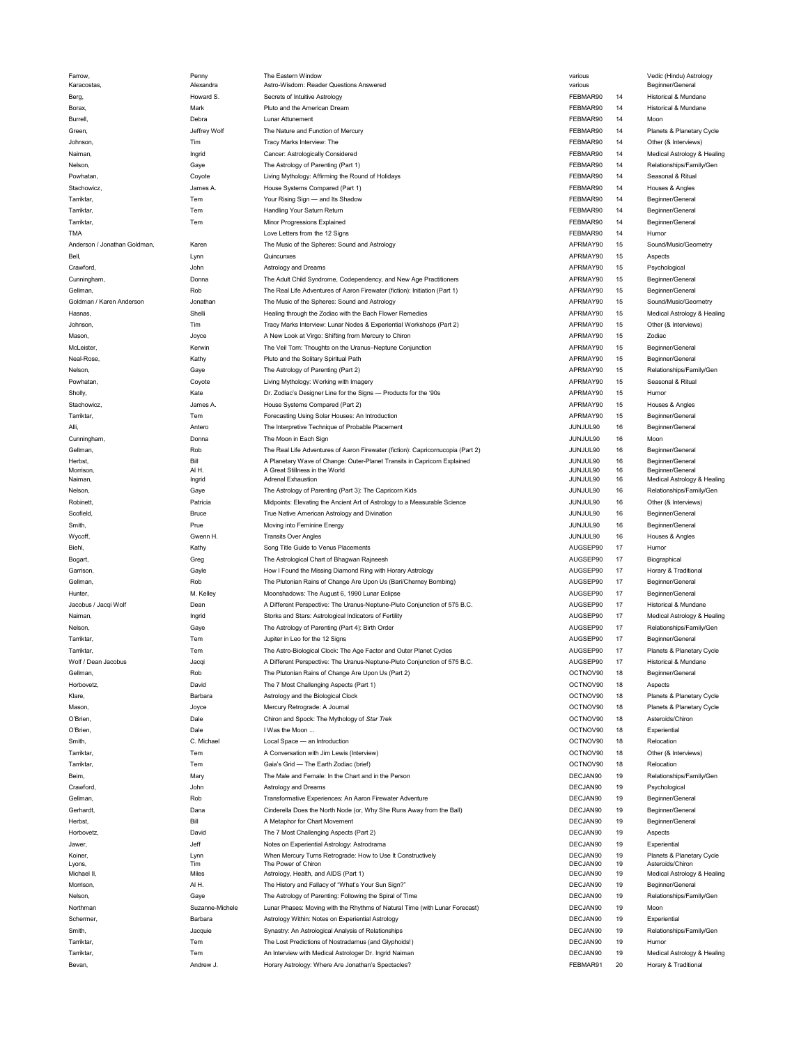| | | | | | |
|---|---|---|---|---|---|
| Farrow, | Penny | The Eastern Window | various | | Vedic (Hindu) Astrology |
| Karacostas, | Alexandra | Astro-Wisdom: Reader Questions Answered | various | | Beginner/General |
| Berg, | Howard S. | Secrets of Intuitive Astrology | FEBMAR90 | 14 | Historical & Mundane |
| Borax, | Mark | Pluto and the American Dream | FEBMAR90 | 14 | Historical & Mundane |
| Burrell, | Debra | Lunar Attunement | FEBMAR90 | 14 | Moon |
| Green, | Jeffrey Wolf | The Nature and Function of Mercury | FEBMAR90 | 14 | Planets & Planetary Cycle |
| Johnson, | Tim | Tracy Marks Interview: The | FEBMAR90 | 14 | Other (& Interviews) |
| Naiman, | Ingrid | Cancer: Astrologically Considered | FEBMAR90 | 14 | Medical Astrology & Healing |
| Nelson, | Gaye | The Astrology of Parenting (Part 1) | FEBMAR90 | 14 | Relationships/Family/Gen |
| Powhatan, | Coyote | Living Mythology: Affirming the Round of Holidays | FEBMAR90 | 14 | Seasonal & Ritual |
| Stachowicz, | James A. | House Systems Compared (Part 1) | FEBMAR90 | 14 | Houses & Angles |
| Tarriktar, | Tem | Your Rising Sign — and Its Shadow | FEBMAR90 | 14 | Beginner/General |
| Tarriktar, | Tem | Handling Your Saturn Return | FEBMAR90 | 14 | Beginner/General |
| Tarriktar, | Tem | Minor Progressions Explained | FEBMAR90 | 14 | Beginner/General |
| TMA | | Love Letters from the 12 Signs | FEBMAR90 | 14 | Humor |
| Anderson / Jonathan Goldman, | Karen | The Music of the Spheres: Sound and Astrology | APRMAY90 | 15 | Sound/Music/Geometry |
| Bell, | Lynn | Quincunxes | APRMAY90 | 15 | Aspects |
| Crawford, | John | Astrology and Dreams | APRMAY90 | 15 | Psychological |
| Cunningham, | Donna | The Adult Child Syndrome, Codependency, and New Age Practitioners | APRMAY90 | 15 | Beginner/General |
| Gellman, | Rob | The Real Life Adventures of Aaron Firewater (fiction): Initiation (Part 1) | APRMAY90 | 15 | Beginner/General |
| Goldman / Karen Anderson | Jonathan | The Music of the Spheres: Sound and Astrology | APRMAY90 | 15 | Sound/Music/Geometry |
| Hasnas, | Shelli | Healing through the Zodiac with the Bach Flower Remedies | APRMAY90 | 15 | Medical Astrology & Healing |
| Johnson, | Tim | Tracy Marks Interview: Lunar Nodes & Experiential Workshops (Part 2) | APRMAY90 | 15 | Other (& Interviews) |
| Mason, | Joyce | A New Look at Virgo: Shifting from Mercury to Chiron | APRMAY90 | 15 | Zodiac |
| McLeister, | Kerwin | The Veil Torn: Thoughts on the Uranus–Neptune Conjunction | APRMAY90 | 15 | Beginner/General |
| Neal-Rose, | Kathy | Pluto and the Solitary Spiritual Path | APRMAY90 | 15 | Beginner/General |
| Nelson, | Gaye | The Astrology of Parenting (Part 2) | APRMAY90 | 15 | Relationships/Family/Gen |
| Powhatan, | Coyote | Living Mythology: Working with Imagery | APRMAY90 | 15 | Seasonal & Ritual |
| Sholly, | Kate | Dr. Zodiac's Designer Line for the Signs — Products for the '90s | APRMAY90 | 15 | Humor |
| Stachowicz, | James A. | House Systems Compared (Part 2) | APRMAY90 | 15 | Houses & Angles |
| Tarriktar, | Tem | Forecasting Using Solar Houses: An Introduction | APRMAY90 | 15 | Beginner/General |
| Alli, | Antero | The Interpretive Technique of Probable Placement | JUNJUL90 | 16 | Beginner/General |
| Cunningham, | Donna | The Moon in Each Sign | JUNJUL90 | 16 | Moon |
| Gellman, | Rob | The Real Life Adventures of Aaron Firewater (fiction): Capricornucopia (Part 2) | JUNJUL90 | 16 | Beginner/General |
| Herbst, | Bill | A Planetary Wave of Change: Outer-Planet Transits in Capricorn Explained | JUNJUL90 | 16 | Beginner/General |
| Morrison, | Al H. | A Great Stillness in the World | JUNJUL90 | 16 | Beginner/General |
| Naiman, | Ingrid | Adrenal Exhaustion | JUNJUL90 | 16 | Medical Astrology & Healing |
| Nelson, | Gaye | The Astrology of Parenting (Part 3): The Capricorn Kids | JUNJUL90 | 16 | Relationships/Family/Gen |
| Robinett, | Patricia | Midpoints: Elevating the Ancient Art of Astrology to a Measurable Science | JUNJUL90 | 16 | Other (& Interviews) |
| Scofield, | Bruce | True Native American Astrology and Divination | JUNJUL90 | 16 | Beginner/General |
| Smith, | Prue | Moving into Feminine Energy | JUNJUL90 | 16 | Beginner/General |
| Wycoff, | Gwenn H. | Transits Over Angles | JUNJUL90 | 16 | Houses & Angles |
| Biehl, | Kathy | Song Title Guide to Venus Placements | AUGSEP90 | 17 | Humor |
| Bogart, | Greg | The Astrological Chart of Bhagwan Rajneesh | AUGSEP90 | 17 | Biographical |
| Garrison, | Gayle | How I Found the Missing Diamond Ring with Horary Astrology | AUGSEP90 | 17 | Horary & Traditional |
| Gellman, | Rob | The Plutonian Rains of Change Are Upon Us (Bari/Cherney Bombing) | AUGSEP90 | 17 | Beginner/General |
| Hunter, | M. Kelley | Moonshadows: The August 6, 1990 Lunar Eclipse | AUGSEP90 | 17 | Beginner/General |
| Jacobus / Jacqi Wolf | Dean | A Different Perspective: The Uranus-Neptune-Pluto Conjunction of 575 B.C. | AUGSEP90 | 17 | Historical & Mundane |
| Naiman, | Ingrid | Storks and Stars: Astrological Indicators of Fertility | AUGSEP90 | 17 | Medical Astrology & Healing |
| Nelson, | Gaye | The Astrology of Parenting (Part 4): Birth Order | AUGSEP90 | 17 | Relationships/Family/Gen |
| Tarriktar, | Tem | Jupiter in Leo for the 12 Signs | AUGSEP90 | 17 | Beginner/General |
| Tarriktar, | Tem | The Astro-Biological Clock: The Age Factor and Outer Planet Cycles | AUGSEP90 | 17 | Planets & Planetary Cycle |
| Wolf / Dean Jacobus | Jacqi | A Different Perspective: The Uranus-Neptune-Pluto Conjunction of 575 B.C. | AUGSEP90 | 17 | Historical & Mundane |
| Gellman, | Rob | The Plutonian Rains of Change Are Upon Us (Part 2) | OCTNOV90 | 18 | Beginner/General |
| Horbovetz, | David | The 7 Most Challenging Aspects (Part 1) | OCTNOV90 | 18 | Aspects |
| Klare, | Barbara | Astrology and the Biological Clock | OCTNOV90 | 18 | Planets & Planetary Cycle |
| Mason, | Joyce | Mercury Retrograde: A Journal | OCTNOV90 | 18 | Planets & Planetary Cycle |
| O'Brien, | Dale | Chiron and Spock: The Mythology of *Star Trek* | OCTNOV90 | 18 | Asteroids/Chiron |
| O'Brien, | Dale | I Was the Moon ... | OCTNOV90 | 18 | Experiential |
| Smith, | C. Michael | Local Space — an Introduction | OCTNOV90 | 18 | Relocation |
| Tarriktar, | Tem | A Conversation with Jim Lewis (Interview) | OCTNOV90 | 18 | Other (& Interviews) |
| Tarriktar, | Tem | Gaia's Grid — The Earth Zodiac (brief) | OCTNOV90 | 18 | Relocation |
| Beim, | Mary | The Male and Female: In the Chart and in the Person | DECJAN90 | 19 | Relationships/Family/Gen |
| Crawford, | John | Astrology and Dreams | DECJAN90 | 19 | Psychological |
| Gellman, | Rob | Transformative Experiences: An Aaron Firewater Adventure | DECJAN90 | 19 | Beginner/General |
| Gerhardt, | Dana | Cinderella Does the North Node (or, Why She Runs Away from the Ball) | DECJAN90 | 19 | Beginner/General |
| Herbst, | Bill | A Metaphor for Chart Movement | DECJAN90 | 19 | Beginner/General |
| Horbovetz, | David | The 7 Most Challenging Aspects (Part 2) | DECJAN90 | 19 | Aspects |
| Jawer, | Jeff | Notes on Experiential Astrology: Astrodrama | DECJAN90 | 19 | Experiential |
| Koiner, | Lynn | When Mercury Turns Retrograde: How to Use It Constructively | DECJAN90 | 19 | Planets & Planetary Cycle |
| Lyons, | Tim | The Power of Chiron | DECJAN90 | 19 | Asteroids/Chiron |
| Michael II, | Miles | Astrology, Health, and AIDS (Part 1) | DECJAN90 | 19 | Medical Astrology & Healing |
| Morrison, | Al H. | The History and Fallacy of "What's Your Sun Sign?" | DECJAN90 | 19 | Beginner/General |
| Nelson, | Gaye | The Astrology of Parenting: Following the Spiral of Time | DECJAN90 | 19 | Relationships/Family/Gen |
| Northman | Suzanne-Michele | Lunar Phases: Moving with the Rhythms of Natural Time (with Lunar Forecast) | DECJAN90 | 19 | Moon |
| Schermer, | Barbara | Astrology Within: Notes on Experiential Astrology | DECJAN90 | 19 | Experiential |
| Smith, | Jacquie | Synastry: An Astrological Analysis of Relationships | DECJAN90 | 19 | Relationships/Family/Gen |
| Tarriktar, | Tem | The Lost Predictions of Nostradamus (and Glyphoids!) | DECJAN90 | 19 | Humor |
| Tarriktar, | Tem | An Interview with Medical Astrologer Dr. Ingrid Naiman | DECJAN90 | 19 | Medical Astrology & Healing |
| Bevan, | Andrew J. | Horary Astrology: Where Are Jonathan's Spectacles? | FEBMAR91 | 20 | Horary & Traditional |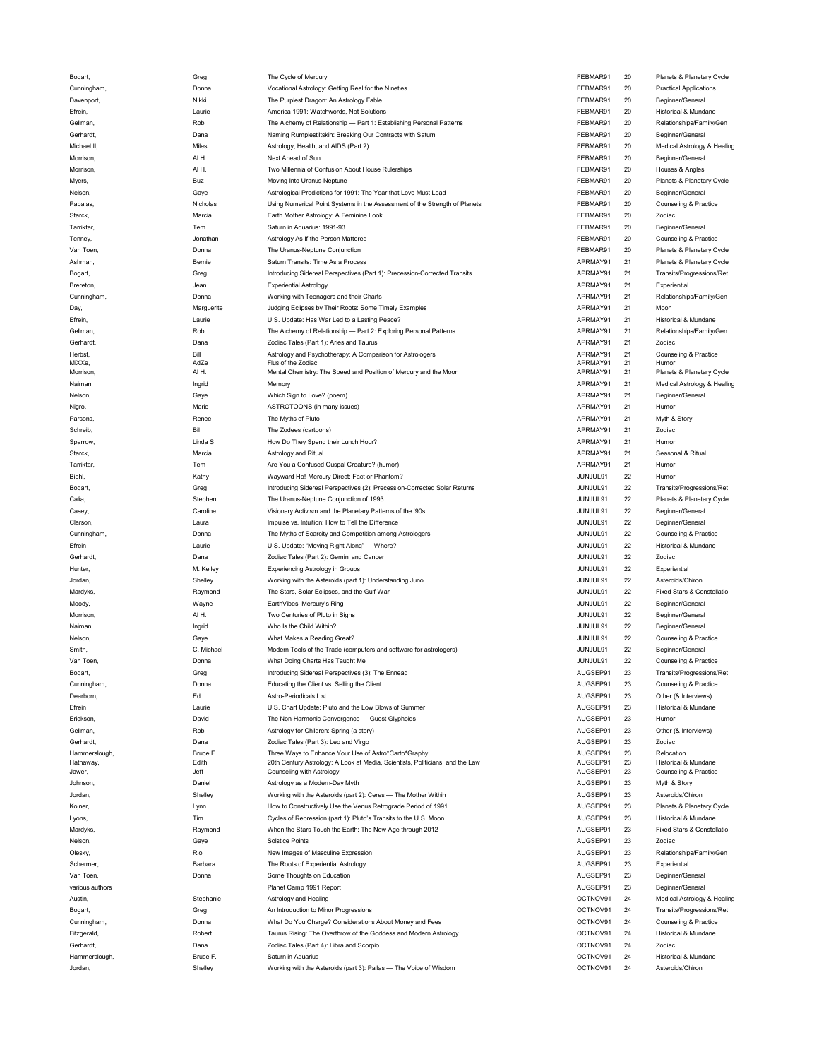| | | | | | |
|---|---|---|---|---|---|
| Bogart, | Greg | The Cycle of Mercury | FEBMAR91 | 20 | Planets & Planetary Cycle |
| Cunningham, | Donna | Vocational Astrology: Getting Real for the Nineties | FEBMAR91 | 20 | Practical Applications |
| Davenport, | Nikki | The Purplest Dragon: An Astrology Fable | FEBMAR91 | 20 | Beginner/General |
| Efrein, | Laurie | America 1991: Watchwords, Not Solutions | FEBMAR91 | 20 | Historical & Mundane |
| Gellman, | Rob | The Alchemy of Relationship — Part 1: Establishing Personal Patterns | FEBMAR91 | 20 | Relationships/Family/Gen |
| Gerhardt, | Dana | Naming Rumplestiltskin: Breaking Our Contracts with Saturn | FEBMAR91 | 20 | Beginner/General |
| Michael II, | Miles | Astrology, Health, and AIDS (Part 2) | FEBMAR91 | 20 | Medical Astrology & Healing |
| Morrison, | Al H. | Next Ahead of Sun | FEBMAR91 | 20 | Beginner/General |
| Morrison, | Al H. | Two Millennia of Confusion About House Rulerships | FEBMAR91 | 20 | Houses & Angles |
| Myers, | Buz | Moving Into Uranus-Neptune | FEBMAR91 | 20 | Planets & Planetary Cycle |
| Nelson, | Gaye | Astrological Predictions for 1991: The Year that Love Must Lead | FEBMAR91 | 20 | Beginner/General |
| Papalas, | Nicholas | Using Numerical Point Systems in the Assessment of the Strength of Planets | FEBMAR91 | 20 | Counseling & Practice |
| Starck, | Marcia | Earth Mother Astrology: A Feminine Look | FEBMAR91 | 20 | Zodiac |
| Tarriktar, | Tem | Saturn in Aquarius: 1991-93 | FEBMAR91 | 20 | Beginner/General |
| Tenney, | Jonathan | Astrology As If the Person Mattered | FEBMAR91 | 20 | Counseling & Practice |
| Van Toen, | Donna | The Uranus-Neptune Conjunction | FEBMAR91 | 20 | Planets & Planetary Cycle |
| Ashman, | Bernie | Saturn Transits: Time As a Process | APRMAY91 | 21 | Planets & Planetary Cycle |
| Bogart, | Greg | Introducing Sidereal Perspectives (Part 1): Precession-Corrected Transits | APRMAY91 | 21 | Transits/Progressions/Ret |
| Brereton, | Jean | Experiential Astrology | APRMAY91 | 21 | Experiential |
| Cunningham, | Donna | Working with Teenagers and their Charts | APRMAY91 | 21 | Relationships/Family/Gen |
| Day, | Marguerite | Judging Eclipses by Their Roots: Some Timely Examples | APRMAY91 | 21 | Moon |
| Efrein, | Laurie | U.S. Update: Has War Led to a Lasting Peace? | APRMAY91 | 21 | Historical & Mundane |
| Gellman, | Rob | The Alchemy of Relationship — Part 2: Exploring Personal Patterns | APRMAY91 | 21 | Relationships/Family/Gen |
| Gerhardt, | Dana | Zodiac Tales (Part 1): Aries and Taurus | APRMAY91 | 21 | Zodiac |
| Herbst, | Bill | Astrology and Psychotherapy: A Comparison for Astrologers | APRMAY91 | 21 | Counseling & Practice |
| MiXXe, | AdZe | Flus of the Zodiac | APRMAY91 | 21 | Humor |
| Morrison, | Al H. | Mental Chemistry: The Speed and Position of Mercury and the Moon | APRMAY91 | 21 | Planets & Planetary Cycle |
| Naiman, | Ingrid | Memory | APRMAY91 | 21 | Medical Astrology & Healing |
| Nelson, | Gaye | Which Sign to Love? (poem) | APRMAY91 | 21 | Beginner/General |
| Nigro, | Marie | ASTROTOONS (in many issues) | APRMAY91 | 21 | Humor |
| Parsons, | Renee | The Myths of Pluto | APRMAY91 | 21 | Myth & Story |
| Schreib, | Bil | The Zodees (cartoons) | APRMAY91 | 21 | Zodiac |
| Sparrow, | Linda S. | How Do They Spend their Lunch Hour? | APRMAY91 | 21 | Humor |
| Starck, | Marcia | Astrology and Ritual | APRMAY91 | 21 | Seasonal & Ritual |
| Tarriktar, | Tem | Are You a Confused Cuspal Creature? (humor) | APRMAY91 | 21 | Humor |
| Biehl, | Kathy | Wayward Ho! Mercury Direct: Fact or Phantom? | JUNJUL91 | 22 | Humor |
| Bogart, | Greg | Introducing Sidereal Perspectives (2): Precession-Corrected Solar Returns | JUNJUL91 | 22 | Transits/Progressions/Ret |
| Calia, | Stephen | The Uranus-Neptune Conjunction of 1993 | JUNJUL91 | 22 | Planets & Planetary Cycle |
| Casey, | Caroline | Visionary Activism and the Planetary Patterns of the '90s | JUNJUL91 | 22 | Beginner/General |
| Clarson, | Laura | Impulse vs. Intuition: How to Tell the Difference | JUNJUL91 | 22 | Beginner/General |
| Cunningham, | Donna | The Myths of Scarcity and Competition among Astrologers | JUNJUL91 | 22 | Counseling & Practice |
| Efrein | Laurie | U.S. Update: "Moving Right Along" — Where? | JUNJUL91 | 22 | Historical & Mundane |
| Gerhardt, | Dana | Zodiac Tales (Part 2): Gemini and Cancer | JUNJUL91 | 22 | Zodiac |
| Hunter, | M. Kelley | Experiencing Astrology in Groups | JUNJUL91 | 22 | Experiential |
| Jordan, | Shelley | Working with the Asteroids (part 1): Understanding Juno | JUNJUL91 | 22 | Asteroids/Chiron |
| Mardyks, | Raymond | The Stars, Solar Eclipses, and the Gulf War | JUNJUL91 | 22 | Fixed Stars & Constellatio |
| Moody, | Wayne | EarthVibes: Mercury's Ring | JUNJUL91 | 22 | Beginner/General |
| Morrison, | Al H. | Two Centuries of Pluto in Signs | JUNJUL91 | 22 | Beginner/General |
| Naiman, | Ingrid | Who Is the Child Within? | JUNJUL91 | 22 | Beginner/General |
| Nelson, | Gaye | What Makes a Reading Great? | JUNJUL91 | 22 | Counseling & Practice |
| Smith, | C. Michael | Modern Tools of the Trade (computers and software for astrologers) | JUNJUL91 | 22 | Beginner/General |
| Van Toen, | Donna | What Doing Charts Has Taught Me | JUNJUL91 | 22 | Counseling & Practice |
| Bogart, | Greg | Introducing Sidereal Perspectives (3): The Ennead | AUGSEP91 | 23 | Transits/Progressions/Ret |
| Cunningham, | Donna | Educating the Client vs. Selling the Client | AUGSEP91 | 23 | Counseling & Practice |
| Dearborn, | Ed | Astro-Periodicals List | AUGSEP91 | 23 | Other (& Interviews) |
| Efrein | Laurie | U.S. Chart Update: Pluto and the Low Blows of Summer | AUGSEP91 | 23 | Historical & Mundane |
| Erickson, | David | The Non-Harmonic Convergence — Guest Glyphoids | AUGSEP91 | 23 | Humor |
| Gellman, | Rob | Astrology for Children: Spring (a story) | AUGSEP91 | 23 | Other (& Interviews) |
| Gerhardt, | Dana | Zodiac Tales (Part 3): Leo and Virgo | AUGSEP91 | 23 | Zodiac |
| Hammerslough, | Bruce F. | Three Ways to Enhance Your Use of Astro*Carto*Graphy | AUGSEP91 | 23 | Relocation |
| Hathaway, | Edith | 20th Century Astrology: A Look at Media, Scientists, Politicians, and the Law | AUGSEP91 | 23 | Historical & Mundane |
| Jawer, | Jeff | Counseling with Astrology | AUGSEP91 | 23 | Counseling & Practice |
| Johnson, | Daniel | Astrology as a Modern-Day Myth | AUGSEP91 | 23 | Myth & Story |
| Jordan, | Shelley | Working with the Asteroids (part 2): Ceres — The Mother Within | AUGSEP91 | 23 | Asteroids/Chiron |
| Koiner, | Lynn | How to Constructively Use the Venus Retrograde Period of 1991 | AUGSEP91 | 23 | Planets & Planetary Cycle |
| Lyons, | Tim | Cycles of Repression (part 1): Pluto's Transits to the U.S. Moon | AUGSEP91 | 23 | Historical & Mundane |
| Mardyks, | Raymond | When the Stars Touch the Earth: The New Age through 2012 | AUGSEP91 | 23 | Fixed Stars & Constellatio |
| Nelson, | Gaye | Solstice Points | AUGSEP91 | 23 | Zodiac |
| Olesky, | Rio | New Images of Masculine Expression | AUGSEP91 | 23 | Relationships/Family/Gen |
| Schermer, | Barbara | The Roots of Experiential Astrology | AUGSEP91 | 23 | Experiential |
| Van Toen, | Donna | Some Thoughts on Education | AUGSEP91 | 23 | Beginner/General |
| various authors | | Planet Camp 1991 Report | AUGSEP91 | 23 | Beginner/General |
| Austin, | Stephanie | Astrology and Healing | OCTNOV91 | 24 | Medical Astrology & Healing |
| Bogart, | Greg | An Introduction to Minor Progressions | OCTNOV91 | 24 | Transits/Progressions/Ret |
| Cunningham, | Donna | What Do You Charge? Considerations About Money and Fees | OCTNOV91 | 24 | Counseling & Practice |
| Fitzgerald, | Robert | Taurus Rising: The Overthrow of the Goddess and Modern Astrology | OCTNOV91 | 24 | Historical & Mundane |
| Gerhardt, | Dana | Zodiac Tales (Part 4): Libra and Scorpio | OCTNOV91 | 24 | Zodiac |
| Hammerslough, | Bruce F. | Saturn in Aquarius | OCTNOV91 | 24 | Historical & Mundane |
| Jordan, | Shelley | Working with the Asteroids (part 3): Pallas — The Voice of Wisdom | OCTNOV91 | 24 | Asteroids/Chiron |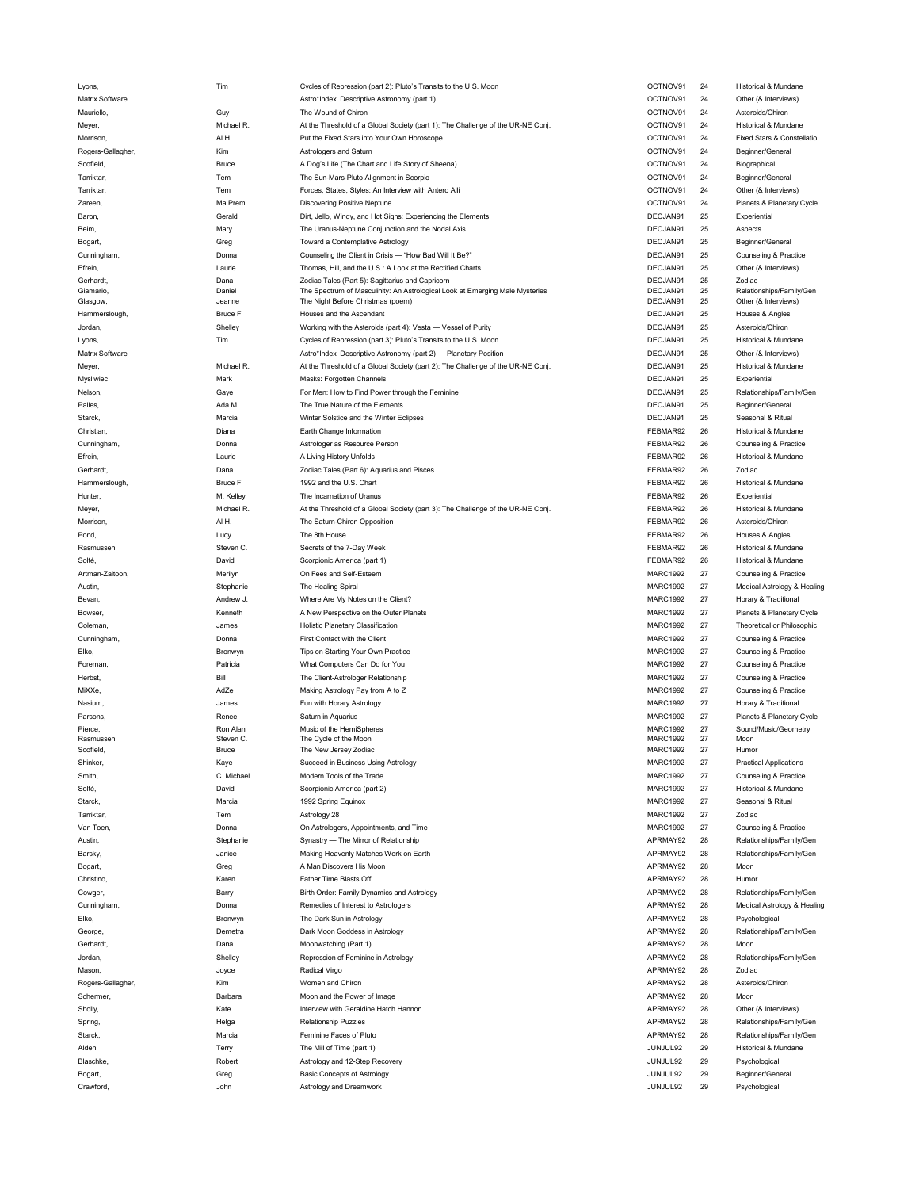| Lyons, | Tim | Cycles of Repression (part 2): Pluto's Transits to the U.S. Moon | OCTNOV91 | 24 | Historical & Mundane |
|---|---|---|---|---|---|
| Matrix Software | | Astro*Index: Descriptive Astronomy (part 1) | OCTNOV91 | 24 | Other (& Interviews) |
| Mauriello, | Guy | The Wound of Chiron | OCTNOV91 | 24 | Asteroids/Chiron |
| Meyer, | Michael R. | At the Threshold of a Global Society (part 1): The Challenge of the UR-NE Conj. | OCTNOV91 | 24 | Historical & Mundane |
| Morrison, | Al H. | Put the Fixed Stars into Your Own Horoscope | OCTNOV91 | 24 | Fixed Stars & Constellatio |
| Rogers-Gallagher, | Kim | Astrologers and Saturn | OCTNOV91 | 24 | Beginner/General |
| Scofield, | Bruce | A Dog's Life (The Chart and Life Story of Sheena) | OCTNOV91 | 24 | Biographical |
| Tarriktar, | Tem | The Sun-Mars-Pluto Alignment in Scorpio | OCTNOV91 | 24 | Beginner/General |
| Tarriktar, | Tem | Forces, States, Styles: An Interview with Antero Alli | OCTNOV91 | 24 | Other (& Interviews) |
| Zareen, | Ma Prem | Discovering Positive Neptune | OCTNOV91 | 24 | Planets & Planetary Cycle |
| Baron, | Gerald | Dirt, Jello, Windy, and Hot Signs: Experiencing the Elements | DECJAN91 | 25 | Experiential |
| Beim, | Mary | The Uranus-Neptune Conjunction and the Nodal Axis | DECJAN91 | 25 | Aspects |
| Bogart, | Greg | Toward a Contemplative Astrology | DECJAN91 | 25 | Beginner/General |
| Cunningham, | Donna | Counseling the Client in Crisis — "How Bad Will It Be?" | DECJAN91 | 25 | Counseling & Practice |
| Efrein, | Laurie | Thomas, Hill, and the U.S.: A Look at the Rectified Charts | DECJAN91 | 25 | Other (& Interviews) |
| Gerhardt, | Dana | Zodiac Tales (Part 5): Sagittarius and Capricorn | DECJAN91 | 25 | Zodiac |
| Giamario, | Daniel | The Spectrum of Masculinity: An Astrological Look at Emerging Male Mysteries | DECJAN91 | 25 | Relationships/Family/Gen |
| Glasgow, | Jeanne | The Night Before Christmas (poem) | DECJAN91 | 25 | Other (& Interviews) |
| Hammerslough, | Bruce F. | Houses and the Ascendant | DECJAN91 | 25 | Houses & Angles |
| Jordan, | Shelley | Working with the Asteroids (part 4): Vesta — Vessel of Purity | DECJAN91 | 25 | Asteroids/Chiron |
| Lyons, | Tim | Cycles of Repression (part 3): Pluto's Transits to the U.S. Moon | DECJAN91 | 25 | Historical & Mundane |
| Matrix Software | | Astro*Index: Descriptive Astronomy (part 2) — Planetary Position | DECJAN91 | 25 | Other (& Interviews) |
| Meyer, | Michael R. | At the Threshold of a Global Society (part 2): The Challenge of the UR-NE Conj. | DECJAN91 | 25 | Historical & Mundane |
| Mysliwiec, | Mark | Masks: Forgotten Channels | DECJAN91 | 25 | Experiential |
| Nelson, | Gaye | For Men: How to Find Power through the Feminine | DECJAN91 | 25 | Relationships/Family/Gen |
| Palles, | Ada M. | The True Nature of the Elements | DECJAN91 | 25 | Beginner/General |
| Starck, | Marcia | Winter Solstice and the Winter Eclipses | DECJAN91 | 25 | Seasonal & Ritual |
| Christian, | Diana | Earth Change Information | FEBMAR92 | 26 | Historical & Mundane |
| Cunningham, | Donna | Astrologer as Resource Person | FEBMAR92 | 26 | Counseling & Practice |
| Efrein, | Laurie | A Living History Unfolds | FEBMAR92 | 26 | Historical & Mundane |
| Gerhardt, | Dana | Zodiac Tales (Part 6): Aquarius and Pisces | FEBMAR92 | 26 | Zodiac |
| Hammerslough, | Bruce F. | 1992 and the U.S. Chart | FEBMAR92 | 26 | Historical & Mundane |
| Hunter, | M. Kelley | The Incarnation of Uranus | FEBMAR92 | 26 | Experiential |
| Meyer, | Michael R. | At the Threshold of a Global Society (part 3): The Challenge of the UR-NE Conj. | FEBMAR92 | 26 | Historical & Mundane |
| Morrison, | Al H. | The Saturn-Chiron Opposition | FEBMAR92 | 26 | Asteroids/Chiron |
| Pond, | Lucy | The 8th House | FEBMAR92 | 26 | Houses & Angles |
| Rasmussen, | Steven C. | Secrets of the 7-Day Week | FEBMAR92 | 26 | Historical & Mundane |
| Solté, | David | Scorpionic America (part 1) | FEBMAR92 | 26 | Historical & Mundane |
| Artman-Zaitoon, | Merilyn | On Fees and Self-Esteem | MARC1992 | 27 | Counseling & Practice |
| Austin, | Stephanie | The Healing Spiral | MARC1992 | 27 | Medical Astrology & Healing |
| Bevan, | Andrew J. | Where Are My Notes on the Client? | MARC1992 | 27 | Horary & Traditional |
| Bowser, | Kenneth | A New Perspective on the Outer Planets | MARC1992 | 27 | Planets & Planetary Cycle |
| Coleman, | James | Holistic Planetary Classification | MARC1992 | 27 | Theoretical or Philosophic |
| Cunningham, | Donna | First Contact with the Client | MARC1992 | 27 | Counseling & Practice |
| Elko, | Bronwyn | Tips on Starting Your Own Practice | MARC1992 | 27 | Counseling & Practice |
| Foreman, | Patricia | What Computers Can Do for You | MARC1992 | 27 | Counseling & Practice |
| Herbst, | Bill | The Client-Astrologer Relationship | MARC1992 | 27 | Counseling & Practice |
| MiXXe, | AdZe | Making Astrology Pay from A to Z | MARC1992 | 27 | Counseling & Practice |
| Nasium, | James | Fun with Horary Astrology | MARC1992 | 27 | Horary & Traditional |
| Parsons, | Renee | Saturn in Aquarius | MARC1992 | 27 | Planets & Planetary Cycle |
| Pierce, | Ron Alan | Music of the HemiSpheres | MARC1992 | 27 | Sound/Music/Geometry |
| Rasmussen, | Steven C. | The Cycle of the Moon | MARC1992 | 27 | Moon |
| Scofield, | Bruce | The New Jersey Zodiac | MARC1992 | 27 | Humor |
| Shinker, | Kaye | Succeed in Business Using Astrology | MARC1992 | 27 | Practical Applications |
| Smith, | C. Michael | Modern Tools of the Trade | MARC1992 | 27 | Counseling & Practice |
| Solté, | David | Scorpionic America (part 2) | MARC1992 | 27 | Historical & Mundane |
| Starck, | Marcia | 1992 Spring Equinox | MARC1992 | 27 | Seasonal & Ritual |
| Tarriktar, | Tem | Astrology 28 | MARC1992 | 27 | Zodiac |
| Van Toen, | Donna | On Astrologers, Appointments, and Time | MARC1992 | 27 | Counseling & Practice |
| Austin, | Stephanie | Synastry — The Mirror of Relationship | APRMAY92 | 28 | Relationships/Family/Gen |
| Barsky, | Janice | Making Heavenly Matches Work on Earth | APRMAY92 | 28 | Relationships/Family/Gen |
| Bogart, | Greg | A Man Discovers His Moon | APRMAY92 | 28 | Moon |
| Christino, | Karen | Father Time Blasts Off | APRMAY92 | 28 | Humor |
| Cowger, | Barry | Birth Order: Family Dynamics and Astrology | APRMAY92 | 28 | Relationships/Family/Gen |
| Cunningham, | Donna | Remedies of Interest to Astrologers | APRMAY92 | 28 | Medical Astrology & Healing |
| Elko, | Bronwyn | The Dark Sun in Astrology | APRMAY92 | 28 | Psychological |
| George, | Demetra | Dark Moon Goddess in Astrology | APRMAY92 | 28 | Relationships/Family/Gen |
| Gerhardt, | Dana | Moonwatching (Part 1) | APRMAY92 | 28 | Moon |
| Jordan, | Shelley | Repression of Feminine in Astrology | APRMAY92 | 28 | Relationships/Family/Gen |
| Mason, | Joyce | Radical Virgo | APRMAY92 | 28 | Zodiac |
| Rogers-Gallagher, | Kim | Women and Chiron | APRMAY92 | 28 | Asteroids/Chiron |
| Schermer, | Barbara | Moon and the Power of Image | APRMAY92 | 28 | Moon |
| Sholly, | Kate | Interview with Geraldine Hatch Hannon | APRMAY92 | 28 | Other (& Interviews) |
| Spring, | Helga | Relationship Puzzles | APRMAY92 | 28 | Relationships/Family/Gen |
| Starck, | Marcia | Feminine Faces of Pluto | APRMAY92 | 28 | Relationships/Family/Gen |
| Alden, | Terry | The Mill of Time (part 1) | JUNJUL92 | 29 | Historical & Mundane |
| Blaschke, | Robert | Astrology and 12-Step Recovery | JUNJUL92 | 29 | Psychological |
| Bogart, | Greg | Basic Concepts of Astrology | JUNJUL92 | 29 | Beginner/General |
| Crawford, | John | Astrology and Dreamwork | JUNJUL92 | 29 | Psychological |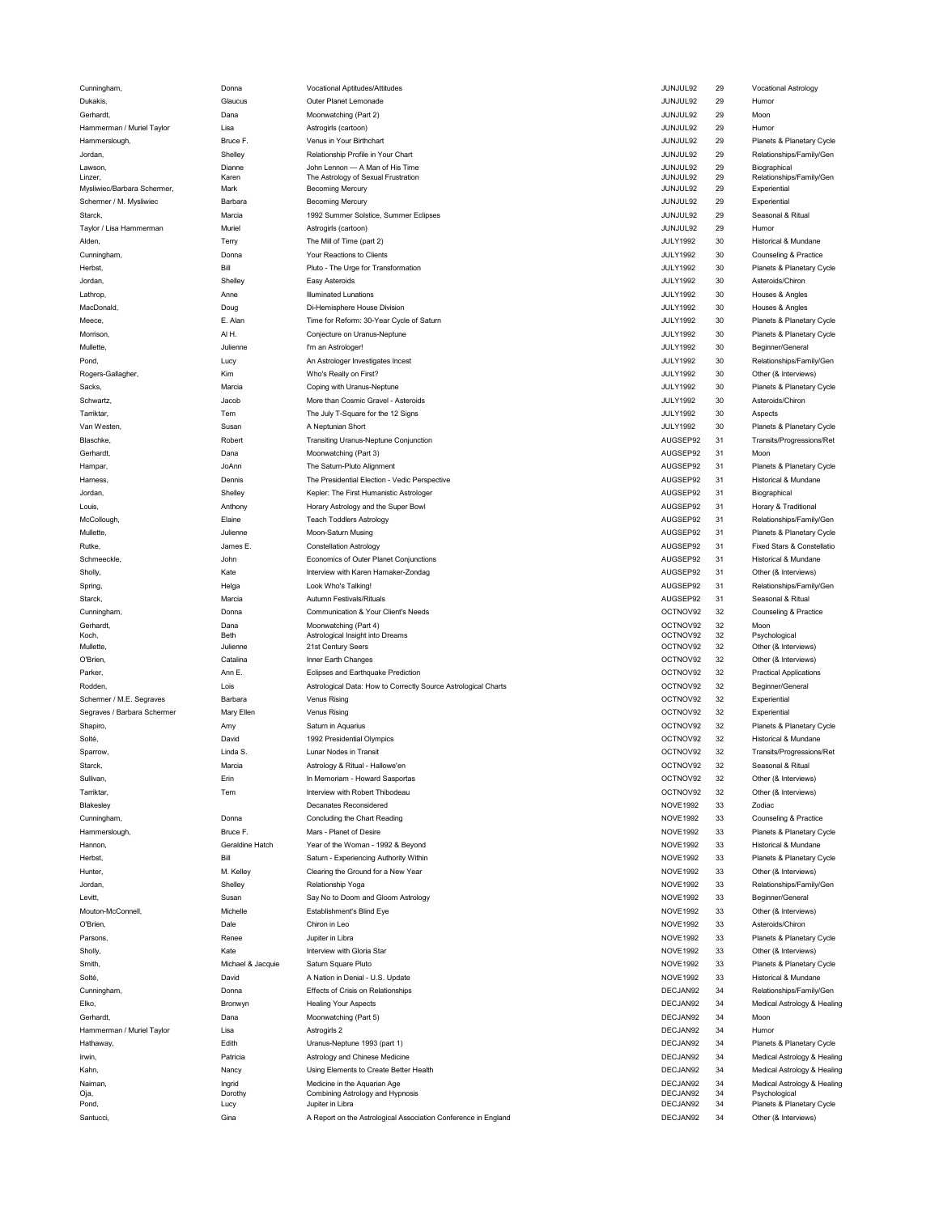| | | | | | |
|---|---|---|---|---|---|
| Cunningham, | Donna | Vocational Aptitudes/Attitudes | JUNJUL92 | 29 | Vocational Astrology |
| Dukakis, | Glaucus | Outer Planet Lemonade | JUNJUL92 | 29 | Humor |
| Gerhardt, | Dana | Moonwatching (Part 2) | JUNJUL92 | 29 | Moon |
| Hammerman / Muriel Taylor | Lisa | Astrogirls (cartoon) | JUNJUL92 | 29 | Humor |
| Hammerslough, | Bruce F. | Venus in Your Birthchart | JUNJUL92 | 29 | Planets & Planetary Cycle |
| Jordan, | Shelley | Relationship Profile in Your Chart | JUNJUL92 | 29 | Relationships/Family/Gen |
| Lawson, | Dianne | John Lennon — A Man of His Time | JUNJUL92 | 29 | Biographical |
| Linzer, | Karen | The Astrology of Sexual Frustration | JUNJUL92 | 29 | Relationships/Family/Gen |
| Mysliwiec/Barbara Schermer, | Mark | Becoming Mercury | JUNJUL92 | 29 | Experiential |
| Schermer / M. Mysliwiec | Barbara | Becoming Mercury | JUNJUL92 | 29 | Experiential |
| Starck, | Marcia | 1992 Summer Solstice, Summer Eclipses | JUNJUL92 | 29 | Seasonal & Ritual |
| Taylor / Lisa Hammerman | Muriel | Astrogirls (cartoon) | JUNJUL92 | 29 | Humor |
| Alden, | Terry | The Mill of Time (part 2) | JULY1992 | 30 | Historical & Mundane |
| Cunningham, | Donna | Your Reactions to Clients | JULY1992 | 30 | Counseling & Practice |
| Herbst, | Bill | Pluto - The Urge for Transformation | JULY1992 | 30 | Planets & Planetary Cycle |
| Jordan, | Shelley | Easy Asteroids | JULY1992 | 30 | Asteroids/Chiron |
| Lathrop, | Anne | Illuminated Lunations | JULY1992 | 30 | Houses & Angles |
| MacDonald, | Doug | Di-Hemisphere House Division | JULY1992 | 30 | Houses & Angles |
| Meece, | E. Alan | Time for Reform: 30-Year Cycle of Saturn | JULY1992 | 30 | Planets & Planetary Cycle |
| Morrison, | Al H. | Conjecture on Uranus-Neptune | JULY1992 | 30 | Planets & Planetary Cycle |
| Mullette, | Julienne | I'm an Astrologer! | JULY1992 | 30 | Beginner/General |
| Pond, | Lucy | An Astrologer Investigates Incest | JULY1992 | 30 | Relationships/Family/Gen |
| Rogers-Gallagher, | Kim | Who's Really on First? | JULY1992 | 30 | Other (& Interviews) |
| Sacks, | Marcia | Coping with Uranus-Neptune | JULY1992 | 30 | Planets & Planetary Cycle |
| Schwartz, | Jacob | More than Cosmic Gravel - Asteroids | JULY1992 | 30 | Asteroids/Chiron |
| Tarriktar, | Tem | The July T-Square for the 12 Signs | JULY1992 | 30 | Aspects |
| Van Westen, | Susan | A Neptunian Short | JULY1992 | 30 | Planets & Planetary Cycle |
| Blaschke, | Robert | Transiting Uranus-Neptune Conjunction | AUGSEP92 | 31 | Transits/Progressions/Ret |
| Gerhardt, | Dana | Moonwatching (Part 3) | AUGSEP92 | 31 | Moon |
| Hampar, | JoAnn | The Saturn-Pluto Alignment | AUGSEP92 | 31 | Planets & Planetary Cycle |
| Harness, | Dennis | The Presidential Election - Vedic Perspective | AUGSEP92 | 31 | Historical & Mundane |
| Jordan, | Shelley | Kepler: The First Humanistic Astrologer | AUGSEP92 | 31 | Biographical |
| Louis, | Anthony | Horary Astrology and the Super Bowl | AUGSEP92 | 31 | Horary & Traditional |
| McCollough, | Elaine | Teach Toddlers Astrology | AUGSEP92 | 31 | Relationships/Family/Gen |
| Mullette, | Julienne | Moon-Saturn Musing | AUGSEP92 | 31 | Planets & Planetary Cycle |
| Rutke, | James E. | Constellation Astrology | AUGSEP92 | 31 | Fixed Stars & Constellatio |
| Schmeeckle, | John | Economics of Outer Planet Conjunctions | AUGSEP92 | 31 | Historical & Mundane |
| Sholly, | Kate | Interview with Karen Hamaker-Zondag | AUGSEP92 | 31 | Other (& Interviews) |
| Spring, | Helga | Look Who's Talking! | AUGSEP92 | 31 | Relationships/Family/Gen |
| Starck, | Marcia | Autumn Festivals/Rituals | AUGSEP92 | 31 | Seasonal & Ritual |
| Cunningham, | Donna | Communication & Your Client's Needs | OCTNOV92 | 32 | Counseling & Practice |
| Gerhardt, | Dana | Moonwatching (Part 4) | OCTNOV92 | 32 | Moon |
| Koch, | Beth | Astrological Insight into Dreams | OCTNOV92 | 32 | Psychological |
| Mullette, | Julienne | 21st Century Seers | OCTNOV92 | 32 | Other (& Interviews) |
| O'Brien, | Catalina | Inner Earth Changes | OCTNOV92 | 32 | Other (& Interviews) |
| Parker, | Ann E. | Eclipses and Earthquake Prediction | OCTNOV92 | 32 | Practical Applications |
| Rodden, | Lois | Astrological Data: How to Correctly Source Astrological Charts | OCTNOV92 | 32 | Beginner/General |
| Schermer / M.E. Segraves | Barbara | Venus Rising | OCTNOV92 | 32 | Experiential |
| Segraves / Barbara Schermer | Mary Ellen | Venus Rising | OCTNOV92 | 32 | Experiential |
| Shapiro, | Amy | Saturn in Aquarius | OCTNOV92 | 32 | Planets & Planetary Cycle |
| Solté, | David | 1992 Presidential Olympics | OCTNOV92 | 32 | Historical & Mundane |
| Sparrow, | Linda S. | Lunar Nodes in Transit | OCTNOV92 | 32 | Transits/Progressions/Ret |
| Starck, | Marcia | Astrology & Ritual - Hallowe'en | OCTNOV92 | 32 | Seasonal & Ritual |
| Sullivan, | Erin | In Memoriam - Howard Sasportas | OCTNOV92 | 32 | Other (& Interviews) |
| Tarriktar, | Tem | Interview with Robert Thibodeau | OCTNOV92 | 32 | Other (& Interviews) |
| Blakesley | | Decanates Reconsidered | NOVE1992 | 33 | Zodiac |
| Cunningham, | Donna | Concluding the Chart Reading | NOVE1992 | 33 | Counseling & Practice |
| Hammerslough, | Bruce F. | Mars - Planet of Desire | NOVE1992 | 33 | Planets & Planetary Cycle |
| Hannon, | Geraldine Hatch | Year of the Woman - 1992 & Beyond | NOVE1992 | 33 | Historical & Mundane |
| Herbst, | Bill | Saturn - Experiencing Authority Within | NOVE1992 | 33 | Planets & Planetary Cycle |
| Hunter, | M. Kelley | Clearing the Ground for a New Year | NOVE1992 | 33 | Other (& Interviews) |
| Jordan, | Shelley | Relationship Yoga | NOVE1992 | 33 | Relationships/Family/Gen |
| Levitt, | Susan | Say No to Doom and Gloom Astrology | NOVE1992 | 33 | Beginner/General |
| Mouton-McConnell, | Michelle | Establishment's Blind Eye | NOVE1992 | 33 | Other (& Interviews) |
| O'Brien, | Dale | Chiron in Leo | NOVE1992 | 33 | Asteroids/Chiron |
| Parsons, | Renee | Jupiter in Libra | NOVE1992 | 33 | Planets & Planetary Cycle |
| Sholly, | Kate | Interview with Gloria Star | NOVE1992 | 33 | Other (& Interviews) |
| Smith, | Michael & Jacquie | Saturn Square Pluto | NOVE1992 | 33 | Planets & Planetary Cycle |
| Solté, | David | A Nation in Denial - U.S. Update | NOVE1992 | 33 | Historical & Mundane |
| Cunningham, | Donna | Effects of Crisis on Relationships | DECJAN92 | 34 | Relationships/Family/Gen |
| Elko, | Bronwyn | Healing Your Aspects | DECJAN92 | 34 | Medical Astrology & Healing |
| Gerhardt, | Dana | Moonwatching (Part 5) | DECJAN92 | 34 | Moon |
| Hammerman / Muriel Taylor | Lisa | Astrogirls 2 | DECJAN92 | 34 | Humor |
| Hathaway, | Edith | Uranus-Neptune 1993 (part 1) | DECJAN92 | 34 | Planets & Planetary Cycle |
| Irwin, | Patricia | Astrology and Chinese Medicine | DECJAN92 | 34 | Medical Astrology & Healing |
| Kahn, | Nancy | Using Elements to Create Better Health | DECJAN92 | 34 | Medical Astrology & Healing |
| Naiman, | Ingrid | Medicine in the Aquarian Age | DECJAN92 | 34 | Medical Astrology & Healing |
| Oja, | Dorothy | Combining Astrology and Hypnosis | DECJAN92 | 34 | Psychological |
| Pond, | Lucy | Jupiter in Libra | DECJAN92 | 34 | Planets & Planetary Cycle |
| Santucci, | Gina | A Report on the Astrological Association Conference in England | DECJAN92 | 34 | Other (& Interviews) |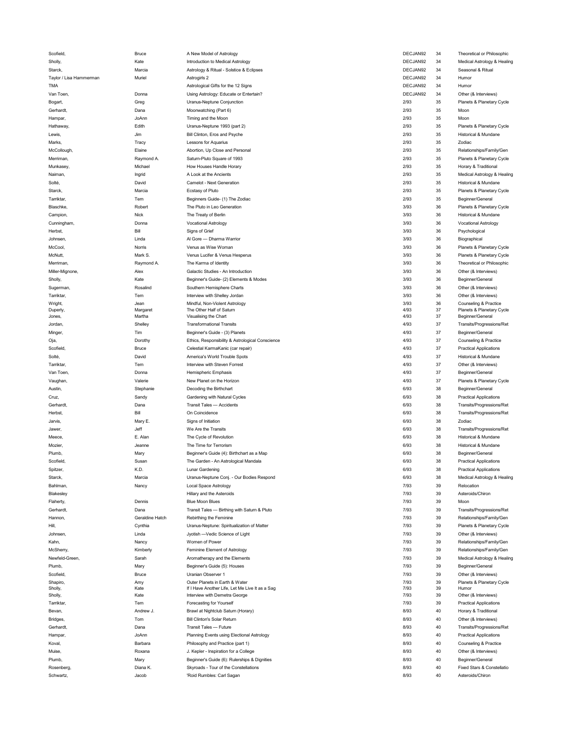| | | | | | |
|---|---|---|---|---|---|
| Scofield, | Bruce | A New Model of Astrology | DECJAN92 | 34 | Theoretical or Philosophic |
| Sholly, | Kate | Introduction to Medical Astrology | DECJAN92 | 34 | Medical Astrology & Healing |
| Starck, | Marcia | Astrology & Ritual - Solstice & Eclipses | DECJAN92 | 34 | Seasonal & Ritual |
| Taylor / Lisa Hammerman | Muriel | Astrogirls 2 | DECJAN92 | 34 | Humor |
| TMA | | Astrological Gifts for the 12 Signs | DECJAN92 | 34 | Humor |
| Van Toen, | Donna | Using Astrology: Educate or Entertain? | DECJAN92 | 34 | Other (& Interviews) |
| Bogart, | Greg | Uranus-Neptune Conjunction | 2/93 | 35 | Planets & Planetary Cycle |
| Gerhardt, | Dana | Moonwatching (Part 6) | 2/93 | 35 | Moon |
| Hampar, | JoAnn | Timing and the Moon | 2/93 | 35 | Moon |
| Hathaway, | Edith | Uranus-Neptune 1993 (part 2) | 2/93 | 35 | Planets & Planetary Cycle |
| Lewis, | Jim | Bill Clinton, Eros and Psyche | 2/93 | 35 | Historical & Mundane |
| Marks, | Tracy | Lessons for Aquarius | 2/93 | 35 | Zodiac |
| McCollough, | Elaine | Abortion, Up Close and Personal | 2/93 | 35 | Relationships/Family/Gen |
| Merriman, | Raymond A. | Saturn-Pluto Square of 1993 | 2/93 | 35 | Planets & Planetary Cycle |
| Munkasey, | Michael | How Houses Handle Horary | 2/93 | 35 | Horary & Traditional |
| Naiman, | Ingrid | A Look at the Ancients | 2/93 | 35 | Medical Astrology & Healing |
| Solté, | David | Camelot - Next Generation | 2/93 | 35 | Historical & Mundane |
| Starck, | Marcia | Ecstasy of Pluto | 2/93 | 35 | Planets & Planetary Cycle |
| Tarriktar, | Tem | Beginners Guide- (1) The Zodiac | 2/93 | 35 | Beginner/General |
| Blaschke, | Robert | The Pluto in Leo Generation | 3/93 | 36 | Planets & Planetary Cycle |
| Campion, | Nick | The Treaty of Berlin | 3/93 | 36 | Historical & Mundane |
| Cunningham, | Donna | Vocational Astrology | 3/93 | 36 | Vocational Astrology |
| Herbst, | Bill | Signs of Grief | 3/93 | 36 | Psychological |
| Johnsen, | Linda | Al Gore — Dharma Warrior | 3/93 | 36 | Biographical |
| McCool, | Norris | Venus as Wise Woman | 3/93 | 36 | Planets & Planetary Cycle |
| McNutt, | Mark S. | Venus Lucifer & Venus Hesperus | 3/93 | 36 | Planets & Planetary Cycle |
| Merriman, | Raymond A. | The Karma of Identity | 3/93 | 36 | Theoretical or Philosophic |
| Miller-Mignone, | Alex | Galactic Studies - An Introduction | 3/93 | 36 | Other (& Interviews) |
| Sholly, | Kate | Beginner's Guide- (2) Elements & Modes | 3/93 | 36 | Beginner/General |
| Sugerman, | Rosalind | Southern Hemisphere Charts | 3/93 | 36 | Other (& Interviews) |
| Tarriktar, | Tem | Interview with Shelley Jordan | 3/93 | 36 | Other (& Interviews) |
| Wright, | Jean | Mindful, Non-Violent Astrology | 3/93 | 36 | Counseling & Practice |
| Duperly, | Margaret | The Other Half of Saturn | 4/93 | 37 | Planets & Planetary Cycle |
| Jones, | Martha | Visualising the Chart | 4/93 | 37 | Beginner/General |
| Jordan, | Shelley | Transformational Transits | 4/93 | 37 | Transits/Progressions/Ret |
| Minger, | Tim | Beginner's Guide - (3) Planets | 4/93 | 37 | Beginner/General |
| Oja, | Dorothy | Ethics, Responsibility & Astrological Conscience | 4/93 | 37 | Counseling & Practice |
| Scofield, | Bruce | Celestial KarmaKanic (car repair) | 4/93 | 37 | Practical Applications |
| Solté, | David | America's World Trouble Spots | 4/93 | 37 | Historical & Mundane |
| Tarriktar, | Tem | Interview with Steven Forrest | 4/93 | 37 | Other (& Interviews) |
| Van Toen, | Donna | Hemispheric Emphasis | 4/93 | 37 | Beginner/General |
| Vaughan, | Valerie | New Planet on the Horizon | 4/93 | 37 | Planets & Planetary Cycle |
| Austin, | Stephanie | Decoding the Birthchart | 6/93 | 38 | Beginner/General |
| Cruz, | Sandy | Gardening with Natural Cycles | 6/93 | 38 | Practical Applications |
| Gerhardt, | Dana | Transit Tales — Accidents | 6/93 | 38 | Transits/Progressions/Ret |
| Herbst, | Bill | On Coincidence | 6/93 | 38 | Transits/Progressions/Ret |
| Jarvis, | Mary E. | Signs of Initiation | 6/93 | 38 | Zodiac |
| Jawer, | Jeff | We Are the Transits | 6/93 | 38 | Transits/Progressions/Ret |
| Meece, | E. Alan | The Cycle of Revolution | 6/93 | 38 | Historical & Mundane |
| Mozier, | Jeanne | The Time for Terrorism | 6/93 | 38 | Historical & Mundane |
| Plumb, | Mary | Beginner's Guide (4): Birthchart as a Map | 6/93 | 38 | Beginner/General |
| Scofield, | Susan | The Garden - An Astrological Mandala | 6/93 | 38 | Practical Applications |
| Spitzer, | K.D. | Lunar Gardening | 6/93 | 38 | Practical Applications |
| Starck, | Marcia | Uranus-Neptune Conj. - Our Bodies Respond | 6/93 | 38 | Medical Astrology & Healing |
| Bahlman, | Nancy | Local Space Astrology | 7/93 | 39 | Relocation |
| Blakesley | | Hillary and the Asteroids | 7/93 | 39 | Asteroids/Chiron |
| Flaherty, | Dennis | Blue Moon Blues | 7/93 | 39 | Moon |
| Gerhardt, | Dana | Transit Tales — Birthing with Saturn & Pluto | 7/93 | 39 | Transits/Progressions/Ret |
| Hannon, | Geraldine Hatch | Rebirthing the Feminine | 7/93 | 39 | Relationships/Family/Gen |
| Hill, | Cynthia | Uranus-Neptune: Spiritualization of Matter | 7/93 | 39 | Planets & Planetary Cycle |
| Johnsen, | Linda | Jyotish —Vedic Science of Light | 7/93 | 39 | Other (& Interviews) |
| Kahn, | Nancy | Women of Power | 7/93 | 39 | Relationships/Family/Gen |
| McSherry, | Kimberly | Feminine Element of Astrology | 7/93 | 39 | Relationships/Family/Gen |
| Newfeld-Green, | Sarah | Aromatherapy and the Elements | 7/93 | 39 | Medical Astrology & Healing |
| Plumb, | Mary | Beginner's Guide (5): Houses | 7/93 | 39 | Beginner/General |
| Scofield, | Bruce | Uranian Observer 1 | 7/93 | 39 | Other (& Interviews) |
| Shapiro, | Amy | Outer Planets in Earth & Water | 7/93 | 39 | Planets & Planetary Cycle |
| Sholly, | Kate | If I Have Another Life, Let Me Live It as a Sag | 7/93 | 39 | Humor |
| Sholly, | Kate | Interview with Demetra George | 7/93 | 39 | Other (& Interviews) |
| Tarriktar, | Tem | Forecasting for Yourself | 7/93 | 39 | Practical Applications |
| Bevan, | Andrew J. | Brawl at Nightclub Saturn (Horary) | 8/93 | 40 | Horary & Traditional |
| Bridges, | Tom | Bill Clinton's Solar Return | 8/93 | 40 | Other (& Interviews) |
| Gerhardt, | Dana | Transit Tales — Future | 8/93 | 40 | Transits/Progressions/Ret |
| Hampar, | JoAnn | Planning Events using Electional Astrology | 8/93 | 40 | Practical Applications |
| Koval, | Barbara | Philosophy and Practice (part 1) | 8/93 | 40 | Counseling & Practice |
| Muise, | Roxana | J. Kepler - Inspiration for a College | 8/93 | 40 | Other (& Interviews) |
| Plumb, | Mary | Beginner's Guide (6): Rulerships & Dignities | 8/93 | 40 | Beginner/General |
| Rosenberg, | Diana K. | Skyroads - Tour of the Constellations | 8/93 | 40 | Fixed Stars & Constellatio |
| Schwartz, | Jacob | 'Roid Rumbles: Carl Sagan | 8/93 | 40 | Asteroids/Chiron |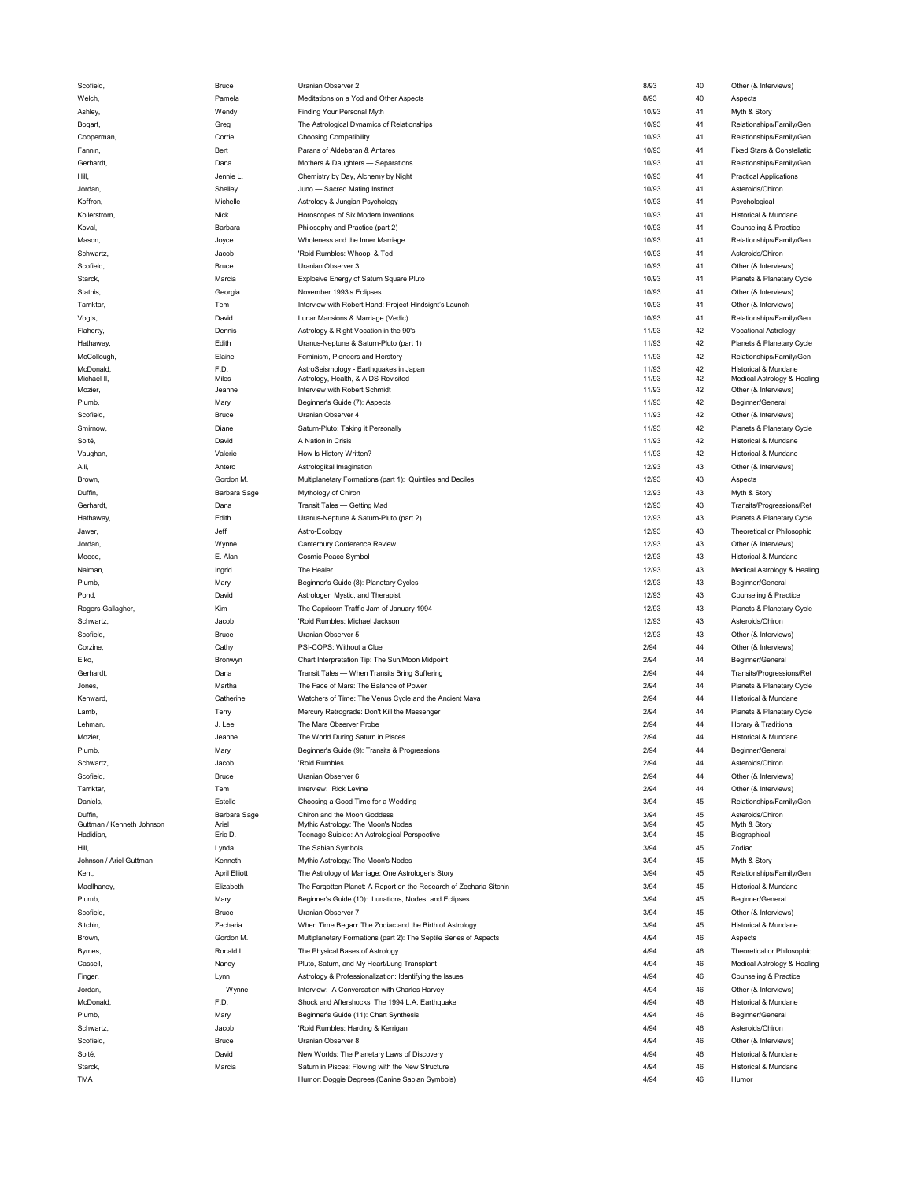| | | | | | |
|---|---|---|---|---|---|
| Scofield, | Bruce | Uranian Observer 2 | 8/93 | 40 | Other (& Interviews) |
| Welch, | Pamela | Meditations on a Yod and Other Aspects | 8/93 | 40 | Aspects |
| Ashley, | Wendy | Finding Your Personal Myth | 10/93 | 41 | Myth & Story |
| Bogart, | Greg | The Astrological Dynamics of Relationships | 10/93 | 41 | Relationships/Family/Gen |
| Cooperman, | Corrie | Choosing Compatibility | 10/93 | 41 | Relationships/Family/Gen |
| Fannin, | Bert | Parans of Aldebaran & Antares | 10/93 | 41 | Fixed Stars & Constellatio |
| Gerhardt, | Dana | Mothers & Daughters — Separations | 10/93 | 41 | Relationships/Family/Gen |
| Hill, | Jennie L. | Chemistry by Day, Alchemy by Night | 10/93 | 41 | Practical Applications |
| Jordan, | Shelley | Juno — Sacred Mating Instinct | 10/93 | 41 | Asteroids/Chiron |
| Koffron, | Michelle | Astrology & Jungian Psychology | 10/93 | 41 | Psychological |
| Kollerstrom, | Nick | Horoscopes of Six Modern Inventions | 10/93 | 41 | Historical & Mundane |
| Koval, | Barbara | Philosophy and Practice (part 2) | 10/93 | 41 | Counseling & Practice |
| Mason, | Joyce | Wholeness and the Inner Marriage | 10/93 | 41 | Relationships/Family/Gen |
| Schwartz, | Jacob | 'Roid Rumbles: Whoopi & Ted | 10/93 | 41 | Asteroids/Chiron |
| Scofield, | Bruce | Uranian Observer 3 | 10/93 | 41 | Other (& Interviews) |
| Starck, | Marcia | Explosive Energy of Saturn Square Pluto | 10/93 | 41 | Planets & Planetary Cycle |
| Stathis, | Georgia | November 1993's Eclipses | 10/93 | 41 | Other (& Interviews) |
| Tarriktar, | Tem | Interview with Robert Hand: Project Hindsight's Launch | 10/93 | 41 | Other (& Interviews) |
| Vogts, | David | Lunar Mansions & Marriage (Vedic) | 10/93 | 41 | Relationships/Family/Gen |
| Flaherty, | Dennis | Astrology & Right Vocation in the 90's | 11/93 | 42 | Vocational Astrology |
| Hathaway, | Edith | Uranus-Neptune & Saturn-Pluto (part 1) | 11/93 | 42 | Planets & Planetary Cycle |
| McCollough, | Elaine | Feminism, Pioneers and Herstory | 11/93 | 42 | Relationships/Family/Gen |
| McDonald, | F.D. | AstroSeismology - Earthquakes in Japan | 11/93 | 42 | Historical & Mundane |
| Michael II, | Miles | Astrology, Health, & AIDS Revisited | 11/93 | 42 | Medical Astrology & Healing |
| Mozier, | Jeanne | Interview with Robert Schmidt | 11/93 | 42 | Other (& Interviews) |
| Plumb, | Mary | Beginner's Guide (7): Aspects | 11/93 | 42 | Beginner/General |
| Scofield, | Bruce | Uranian Observer 4 | 11/93 | 42 | Other (& Interviews) |
| Smirnow, | Diane | Saturn-Pluto: Taking it Personally | 11/93 | 42 | Planets & Planetary Cycle |
| Solté, | David | A Nation in Crisis | 11/93 | 42 | Historical & Mundane |
| Vaughan, | Valerie | How Is History Written? | 11/93 | 42 | Historical & Mundane |
| Alli, | Antero | Astrologikal Imagination | 12/93 | 43 | Other (& Interviews) |
| Brown, | Gordon M. | Multiplanetary Formations (part 1): Quintiles and Deciles | 12/93 | 43 | Aspects |
| Duffin, | Barbara Sage | Mythology of Chiron | 12/93 | 43 | Myth & Story |
| Gerhardt, | Dana | Transit Tales — Getting Mad | 12/93 | 43 | Transits/Progressions/Ret |
| Hathaway, | Edith | Uranus-Neptune & Saturn-Pluto (part 2) | 12/93 | 43 | Planets & Planetary Cycle |
| Jawer, | Jeff | Astro-Ecology | 12/93 | 43 | Theoretical or Philosophic |
| Jordan, | Wynne | Canterbury Conference Review | 12/93 | 43 | Other (& Interviews) |
| Meece, | E. Alan | Cosmic Peace Symbol | 12/93 | 43 | Historical & Mundane |
| Naiman, | Ingrid | The Healer | 12/93 | 43 | Medical Astrology & Healing |
| Plumb, | Mary | Beginner's Guide (8): Planetary Cycles | 12/93 | 43 | Beginner/General |
| Pond, | David | Astrologer, Mystic, and Therapist | 12/93 | 43 | Counseling & Practice |
| Rogers-Gallagher, | Kim | The Capricorn Traffic Jam of January 1994 | 12/93 | 43 | Planets & Planetary Cycle |
| Schwartz, | Jacob | 'Roid Rumbles: Michael Jackson | 12/93 | 43 | Asteroids/Chiron |
| Scofield, | Bruce | Uranian Observer 5 | 12/93 | 43 | Other (& Interviews) |
| Corzine, | Cathy | PSI-COPS: Without a Clue | 2/94 | 44 | Other (& Interviews) |
| Elko, | Bronwyn | Chart Interpretation Tip: The Sun/Moon Midpoint | 2/94 | 44 | Beginner/General |
| Gerhardt, | Dana | Transit Tales — When Transits Bring Suffering | 2/94 | 44 | Transits/Progressions/Ret |
| Jones, | Martha | The Face of Mars: The Balance of Power | 2/94 | 44 | Planets & Planetary Cycle |
| Kenward, | Catherine | Watchers of Time: The Venus Cycle and the Ancient Maya | 2/94 | 44 | Historical & Mundane |
| Lamb, | Terry | Mercury Retrograde: Don't Kill the Messenger | 2/94 | 44 | Planets & Planetary Cycle |
| Lehman, | J. Lee | The Mars Observer Probe | 2/94 | 44 | Horary & Traditional |
| Mozier, | Jeanne | The World During Saturn in Pisces | 2/94 | 44 | Historical & Mundane |
| Plumb, | Mary | Beginner's Guide (9): Transits & Progressions | 2/94 | 44 | Beginner/General |
| Schwartz, | Jacob | 'Roid Rumbles | 2/94 | 44 | Asteroids/Chiron |
| Scofield, | Bruce | Uranian Observer 6 | 2/94 | 44 | Other (& Interviews) |
| Tarriktar, | Tem | Interview: Rick Levine | 2/94 | 44 | Other (& Interviews) |
| Daniels, | Estelle | Choosing a Good Time for a Wedding | 3/94 | 45 | Relationships/Family/Gen |
| Duffin, | Barbara Sage | Chiron and the Moon Goddess | 3/94 | 45 | Asteroids/Chiron |
| Guttman / Kenneth Johnson | Ariel | Mythic Astrology: The Moon's Nodes | 3/94 | 45 | Myth & Story |
| Hadidian, | Eric D. | Teenage Suicide: An Astrological Perspective | 3/94 | 45 | Biographical |
| Hill, | Lynda | The Sabian Symbols | 3/94 | 45 | Zodiac |
| Johnson / Ariel Guttman | Kenneth | Mythic Astrology: The Moon's Nodes | 3/94 | 45 | Myth & Story |
| Kent, | April Elliott | The Astrology of Marriage: One Astrologer's Story | 3/94 | 45 | Relationships/Family/Gen |
| MacIlhaney, | Elizabeth | The Forgotten Planet: A Report on the Research of Zecharia Sitchin | 3/94 | 45 | Historical & Mundane |
| Plumb, | Mary | Beginner's Guide (10): Lunations, Nodes, and Eclipses | 3/94 | 45 | Beginner/General |
| Scofield, | Bruce | Uranian Observer 7 | 3/94 | 45 | Other (& Interviews) |
| Sitchin, | Zecharia | When Time Began: The Zodiac and the Birth of Astrology | 3/94 | 45 | Historical & Mundane |
| Brown, | Gordon M. | Multiplanetary Formations (part 2): The Septile Series of Aspects | 4/94 | 46 | Aspects |
| Byrnes, | Ronald L. | The Physical Bases of Astrology | 4/94 | 46 | Theoretical or Philosophic |
| Cassell, | Nancy | Pluto, Saturn, and My Heart/Lung Transplant | 4/94 | 46 | Medical Astrology & Healing |
| Finger, | Lynn | Astrology & Professionalization: Identifying the Issues | 4/94 | 46 | Counseling & Practice |
| Jordan, | Wynne | Interview: A Conversation with Charles Harvey | 4/94 | 46 | Other (& Interviews) |
| McDonald, | F.D. | Shock and Aftershocks: The 1994 L.A. Earthquake | 4/94 | 46 | Historical & Mundane |
| Plumb, | Mary | Beginner's Guide (11): Chart Synthesis | 4/94 | 46 | Beginner/General |
| Schwartz, | Jacob | 'Roid Rumbles: Harding & Kerrigan | 4/94 | 46 | Asteroids/Chiron |
| Scofield, | Bruce | Uranian Observer 8 | 4/94 | 46 | Other (& Interviews) |
| Solté, | David | New Worlds: The Planetary Laws of Discovery | 4/94 | 46 | Historical & Mundane |
| Starck, | Marcia | Saturn in Pisces: Flowing with the New Structure | 4/94 | 46 | Historical & Mundane |
| TMA | | Humor: Doggie Degrees (Canine Sabian Symbols) | 4/94 | 46 | Humor |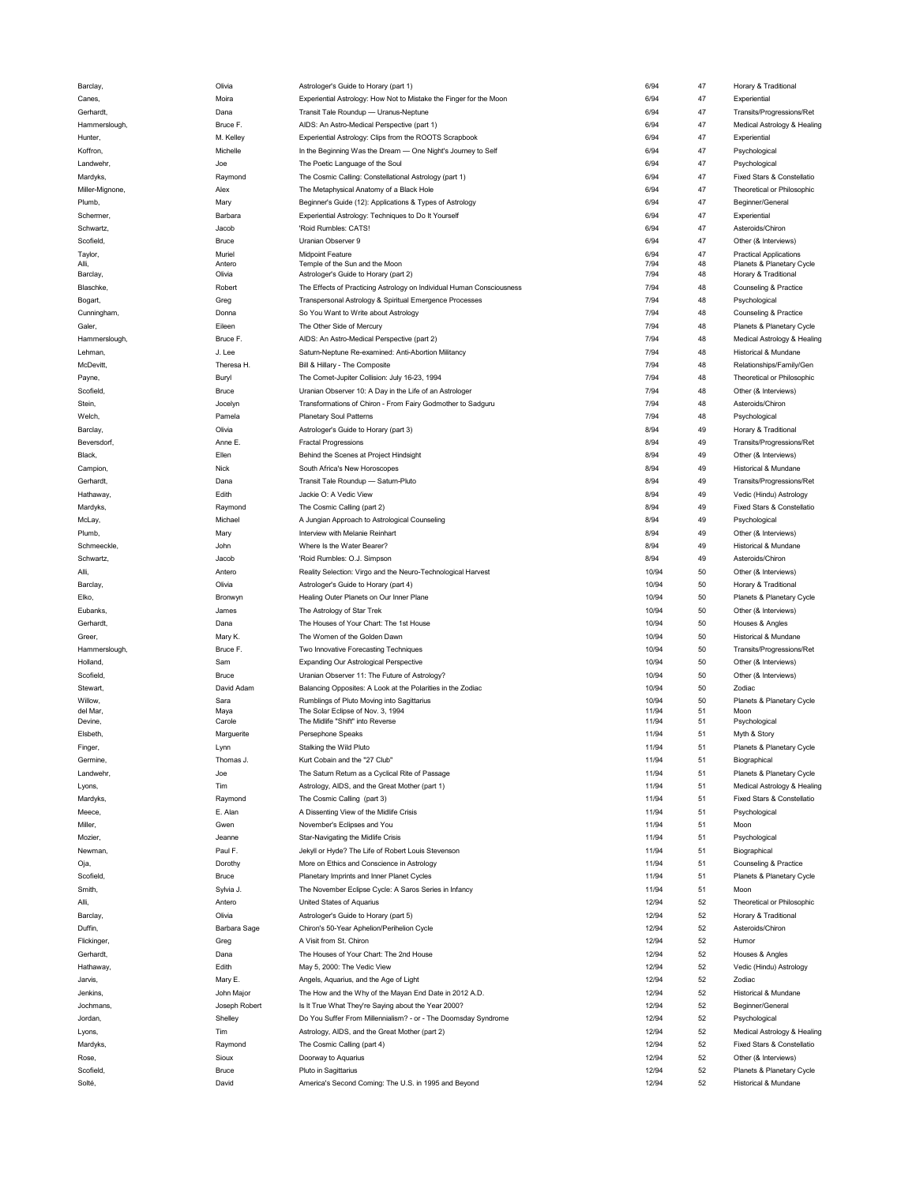| | | | | | |
|---|---|---|---|---|---|
| Barclay, | Olivia | Astrologer's Guide to Horary (part 1) | 6/94 | 47 | Horary & Traditional |
| Canes, | Moira | Experiential Astrology: How Not to Mistake the Finger for the Moon | 6/94 | 47 | Experiential |
| Gerhardt, | Dana | Transit Tale Roundup — Uranus-Neptune | 6/94 | 47 | Transits/Progressions/Ret |
| Hammerslough, | Bruce F. | AIDS: An Astro-Medical Perspective (part 1) | 6/94 | 47 | Medical Astrology & Healing |
| Hunter, | M. Kelley | Experiential Astrology: Clips from the ROOTS Scrapbook | 6/94 | 47 | Experiential |
| Koffron, | Michelle | In the Beginning Was the Dream — One Night's Journey to Self | 6/94 | 47 | Psychological |
| Landwehr, | Joe | The Poetic Language of the Soul | 6/94 | 47 | Psychological |
| Mardyks, | Raymond | The Cosmic Calling: Constellational Astrology (part 1) | 6/94 | 47 | Fixed Stars & Constellatio |
| Miller-Mignone, | Alex | The Metaphysical Anatomy of a Black Hole | 6/94 | 47 | Theoretical or Philosophic |
| Plumb, | Mary | Beginner's Guide (12): Applications & Types of Astrology | 6/94 | 47 | Beginner/General |
| Schermer, | Barbara | Experiential Astrology: Techniques to Do It Yourself | 6/94 | 47 | Experiential |
| Schwartz, | Jacob | 'Roid Rumbles: CATS! | 6/94 | 47 | Asteroids/Chiron |
| Scofield, | Bruce | Uranian Observer 9 | 6/94 | 47 | Other (& Interviews) |
| Taylor, | Muriel | Midpoint Feature | 6/94 | 47 | Practical Applications |
| Alli, | Antero | Temple of the Sun and the Moon | 7/94 | 48 | Planets & Planetary Cycle |
| Barclay, | Olivia | Astrologer's Guide to Horary (part 2) | 7/94 | 48 | Horary & Traditional |
| Blaschke, | Robert | The Effects of Practicing Astrology on Individual Human Consciousness | 7/94 | 48 | Counseling & Practice |
| Bogart, | Greg | Transpersonal Astrology & Spiritual Emergence Processes | 7/94 | 48 | Psychological |
| Cunningham, | Donna | So You Want to Write about Astrology | 7/94 | 48 | Counseling & Practice |
| Galer, | Eileen | The Other Side of Mercury | 7/94 | 48 | Planets & Planetary Cycle |
| Hammerslough, | Bruce F. | AIDS: An Astro-Medical Perspective (part 2) | 7/94 | 48 | Medical Astrology & Healing |
| Lehman, | J. Lee | Saturn-Neptune Re-examined: Anti-Abortion Militancy | 7/94 | 48 | Historical & Mundane |
| McDevitt, | Theresa H. | Bill & Hillary - The Composite | 7/94 | 48 | Relationships/Family/Gen |
| Payne, | Buryl | The Comet-Jupiter Collision: July 16-23, 1994 | 7/94 | 48 | Theoretical or Philosophic |
| Scofield, | Bruce | Uranian Observer 10: A Day in the Life of an Astrologer | 7/94 | 48 | Other (& Interviews) |
| Stein, | Jocelyn | Transformations of Chiron - From Fairy Godmother to Sadguru | 7/94 | 48 | Asteroids/Chiron |
| Welch, | Pamela | Planetary Soul Patterns | 7/94 | 48 | Psychological |
| Barclay, | Olivia | Astrologer's Guide to Horary (part 3) | 8/94 | 49 | Horary & Traditional |
| Beversdorf, | Anne E. | Fractal Progressions | 8/94 | 49 | Transits/Progressions/Ret |
| Black, | Ellen | Behind the Scenes at Project Hindsight | 8/94 | 49 | Other (& Interviews) |
| Campion, | Nick | South Africa's New Horoscopes | 8/94 | 49 | Historical & Mundane |
| Gerhardt, | Dana | Transit Tale Roundup — Saturn-Pluto | 8/94 | 49 | Transits/Progressions/Ret |
| Hathaway, | Edith | Jackie O: A Vedic View | 8/94 | 49 | Vedic (Hindu) Astrology |
| Mardyks, | Raymond | The Cosmic Calling (part 2) | 8/94 | 49 | Fixed Stars & Constellatio |
| McLay, | Michael | A Jungian Approach to Astrological Counseling | 8/94 | 49 | Psychological |
| Plumb, | Mary | Interview with Melanie Reinhart | 8/94 | 49 | Other (& Interviews) |
| Schmeeckle, | John | Where Is the Water Bearer? | 8/94 | 49 | Historical & Mundane |
| Schwartz, | Jacob | 'Roid Rumbles: O.J. Simpson | 8/94 | 49 | Asteroids/Chiron |
| Alli, | Antero | Reality Selection: Virgo and the Neuro-Technological Harvest | 10/94 | 50 | Other (& Interviews) |
| Barclay, | Olivia | Astrologer's Guide to Horary (part 4) | 10/94 | 50 | Horary & Traditional |
| Elko, | Bronwyn | Healing Outer Planets on Our Inner Plane | 10/94 | 50 | Planets & Planetary Cycle |
| Eubanks, | James | The Astrology of Star Trek | 10/94 | 50 | Other (& Interviews) |
| Gerhardt, | Dana | The Houses of Your Chart: The 1st House | 10/94 | 50 | Houses & Angles |
| Greer, | Mary K. | The Women of the Golden Dawn | 10/94 | 50 | Historical & Mundane |
| Hammerslough, | Bruce F. | Two Innovative Forecasting Techniques | 10/94 | 50 | Transits/Progressions/Ret |
| Holland, | Sam | Expanding Our Astrological Perspective | 10/94 | 50 | Other (& Interviews) |
| Scofield, | Bruce | Uranian Observer 11: The Future of Astrology? | 10/94 | 50 | Other (& Interviews) |
| Stewart, | David Adam | Balancing Opposites: A Look at the Polarities in the Zodiac | 10/94 | 50 | Zodiac |
| Willow, | Sara | Rumblings of Pluto Moving into Sagittarius | 10/94 | 50 | Planets & Planetary Cycle |
| del Mar, | Maya | The Solar Eclipse of Nov. 3, 1994 | 11/94 | 51 | Moon |
| Devine, | Carole | The Midlife "Shift" into Reverse | 11/94 | 51 | Psychological |
| Elsbeth, | Marguerite | Persephone Speaks | 11/94 | 51 | Myth & Story |
| Finger, | Lynn | Stalking the Wild Pluto | 11/94 | 51 | Planets & Planetary Cycle |
| Germine, | Thomas J. | Kurt Cobain and the "27 Club" | 11/94 | 51 | Biographical |
| Landwehr, | Joe | The Saturn Return as a Cyclical Rite of Passage | 11/94 | 51 | Planets & Planetary Cycle |
| Lyons, | Tim | Astrology, AIDS, and the Great Mother (part 1) | 11/94 | 51 | Medical Astrology & Healing |
| Mardyks, | Raymond | The Cosmic Calling (part 3) | 11/94 | 51 | Fixed Stars & Constellatio |
| Meece, | E. Alan | A Dissenting View of the Midlife Crisis | 11/94 | 51 | Psychological |
| Miller, | Gwen | November's Eclipses and You | 11/94 | 51 | Moon |
| Mozier, | Jeanne | Star-Navigating the Midlife Crisis | 11/94 | 51 | Psychological |
| Newman, | Paul F. | Jekyll or Hyde? The Life of Robert Louis Stevenson | 11/94 | 51 | Biographical |
| Oja, | Dorothy | More on Ethics and Conscience in Astrology | 11/94 | 51 | Counseling & Practice |
| Scofield, | Bruce | Planetary Imprints and Inner Planet Cycles | 11/94 | 51 | Planets & Planetary Cycle |
| Smith, | Sylvia J. | The November Eclipse Cycle: A Saros Series in Infancy | 11/94 | 51 | Moon |
| Alli, | Antero | United States of Aquarius | 12/94 | 52 | Theoretical or Philosophic |
| Barclay, | Olivia | Astrologer's Guide to Horary (part 5) | 12/94 | 52 | Horary & Traditional |
| Duffin, | Barbara Sage | Chiron's 50-Year Aphelion/Perihelion Cycle | 12/94 | 52 | Asteroids/Chiron |
| Flickinger, | Greg | A Visit from St. Chiron | 12/94 | 52 | Humor |
| Gerhardt, | Dana | The Houses of Your Chart: The 2nd House | 12/94 | 52 | Houses & Angles |
| Hathaway, | Edith | May 5, 2000: The Vedic View | 12/94 | 52 | Vedic (Hindu) Astrology |
| Jarvis, | Mary E. | Angels, Aquarius, and the Age of Light | 12/94 | 52 | Zodiac |
| Jenkins, | John Major | The How and the Why of the Mayan End Date in 2012 A.D. | 12/94 | 52 | Historical & Mundane |
| Jochmans, | Joseph Robert | Is It True What They're Saying about the Year 2000? | 12/94 | 52 | Beginner/General |
| Jordan, | Shelley | Do You Suffer From Millennialism? - or - The Doomsday Syndrome | 12/94 | 52 | Psychological |
| Lyons, | Tim | Astrology, AIDS, and the Great Mother (part 2) | 12/94 | 52 | Medical Astrology & Healing |
| Mardyks, | Raymond | The Cosmic Calling (part 4) | 12/94 | 52 | Fixed Stars & Constellatio |
| Rose, | Sioux | Doorway to Aquarius | 12/94 | 52 | Other (& Interviews) |
| Scofield, | Bruce | Pluto in Sagittarius | 12/94 | 52 | Planets & Planetary Cycle |
| Solté, | David | America's Second Coming: The U.S. in 1995 and Beyond | 12/94 | 52 | Historical & Mundane |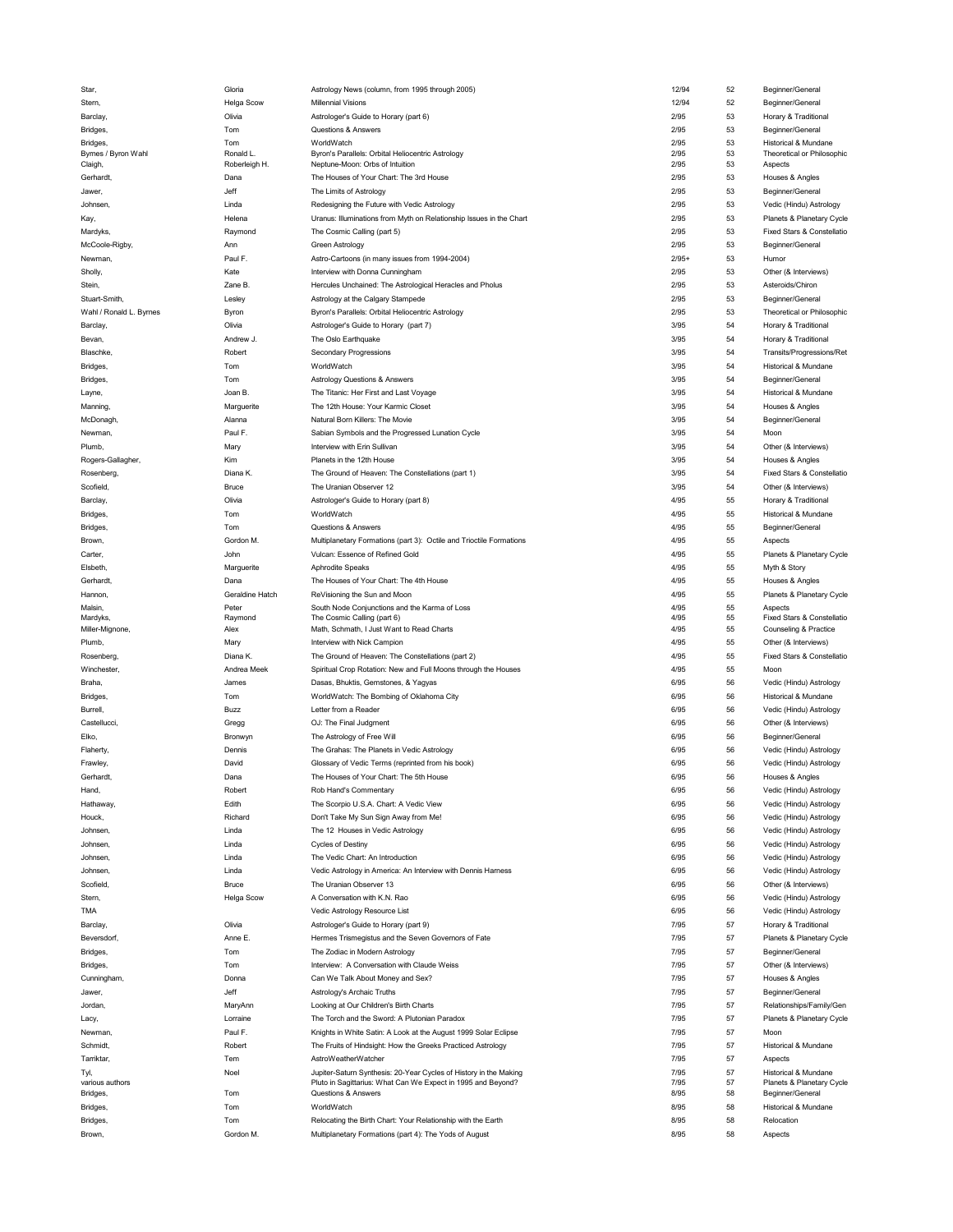| Star, | Gloria | Astrology News (column, from 1995 through 2005) | 12/94 | 52 | Beginner/General |
|---|---|---|---|---|---|
| Stern, | Helga Scow | Millennial Visions | 12/94 | 52 | Beginner/General |
| Barclay, | Olivia | Astrologer's Guide to Horary (part 6) | 2/95 | 53 | Horary & Traditional |
| Bridges, | Tom | Questions & Answers | 2/95 | 53 | Beginner/General |
| Bridges, | Tom | WorldWatch | 2/95 | 53 | Historical & Mundane |
| Byrnes / Byron Wahl | Ronald L. | Byron's Parallels: Orbital Heliocentric Astrology | 2/95 | 53 | Theoretical or Philosophic |
| Claigh, | Roberleigh H. | Neptune-Moon: Orbs of Intuition | 2/95 | 53 | Aspects |
| Gerhardt, | Dana | The Houses of Your Chart: The 3rd House | 2/95 | 53 | Houses & Angles |
| Jawer, | Jeff | The Limits of Astrology | 2/95 | 53 | Beginner/General |
| Johnsen, | Linda | Redesigning the Future with Vedic Astrology | 2/95 | 53 | Vedic (Hindu) Astrology |
| Kay, | Helena | Uranus: Illuminations from Myth on Relationship Issues in the Chart | 2/95 | 53 | Planets & Planetary Cycle |
| Mardyks, | Raymond | The Cosmic Calling (part 5) | 2/95 | 53 | Fixed Stars & Constellatio |
| McCoole-Rigby, | Ann | Green Astrology | 2/95 | 53 | Beginner/General |
| Newman, | Paul F. | Astro-Cartoons (in many issues from 1994-2004) | 2/95+ | 53 | Humor |
| Sholly, | Kate | Interview with Donna Cunningham | 2/95 | 53 | Other (& Interviews) |
| Stein, | Zane B. | Hercules Unchained: The Astrological Heracles and Pholus | 2/95 | 53 | Asteroids/Chiron |
| Stuart-Smith, | Lesley | Astrology at the Calgary Stampede | 2/95 | 53 | Beginner/General |
| Wahl / Ronald L. Byrnes | Byron | Byron's Parallels: Orbital Heliocentric Astrology | 2/95 | 53 | Theoretical or Philosophic |
| Barclay, | Olivia | Astrologer's Guide to Horary (part 7) | 3/95 | 54 | Horary & Traditional |
| Bevan, | Andrew J. | The Oslo Earthquake | 3/95 | 54 | Horary & Traditional |
| Blaschke, | Robert | Secondary Progressions | 3/95 | 54 | Transits/Progressions/Ret |
| Bridges, | Tom | WorldWatch | 3/95 | 54 | Historical & Mundane |
| Bridges, | Tom | Astrology Questions & Answers | 3/95 | 54 | Beginner/General |
| Layne, | Joan B. | The Titanic: Her First and Last Voyage | 3/95 | 54 | Historical & Mundane |
| Manning, | Marguerite | The 12th House: Your Karmic Closet | 3/95 | 54 | Houses & Angles |
| McDonagh, | Alanna | Natural Born Killers: The Movie | 3/95 | 54 | Beginner/General |
| Newman, | Paul F. | Sabian Symbols and the Progressed Lunation Cycle | 3/95 | 54 | Moon |
| Plumb, | Mary | Interview with Erin Sullivan | 3/95 | 54 | Other (& Interviews) |
| Rogers-Gallagher, | Kim | Planets in the 12th House | 3/95 | 54 | Houses & Angles |
| Rosenberg, | Diana K. | The Ground of Heaven: The Constellations (part 1) | 3/95 | 54 | Fixed Stars & Constellatio |
| Scofield, | Bruce | The Uranian Observer 12 | 3/95 | 54 | Other (& Interviews) |
| Barclay, | Olivia | Astrologer's Guide to Horary (part 8) | 4/95 | 55 | Horary & Traditional |
| Bridges, | Tom | WorldWatch | 4/95 | 55 | Historical & Mundane |
| Bridges, | Tom | Questions & Answers | 4/95 | 55 | Beginner/General |
| Brown, | Gordon M. | Multiplanetary Formations (part 3): Octile and Trioctile Formations | 4/95 | 55 | Aspects |
| Carter, | John | Vulcan: Essence of Refined Gold | 4/95 | 55 | Planets & Planetary Cycle |
| Elsbeth, | Marguerite | Aphrodite Speaks | 4/95 | 55 | Myth & Story |
| Gerhardt, | Dana | The Houses of Your Chart: The 4th House | 4/95 | 55 | Houses & Angles |
| Hannon, | Geraldine Hatch | ReVisioning the Sun and Moon | 4/95 | 55 | Planets & Planetary Cycle |
| Malsin, | Peter | South Node Conjunctions and the Karma of Loss | 4/95 | 55 | Aspects |
| Mardyks, | Raymond | The Cosmic Calling (part 6) | 4/95 | 55 | Fixed Stars & Constellatio |
| Miller-Mignone, | Alex | Math, Schmath, I Just Want to Read Charts | 4/95 | 55 | Counseling & Practice |
| Plumb, | Mary | Interview with Nick Campion | 4/95 | 55 | Other (& Interviews) |
| Rosenberg, | Diana K. | The Ground of Heaven: The Constellations (part 2) | 4/95 | 55 | Fixed Stars & Constellatio |
| Winchester, | Andrea Meek | Spiritual Crop Rotation: New and Full Moons through the Houses | 4/95 | 55 | Moon |
| Braha, | James | Dasas, Bhuktis, Gemstones, & Yagyas | 6/95 | 56 | Vedic (Hindu) Astrology |
| Bridges, | Tom | WorldWatch: The Bombing of Oklahoma City | 6/95 | 56 | Historical & Mundane |
| Burrell, | Buzz | Letter from a Reader | 6/95 | 56 | Vedic (Hindu) Astrology |
| Castellucci, | Gregg | OJ: The Final Judgment | 6/95 | 56 | Other (& Interviews) |
| Elko, | Bronwyn | The Astrology of Free Will | 6/95 | 56 | Beginner/General |
| Flaherty, | Dennis | The Grahas: The Planets in Vedic Astrology | 6/95 | 56 | Vedic (Hindu) Astrology |
| Frawley, | David | Glossary of Vedic Terms (reprinted from his book) | 6/95 | 56 | Vedic (Hindu) Astrology |
| Gerhardt, | Dana | The Houses of Your Chart: The 5th House | 6/95 | 56 | Houses & Angles |
| Hand, | Robert | Rob Hand's Commentary | 6/95 | 56 | Vedic (Hindu) Astrology |
| Hathaway, | Edith | The Scorpio U.S.A. Chart: A Vedic View | 6/95 | 56 | Vedic (Hindu) Astrology |
| Houck, | Richard | Don't Take My Sun Sign Away from Me! | 6/95 | 56 | Vedic (Hindu) Astrology |
| Johnsen, | Linda | The 12 Houses in Vedic Astrology | 6/95 | 56 | Vedic (Hindu) Astrology |
| Johnsen, | Linda | Cycles of Destiny | 6/95 | 56 | Vedic (Hindu) Astrology |
| Johnsen, | Linda | The Vedic Chart: An Introduction | 6/95 | 56 | Vedic (Hindu) Astrology |
| Johnsen, | Linda | Vedic Astrology in America: An Interview with Dennis Harness | 6/95 | 56 | Vedic (Hindu) Astrology |
| Scofield, | Bruce | The Uranian Observer 13 | 6/95 | 56 | Other (& Interviews) |
| Stern, | Helga Scow | A Conversation with K.N. Rao | 6/95 | 56 | Vedic (Hindu) Astrology |
| TMA | | Vedic Astrology Resource List | 6/95 | 56 | Vedic (Hindu) Astrology |
| Barclay, | Olivia | Astrologer's Guide to Horary (part 9) | 7/95 | 57 | Horary & Traditional |
| Beversdorf, | Anne E. | Hermes Trismegistus and the Seven Governors of Fate | 7/95 | 57 | Planets & Planetary Cycle |
| Bridges, | Tom | The Zodiac in Modern Astrology | 7/95 | 57 | Beginner/General |
| Bridges, | Tom | Interview: A Conversation with Claude Weiss | 7/95 | 57 | Other (& Interviews) |
| Cunningham, | Donna | Can We Talk About Money and Sex? | 7/95 | 57 | Houses & Angles |
| Jawer, | Jeff | Astrology's Archaic Truths | 7/95 | 57 | Beginner/General |
| Jordan, | MaryAnn | Looking at Our Children's Birth Charts | 7/95 | 57 | Relationships/Family/Gen |
| Lacy, | Lorraine | The Torch and the Sword: A Plutonian Paradox | 7/95 | 57 | Planets & Planetary Cycle |
| Newman, | Paul F. | Knights in White Satin: A Look at the August 1999 Solar Eclipse | 7/95 | 57 | Moon |
| Schmidt, | Robert | The Fruits of Hindsight: How the Greeks Practiced Astrology | 7/95 | 57 | Historical & Mundane |
| Tarriktar, | Tem | AstroWeatherWatcher | 7/95 | 57 | Aspects |
| Tyl, | Noel | Jupiter-Saturn Synthesis: 20-Year Cycles of History in the Making | 7/95 | 57 | Historical & Mundane |
| various authors | | Pluto in Sagittarius: What Can We Expect in 1995 and Beyond? | 7/95 | 57 | Planets & Planetary Cycle |
| Bridges, | Tom | Questions & Answers | 8/95 | 58 | Beginner/General |
| Bridges, | Tom | WorldWatch | 8/95 | 58 | Historical & Mundane |
| Bridges, | Tom | Relocating the Birth Chart: Your Relationship with the Earth | 8/95 | 58 | Relocation |
| Brown, | Gordon M. | Multiplanetary Formations (part 4): The Yods of August | 8/95 | 58 | Aspects |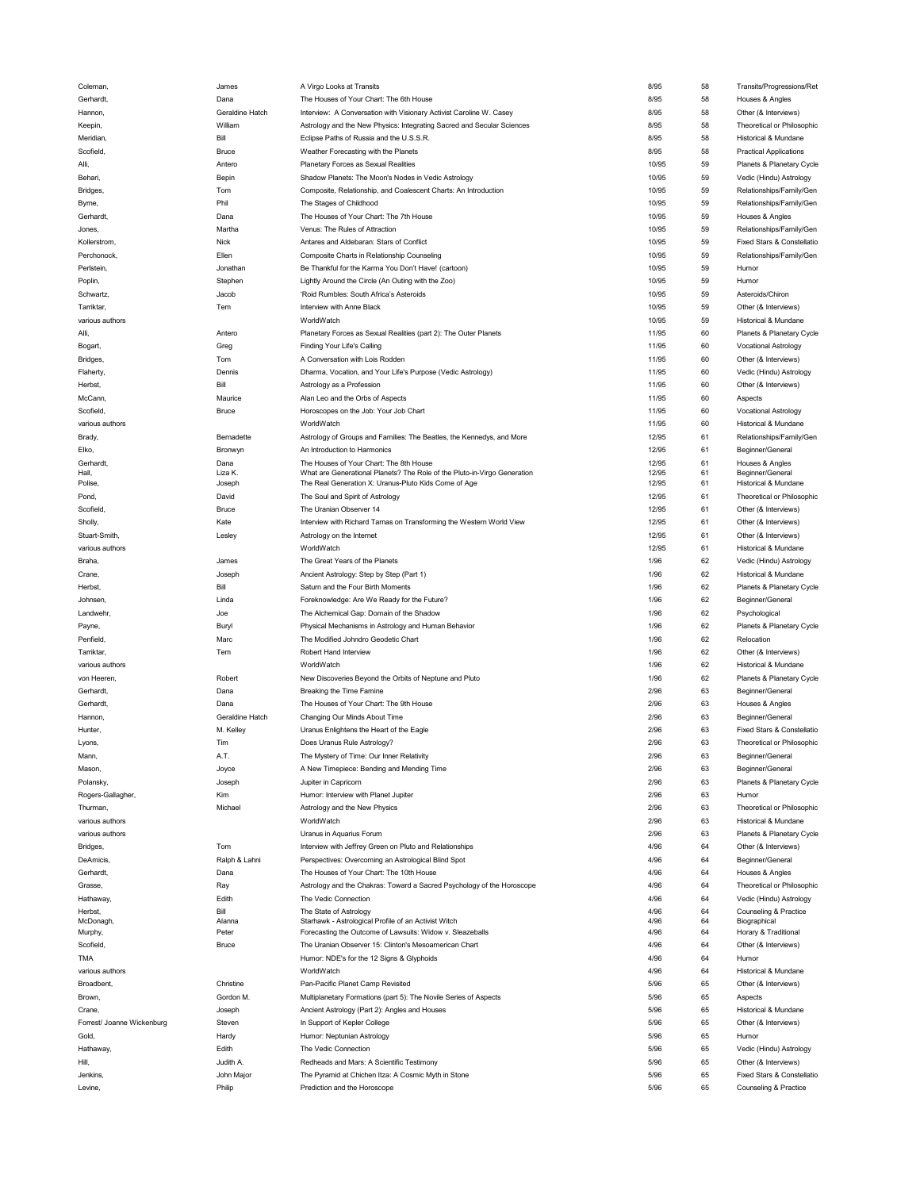| | | | | | |
|---|---|---|---|---|---|
| Coleman, | James | A Virgo Looks at Transits | 8/95 | 58 | Transits/Progressions/Ret |
| Gerhardt, | Dana | The Houses of Your Chart: The 6th House | 8/95 | 58 | Houses & Angles |
| Hannon, | Geraldine Hatch | Interview: A Conversation with Visionary Activist Caroline W. Casey | 8/95 | 58 | Other (& Interviews) |
| Keepin, | William | Astrology and the New Physics: Integrating Sacred and Secular Sciences | 8/95 | 58 | Theoretical or Philosophic |
| Meridian, | Bill | Eclipse Paths of Russia and the U.S.S.R. | 8/95 | 58 | Historical & Mundane |
| Scofield, | Bruce | Weather Forecasting with the Planets | 8/95 | 58 | Practical Applications |
| Alli, | Antero | Planetary Forces as Sexual Realities | 10/95 | 59 | Planets & Planetary Cycle |
| Behari, | Bepin | Shadow Planets: The Moon's Nodes in Vedic Astrology | 10/95 | 59 | Vedic (Hindu) Astrology |
| Bridges, | Tom | Composite, Relationship, and Coalescent Charts: An Introduction | 10/95 | 59 | Relationships/Family/Gen |
| Byrne, | Phil | The Stages of Childhood | 10/95 | 59 | Relationships/Family/Gen |
| Gerhardt, | Dana | The Houses of Your Chart: The 7th House | 10/95 | 59 | Houses & Angles |
| Jones, | Martha | Venus: The Rules of Attraction | 10/95 | 59 | Relationships/Family/Gen |
| Kollerstrom, | Nick | Antares and Aldebaran: Stars of Conflict | 10/95 | 59 | Fixed Stars & Constellatio |
| Perchonock, | Ellen | Composite Charts in Relationship Counseling | 10/95 | 59 | Relationships/Family/Gen |
| Perlstein, | Jonathan | Be Thankful for the Karma You Don't Have! (cartoon) | 10/95 | 59 | Humor |
| Poplin, | Stephen | Lightly Around the Circle (An Outing with the Zoo) | 10/95 | 59 | Humor |
| Schwartz, | Jacob | 'Roid Rumbles: South Africa's Asteroids | 10/95 | 59 | Asteroids/Chiron |
| Tarriktar, | Tem | Interview with Anne Black | 10/95 | 59 | Other (& Interviews) |
| various authors | | WorldWatch | 10/95 | 59 | Historical & Mundane |
| Alli, | Antero | Planetary Forces as Sexual Realities (part 2): The Outer Planets | 11/95 | 60 | Planets & Planetary Cycle |
| Bogart, | Greg | Finding Your Life's Calling | 11/95 | 60 | Vocational Astrology |
| Bridges, | Tom | A Conversation with Lois Rodden | 11/95 | 60 | Other (& Interviews) |
| Flaherty, | Dennis | Dharma, Vocation, and Your Life's Purpose (Vedic Astrology) | 11/95 | 60 | Vedic (Hindu) Astrology |
| Herbst, | Bill | Astrology as a Profession | 11/95 | 60 | Other (& Interviews) |
| McCann, | Maurice | Alan Leo and the Orbs of Aspects | 11/95 | 60 | Aspects |
| Scofield, | Bruce | Horoscopes on the Job: Your Job Chart | 11/95 | 60 | Vocational Astrology |
| various authors | | WorldWatch | 11/95 | 60 | Historical & Mundane |
| Brady, | Bernadette | Astrology of Groups and Families: The Beatles, the Kennedys, and More | 12/95 | 61 | Relationships/Family/Gen |
| Elko, | Bronwyn | An Introduction to Harmonics | 12/95 | 61 | Beginner/General |
| Gerhardt, | Dana | The Houses of Your Chart: The 8th House | 12/95 | 61 | Houses & Angles |
| Hall, | Liza K. | What are Generational Planets? The Role of the Pluto-in-Virgo Generation | 12/95 | 61 | Beginner/General |
| Polise, | Joseph | The Real Generation X: Uranus-Pluto Kids Come of Age | 12/95 | 61 | Historical & Mundane |
| Pond, | David | The Soul and Spirit of Astrology | 12/95 | 61 | Theoretical or Philosophic |
| Scofield, | Bruce | The Uranian Observer 14 | 12/95 | 61 | Other (& Interviews) |
| Sholly, | Kate | Interview with Richard Tarnas on Transforming the Western World View | 12/95 | 61 | Other (& Interviews) |
| Stuart-Smith, | Lesley | Astrology on the Internet | 12/95 | 61 | Other (& Interviews) |
| various authors | | WorldWatch | 12/95 | 61 | Historical & Mundane |
| Braha, | James | The Great Years of the Planets | 1/96 | 62 | Vedic (Hindu) Astrology |
| Crane, | Joseph | Ancient Astrology: Step by Step (Part 1) | 1/96 | 62 | Historical & Mundane |
| Herbst, | Bill | Saturn and the Four Birth Moments | 1/96 | 62 | Planets & Planetary Cycle |
| Johnsen, | Linda | Foreknowledge: Are We Ready for the Future? | 1/96 | 62 | Beginner/General |
| Landwehr, | Joe | The Alchemical Gap: Domain of the Shadow | 1/96 | 62 | Psychological |
| Payne, | Buryl | Physical Mechanisms in Astrology and Human Behavior | 1/96 | 62 | Planets & Planetary Cycle |
| Penfield, | Marc | The Modified Johndro Geodetic Chart | 1/96 | 62 | Relocation |
| Tarriktar, | Tem | Robert Hand Interview | 1/96 | 62 | Other (& Interviews) |
| various authors | | WorldWatch | 1/96 | 62 | Historical & Mundane |
| von Heeren, | Robert | New Discoveries Beyond the Orbits of Neptune and Pluto | 1/96 | 62 | Planets & Planetary Cycle |
| Gerhardt, | Dana | Breaking the Time Famine | 2/96 | 63 | Beginner/General |
| Gerhardt, | Dana | The Houses of Your Chart: The 9th House | 2/96 | 63 | Houses & Angles |
| Hannon, | Geraldine Hatch | Changing Our Minds About Time | 2/96 | 63 | Beginner/General |
| Hunter, | M. Kelley | Uranus Enlightens the Heart of the Eagle | 2/96 | 63 | Fixed Stars & Constellatio |
| Lyons, | Tim | Does Uranus Rule Astrology? | 2/96 | 63 | Theoretical or Philosophic |
| Mann, | A.T. | The Mystery of Time: Our Inner Relativity | 2/96 | 63 | Beginner/General |
| Mason, | Joyce | A New Timepiece: Bending and Mending Time | 2/96 | 63 | Beginner/General |
| Polansky, | Joseph | Jupiter in Capricorn | 2/96 | 63 | Planets & Planetary Cycle |
| Rogers-Gallagher, | Kim | Humor: Interview with Planet Jupiter | 2/96 | 63 | Humor |
| Thurman, | Michael | Astrology and the New Physics | 2/96 | 63 | Theoretical or Philosophic |
| various authors | | WorldWatch | 2/96 | 63 | Historical & Mundane |
| various authors | | Uranus in Aquarius Forum | 2/96 | 63 | Planets & Planetary Cycle |
| Bridges, | Tom | Interview with Jeffrey Green on Pluto and Relationships | 4/96 | 64 | Other (& Interviews) |
| DeAmicis, | Ralph & Lahni | Perspectives: Overcoming an Astrological Blind Spot | 4/96 | 64 | Beginner/General |
| Gerhardt, | Dana | The Houses of Your Chart: The 10th House | 4/96 | 64 | Houses & Angles |
| Grasse, | Ray | Astrology and the Chakras: Toward a Sacred Psychology of the Horoscope | 4/96 | 64 | Theoretical or Philosophic |
| Hathaway, | Edith | The Vedic Connection | 4/96 | 64 | Vedic (Hindu) Astrology |
| Herbst, | Bill | The State of Astrology | 4/96 | 64 | Counseling & Practice |
| McDonagh, | Alanna | Starhawk - Astrological Profile of an Activist Witch | 4/96 | 64 | Biographical |
| Murphy, | Peter | Forecasting the Outcome of Lawsuits: Widow v. Sleazeballs | 4/96 | 64 | Horary & Traditional |
| Scofield, | Bruce | The Uranian Observer 15: Clinton's Mesoamerican Chart | 4/96 | 64 | Other (& Interviews) |
| TMA | | Humor: NDE's for the 12 Signs & Glyphoids | 4/96 | 64 | Humor |
| various authors | | WorldWatch | 4/96 | 64 | Historical & Mundane |
| Broadbent, | Christine | Pan-Pacific Planet Camp Revisited | 5/96 | 65 | Other (& Interviews) |
| Brown, | Gordon M. | Multiplanetary Formations (part 5): The Novile Series of Aspects | 5/96 | 65 | Aspects |
| Crane, | Joseph | Ancient Astrology (Part 2): Angles and Houses | 5/96 | 65 | Historical & Mundane |
| Forrest/ Joanne Wickenburg | Steven | In Support of Kepler College | 5/96 | 65 | Other (& Interviews) |
| Gold, | Hardy | Humor: Neptunian Astrology | 5/96 | 65 | Humor |
| Hathaway, | Edith | The Vedic Connection | 5/96 | 65 | Vedic (Hindu) Astrology |
| Hill, | Judith A. | Redheads and Mars: A Scientific Testimony | 5/96 | 65 | Other (& Interviews) |
| Jenkins, | John Major | The Pyramid at Chichen Itza: A Cosmic Myth in Stone | 5/96 | 65 | Fixed Stars & Constellatio |
| Levine, | Philip | Prediction and the Horoscope | 5/96 | 65 | Counseling & Practice |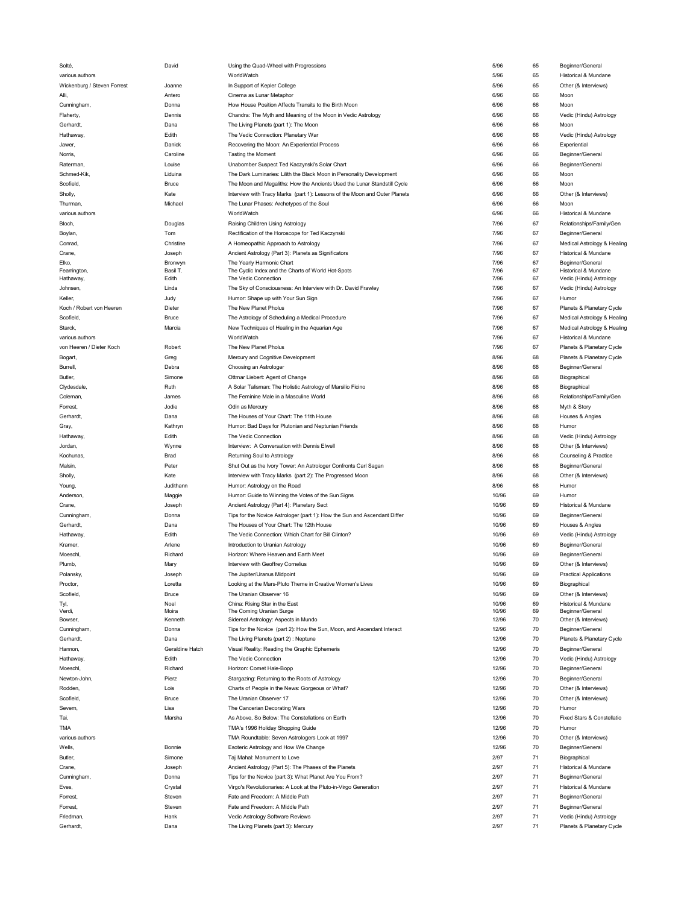| | | | | | |
|---|---|---|---|---|---|
| Solté, | David | Using the Quad-Wheel with Progressions | 5/96 | 65 | Beginner/General |
| various authors | | WorldWatch | 5/96 | 65 | Historical & Mundane |
| Wickenburg / Steven Forrest | Joanne | In Support of Kepler College | 5/96 | 65 | Other (& Interviews) |
| Alli, | Antero | Cinema as Lunar Metaphor | 6/96 | 66 | Moon |
| Cunningham, | Donna | How House Position Affects Transits to the Birth Moon | 6/96 | 66 | Moon |
| Flaherty, | Dennis | Chandra: The Myth and Meaning of the Moon in Vedic Astrology | 6/96 | 66 | Vedic (Hindu) Astrology |
| Gerhardt, | Dana | The Living Planets (part 1): The Moon | 6/96 | 66 | Moon |
| Hathaway, | Edith | The Vedic Connection: Planetary War | 6/96 | 66 | Vedic (Hindu) Astrology |
| Jawer, | Danick | Recovering the Moon: An Experiential Process | 6/96 | 66 | Experiential |
| Norris, | Caroline | Tasting the Moment | 6/96 | 66 | Beginner/General |
| Raterman, | Louise | Unabomber Suspect Ted Kaczynski's Solar Chart | 6/96 | 66 | Beginner/General |
| Schmed-Kik, | Liduina | The Dark Luminaries: Lilith the Black Moon in Personality Development | 6/96 | 66 | Moon |
| Scofield, | Bruce | The Moon and Megaliths: How the Ancients Used the Lunar Standstill Cycle | 6/96 | 66 | Moon |
| Sholly, | Kate | Interview with Tracy Marks (part 1): Lessons of the Moon and Outer Planets | 6/96 | 66 | Other (& Interviews) |
| Thurman, | Michael | The Lunar Phases: Archetypes of the Soul | 6/96 | 66 | Moon |
| various authors | | WorldWatch | 6/96 | 66 | Historical & Mundane |
| Bloch, | Douglas | Raising Children Using Astrology | 7/96 | 67 | Relationships/Family/Gen |
| Boylan, | Tom | Rectification of the Horoscope for Ted Kaczynski | 7/96 | 67 | Beginner/General |
| Conrad, | Christine | A Homeopathic Approach to Astrology | 7/96 | 67 | Medical Astrology & Healing |
| Crane, | Joseph | Ancient Astrology (Part 3): Planets as Significators | 7/96 | 67 | Historical & Mundane |
| Elko, | Bronwyn | The Yearly Harmonic Chart | 7/96 | 67 | Beginner/General |
| Fearrington, | Basil T. | The Cyclic Index and the Charts of World Hot-Spots | 7/96 | 67 | Historical & Mundane |
| Hathaway, | Edith | The Vedic Connection | 7/96 | 67 | Vedic (Hindu) Astrology |
| Johnsen, | Linda | The Sky of Consciousness: An Interview with Dr. David Frawley | 7/96 | 67 | Vedic (Hindu) Astrology |
| Keller, | Judy | Humor: Shape up with Your Sun Sign | 7/96 | 67 | Humor |
| Koch / Robert von Heeren | Dieter | The New Planet Pholus | 7/96 | 67 | Planets & Planetary Cycle |
| Scofield, | Bruce | The Astrology of Scheduling a Medical Procedure | 7/96 | 67 | Medical Astrology & Healing |
| Starck, | Marcia | New Techniques of Healing in the Aquarian Age | 7/96 | 67 | Medical Astrology & Healing |
| various authors | | WorldWatch | 7/96 | 67 | Historical & Mundane |
| von Heeren / Dieter Koch | Robert | The New Planet Pholus | 7/96 | 67 | Planets & Planetary Cycle |
| Bogart, | Greg | Mercury and Cognitive Development | 8/96 | 68 | Planets & Planetary Cycle |
| Burrell, | Debra | Choosing an Astrologer | 8/96 | 68 | Beginner/General |
| Butler, | Simone | Ottmar Liebert: Agent of Change | 8/96 | 68 | Biographical |
| Clydesdale, | Ruth | A Solar Talisman: The Holistic Astrology of Marsilio Ficino | 8/96 | 68 | Biographical |
| Coleman, | James | The Feminine Male in a Masculine World | 8/96 | 68 | Relationships/Family/Gen |
| Forrest, | Jodie | Odin as Mercury | 8/96 | 68 | Myth & Story |
| Gerhardt, | Dana | The Houses of Your Chart: The 11th House | 8/96 | 68 | Houses & Angles |
| Gray, | Kathryn | Humor: Bad Days for Plutonian and Neptunian Friends | 8/96 | 68 | Humor |
| Hathaway, | Edith | The Vedic Connection | 8/96 | 68 | Vedic (Hindu) Astrology |
| Jordan, | Wynne | Interview: A Conversation with Dennis Elwell | 8/96 | 68 | Other (& Interviews) |
| Kochunas, | Brad | Returning Soul to Astrology | 8/96 | 68 | Counseling & Practice |
| Malsin, | Peter | Shut Out as the Ivory Tower: An Astrologer Confronts Carl Sagan | 8/96 | 68 | Beginner/General |
| Sholly, | Kate | Interview with Tracy Marks (part 2): The Progressed Moon | 8/96 | 68 | Other (& Interviews) |
| Young, | Judithann | Humor: Astrology on the Road | 8/96 | 68 | Humor |
| Anderson, | Maggie | Humor: Guide to Winning the Votes of the Sun Signs | 10/96 | 69 | Humor |
| Crane, | Joseph | Ancient Astrology (Part 4): Planetary Sect | 10/96 | 69 | Historical & Mundane |
| Cunningham, | Donna | Tips for the Novice Astrologer (part 1): How the Sun and Ascendant Differ | 10/96 | 69 | Beginner/General |
| Gerhardt, | Dana | The Houses of Your Chart: The 12th House | 10/96 | 69 | Houses & Angles |
| Hathaway, | Edith | The Vedic Connection: Which Chart for Bill Clinton? | 10/96 | 69 | Vedic (Hindu) Astrology |
| Kramer, | Arlene | Introduction to Uranian Astrology | 10/96 | 69 | Beginner/General |
| Moeschl, | Richard | Horizon: Where Heaven and Earth Meet | 10/96 | 69 | Beginner/General |
| Plumb, | Mary | Interview with Geoffrey Cornelius | 10/96 | 69 | Other (& Interviews) |
| Polansky, | Joseph | The Jupiter/Uranus Midpoint | 10/96 | 69 | Practical Applications |
| Proctor, | Loretta | Looking at the Mars-Pluto Theme in Creative Women's Lives | 10/96 | 69 | Biographical |
| Scofield, | Bruce | The Uranian Observer 16 | 10/96 | 69 | Other (& Interviews) |
| Tyl, | Noel | China: Rising Star in the East | 10/96 | 69 | Historical & Mundane |
| Verdi, | Moira | The Coming Uranian Surge | 10/96 | 69 | Beginner/General |
| Bowser, | Kenneth | Sidereal Astrology: Aspects in Mundo | 12/96 | 70 | Other (& Interviews) |
| Cunningham, | Donna | Tips for the Novice (part 2): How the Sun, Moon, and Ascendant Interact | 12/96 | 70 | Beginner/General |
| Gerhardt, | Dana | The Living Planets (part 2) : Neptune | 12/96 | 70 | Planets & Planetary Cycle |
| Hannon, | Geraldine Hatch | Visual Reality: Reading the Graphic Ephemeris | 12/96 | 70 | Beginner/General |
| Hathaway, | Edith | The Vedic Connection | 12/96 | 70 | Vedic (Hindu) Astrology |
| Moeschl, | Richard | Horizon: Comet Hale-Bopp | 12/96 | 70 | Beginner/General |
| Newton-John, | Pierz | Stargazing: Returning to the Roots of Astrology | 12/96 | 70 | Beginner/General |
| Rodden, | Lois | Charts of People in the News: Gorgeous or What? | 12/96 | 70 | Other (& Interviews) |
| Scofield, | Bruce | The Uranian Observer 17 | 12/96 | 70 | Other (& Interviews) |
| Severn, | Lisa | The Cancerian Decorating Wars | 12/96 | 70 | Humor |
| Tai, | Marsha | As Above, So Below: The Constellations on Earth | 12/96 | 70 | Fixed Stars & Constellatio |
| TMA | | TMA's 1996 Holiday Shopping Guide | 12/96 | 70 | Humor |
| various authors | | TMA Roundtable: Seven Astrologers Look at 1997 | 12/96 | 70 | Other (& Interviews) |
| Wells, | Bonnie | Esoteric Astrology and How We Change | 12/96 | 70 | Beginner/General |
| Butler, | Simone | Taj Mahal: Monument to Love | 2/97 | 71 | Biographical |
| Crane, | Joseph | Ancient Astrology (Part 5): The Phases of the Planets | 2/97 | 71 | Historical & Mundane |
| Cunningham, | Donna | Tips for the Novice (part 3): What Planet Are You From? | 2/97 | 71 | Beginner/General |
| Eves, | Crystal | Virgo's Revolutionaries: A Look at the Pluto-in-Virgo Generation | 2/97 | 71 | Historical & Mundane |
| Forrest, | Steven | Fate and Freedom: A Middle Path | 2/97 | 71 | Beginner/General |
| Forrest, | Steven | Fate and Freedom: A Middle Path | 2/97 | 71 | Beginner/General |
| Friedman, | Hank | Vedic Astrology Software Reviews | 2/97 | 71 | Vedic (Hindu) Astrology |
| Gerhardt, | Dana | The Living Planets (part 3): Mercury | 2/97 | 71 | Planets & Planetary Cycle |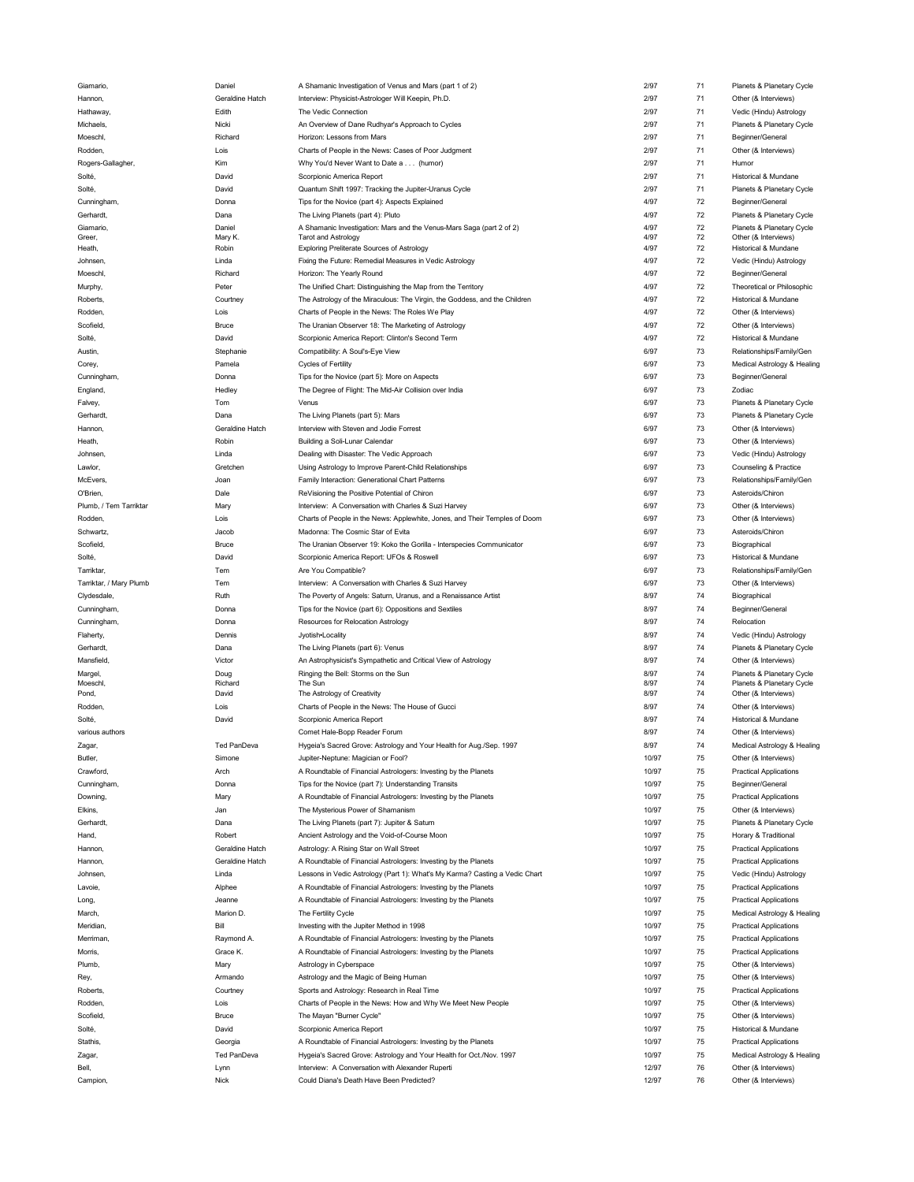| | | | | | |
|---|---|---|---|---|---|
| Giamario, | Daniel | A Shamanic Investigation of Venus and Mars (part 1 of 2) | 2/97 | 71 | Planets & Planetary Cycle |
| Hannon, | Geraldine Hatch | Interview: Physicist-Astrologer Will Keepin, Ph.D. | 2/97 | 71 | Other (& Interviews) |
| Hathaway, | Edith | The Vedic Connection | 2/97 | 71 | Vedic (Hindu) Astrology |
| Michaels, | Nicki | An Overview of Dane Rudhyar's Approach to Cycles | 2/97 | 71 | Planets & Planetary Cycle |
| Moeschl, | Richard | Horizon: Lessons from Mars | 2/97 | 71 | Beginner/General |
| Rodden, | Lois | Charts of People in the News: Cases of Poor Judgment | 2/97 | 71 | Other (& Interviews) |
| Rogers-Gallagher, | Kim | Why You'd Never Want to Date a . . . (humor) | 2/97 | 71 | Humor |
| Solté, | David | Scorpionic America Report | 2/97 | 71 | Historical & Mundane |
| Solté, | David | Quantum Shift 1997: Tracking the Jupiter-Uranus Cycle | 2/97 | 71 | Planets & Planetary Cycle |
| Cunningham, | Donna | Tips for the Novice (part 4): Aspects Explained | 4/97 | 72 | Beginner/General |
| Gerhardt, | Dana | The Living Planets (part 4): Pluto | 4/97 | 72 | Planets & Planetary Cycle |
| Giamario, | Daniel | A Shamanic Investigation: Mars and the Venus-Mars Saga (part 2 of 2) | 4/97 | 72 | Planets & Planetary Cycle |
| Greer, | Mary K. | Tarot and Astrology | 4/97 | 72 | Other (& Interviews) |
| Heath, | Robin | Exploring Preliterate Sources of Astrology | 4/97 | 72 | Historical & Mundane |
| Johnsen, | Linda | Fixing the Future: Remedial Measures in Vedic Astrology | 4/97 | 72 | Vedic (Hindu) Astrology |
| Moeschl, | Richard | Horizon: The Yearly Round | 4/97 | 72 | Beginner/General |
| Murphy, | Peter | The Unified Chart: Distinguishing the Map from the Territory | 4/97 | 72 | Theoretical or Philosophic |
| Roberts, | Courtney | The Astrology of the Miraculous: The Virgin, the Goddess, and the Children | 4/97 | 72 | Historical & Mundane |
| Rodden, | Lois | Charts of People in the News: The Roles We Play | 4/97 | 72 | Other (& Interviews) |
| Scofield, | Bruce | The Uranian Observer 18: The Marketing of Astrology | 4/97 | 72 | Other (& Interviews) |
| Solté, | David | Scorpionic America Report: Clinton's Second Term | 4/97 | 72 | Historical & Mundane |
| Austin, | Stephanie | Compatibility: A Soul's-Eye View | 6/97 | 73 | Relationships/Family/Gen |
| Corey, | Pamela | Cycles of Fertility | 6/97 | 73 | Medical Astrology & Healing |
| Cunningham, | Donna | Tips for the Novice (part 5): More on Aspects | 6/97 | 73 | Beginner/General |
| England, | Hedley | The Degree of Flight: The Mid-Air Collision over India | 6/97 | 73 | Zodiac |
| Falvey, | Tom | Venus | 6/97 | 73 | Planets & Planetary Cycle |
| Gerhardt, | Dana | The Living Planets (part 5): Mars | 6/97 | 73 | Planets & Planetary Cycle |
| Hannon, | Geraldine Hatch | Interview with Steven and Jodie Forrest | 6/97 | 73 | Other (& Interviews) |
| Heath, | Robin | Building a Soli-Lunar Calendar | 6/97 | 73 | Other (& Interviews) |
| Johnsen, | Linda | Dealing with Disaster: The Vedic Approach | 6/97 | 73 | Vedic (Hindu) Astrology |
| Lawlor, | Gretchen | Using Astrology to Improve Parent-Child Relationships | 6/97 | 73 | Counseling & Practice |
| McEvers, | Joan | Family Interaction: Generational Chart Patterns | 6/97 | 73 | Relationships/Family/Gen |
| O'Brien, | Dale | ReVisioning the Positive Potential of Chiron | 6/97 | 73 | Asteroids/Chiron |
| Plumb, / Tem Tarriktar | Mary | Interview: A Conversation with Charles & Suzi Harvey | 6/97 | 73 | Other (& Interviews) |
| Rodden, | Lois | Charts of People in the News: Applewhite, Jones, and Their Temples of Doom | 6/97 | 73 | Other (& Interviews) |
| Schwartz, | Jacob | Madonna: The Cosmic Star of Evita | 6/97 | 73 | Asteroids/Chiron |
| Scofield, | Bruce | The Uranian Observer 19: Koko the Gorilla - Interspecies Communicator | 6/97 | 73 | Biographical |
| Solté, | David | Scorpionic America Report: UFOs & Roswell | 6/97 | 73 | Historical & Mundane |
| Tarriktar, | Tem | Are You Compatible? | 6/97 | 73 | Relationships/Family/Gen |
| Tarriktar, / Mary Plumb | Tem | Interview: A Conversation with Charles & Suzi Harvey | 6/97 | 73 | Other (& Interviews) |
| Clydesdale, | Ruth | The Poverty of Angels: Saturn, Uranus, and a Renaissance Artist | 8/97 | 74 | Biographical |
| Cunningham, | Donna | Tips for the Novice (part 6): Oppositions and Sextiles | 8/97 | 74 | Beginner/General |
| Cunningham, | Donna | Resources for Relocation Astrology | 8/97 | 74 | Relocation |
| Flaherty, | Dennis | Jyotish•Locality | 8/97 | 74 | Vedic (Hindu) Astrology |
| Gerhardt, | Dana | The Living Planets (part 6): Venus | 8/97 | 74 | Planets & Planetary Cycle |
| Mansfield, | Victor | An Astrophysicist's Sympathetic and Critical View of Astrology | 8/97 | 74 | Other (& Interviews) |
| Margel, | Doug | Ringing the Bell: Storms on the Sun | 8/97 | 74 | Planets & Planetary Cycle |
| Moeschl, | Richard | The Sun | 8/97 | 74 | Planets & Planetary Cycle |
| Pond, | David | The Astrology of Creativity | 8/97 | 74 | Other (& Interviews) |
| Rodden, | Lois | Charts of People in the News: The House of Gucci | 8/97 | 74 | Other (& Interviews) |
| Solté, | David | Scorpionic America Report | 8/97 | 74 | Historical & Mundane |
| various authors | | Comet Hale-Bopp Reader Forum | 8/97 | 74 | Other (& Interviews) |
| Zagar, | Ted PanDeva | Hygeia's Sacred Grove: Astrology and Your Health for Aug./Sep. 1997 | 8/97 | 74 | Medical Astrology & Healing |
| Butler, | Simone | Jupiter-Neptune: Magician or Fool? | 10/97 | 75 | Other (& Interviews) |
| Crawford, | Arch | A Roundtable of Financial Astrologers: Investing by the Planets | 10/97 | 75 | Practical Applications |
| Cunningham, | Donna | Tips for the Novice (part 7): Understanding Transits | 10/97 | 75 | Beginner/General |
| Downing, | Mary | A Roundtable of Financial Astrologers: Investing by the Planets | 10/97 | 75 | Practical Applications |
| Elkins, | Jan | The Mysterious Power of Shamanism | 10/97 | 75 | Other (& Interviews) |
| Gerhardt, | Dana | The Living Planets (part 7): Jupiter & Saturn | 10/97 | 75 | Planets & Planetary Cycle |
| Hand, | Robert | Ancient Astrology and the Void-of-Course Moon | 10/97 | 75 | Horary & Traditional |
| Hannon, | Geraldine Hatch | Astrology: A Rising Star on Wall Street | 10/97 | 75 | Practical Applications |
| Hannon, | Geraldine Hatch | A Roundtable of Financial Astrologers: Investing by the Planets | 10/97 | 75 | Practical Applications |
| Johnsen, | Linda | Lessons in Vedic Astrology (Part 1): What's My Karma? Casting a Vedic Chart | 10/97 | 75 | Vedic (Hindu) Astrology |
| Lavoie, | Alphee | A Roundtable of Financial Astrologers: Investing by the Planets | 10/97 | 75 | Practical Applications |
| Long, | Jeanne | A Roundtable of Financial Astrologers: Investing by the Planets | 10/97 | 75 | Practical Applications |
| March, | Marion D. | The Fertility Cycle | 10/97 | 75 | Medical Astrology & Healing |
| Meridian, | Bill | Investing with the Jupiter Method in 1998 | 10/97 | 75 | Practical Applications |
| Merriman, | Raymond A. | A Roundtable of Financial Astrologers: Investing by the Planets | 10/97 | 75 | Practical Applications |
| Morris, | Grace K. | A Roundtable of Financial Astrologers: Investing by the Planets | 10/97 | 75 | Practical Applications |
| Plumb, | Mary | Astrology in Cyberspace | 10/97 | 75 | Other (& Interviews) |
| Rey, | Armando | Astrology and the Magic of Being Human | 10/97 | 75 | Other (& Interviews) |
| Roberts, | Courtney | Sports and Astrology: Research in Real Time | 10/97 | 75 | Practical Applications |
| Rodden, | Lois | Charts of People in the News: How and Why We Meet New People | 10/97 | 75 | Other (& Interviews) |
| Scofield, | Bruce | The Mayan "Burner Cycle" | 10/97 | 75 | Other (& Interviews) |
| Solté, | David | Scorpionic America Report | 10/97 | 75 | Historical & Mundane |
| Stathis, | Georgia | A Roundtable of Financial Astrologers: Investing by the Planets | 10/97 | 75 | Practical Applications |
| Zagar, | Ted PanDeva | Hygeia's Sacred Grove: Astrology and Your Health for Oct./Nov. 1997 | 10/97 | 75 | Medical Astrology & Healing |
| Bell, | Lynn | Interview: A Conversation with Alexander Ruperti | 12/97 | 76 | Other (& Interviews) |
| Campion, | Nick | Could Diana's Death Have Been Predicted? | 12/97 | 76 | Other (& Interviews) |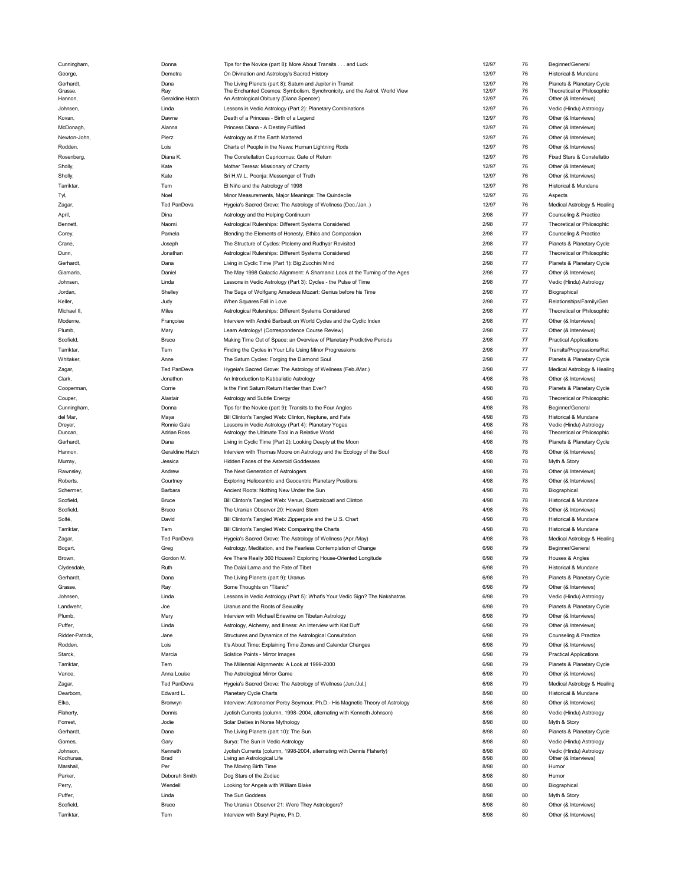| | | | | | |
|---|---|---|---|---|---|
| Cunningham, | Donna | Tips for the Novice (part 8): More About Transits . . . and Luck | 12/97 | 76 | Beginner/General |
| George, | Demetra | On Divination and Astrology's Sacred History | 12/97 | 76 | Historical & Mundane |
| Gerhardt, | Dana | The Living Planets (part 8): Saturn and Jupiter in Transit | 12/97 | 76 | Planets & Planetary Cycle |
| Grasse, | Ray | The Enchanted Cosmos: Symbolism, Synchronicity, and the Astrol. World View | 12/97 | 76 | Theoretical or Philosophic |
| Hannon, | Geraldine Hatch | An Astrological Obituary (Diana Spencer) | 12/97 | 76 | Other (& Interviews) |
| Johnsen, | Linda | Lessons in Vedic Astrology (Part 2): Planetary Combinations | 12/97 | 76 | Vedic (Hindu) Astrology |
| Kovan, | Dawne | Death of a Princess - Birth of a Legend | 12/97 | 76 | Other (& Interviews) |
| McDonagh, | Alanna | Princess Diana - A Destiny Fulfilled | 12/97 | 76 | Other (& Interviews) |
| Newton-John, | Pierz | Astrology as if the Earth Mattered | 12/97 | 76 | Other (& Interviews) |
| Rodden, | Lois | Charts of People in the News: Human Lightning Rods | 12/97 | 76 | Other (& Interviews) |
| Rosenberg, | Diana K. | The Constellation Capricornus: Gate of Return | 12/97 | 76 | Fixed Stars & Constellatio |
| Sholly, | Kate | Mother Teresa: Missionary of Charity | 12/97 | 76 | Other (& Interviews) |
| Sholly, | Kate | Sri H.W.L. Poonja: Messenger of Truth | 12/97 | 76 | Other (& Interviews) |
| Tarriktar, | Tem | El Niño and the Astrology of 1998 | 12/97 | 76 | Historical & Mundane |
| Tyl, | Noel | Minor Measurements, Major Meanings: The Quindecile | 12/97 | 76 | Aspects |
| Zagar, | Ted PanDeva | Hygeia's Sacred Grove: The Astrology of Wellness (Dec./Jan..) | 12/97 | 76 | Medical Astrology & Healing |
| April, | Dina | Astrology and the Helping Continuum | 2/98 | 77 | Counseling & Practice |
| Bennett, | Naomi | Astrological Rulerships: Different Systems Considered | 2/98 | 77 | Theoretical or Philosophic |
| Corey, | Pamela | Blending the Elements of Honesty, Ethics and Compassion | 2/98 | 77 | Counseling & Practice |
| Crane, | Joseph | The Structure of Cycles: Ptolemy and Rudhyar Revisited | 2/98 | 77 | Planets & Planetary Cycle |
| Dunn, | Jonathan | Astrological Rulerships: Different Systems Considered | 2/98 | 77 | Theoretical or Philosophic |
| Gerhardt, | Dana | Living in Cyclic Time (Part 1): Big Zucchini Mind | 2/98 | 77 | Planets & Planetary Cycle |
| Giamario, | Daniel | The May 1998 Galactic Alignment: A Shamanic Look at the Turning of the Ages | 2/98 | 77 | Other (& Interviews) |
| Johnsen, | Linda | Lessons in Vedic Astrology (Part 3): Cycles - the Pulse of Time | 2/98 | 77 | Vedic (Hindu) Astrology |
| Jordan, | Shelley | The Saga of Wolfgang Amadeus Mozart: Genius before his Time | 2/98 | 77 | Biographical |
| Keller, | Judy | When Squares Fall in Love | 2/98 | 77 | Relationships/Family/Gen |
| Michael II, | Miles | Astrological Rulerships: Different Systems Considered | 2/98 | 77 | Theoretical or Philosophic |
| Moderne, | Françoise | Interview with André Barbault on World Cycles and the Cyclic Index | 2/98 | 77 | Other (& Interviews) |
| Plumb, | Mary | Learn Astrology! (Correspondence Course Review) | 2/98 | 77 | Other (& Interviews) |
| Scofield, | Bruce | Making Time Out of Space: an Overview of Planetary Predictive Periods | 2/98 | 77 | Practical Applications |
| Tarriktar, | Tem | Finding the Cycles in Your Life Using Minor Progressions | 2/98 | 77 | Transits/Progressions/Ret |
| Whitaker, | Anne | The Saturn Cycles: Forging the Diamond Soul | 2/98 | 77 | Planets & Planetary Cycle |
| Zagar, | Ted PanDeva | Hygeia's Sacred Grove: The Astrology of Wellness (Feb./Mar.) | 2/98 | 77 | Medical Astrology & Healing |
| Clark, | Jonathon | An Introduction to Kabbalistic Astrology | 4/98 | 78 | Other (& Interviews) |
| Cooperman, | Corrie | Is the First Saturn Return Harder than Ever? | 4/98 | 78 | Planets & Planetary Cycle |
| Couper, | Alastair | Astrology and Subtle Energy | 4/98 | 78 | Theoretical or Philosophic |
| Cunningham, | Donna | Tips for the Novice (part 9): Transits to the Four Angles | 4/98 | 78 | Beginner/General |
| del Mar, | Maya | Bill Clinton's Tangled Web: Clinton, Neptune, and Fate | 4/98 | 78 | Historical & Mundane |
| Dreyer, | Ronnie Gale | Lessons in Vedic Astrology (Part 4): Planetary Yogas | 4/98 | 78 | Vedic (Hindu) Astrology |
| Duncan, | Adrian Ross | Astrology: the Ultimate Tool in a Relative World | 4/98 | 78 | Theoretical or Philosophic |
| Gerhardt, | Dana | Living in Cyclic Time (Part 2): Looking Deeply at the Moon | 4/98 | 78 | Planets & Planetary Cycle |
| Hannon, | Geraldine Hatch | Interview with Thomas Moore on Astrology and the Ecology of the Soul | 4/98 | 78 | Other (& Interviews) |
| Murray, | Jessica | Hidden Faces of the Asteroid Goddesses | 4/98 | 78 | Myth & Story |
| Rawnsley, | Andrew | The Next Generation of Astrologers | 4/98 | 78 | Other (& Interviews) |
| Roberts, | Courtney | Exploring Heliocentric and Geocentric Planetary Positions | 4/98 | 78 | Other (& Interviews) |
| Schermer, | Barbara | Ancient Roots: Nothing New Under the Sun | 4/98 | 78 | Biographical |
| Scofield, | Bruce | Bill Clinton's Tangled Web: Venus, Quetzalcoatl and Clinton | 4/98 | 78 | Historical & Mundane |
| Scofield, | Bruce | The Uranian Observer 20: Howard Stern | 4/98 | 78 | Other (& Interviews) |
| Solté, | David | Bill Clinton's Tangled Web: Zippergate and the U.S. Chart | 4/98 | 78 | Historical & Mundane |
| Tarriktar, | Tem | Bill Clinton's Tangled Web: Comparing the Charts | 4/98 | 78 | Historical & Mundane |
| Zagar, | Ted PanDeva | Hygeia's Sacred Grove: The Astrology of Wellness (Apr./May) | 4/98 | 78 | Medical Astrology & Healing |
| Bogart, | Greg | Astrology, Meditation, and the Fearless Contemplation of Change | 6/98 | 79 | Beginner/General |
| Brown, | Gordon M. | Are There Really 360 Houses? Exploring House-Oriented Longitude | 6/98 | 79 | Houses & Angles |
| Clydesdale, | Ruth | The Dalai Lama and the Fate of Tibet | 6/98 | 79 | Historical & Mundane |
| Gerhardt, | Dana | The Living Planets (part 9): Uranus | 6/98 | 79 | Planets & Planetary Cycle |
| Grasse, | Ray | Some Thoughts on "Titanic" | 6/98 | 79 | Other (& Interviews) |
| Johnsen, | Linda | Lessons in Vedic Astrology (Part 5): What's Your Vedic Sign? The Nakshatras | 6/98 | 79 | Vedic (Hindu) Astrology |
| Landwehr, | Joe | Uranus and the Roots of Sexuality | 6/98 | 79 | Planets & Planetary Cycle |
| Plumb, | Mary | Interview with Michael Erlewine on Tibetan Astrology | 6/98 | 79 | Other (& Interviews) |
| Puffer, | Linda | Astrology, Alchemy, and Illness: An Interview with Kat Duff | 6/98 | 79 | Other (& Interviews) |
| Ridder-Patrick, | Jane | Structures and Dynamics of the Astrological Consultation | 6/98 | 79 | Counseling & Practice |
| Rodden, | Lois | It's About Time: Explaining Time Zones and Calendar Changes | 6/98 | 79 | Other (& Interviews) |
| Starck, | Marcia | Solstice Points - Mirror Images | 6/98 | 79 | Practical Applications |
| Tarriktar, | Tem | The Millennial Alignments: A Look at 1999-2000 | 6/98 | 79 | Planets & Planetary Cycle |
| Vance, | Anna Louise | The Astrological Mirror Game | 6/98 | 79 | Other (& Interviews) |
| Zagar, | Ted PanDeva | Hygeia's Sacred Grove: The Astrology of Wellness (Jun./Jul.) | 6/98 | 79 | Medical Astrology & Healing |
| Dearborn, | Edward L. | Planetary Cycle Charts | 8/98 | 80 | Historical & Mundane |
| Elko, | Bronwyn | Interview: Astronomer Percy Seymour, Ph.D.- His Magnetic Theory of Astrology | 8/98 | 80 | Other (& Interviews) |
| Flaherty, | Dennis | Jyotish Currents (column, 1998–2004, alternating with Kenneth Johnson) | 8/98 | 80 | Vedic (Hindu) Astrology |
| Forrest, | Jodie | Solar Deities in Norse Mythology | 8/98 | 80 | Myth & Story |
| Gerhardt, | Dana | The Living Planets (part 10): The Sun | 8/98 | 80 | Planets & Planetary Cycle |
| Gomes, | Gary | Surya: The Sun in Vedic Astrology | 8/98 | 80 | Vedic (Hindu) Astrology |
| Johnson, | Kenneth | Jyotish Currents (column, 1998-2004, alternating with Dennis Flaherty) | 8/98 | 80 | Vedic (Hindu) Astrology |
| Kochunas, | Brad | Living an Astrological Life | 8/98 | 80 | Other (& Interviews) |
| Marshall, | Per | The Moving Birth Time | 8/98 | 80 | Humor |
| Parker, | Deborah Smith | Dog Stars of the Zodiac | 8/98 | 80 | Humor |
| Perry, | Wendell | Looking for Angels with William Blake | 8/98 | 80 | Biographical |
| Puffer, | Linda | The Sun Goddess | 8/98 | 80 | Myth & Story |
| Scofield, | Bruce | The Uranian Observer 21: Were They Astrologers? | 8/98 | 80 | Other (& Interviews) |
| Tarriktar, | Tem | Interview with Buryl Payne, Ph.D. | 8/98 | 80 | Other (& Interviews) |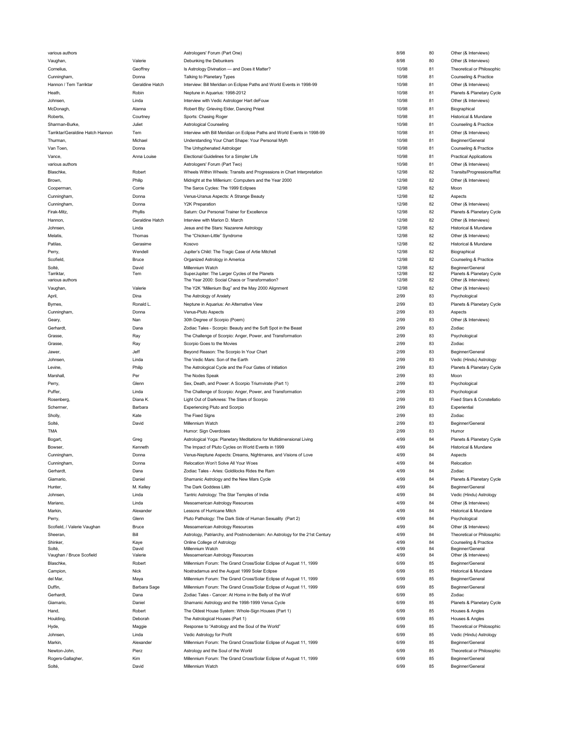| | | | | | |
|---|---|---|---|---|---|
| various authors | | Astrologers' Forum (Part One) | 8/98 | 80 | Other (& Interviews) |
| Vaughan, | Valerie | Debunking the Debunkers | 8/98 | 80 | Other (& Interviews) |
| Cornelius, | Geoffrey | Is Astrology Divination — and Does it Matter? | 10/98 | 81 | Theoretical or Philosophic |
| Cunningham, | Donna | Talking to Planetary Types | 10/98 | 81 | Counseling & Practice |
| Hannon / Tem Tarriktar | Geraldine Hatch | Interview: Bill Meridian on Eclipse Paths and World Events in 1998-99 | 10/98 | 81 | Other (& Interviews) |
| Heath, | Robin | Neptune in Aquarius: 1998-2012 | 10/98 | 81 | Planets & Planetary Cycle |
| Johnsen, | Linda | Interview with Vedic Astrologer Hart deFouw | 10/98 | 81 | Other (& Interviews) |
| McDonagh, | Alanna | Robert Bly: Grieving Elder, Dancing Priest | 10/98 | 81 | Biographical |
| Roberts, | Courtney | Sports: Chasing Roger | 10/98 | 81 | Historical & Mundane |
| Sharman-Burke, | Juliet | Astrological Counseling | 10/98 | 81 | Counseling & Practice |
| Tarriktar/Geraldine Hatch Hannon | Tem | Interview with Bill Meridian on Eclipse Paths and World Events in 1998-99 | 10/98 | 81 | Other (& Interviews) |
| Thurman, | Michael | Understanding Your Chart Shape: Your Personal Myth | 10/98 | 81 | Beginner/General |
| Van Toen, | Donna | The Unhyphenated Astrologer | 10/98 | 81 | Counseling & Practice |
| Vance, | Anna Louise | Electional Guidelines for a Simpler Life | 10/98 | 81 | Practical Applications |
| various authors | | Astrologers' Forum (Part Two) | 10/98 | 81 | Other (& Interviews) |
| Blaschke, | Robert | Wheels Within Wheels: Transits and Progressions in Chart Interpretation | 12/98 | 82 | Transits/Progressions/Ret |
| Brown, | Philip | Midnight at the Millenium: Computers and the Year 2000 | 12/98 | 82 | Other (& Interviews) |
| Cooperman, | Corrie | The Saros Cycles: The 1999 Eclipses | 12/98 | 82 | Moon |
| Cunningham, | Donna | Venus-Uranus Aspects: A Strange Beauty | 12/98 | 82 | Aspects |
| Cunningham, | Donna | Y2K Preparation | 12/98 | 82 | Other (& Interviews) |
| Firak-Mitz, | Phyllis | Saturn: Our Personal Trainer for Excellence | 12/98 | 82 | Planets & Planetary Cycle |
| Hannon, | Geraldine Hatch | Interview with Marion D. March | 12/98 | 82 | Other (& Interviews) |
| Johnsen, | Linda | Jesus and the Stars: Nazarene Astrology | 12/98 | 82 | Historical & Mundane |
| Melatis, | Thomas | The "Chicken-Little" Syndrome | 12/98 | 82 | Other (& Interviews) |
| Patilas, | Gerasime | Kosovo | 12/98 | 82 | Historical & Mundane |
| Perry, | Wendell | Jupiter's Child: The Tragic Case of Artie Mitchell | 12/98 | 82 | Biographical |
| Scofield, | Bruce | Organized Astrology in America | 12/98 | 82 | Counseling & Practice |
| Solté, | David | Millennium Watch | 12/98 | 82 | Beginner/General |
| Tarriktar, | Tem | SuperJupiter: The Larger Cycles of the Planets | 12/98 | 82 | Planets & Planetary Cycle |
| various authors | | The Year 2000: Social Chaos or Transformation? | 12/98 | 82 | Other (& Interviews) |
| Vaughan, | Valerie | The Y2K "Millenium Bug" and the May 2000 Alignment | 12/98 | 82 | Other (& Interviews) |
| April, | Dina | The Astrology of Anxiety | 2/99 | 83 | Psychological |
| Byrnes, | Ronald L. | Neptune in Aquarius: An Alternative View | 2/99 | 83 | Planets & Planetary Cycle |
| Cunningham, | Donna | Venus-Pluto Aspects | 2/99 | 83 | Aspects |
| Geary, | Nan | 30th Degree of Scorpio (Poem) | 2/99 | 83 | Other (& Interviews) |
| Gerhardt, | Dana | Zodiac Tales - Scorpio: Beauty and the Soft Spot in the Beast | 2/99 | 83 | Zodiac |
| Grasse, | Ray | The Challenge of Scorpio: Anger, Power, and Transformation | 2/99 | 83 | Psychological |
| Grasse, | Ray | Scorpio Goes to the Movies | 2/99 | 83 | Zodiac |
| Jawer, | Jeff | Beyond Reason: The Scorpio In Your Chart | 2/99 | 83 | Beginner/General |
| Johnsen, | Linda | The Vedic Mars: Son of the Earth | 2/99 | 83 | Vedic (Hindu) Astrology |
| Levine, | Philip | The Astrological Cycle and the Four Gates of Initiation | 2/99 | 83 | Planets & Planetary Cycle |
| Marshall, | Per | The Nodes Speak | 2/99 | 83 | Moon |
| Perry, | Glenn | Sex, Death, and Power: A Scorpio Triumvirate (Part 1) | 2/99 | 83 | Psychological |
| Puffer, | Linda | The Challenge of Scorpio: Anger, Power, and Transformation | 2/99 | 83 | Psychological |
| Rosenberg, | Diana K. | Light Out of Darkness: The Stars of Scorpio | 2/99 | 83 | Fixed Stars & Constellatio |
| Schermer, | Barbara | Experiencing Pluto and Scorpio | 2/99 | 83 | Experiential |
| Sholly, | Kate | The Fixed Signs | 2/99 | 83 | Zodiac |
| Solté, | David | Millennium Watch | 2/99 | 83 | Beginner/General |
| TMA | | Humor: Sign Overdoses | 2/99 | 83 | Humor |
| Bogart, | Greg | Astrological Yoga: Planetary Meditations for Multidimensional Living | 4/99 | 84 | Planets & Planetary Cycle |
| Bowser, | Kenneth | The Impact of Pluto Cycles on World Events in 1999 | 4/99 | 84 | Historical & Mundane |
| Cunningham, | Donna | Venus-Neptune Aspects: Dreams, Nightmares, and Visions of Love | 4/99 | 84 | Aspects |
| Cunningham, | Donna | Relocation Won't Solve All Your Woes | 4/99 | 84 | Relocation |
| Gerhardt, | Dana | Zodiac Tales - Aries: Goldilocks Rides the Ram | 4/99 | 84 | Zodiac |
| Giamario, | Daniel | Shamanic Astrology and the New Mars Cycle | 4/99 | 84 | Planets & Planetary Cycle |
| Hunter, | M. Kelley | The Dark Goddess Lilith | 4/99 | 84 | Beginner/General |
| Johnsen, | Linda | Tantric Astrology: The Star Temples of India | 4/99 | 84 | Vedic (Hindu) Astrology |
| Mariano, | Linda | Mesoamerican Astrology Resources | 4/99 | 84 | Other (& Interviews) |
| Markin, | Alexander | Lessons of Hurricane Mitch | 4/99 | 84 | Historical & Mundane |
| Perry, | Glenn | Pluto Pathology: The Dark Side of Human Sexuality (Part 2) | 4/99 | 84 | Psychological |
| Scofield, / Valerie Vaughan | Bruce | Mesoamerican Astrology Resources | 4/99 | 84 | Other (& Interviews) |
| Sheeran, | Bill | Astrology, Patriarchy, and Postmodernism: An Astrology for the 21st Century | 4/99 | 84 | Theoretical or Philosophic |
| Shinker, | Kaye | Online College of Astrology | 4/99 | 84 | Counseling & Practice |
| Solté, | David | Millennium Watch | 4/99 | 84 | Beginner/General |
| Vaughan / Bruce Scofield | Valerie | Mesoamerican Astrology Resources | 4/99 | 84 | Other (& Interviews) |
| Blaschke, | Robert | Millennium Forum: The Grand Cross/Solar Eclipse of August 11, 1999 | 6/99 | 85 | Beginner/General |
| Campion, | Nick | Nostradamus and the August 1999 Solar Eclipse | 6/99 | 85 | Historical & Mundane |
| del Mar, | Maya | Millennium Forum: The Grand Cross/Solar Eclipse of August 11, 1999 | 6/99 | 85 | Beginner/General |
| Duffin, | Barbara Sage | Millennium Forum: The Grand Cross/Solar Eclipse of August 11, 1999 | 6/99 | 85 | Beginner/General |
| Gerhardt, | Dana | Zodiac Tales - Cancer: At Home in the Belly of the Wolf | 6/99 | 85 | Zodiac |
| Giamario, | Daniel | Shamanic Astrology and the 1998-1999 Venus Cycle | 6/99 | 85 | Planets & Planetary Cycle |
| Hand, | Robert | The Oldest House System: Whole-Sign Houses (Part 1) | 6/99 | 85 | Houses & Angles |
| Houlding, | Deborah | The Astrological Houses (Part 1) | 6/99 | 85 | Houses & Angles |
| Hyde, | Maggie | Response to "Astrology and the Soul of the World" | 6/99 | 85 | Theoretical or Philosophic |
| Johnsen, | Linda | Vedic Astrology for Profit | 6/99 | 85 | Vedic (Hindu) Astrology |
| Markin, | Alexander | Millennium Forum: The Grand Cross/Solar Eclipse of August 11, 1999 | 6/99 | 85 | Beginner/General |
| Newton-John, | Pierz | Astrology and the Soul of the World | 6/99 | 85 | Theoretical or Philosophic |
| Rogers-Gallagher, | Kim | Millennium Forum: The Grand Cross/Solar Eclipse of August 11, 1999 | 6/99 | 85 | Beginner/General |
| Solté, | David | Millennium Watch | 6/99 | 85 | Beginner/General |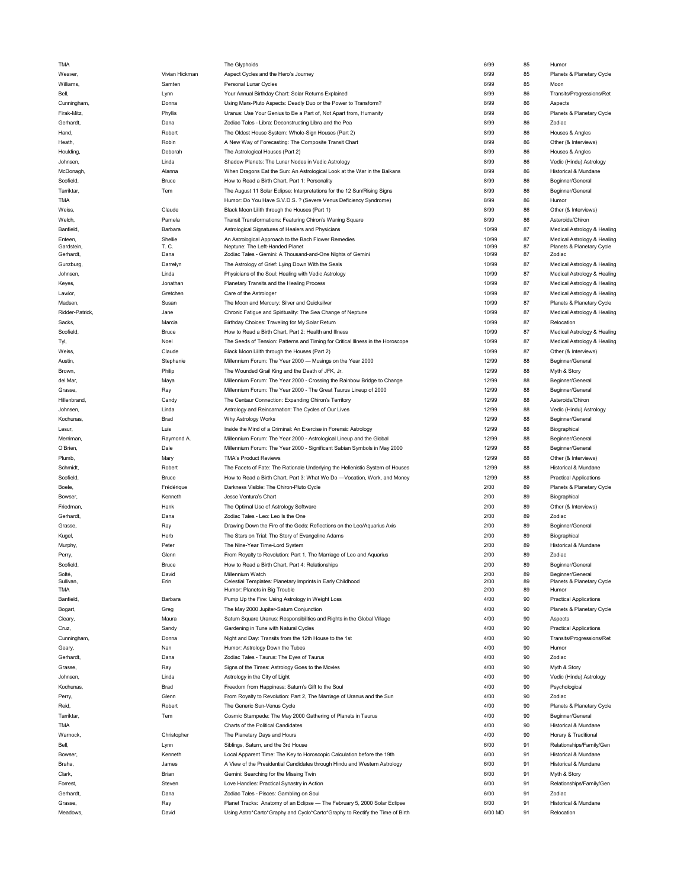| | | | | | |
|---|---|---|---|---|---|
| TMA | | The Glyphoids | 6/99 | 85 | Humor |
| Weaver, | Vivian Hickman | Aspect Cycles and the Hero's Journey | 6/99 | 85 | Planets & Planetary Cycle |
| Williams, | Samten | Personal Lunar Cycles | 6/99 | 85 | Moon |
| Bell, | Lynn | Your Annual Birthday Chart: Solar Returns Explained | 8/99 | 86 | Transits/Progressions/Ret |
| Cunningham, | Donna | Using Mars-Pluto Aspects: Deadly Duo or the Power to Transform? | 8/99 | 86 | Aspects |
| Firak-Mitz, | Phyllis | Uranus: Use Your Genius to Be a Part of, Not Apart from, Humanity | 8/99 | 86 | Planets & Planetary Cycle |
| Gerhardt, | Dana | Zodiac Tales - Libra: Deconstructing Libra and the Pea | 8/99 | 86 | Zodiac |
| Hand, | Robert | The Oldest House System: Whole-Sign Houses (Part 2) | 8/99 | 86 | Houses & Angles |
| Heath, | Robin | A New Way of Forecasting: The Composite Transit Chart | 8/99 | 86 | Other (& Interviews) |
| Houlding, | Deborah | The Astrological Houses (Part 2) | 8/99 | 86 | Houses & Angles |
| Johnsen, | Linda | Shadow Planets: The Lunar Nodes in Vedic Astrology | 8/99 | 86 | Vedic (Hindu) Astrology |
| McDonagh, | Alanna | When Dragons Eat the Sun: An Astrological Look at the War in the Balkans | 8/99 | 86 | Historical & Mundane |
| Scofield, | Bruce | How to Read a Birth Chart, Part 1: Personality | 8/99 | 86 | Beginner/General |
| Tarriktar, | Tem | The August 11 Solar Eclipse: Interpretations for the 12 Sun/Rising Signs | 8/99 | 86 | Beginner/General |
| TMA | | Humor: Do You Have S.V.D.S. ? (Severe Venus Deficiency Syndrome) | 8/99 | 86 | Humor |
| Weiss, | Claude | Black Moon Lilith through the Houses (Part 1) | 8/99 | 86 | Other (& Interviews) |
| Welch, | Pamela | Transit Transformations: Featuring Chiron's Waning Square | 8/99 | 86 | Asteroids/Chiron |
| Banfield, | Barbara | Astrological Signatures of Healers and Physicians | 10/99 | 87 | Medical Astrology & Healing |
| Enteen, | Shellie | An Astrological Approach to the Bach Flower Remedies | 10/99 | 87 | Medical Astrology & Healing |
| Gardstein, | T. C. | Neptune: The Left-Handed Planet | 10/99 | 87 | Planets & Planetary Cycle |
| Gerhardt, | Dana | Zodiac Tales - Gemini: A Thousand-and-One Nights of Gemini | 10/99 | 87 | Zodiac |
| Gunzburg, | Darrelyn | The Astrology of Grief: Lying Down With the Seals | 10/99 | 87 | Medical Astrology & Healing |
| Johnsen, | Linda | Physicians of the Soul: Healing with Vedic Astrology | 10/99 | 87 | Medical Astrology & Healing |
| Keyes, | Jonathan | Planetary Transits and the Healing Process | 10/99 | 87 | Medical Astrology & Healing |
| Lawlor, | Gretchen | Care of the Astrologer | 10/99 | 87 | Medical Astrology & Healing |
| Madsen, | Susan | The Moon and Mercury: Silver and Quicksilver | 10/99 | 87 | Planets & Planetary Cycle |
| Ridder-Patrick, | Jane | Chronic Fatigue and Spirituality: The Sea Change of Neptune | 10/99 | 87 | Medical Astrology & Healing |
| Sacks, | Marcia | Birthday Choices: Traveling for My Solar Return | 10/99 | 87 | Relocation |
| Scofield, | Bruce | How to Read a Birth Chart, Part 2: Health and Illness | 10/99 | 87 | Medical Astrology & Healing |
| Tyl, | Noel | The Seeds of Tension: Patterns and Timing for Critical Illness in the Horoscope | 10/99 | 87 | Medical Astrology & Healing |
| Weiss, | Claude | Black Moon Lilith through the Houses (Part 2) | 10/99 | 87 | Other (& Interviews) |
| Austin, | Stephanie | Millennium Forum: The Year 2000 — Musings on the Year 2000 | 12/99 | 88 | Beginner/General |
| Brown, | Philip | The Wounded Grail King and the Death of JFK, Jr. | 12/99 | 88 | Myth & Story |
| del Mar, | Maya | Millennium Forum: The Year 2000 - Crossing the Rainbow Bridge to Change | 12/99 | 88 | Beginner/General |
| Grasse, | Ray | Millennium Forum: The Year 2000 - The Great Taurus Lineup of 2000 | 12/99 | 88 | Beginner/General |
| Hillenbrand, | Candy | The Centaur Connection: Expanding Chiron's Territory | 12/99 | 88 | Asteroids/Chiron |
| Johnsen, | Linda | Astrology and Reincarnation: The Cycles of Our Lives | 12/99 | 88 | Vedic (Hindu) Astrology |
| Kochunas, | Brad | Why Astrology Works | 12/99 | 88 | Beginner/General |
| Lesur, | Luis | Inside the Mind of a Criminal: An Exercise in Forensic Astrology | 12/99 | 88 | Biographical |
| Merriman, | Raymond A. | Millennium Forum: The Year 2000 - Astrological Lineup and the Global | 12/99 | 88 | Beginner/General |
| O'Brien, | Dale | Millennium Forum: The Year 2000 - Significant Sabian Symbols in May 2000 | 12/99 | 88 | Beginner/General |
| Plumb, | Mary | TMA's Product Reviews | 12/99 | 88 | Other (& Interviews) |
| Schmidt, | Robert | The Facets of Fate: The Rationale Underlying the Hellenistic System of Houses | 12/99 | 88 | Historical & Mundane |
| Scofield, | Bruce | How to Read a Birth Chart, Part 3: What We Do —Vocation, Work, and Money | 12/99 | 88 | Practical Applications |
| Boele, | Frédérique | Darkness Visible: The Chiron-Pluto Cycle | 2/00 | 89 | Planets & Planetary Cycle |
| Bowser, | Kenneth | Jesse Ventura's Chart | 2/00 | 89 | Biographical |
| Friedman, | Hank | The Optimal Use of Astrology Software | 2/00 | 89 | Other (& Interviews) |
| Gerhardt, | Dana | Zodiac Tales - Leo: Leo Is the One | 2/00 | 89 | Zodiac |
| Grasse, | Ray | Drawing Down the Fire of the Gods: Reflections on the Leo/Aquarius Axis | 2/00 | 89 | Beginner/General |
| Kugel, | Herb | The Stars on Trial: The Story of Evangeline Adams | 2/00 | 89 | Biographical |
| Murphy, | Peter | The Nine-Year Time-Lord System | 2/00 | 89 | Historical & Mundane |
| Perry, | Glenn | From Royalty to Revolution: Part 1, The Marriage of Leo and Aquarius | 2/00 | 89 | Zodiac |
| Scofield, | Bruce | How to Read a Birth Chart, Part 4: Relationships | 2/00 | 89 | Beginner/General |
| Solté, | David | Millennium Watch | 2/00 | 89 | Beginner/General |
| Sullivan, | Erin | Celestial Templates: Planetary Imprints in Early Childhood | 2/00 | 89 | Planets & Planetary Cycle |
| TMA | | Humor: Planets in Big Trouble | 2/00 | 89 | Humor |
| Banfield, | Barbara | Pump Up the Fire: Using Astrology in Weight Loss | 4/00 | 90 | Practical Applications |
| Bogart, | Greg | The May 2000 Jupiter-Saturn Conjunction | 4/00 | 90 | Planets & Planetary Cycle |
| Cleary, | Maura | Saturn Square Uranus: Responsibilities and Rights in the Global Village | 4/00 | 90 | Aspects |
| Cruz, | Sandy | Gardening in Tune with Natural Cycles | 4/00 | 90 | Practical Applications |
| Cunningham, | Donna | Night and Day: Transits from the 12th House to the 1st | 4/00 | 90 | Transits/Progressions/Ret |
| Geary, | Nan | Humor: Astrology Down the Tubes | 4/00 | 90 | Humor |
| Gerhardt, | Dana | Zodiac Tales - Taurus: The Eyes of Taurus | 4/00 | 90 | Zodiac |
| Grasse, | Ray | Signs of the Times: Astrology Goes to the Movies | 4/00 | 90 | Myth & Story |
| Johnsen, | Linda | Astrology in the City of Light | 4/00 | 90 | Vedic (Hindu) Astrology |
| Kochunas, | Brad | Freedom from Happiness: Saturn's Gift to the Soul | 4/00 | 90 | Psychological |
| Perry, | Glenn | From Royalty to Revolution: Part 2, The Marriage of Uranus and the Sun | 4/00 | 90 | Zodiac |
| Reid, | Robert | The Generic Sun-Venus Cycle | 4/00 | 90 | Planets & Planetary Cycle |
| Tarriktar, | Tem | Cosmic Stampede: The May 2000 Gathering of Planets in Taurus | 4/00 | 90 | Beginner/General |
| TMA | | Charts of the Political Candidates | 4/00 | 90 | Historical & Mundane |
| Warnock, | Christopher | The Planetary Days and Hours | 4/00 | 90 | Horary & Traditional |
| Bell, | Lynn | Siblings, Saturn, and the 3rd House | 6/00 | 91 | Relationships/Family/Gen |
| Bowser, | Kenneth | Local Apparent Time: The Key to Horoscopic Calculation before the 19th | 6/00 | 91 | Historical & Mundane |
| Braha, | James | A View of the Presidential Candidates through Hindu and Western Astrology | 6/00 | 91 | Historical & Mundane |
| Clark, | Brian | Gemini: Searching for the Missing Twin | 6/00 | 91 | Myth & Story |
| Forrest, | Steven | Love Handles: Practical Synastry in Action | 6/00 | 91 | Relationships/Family/Gen |
| Gerhardt, | Dana | Zodiac Tales - Pisces: Gambling on Soul | 6/00 | 91 | Zodiac |
| Grasse, | Ray | Planet Tracks: Anatomy of an Eclipse — The February 5, 2000 Solar Eclipse | 6/00 | 91 | Historical & Mundane |
| Meadows, | David | Using Astro*Carto*Graphy and Cyclo*Carto*Graphy to Rectify the Time of Birth | 6/00 MD | 91 | Relocation |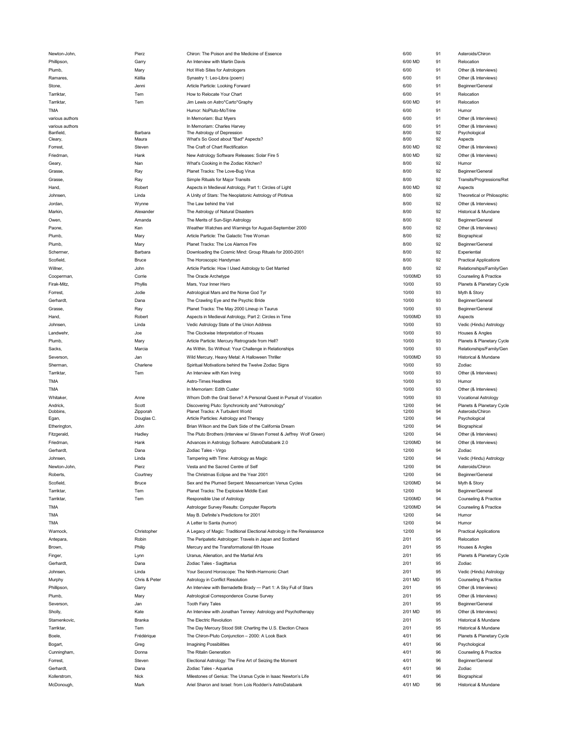| | | | | | |
|---|---|---|---|---|---|
| Newton-John, | Pierz | Chiron: The Poison and the Medicine of Essence | 6/00 | 91 | Asteroids/Chiron |
| Phillipson, | Garry | An Interview with Martin Davis | 6/00 MD | 91 | Relocation |
| Plumb, | Mary | Hot Web Sites for Astrologers | 6/00 | 91 | Other (& Interviews) |
| Ramares, | Kélila | Synastry 1: Leo-Libra (poem) | 6/00 | 91 | Other (& Interviews) |
| Stone, | Jenni | Article Particle: Looking Forward | 6/00 | 91 | Beginner/General |
| Tarriktar, | Tem | How to Relocate Your Chart | 6/00 | 91 | Relocation |
| Tarriktar, | Tem | Jim Lewis on Astro*Carto*Graphy | 6/00 MD | 91 | Relocation |
| TMA | | Humor: NoPluto-MoTrine | 6/00 | 91 | Humor |
| various authors | | In Memoriam: Buz Myers | 6/00 | 91 | Other (& Interviews) |
| various authors | | In Memoriam: Charles Harvey | 6/00 | 91 | Other (& Interviews) |
| Banfield, | Barbara | The Astrology of Depression | 8/00 | 92 | Psychological |
| Cleary, | Maura | What's So Good about "Bad" Aspects? | 8/00 | 92 | Aspects |
| Forrest, | Steven | The Craft of Chart Rectification | 8/00 MD | 92 | Other (& Interviews) |
| Friedman, | Hank | New Astrology Software Releases: Solar Fire 5 | 8/00 MD | 92 | Other (& Interviews) |
| Geary, | Nan | What's Cooking in the Zodiac Kitchen? | 8/00 | 92 | Humor |
| Grasse, | Ray | Planet Tracks: The Love-Bug Virus | 8/00 | 92 | Beginner/General |
| Grasse, | Ray | Simple Rituals for Major Transits | 8/00 | 92 | Transits/Progressions/Ret |
| Hand, | Robert | Aspects in Medieval Astrology, Part 1: Circles of Light | 8/00 MD | 92 | Aspects |
| Johnsen, | Linda | A Unity of Stars: The Neoplatonic Astrology of Plotinus | 8/00 | 92 | Theoretical or Philosophic |
| Jordan, | Wynne | The Law behind the Veil | 8/00 | 92 | Other (& Interviews) |
| Markin, | Alexander | The Astrology of Natural Disasters | 8/00 | 92 | Historical & Mundane |
| Owen, | Amanda | The Merits of Sun-Sign Astrology | 8/00 | 92 | Beginner/General |
| Paone, | Ken | Weather Watches and Warnings for August-September 2000 | 8/00 | 92 | Other (& Interviews) |
| Plumb, | Mary | Article Particle: The Galactic Tree Woman | 8/00 | 92 | Biographical |
| Plumb, | Mary | Planet Tracks: The Los Alamos Fire | 8/00 | 92 | Beginner/General |
| Schermer, | Barbara | Downloading the Cosmic Mind: Group Rituals for 2000-2001 | 8/00 | 92 | Experiential |
| Scofield, | Bruce | The Horoscopic Handyman | 8/00 | 92 | Practical Applications |
| Willner, | John | Article Particle: How I Used Astrology to Get Married | 8/00 | 92 | Relationships/Family/Gen |
| Cooperman, | Corrie | The Oracle Archetype | 10/00MD | 93 | Counseling & Practice |
| Firak-Mitz, | Phyllis | Mars, Your Inner Hero | 10/00 | 93 | Planets & Planetary Cycle |
| Forrest, | Jodie | Astrological Mars and the Norse God Tyr | 10/00 | 93 | Myth & Story |
| Gerhardt, | Dana | The Crawling Eye and the Psychic Bride | 10/00 | 93 | Beginner/General |
| Grasse, | Ray | Planet Tracks: The May 2000 Lineup in Taurus | 10/00 | 93 | Beginner/General |
| Hand, | Robert | Aspects in Medieval Astrology, Part 2: Circles in Time | 10/00MD | 93 | Aspects |
| Johnsen, | Linda | Vedic Astrology State of the Union Address | 10/00 | 93 | Vedic (Hindu) Astrology |
| Landwehr, | Joe | The Clockwise Interpretation of Houses | 10/00 | 93 | Houses & Angles |
| Plumb, | Mary | Article Particle: Mercury Retrograde from Hell? | 10/00 | 93 | Planets & Planetary Cycle |
| Sacks, | Marcia | As Within, So Without: Your Challenge in Relationships | 10/00 | 93 | Relationships/Family/Gen |
| Severson, | Jan | Wild Mercury, Heavy Metal: A Halloween Thriller | 10/00MD | 93 | Historical & Mundane |
| Sherman, | Charlene | Spiritual Motivations behind the Twelve Zodiac Signs | 10/00 | 93 | Zodiac |
| Tarriktar, | Tem | An Interview with Ken Irving | 10/00 | 93 | Other (& Interviews) |
| TMA | | Astro-Times Headlines | 10/00 | 93 | Humor |
| TMA | | In Memoriam: Edith Custer | 10/00 | 93 | Other (& Interviews) |
| Whitaker, | Anne | Whom Doth the Grail Serve? A Personal Quest in Pursuit of Vocation | 10/00 | 93 | Vocational Astrology |
| Andrick, | Scott | Discovering Pluto: Synchronicity and "Astronology" | 12/00 | 94 | Planets & Planetary Cycle |
| Dobbins, | Zipporah | Planet Tracks: A Turbulent World | 12/00 | 94 | Asteroids/Chiron |
| Egan, | Douglas C. | Article Particles: Astrology and Therapy | 12/00 | 94 | Psychological |
| Etherington, | John | Brian Wilson and the Dark Side of the California Dream | 12/00 | 94 | Biographical |
| Fitzgerald, | Hadley | The Pluto Brothers (Interview w/ Steven Forrest & Jeffrey Wolf Green) | 12/00 | 94 | Other (& Interviews) |
| Friedman, | Hank | Advances in Astrology Software: AstroDatabank 2.0 | 12/00MD | 94 | Other (& Interviews) |
| Gerhardt, | Dana | Zodiac Tales - Virgo | 12/00 | 94 | Zodiac |
| Johnsen, | Linda | Tampering with Time: Astrology as Magic | 12/00 | 94 | Vedic (Hindu) Astrology |
| Newton-John, | Pierz | Vesta and the Sacred Centre of Self | 12/00 | 94 | Asteroids/Chiron |
| Roberts, | Courtney | The Christmas Eclipse and the Year 2001 | 12/00 | 94 | Beginner/General |
| Scofield, | Bruce | Sex and the Plumed Serpent: Mesoamerican Venus Cycles | 12/00MD | 94 | Myth & Story |
| Tarriktar, | Tem | Planet Tracks: The Explosive Middle East | 12/00 | 94 | Beginner/General |
| Tarriktar, | Tem | Responsible Use of Astrology | 12/00MD | 94 | Counseling & Practice |
| TMA | | Astrologer Survey Results: Computer Reports | 12/00MD | 94 | Counseling & Practice |
| TMA | | May B. Definite's Predictions for 2001 | 12/00 | 94 | Humor |
| TMA | | A Letter to Santa (humor) | 12/00 | 94 | Humor |
| Warnock, | Christopher | A Legacy of Magic: Traditional Electional Astrology in the Renaissance | 12/00 | 94 | Practical Applications |
| Antepara, | Robin | The Peripatetic Astrologer: Travels in Japan and Scotland | 2/01 | 95 | Relocation |
| Brown, | Philip | Mercury and the Transformational 6th House | 2/01 | 95 | Houses & Angles |
| Finger, | Lynn | Uranus, Alienation, and the Martial Arts | 2/01 | 95 | Planets & Planetary Cycle |
| Gerhardt, | Dana | Zodiac Tales - Sagittarius | 2/01 | 95 | Zodiac |
| Johnsen, | Linda | Your Second Horoscope: The Ninth-Harmonic Chart | 2/01 | 95 | Vedic (Hindu) Astrology |
| Murphy | Chris & Peter | Astrology in Conflict Resolution | 2/01 MD | 95 | Counseling & Practice |
| Phillipson, | Garry | An Interview with Bernadette Brady — Part 1: A Sky Full of Stars | 2/01 | 95 | Other (& Interviews) |
| Plumb, | Mary | Astrological Correspondence Course Survey | 2/01 | 95 | Other (& Interviews) |
| Severson, | Jan | Tooth Fairy Tales | 2/01 | 95 | Beginner/General |
| Sholly, | Kate | An Interview with Jonathan Tenney: Astrology and Psychotherapy | 2/01 MD | 95 | Other (& Interviews) |
| Stamenkovic, | Branka | The Electric Revolution | 2/01 | 95 | Historical & Mundane |
| Tarriktar, | Tem | The Day Mercury Stood Still: Charting the U.S. Election Chaos | 2/01 | 95 | Historical & Mundane |
| Boele, | Frédérique | The Chiron-Pluto Conjunction – 2000: A Look Back | 4/01 | 96 | Planets & Planetary Cycle |
| Bogart, | Greg | Imagining Possibilities | 4/01 | 96 | Psychological |
| Cunningham, | Donna | The Ritalin Generation | 4/01 | 96 | Counseling & Practice |
| Forrest, | Steven | Electional Astrology: The Fine Art of Seizing the Moment | 4/01 | 96 | Beginner/General |
| Gerhardt, | Dana | Zodiac Tales - Aquarius | 4/01 | 96 | Zodiac |
| Kollerstrom, | Nick | Milestones of Genius: The Uranus Cycle in Isaac Newton's Life | 4/01 | 96 | Biographical |
| McDonough, | Mark | Ariel Sharon and Israel: from Lois Rodden's AstroDatabank | 4/01 MD | 96 | Historical & Mundane |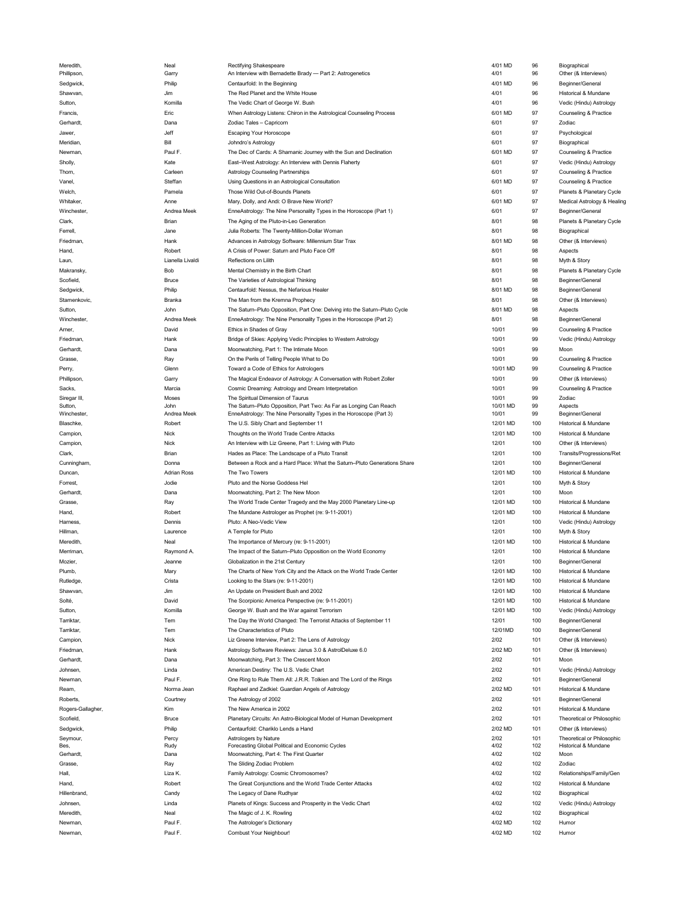| | | | | | |
|---|---|---|---|---|---|
| Meredith, | Neal | Rectifying Shakespeare | 4/01 MD | 96 | Biographical |
| Phillipson, | Garry | An Interview with Bernadette Brady — Part 2: Astrogenetics | 4/01 | 96 | Other (& Interviews) |
| Sedgwick, | Philip | Centaurfold: In the Beginning | 4/01 MD | 96 | Beginner/General |
| Shawvan, | Jim | The Red Planet and the White House | 4/01 | 96 | Historical & Mundane |
| Sutton, | Komilla | The Vedic Chart of George W. Bush | 4/01 | 96 | Vedic (Hindu) Astrology |
| Francis, | Eric | When Astrology Listens: Chiron in the Astrological Counseling Process | 6/01 MD | 97 | Counseling & Practice |
| Gerhardt, | Dana | Zodiac Tales – Capricorn | 6/01 | 97 | Zodiac |
| Jawer, | Jeff | Escaping Your Horoscope | 6/01 | 97 | Psychological |
| Meridian, | Bill | Johndro's Astrology | 6/01 | 97 | Biographical |
| Newman, | Paul F. | The Dec of Cards: A Shamanic Journey with the Sun and Declination | 6/01 MD | 97 | Counseling & Practice |
| Sholly, | Kate | East–West Astrology: An Interview with Dennis Flaherty | 6/01 | 97 | Vedic (Hindu) Astrology |
| Thom, | Carleen | Astrology Counseling Partnerships | 6/01 | 97 | Counseling & Practice |
| Vanel, | Steffan | Using Questions in an Astrological Consultation | 6/01 MD | 97 | Counseling & Practice |
| Welch, | Pamela | Those Wild Out-of-Bounds Planets | 6/01 | 97 | Planets & Planetary Cycle |
| Whitaker, | Anne | Mary, Dolly, and Andi: O Brave New World? | 6/01 MD | 97 | Medical Astrology & Healing |
| Winchester, | Andrea Meek | EnneAstrology: The Nine Personality Types in the Horoscope (Part 1) | 6/01 | 97 | Beginner/General |
| Clark, | Brian | The Aging of the Pluto-in-Leo Generation | 8/01 | 98 | Planets & Planetary Cycle |
| Ferrell, | Jane | Julia Roberts: The Twenty-Million-Dollar Woman | 8/01 | 98 | Biographical |
| Friedman, | Hank | Advances in Astrology Software: Millennium Star Trax | 8/01 MD | 98 | Other (& Interviews) |
| Hand, | Robert | A Crisis of Power: Saturn and Pluto Face Off | 8/01 | 98 | Aspects |
| Laun, | Lianella Livaldi | Reflections on Lilith | 8/01 | 98 | Myth & Story |
| Makransky, | Bob | Mental Chemistry in the Birth Chart | 8/01 | 98 | Planets & Planetary Cycle |
| Scofield, | Bruce | The Varieties of Astrological Thinking | 8/01 | 98 | Beginner/General |
| Sedgwick, | Philip | Centaurfold: Nessus, the Nefarious Healer | 8/01 MD | 98 | Beginner/General |
| Stamenkovic, | Branka | The Man from the Kremna Prophecy | 8/01 | 98 | Other (& Interviews) |
| Sutton, | John | The Saturn–Pluto Opposition, Part One: Delving into the Saturn–Pluto Cycle | 8/01 MD | 98 | Aspects |
| Winchester, | Andrea Meek | EnneAstrology: The Nine Personality Types in the Horoscope (Part 2) | 8/01 | 98 | Beginner/General |
| Arner, | David | Ethics in Shades of Gray | 10/01 | 99 | Counseling & Practice |
| Friedman, | Hank | Bridge of Skies: Applying Vedic Principles to Western Astrology | 10/01 | 99 | Vedic (Hindu) Astrology |
| Gerhardt, | Dana | Moonwatching, Part 1: The Intimate Moon | 10/01 | 99 | Moon |
| Grasse, | Ray | On the Perils of Telling People What to Do | 10/01 | 99 | Counseling & Practice |
| Perry, | Glenn | Toward a Code of Ethics for Astrologers | 10/01 MD | 99 | Counseling & Practice |
| Phillipson, | Garry | The Magical Endeavor of Astrology: A Conversation with Robert Zoller | 10/01 | 99 | Other (& Interviews) |
| Sacks, | Marcia | Cosmic Dreaming: Astrology and Dream Interpretation | 10/01 | 99 | Counseling & Practice |
| Siregar III, | Moses | The Spiritual Dimension of Taurus | 10/01 | 99 | Zodiac |
| Sutton, | John | The Saturn–Pluto Opposition, Part Two: As Far as Longing Can Reach | 10/01 MD | 99 | Aspects |
| Winchester, | Andrea Meek | EnneAstrology: The Nine Personality Types in the Horoscope (Part 3) | 10/01 | 99 | Beginner/General |
| Blaschke, | Robert | The U.S. Sibly Chart and September 11 | 12/01 MD | 100 | Historical & Mundane |
| Campion, | Nick | Thoughts on the World Trade Centre Attacks | 12/01 MD | 100 | Historical & Mundane |
| Campion, | Nick | An Interview with Liz Greene, Part 1: Living with Pluto | 12/01 | 100 | Other (& Interviews) |
| Clark, | Brian | Hades as Place: The Landscape of a Pluto Transit | 12/01 | 100 | Transits/Progressions/Ret |
| Cunningham, | Donna | Between a Rock and a Hard Place: What the Saturn–Pluto Generations Share | 12/01 | 100 | Beginner/General |
| Duncan, | Adrian Ross | The Two Towers | 12/01 MD | 100 | Historical & Mundane |
| Forrest, | Jodie | Pluto and the Norse Goddess Hel | 12/01 | 100 | Myth & Story |
| Gerhardt, | Dana | Moonwatching, Part 2: The New Moon | 12/01 | 100 | Moon |
| Grasse, | Ray | The World Trade Center Tragedy and the May 2000 Planetary Line-up | 12/01 MD | 100 | Historical & Mundane |
| Hand, | Robert | The Mundane Astrologer as Prophet (re: 9-11-2001) | 12/01 MD | 100 | Historical & Mundane |
| Harness, | Dennis | Pluto: A Neo-Vedic View | 12/01 | 100 | Vedic (Hindu) Astrology |
| Hillman, | Laurence | A Temple for Pluto | 12/01 | 100 | Myth & Story |
| Meredith, | Neal | The Importance of Mercury (re: 9-11-2001) | 12/01 MD | 100 | Historical & Mundane |
| Merriman, | Raymond A. | The Impact of the Saturn–Pluto Opposition on the World Economy | 12/01 | 100 | Historical & Mundane |
| Mozier, | Jeanne | Globalization in the 21st Century | 12/01 | 100 | Beginner/General |
| Plumb, | Mary | The Charts of New York City and the Attack on the World Trade Center | 12/01 MD | 100 | Historical & Mundane |
| Rutledge, | Crista | Looking to the Stars (re: 9-11-2001) | 12/01 MD | 100 | Historical & Mundane |
| Shawvan, | Jim | An Update on President Bush and 2002 | 12/01 MD | 100 | Historical & Mundane |
| Solté, | David | The Scorpionic America Perspective (re: 9-11-2001) | 12/01 MD | 100 | Historical & Mundane |
| Sutton, | Komilla | George W. Bush and the War against Terrorism | 12/01 MD | 100 | Vedic (Hindu) Astrology |
| Tarriktar, | Tem | The Day the World Changed: The Terrorist Attacks of September 11 | 12/01 | 100 | Beginner/General |
| Tarriktar, | Tem | The Characteristics of Pluto | 12/01MD | 100 | Beginner/General |
| Campion, | Nick | Liz Greene Interview, Part 2: The Lens of Astrology | 2/02 | 101 | Other (& Interviews) |
| Friedman, | Hank | Astrology Software Reviews: Janus 3.0 & AstrolDeluxe 6.0 | 2/02 MD | 101 | Other (& Interviews) |
| Gerhardt, | Dana | Moonwatching, Part 3: The Crescent Moon | 2/02 | 101 | Moon |
| Johnsen, | Linda | American Destiny: The U.S. Vedic Chart | 2/02 | 101 | Vedic (Hindu) Astrology |
| Newman, | Paul F. | One Ring to Rule Them All: J.R.R. Tolkien and The Lord of the Rings | 2/02 | 101 | Beginner/General |
| Ream, | Norma Jean | Raphael and Zadkiel: Guardian Angels of Astrology | 2/02 MD | 101 | Historical & Mundane |
| Roberts, | Courtney | The Astrology of 2002 | 2/02 | 101 | Beginner/General |
| Rogers-Gallagher, | Kim | The New America in 2002 | 2/02 | 101 | Historical & Mundane |
| Scofield, | Bruce | Planetary Circuits: An Astro-Biological Model of Human Development | 2/02 | 101 | Theoretical or Philosophic |
| Sedgwick, | Philip | Centaurfold: Chariklo Lends a Hand | 2/02 MD | 101 | Other (& Interviews) |
| Seymour, | Percy | Astrologers by Nature | 2/02 | 101 | Theoretical or Philosophic |
| Bes, | Rudy | Forecasting Global Political and Economic Cycles | 4/02 | 102 | Historical & Mundane |
| Gerhardt, | Dana | Moonwatching, Part 4: The First Quarter | 4/02 | 102 | Moon |
| Grasse, | Ray | The Sliding Zodiac Problem | 4/02 | 102 | Zodiac |
| Hall, | Liza K. | Family Astrology: Cosmic Chromosomes? | 4/02 | 102 | Relationships/Family/Gen |
| Hand, | Robert | The Great Conjunctions and the World Trade Center Attacks | 4/02 | 102 | Historical & Mundane |
| Hillenbrand, | Candy | The Legacy of Dane Rudhyar | 4/02 | 102 | Biographical |
| Johnsen, | Linda | Planets of Kings: Success and Prosperity in the Vedic Chart | 4/02 | 102 | Vedic (Hindu) Astrology |
| Meredith, | Neal | The Magic of J. K. Rowling | 4/02 | 102 | Biographical |
| Newman, | Paul F. | The Astrologer's Dictionary | 4/02 MD | 102 | Humor |
| Newman, | Paul F. | Combust Your Neighbour! | 4/02 MD | 102 | Humor |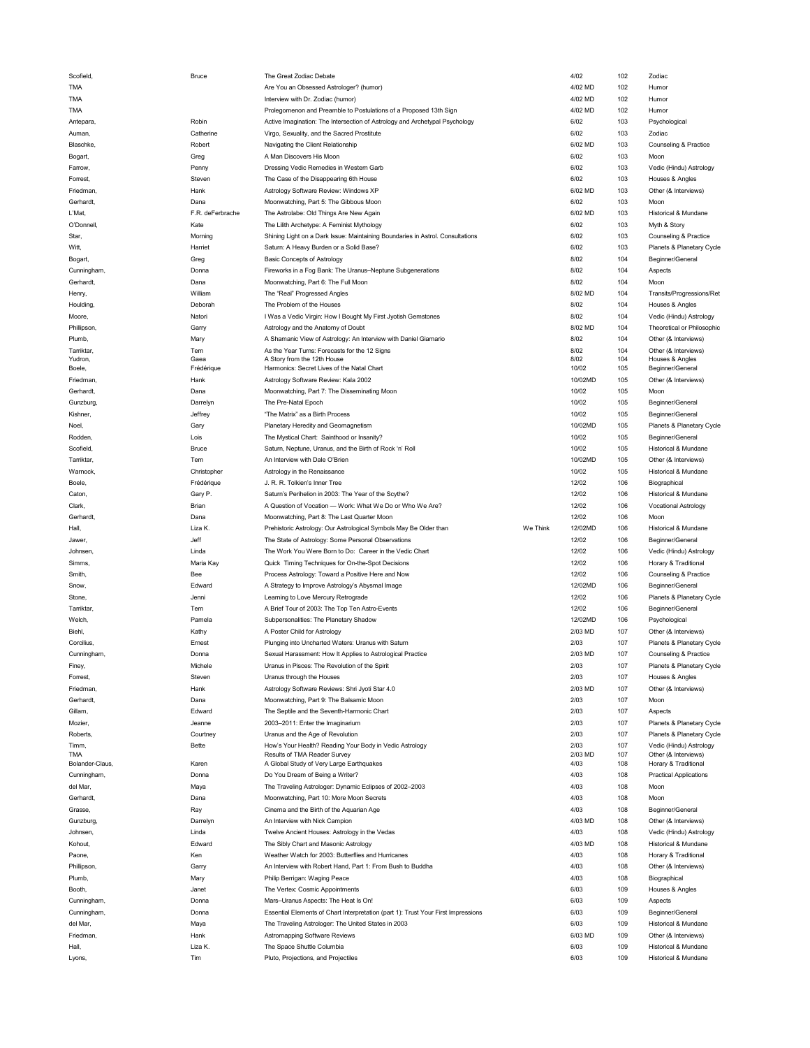| | | | | | | |
|---|---|---|---|---|---|---|
| Scofield, | Bruce | The Great Zodiac Debate | | 4/02 | 102 | Zodiac |
| TMA | | Are You an Obsessed Astrologer? (humor) | | 4/02 MD | 102 | Humor |
| TMA | | Interview with Dr. Zodiac (humor) | | 4/02 MD | 102 | Humor |
| TMA | | Prolegomenon and Preamble to Postulations of a Proposed 13th Sign | | 4/02 MD | 102 | Humor |
| Antepara, | Robin | Active Imagination: The Intersection of Astrology and Archetypal Psychology | | 6/02 | 103 | Psychological |
| Auman, | Catherine | Virgo, Sexuality, and the Sacred Prostitute | | 6/02 | 103 | Zodiac |
| Blaschke, | Robert | Navigating the Client Relationship | | 6/02 MD | 103 | Counseling & Practice |
| Bogart, | Greg | A Man Discovers His Moon | | 6/02 | 103 | Moon |
| Farrow, | Penny | Dressing Vedic Remedies in Western Garb | | 6/02 | 103 | Vedic (Hindu) Astrology |
| Forrest, | Steven | The Case of the Disappearing 6th House | | 6/02 | 103 | Houses & Angles |
| Friedman, | Hank | Astrology Software Review: Windows XP | | 6/02 MD | 103 | Other (& Interviews) |
| Gerhardt, | Dana | Moonwatching, Part 5: The Gibbous Moon | | 6/02 | 103 | Moon |
| L'Mat, | F.R. deFerbrache | The Astrolabe: Old Things Are New Again | | 6/02 MD | 103 | Historical & Mundane |
| O'Donnell, | Kate | The Lilith Archetype: A Feminist Mythology | | 6/02 | 103 | Myth & Story |
| Star, | Morning | Shining Light on a Dark Issue: Maintaining Boundaries in Astrol. Consultations | | 6/02 | 103 | Counseling & Practice |
| Witt, | Harriet | Saturn: A Heavy Burden or a Solid Base? | | 6/02 | 103 | Planets & Planetary Cycle |
| Bogart, | Greg | Basic Concepts of Astrology | | 8/02 | 104 | Beginner/General |
| Cunningham, | Donna | Fireworks in a Fog Bank: The Uranus–Neptune Subgenerations | | 8/02 | 104 | Aspects |
| Gerhardt, | Dana | Moonwatching, Part 6: The Full Moon | | 8/02 | 104 | Moon |
| Henry, | William | The "Real" Progressed Angles | | 8/02 MD | 104 | Transits/Progressions/Ret |
| Houlding, | Deborah | The Problem of the Houses | | 8/02 | 104 | Houses & Angles |
| Moore, | Natori | I Was a Vedic Virgin: How I Bought My First Jyotish Gemstones | | 8/02 | 104 | Vedic (Hindu) Astrology |
| Phillipson, | Garry | Astrology and the Anatomy of Doubt | | 8/02 MD | 104 | Theoretical or Philosophic |
| Plumb, | Mary | A Shamanic View of Astrology: An Interview with Daniel Giamario | | 8/02 | 104 | Other (& Interviews) |
| Tarriktar, | Tem | As the Year Turns: Forecasts for the 12 Signs | | 8/02 | 104 | Other (& Interviews) |
| Yudron, | Gaea | A Story from the 12th House | | 8/02 | 104 | Houses & Angles |
| Boele, | Frédérique | Harmonics: Secret Lives of the Natal Chart | | 10/02 | 105 | Beginner/General |
| Friedman, | Hank | Astrology Software Review: Kala 2002 | | 10/02MD | 105 | Other (& Interviews) |
| Gerhardt, | Dana | Moonwatching, Part 7: The Disseminating Moon | | 10/02 | 105 | Moon |
| Gunzburg, | Darrelyn | The Pre-Natal Epoch | | 10/02 | 105 | Beginner/General |
| Kishner, | Jeffrey | "The Matrix" as a Birth Process | | 10/02 | 105 | Beginner/General |
| Noel, | Gary | Planetary Heredity and Geomagnetism | | 10/02MD | 105 | Planets & Planetary Cycle |
| Rodden, | Lois | The Mystical Chart: Sainthood or Insanity? | | 10/02 | 105 | Beginner/General |
| Scofield, | Bruce | Saturn, Neptune, Uranus, and the Birth of Rock 'n' Roll | | 10/02 | 105 | Historical & Mundane |
| Tarriktar, | Tem | An Interview with Dale O'Brien | | 10/02MD | 105 | Other (& Interviews) |
| Warnock, | Christopher | Astrology in the Renaissance | | 10/02 | 105 | Historical & Mundane |
| Boele, | Frédérique | J. R. R. Tolkien's Inner Tree | | 12/02 | 106 | Biographical |
| Caton, | Gary P. | Saturn's Perihelion in 2003: The Year of the Scythe? | | 12/02 | 106 | Historical & Mundane |
| Clark, | Brian | A Question of Vocation — Work: What We Do or Who We Are? | | 12/02 | 106 | Vocational Astrology |
| Gerhardt, | Dana | Moonwatching, Part 8: The Last Quarter Moon | | 12/02 | 106 | Moon |
| Hall, | Liza K. | Prehistoric Astrology: Our Astrological Symbols May Be Older than | We Think | 12/02MD | 106 | Historical & Mundane |
| Jawer, | Jeff | The State of Astrology: Some Personal Observations | | 12/02 | 106 | Beginner/General |
| Johnsen, | Linda | The Work You Were Born to Do: Career in the Vedic Chart | | 12/02 | 106 | Vedic (Hindu) Astrology |
| Simms, | Maria Kay | Quick Timing Techniques for On-the-Spot Decisions | | 12/02 | 106 | Horary & Traditional |
| Smith, | Bee | Process Astrology: Toward a Positive Here and Now | | 12/02 | 106 | Counseling & Practice |
| Snow, | Edward | A Strategy to Improve Astrology's Abysmal Image | | 12/02MD | 106 | Beginner/General |
| Stone, | Jenni | Learning to Love Mercury Retrograde | | 12/02 | 106 | Planets & Planetary Cycle |
| Tarriktar, | Tem | A Brief Tour of 2003: The Top Ten Astro-Events | | 12/02 | 106 | Beginner/General |
| Welch, | Pamela | Subpersonalities: The Planetary Shadow | | 12/02MD | 106 | Psychological |
| Biehl, | Kathy | A Poster Child for Astrology | | 2/03 MD | 107 | Other (& Interviews) |
| Corcilius, | Ernest | Plunging into Uncharted Waters: Uranus with Saturn | | 2/03 | 107 | Planets & Planetary Cycle |
| Cunningham, | Donna | Sexual Harassment: How It Applies to Astrological Practice | | 2/03 MD | 107 | Counseling & Practice |
| Finey, | Michele | Uranus in Pisces: The Revolution of the Spirit | | 2/03 | 107 | Planets & Planetary Cycle |
| Forrest, | Steven | Uranus through the Houses | | 2/03 | 107 | Houses & Angles |
| Friedman, | Hank | Astrology Software Reviews: Shri Jyoti Star 4.0 | | 2/03 MD | 107 | Other (& Interviews) |
| Gerhardt, | Dana | Moonwatching, Part 9: The Balsamic Moon | | 2/03 | 107 | Moon |
| Gillam, | Edward | The Septile and the Seventh-Harmonic Chart | | 2/03 | 107 | Aspects |
| Mozier, | Jeanne | 2003–2011: Enter the Imaginarium | | 2/03 | 107 | Planets & Planetary Cycle |
| Roberts, | Courtney | Uranus and the Age of Revolution | | 2/03 | 107 | Planets & Planetary Cycle |
| Timm, | Bette | How's Your Health? Reading Your Body in Vedic Astrology | | 2/03 | 107 | Vedic (Hindu) Astrology |
| TMA | | Results of TMA Reader Survey | | 2/03 MD | 107 | Other (& Interviews) |
| Bolander-Claus, | Karen | A Global Study of Very Large Earthquakes | | 4/03 | 108 | Horary & Traditional |
| Cunningham, | Donna | Do You Dream of Being a Writer? | | 4/03 | 108 | Practical Applications |
| del Mar, | Maya | The Traveling Astrologer: Dynamic Eclipses of 2002–2003 | | 4/03 | 108 | Moon |
| Gerhardt, | Dana | Moonwatching, Part 10: More Moon Secrets | | 4/03 | 108 | Moon |
| Grasse, | Ray | Cinema and the Birth of the Aquarian Age | | 4/03 | 108 | Beginner/General |
| Gunzburg, | Darrelyn | An Interview with Nick Campion | | 4/03 MD | 108 | Other (& Interviews) |
| Johnsen, | Linda | Twelve Ancient Houses: Astrology in the Vedas | | 4/03 | 108 | Vedic (Hindu) Astrology |
| Kohout, | Edward | The Sibly Chart and Masonic Astrology | | 4/03 MD | 108 | Historical & Mundane |
| Paone, | Ken | Weather Watch for 2003: Butterflies and Hurricanes | | 4/03 | 108 | Horary & Traditional |
| Phillipson, | Garry | An Interview with Robert Hand, Part 1: From Bush to Buddha | | 4/03 | 108 | Other (& Interviews) |
| Plumb, | Mary | Philip Berrigan: Waging Peace | | 4/03 | 108 | Biographical |
| Booth, | Janet | The Vertex: Cosmic Appointments | | 6/03 | 109 | Houses & Angles |
| Cunningham, | Donna | Mars–Uranus Aspects: The Heat Is On! | | 6/03 | 109 | Aspects |
| Cunningham, | Donna | Essential Elements of Chart Interpretation (part 1): Trust Your First Impressions | | 6/03 | 109 | Beginner/General |
| del Mar, | Maya | The Traveling Astrologer: The United States in 2003 | | 6/03 | 109 | Historical & Mundane |
| Friedman, | Hank | Astromapping Software Reviews | | 6/03 MD | 109 | Other (& Interviews) |
| Hall, | Liza K. | The Space Shuttle Columbia | | 6/03 | 109 | Historical & Mundane |
| Lyons, | Tim | Pluto, Projections, and Projectiles | | 6/03 | 109 | Historical & Mundane |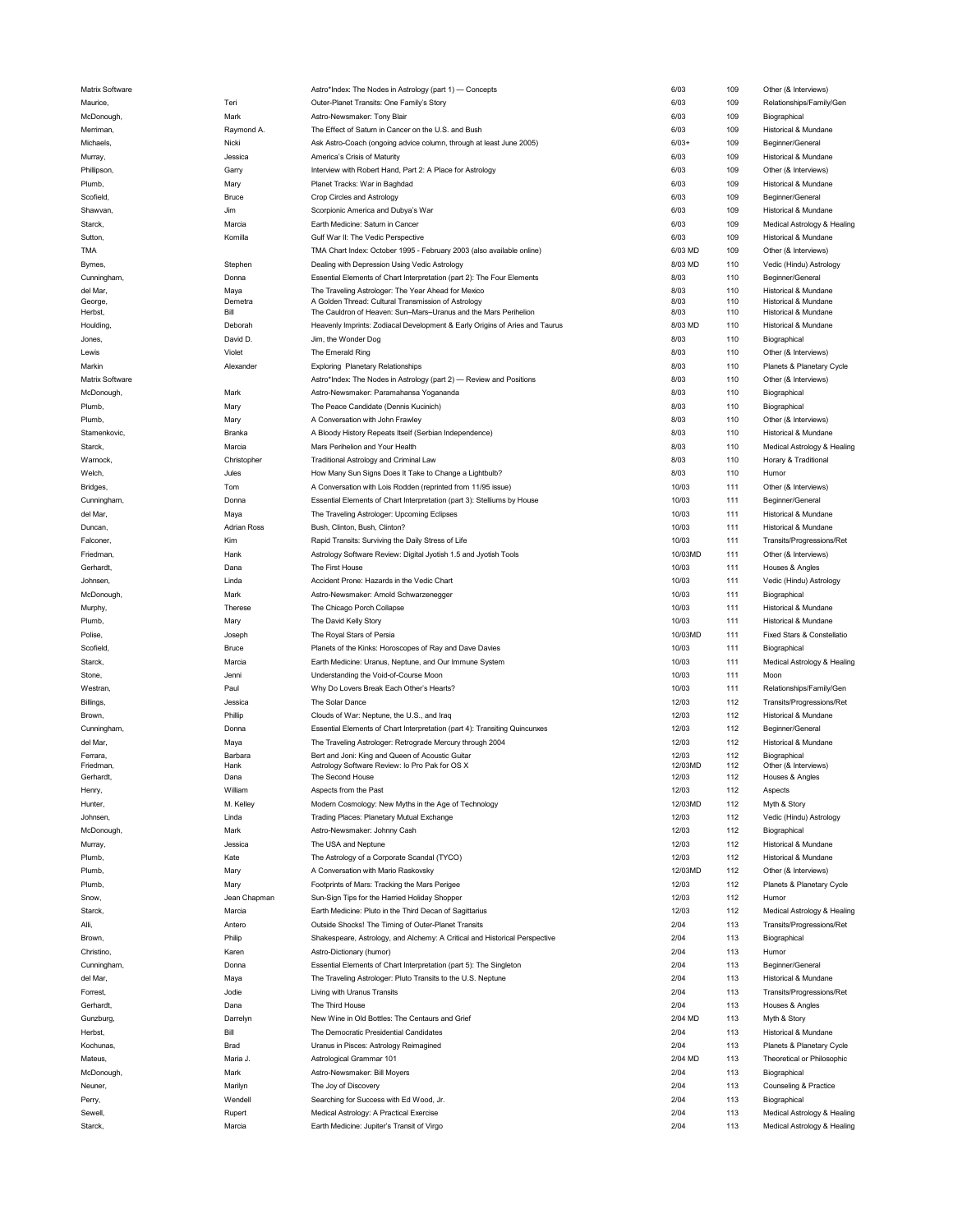| | | | | | |
|---|---|---|---|---|---|
| Matrix Software | | Astro*Index: The Nodes in Astrology (part 1) — Concepts | 6/03 | 109 | Other (& Interviews) |
| Maurice, | Teri | Outer-Planet Transits: One Family's Story | 6/03 | 109 | Relationships/Family/Gen |
| McDonough, | Mark | Astro-Newsmaker: Tony Blair | 6/03 | 109 | Biographical |
| Merriman, | Raymond A. | The Effect of Saturn in Cancer on the U.S. and Bush | 6/03 | 109 | Historical & Mundane |
| Michaels, | Nicki | Ask Astro-Coach (ongoing advice column, through at least June 2005) | 6/03+ | 109 | Beginner/General |
| Murray, | Jessica | America's Crisis of Maturity | 6/03 | 109 | Historical & Mundane |
| Phillipson, | Garry | Interview with Robert Hand, Part 2: A Place for Astrology | 6/03 | 109 | Other (& Interviews) |
| Plumb, | Mary | Planet Tracks: War in Baghdad | 6/03 | 109 | Historical & Mundane |
| Scofield, | Bruce | Crop Circles and Astrology | 6/03 | 109 | Beginner/General |
| Shawvan, | Jim | Scorpionic America and Dubya's War | 6/03 | 109 | Historical & Mundane |
| Starck, | Marcia | Earth Medicine: Saturn in Cancer | 6/03 | 109 | Medical Astrology & Healing |
| Sutton, | Komilla | Gulf War II: The Vedic Perspective | 6/03 | 109 | Historical & Mundane |
| TMA | | TMA Chart Index: October 1995 - February 2003 (also available online) | 6/03 MD | 109 | Other (& Interviews) |
| Byrnes, | Stephen | Dealing with Depression Using Vedic Astrology | 8/03 MD | 110 | Vedic (Hindu) Astrology |
| Cunningham, | Donna | Essential Elements of Chart Interpretation (part 2): The Four Elements | 8/03 | 110 | Beginner/General |
| del Mar, | Maya | The Traveling Astrologer: The Year Ahead for Mexico | 8/03 | 110 | Historical & Mundane |
| George, | Demetra | A Golden Thread: Cultural Transmission of Astrology | 8/03 | 110 | Historical & Mundane |
| Herbst, | Bill | The Cauldron of Heaven: Sun–Mars–Uranus and the Mars Perihelion | 8/03 | 110 | Historical & Mundane |
| Houlding, | Deborah | Heavenly Imprints: Zodiacal Development & Early Origins of Aries and Taurus | 8/03 MD | 110 | Historical & Mundane |
| Jones, | David D. | Jim, the Wonder Dog | 8/03 | 110 | Biographical |
| Lewis | Violet | The Emerald Ring | 8/03 | 110 | Other (& Interviews) |
| Markin | Alexander | Exploring Planetary Relationships | 8/03 | 110 | Planets & Planetary Cycle |
| Matrix Software | | Astro*Index: The Nodes in Astrology (part 2) — Review and Positions | 8/03 | 110 | Other (& Interviews) |
| McDonough, | Mark | Astro-Newsmaker: Paramahansa Yogananda | 8/03 | 110 | Biographical |
| Plumb, | Mary | The Peace Candidate (Dennis Kucinich) | 8/03 | 110 | Biographical |
| Plumb, | Mary | A Conversation with John Frawley | 8/03 | 110 | Other (& Interviews) |
| Stamenkovic, | Branka | A Bloody History Repeats Itself (Serbian Independence) | 8/03 | 110 | Historical & Mundane |
| Starck, | Marcia | Mars Perihelion and Your Health | 8/03 | 110 | Medical Astrology & Healing |
| Warnock, | Christopher | Traditional Astrology and Criminal Law | 8/03 | 110 | Horary & Traditional |
| Welch, | Jules | How Many Sun Signs Does It Take to Change a Lightbulb? | 8/03 | 110 | Humor |
| Bridges, | Tom | A Conversation with Lois Rodden (reprinted from 11/95 issue) | 10/03 | 111 | Other (& Interviews) |
| Cunningham, | Donna | Essential Elements of Chart Interpretation (part 3): Stelliums by House | 10/03 | 111 | Beginner/General |
| del Mar, | Maya | The Traveling Astrologer: Upcoming Eclipses | 10/03 | 111 | Historical & Mundane |
| Duncan, | Adrian Ross | Bush, Clinton, Bush, Clinton? | 10/03 | 111 | Historical & Mundane |
| Falconer, | Kim | Rapid Transits: Surviving the Daily Stress of Life | 10/03 | 111 | Transits/Progressions/Ret |
| Friedman, | Hank | Astrology Software Review: Digital Jyotish 1.5 and Jyotish Tools | 10/03MD | 111 | Other (& Interviews) |
| Gerhardt, | Dana | The First House | 10/03 | 111 | Houses & Angles |
| Johnsen, | Linda | Accident Prone: Hazards in the Vedic Chart | 10/03 | 111 | Vedic (Hindu) Astrology |
| McDonough, | Mark | Astro-Newsmaker: Arnold Schwarzenegger | 10/03 | 111 | Biographical |
| Murphy, | Therese | The Chicago Porch Collapse | 10/03 | 111 | Historical & Mundane |
| Plumb, | Mary | The David Kelly Story | 10/03 | 111 | Historical & Mundane |
| Polise, | Joseph | The Royal Stars of Persia | 10/03MD | 111 | Fixed Stars & Constellatio |
| Scofield, | Bruce | Planets of the Kinks: Horoscopes of Ray and Dave Davies | 10/03 | 111 | Biographical |
| Starck, | Marcia | Earth Medicine: Uranus, Neptune, and Our Immune System | 10/03 | 111 | Medical Astrology & Healing |
| Stone, | Jenni | Understanding the Void-of-Course Moon | 10/03 | 111 | Moon |
| Westran, | Paul | Why Do Lovers Break Each Other's Hearts? | 10/03 | 111 | Relationships/Family/Gen |
| Billings, | Jessica | The Solar Dance | 12/03 | 112 | Transits/Progressions/Ret |
| Brown, | Phillip | Clouds of War: Neptune, the U.S., and Iraq | 12/03 | 112 | Historical & Mundane |
| Cunningham, | Donna | Essential Elements of Chart Interpretation (part 4): Transiting Quincunxes | 12/03 | 112 | Beginner/General |
| del Mar, | Maya | The Traveling Astrologer: Retrograde Mercury through 2004 | 12/03 | 112 | Historical & Mundane |
| Ferrara, | Barbara | Bert and Joni: King and Queen of Acoustic Guitar | 12/03 | 112 | Biographical |
| Friedman, | Hank | Astrology Software Review: Io Pro Pak for OS X | 12/03MD | 112 | Other (& Interviews) |
| Gerhardt, | Dana | The Second House | 12/03 | 112 | Houses & Angles |
| Henry, | William | Aspects from the Past | 12/03 | 112 | Aspects |
| Hunter, | M. Kelley | Modern Cosmology: New Myths in the Age of Technology | 12/03MD | 112 | Myth & Story |
| Johnsen, | Linda | Trading Places: Planetary Mutual Exchange | 12/03 | 112 | Vedic (Hindu) Astrology |
| McDonough, | Mark | Astro-Newsmaker: Johnny Cash | 12/03 | 112 | Biographical |
| Murray, | Jessica | The USA and Neptune | 12/03 | 112 | Historical & Mundane |
| Plumb, | Kate | The Astrology of a Corporate Scandal (TYCO) | 12/03 | 112 | Historical & Mundane |
| Plumb, | Mary | A Conversation with Mario Raskovsky | 12/03MD | 112 | Other (& Interviews) |
| Plumb, | Mary | Footprints of Mars: Tracking the Mars Perigee | 12/03 | 112 | Planets & Planetary Cycle |
| Snow, | Jean Chapman | Sun-Sign Tips for the Harried Holiday Shopper | 12/03 | 112 | Humor |
| Starck, | Marcia | Earth Medicine: Pluto in the Third Decan of Sagittarius | 12/03 | 112 | Medical Astrology & Healing |
| Alli, | Antero | Outside Shocks! The Timing of Outer-Planet Transits | 2/04 | 113 | Transits/Progressions/Ret |
| Brown, | Philip | Shakespeare, Astrology, and Alchemy: A Critical and Historical Perspective | 2/04 | 113 | Biographical |
| Christino, | Karen | Astro-Dictionary (humor) | 2/04 | 113 | Humor |
| Cunningham, | Donna | Essential Elements of Chart Interpretation (part 5): The Singleton | 2/04 | 113 | Beginner/General |
| del Mar, | Maya | The Traveling Astrologer: Pluto Transits to the U.S. Neptune | 2/04 | 113 | Historical & Mundane |
| Forrest, | Jodie | Living with Uranus Transits | 2/04 | 113 | Transits/Progressions/Ret |
| Gerhardt, | Dana | The Third House | 2/04 | 113 | Houses & Angles |
| Gunzburg, | Darrelyn | New Wine in Old Bottles: The Centaurs and Grief | 2/04 MD | 113 | Myth & Story |
| Herbst, | Bill | The Democratic Presidential Candidates | 2/04 | 113 | Historical & Mundane |
| Kochunas, | Brad | Uranus in Pisces: Astrology Reimagined | 2/04 | 113 | Planets & Planetary Cycle |
| Mateus, | Maria J. | Astrological Grammar 101 | 2/04 MD | 113 | Theoretical or Philosophic |
| McDonough, | Mark | Astro-Newsmaker: Bill Moyers | 2/04 | 113 | Biographical |
| Neuner, | Marilyn | The Joy of Discovery | 2/04 | 113 | Counseling & Practice |
| Perry, | Wendell | Searching for Success with Ed Wood, Jr. | 2/04 | 113 | Biographical |
| Sewell, | Rupert | Medical Astrology: A Practical Exercise | 2/04 | 113 | Medical Astrology & Healing |
| Starck, | Marcia | Earth Medicine: Jupiter's Transit of Virgo | 2/04 | 113 | Medical Astrology & Healing |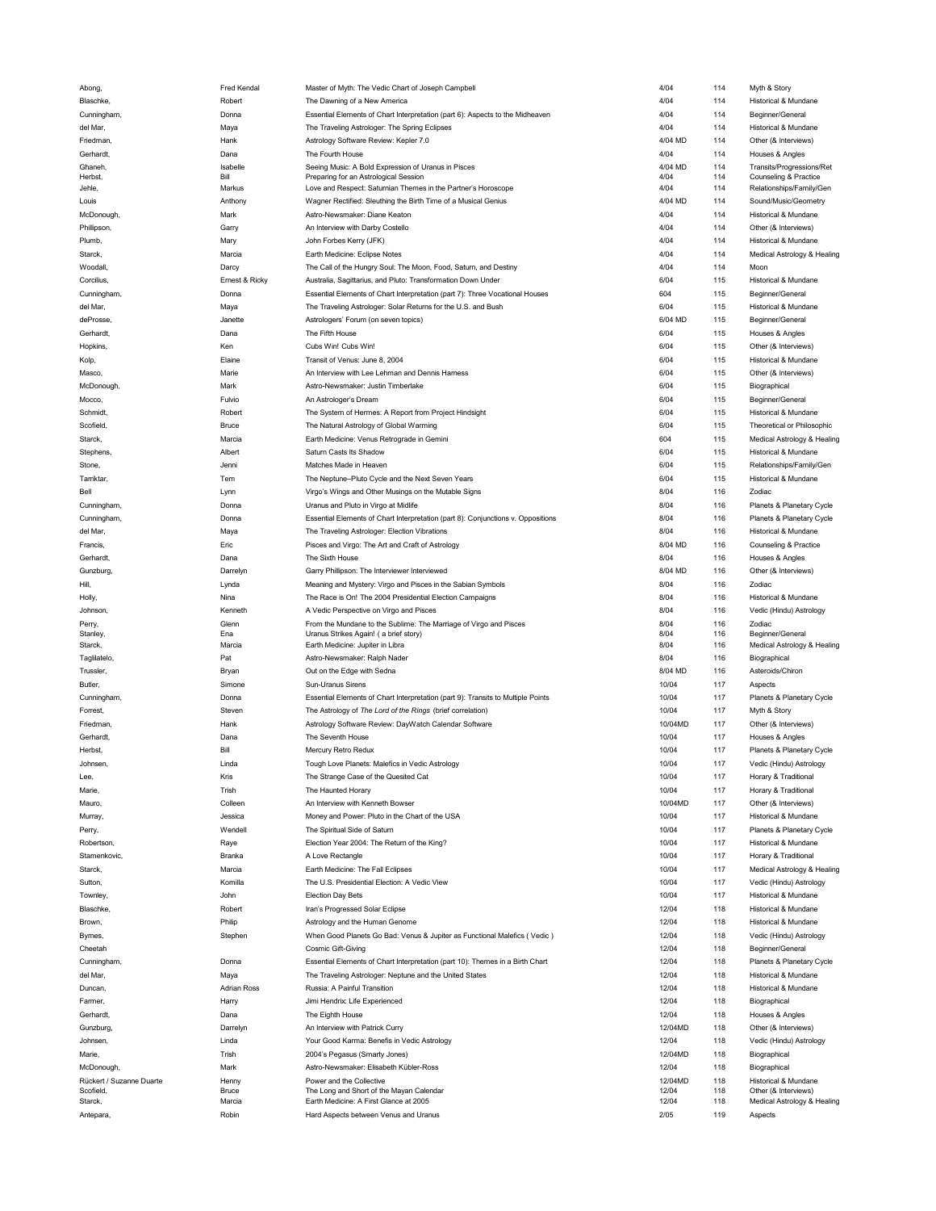| | | | | | |
|---|---|---|---|---|---|
| Abong, | Fred Kendal | Master of Myth: The Vedic Chart of Joseph Campbell | 4/04 | 114 | Myth & Story |
| Blaschke, | Robert | The Dawning of a New America | 4/04 | 114 | Historical & Mundane |
| Cunningham, | Donna | Essential Elements of Chart Interpretation (part 6): Aspects to the Midheaven | 4/04 | 114 | Beginner/General |
| del Mar, | Maya | The Traveling Astrologer: The Spring Eclipses | 4/04 | 114 | Historical & Mundane |
| Friedman, | Hank | Astrology Software Review: Kepler 7.0 | 4/04 MD | 114 | Other (& Interviews) |
| Gerhardt, | Dana | The Fourth House | 4/04 | 114 | Houses & Angles |
| Ghaneh, | Isabelle | Seeing Music: A Bold Expression of Uranus in Pisces | 4/04 MD | 114 | Transits/Progressions/Ret |
| Herbst, | Bill | Preparing for an Astrological Session | 4/04 | 114 | Counseling & Practice |
| Jehle, | Markus | Love and Respect: Saturnian Themes in the Partner's Horoscope | 4/04 | 114 | Relationships/Family/Gen |
| Louis | Anthony | Wagner Rectified: Sleuthing the Birth Time of a Musical Genius | 4/04 MD | 114 | Sound/Music/Geometry |
| McDonough, | Mark | Astro-Newsmaker: Diane Keaton | 4/04 | 114 | Historical & Mundane |
| Phillipson, | Garry | An Interview with Darby Costello | 4/04 | 114 | Other (& Interviews) |
| Plumb, | Mary | John Forbes Kerry (JFK) | 4/04 | 114 | Historical & Mundane |
| Starck, | Marcia | Earth Medicine: Eclipse Notes | 4/04 | 114 | Medical Astrology & Healing |
| Woodall, | Darcy | The Call of the Hungry Soul: The Moon, Food, Saturn, and Destiny | 4/04 | 114 | Moon |
| Corcilius, | Ernest & Ricky | Australia, Sagittarius, and Pluto: Transformation Down Under | 6/04 | 115 | Historical & Mundane |
| Cunningham, | Donna | Essential Elements of Chart Interpretation (part 7): Three Vocational Houses | 604 | 115 | Beginner/General |
| del Mar, | Maya | The Traveling Astrologer: Solar Returns for the U.S. and Bush | 6/04 | 115 | Historical & Mundane |
| deProsse, | Janette | Astrologers' Forum (on seven topics) | 6/04 MD | 115 | Beginner/General |
| Gerhardt, | Dana | The Fifth House | 6/04 | 115 | Houses & Angles |
| Hopkins, | Ken | Cubs Win! Cubs Win! | 6/04 | 115 | Other (& Interviews) |
| Kolp, | Elaine | Transit of Venus: June 8, 2004 | 6/04 | 115 | Historical & Mundane |
| Masco, | Marie | An Interview with Lee Lehman and Dennis Harness | 6/04 | 115 | Other (& Interviews) |
| McDonough, | Mark | Astro-Newsmaker: Justin Timberlake | 6/04 | 115 | Biographical |
| Mocco, | Fulvio | An Astrologer's Dream | 6/04 | 115 | Beginner/General |
| Schmidt, | Robert | The System of Hermes: A Report from Project Hindsight | 6/04 | 115 | Historical & Mundane |
| Scofield, | Bruce | The Natural Astrology of Global Warming | 6/04 | 115 | Theoretical or Philosophic |
| Starck, | Marcia | Earth Medicine: Venus Retrograde in Gemini | 604 | 115 | Medical Astrology & Healing |
| Stephens, | Albert | Saturn Casts Its Shadow | 6/04 | 115 | Historical & Mundane |
| Stone, | Jenni | Matches Made in Heaven | 6/04 | 115 | Relationships/Family/Gen |
| Tarriktar, | Tem | The Neptune–Pluto Cycle and the Next Seven Years | 6/04 | 115 | Historical & Mundane |
| Bell | Lynn | Virgo's Wings and Other Musings on the Mutable Signs | 8/04 | 116 | Zodiac |
| Cunningham, | Donna | Uranus and Pluto in Virgo at Midlife | 8/04 | 116 | Planets & Planetary Cycle |
| Cunningham, | Donna | Essential Elements of Chart Interpretation (part 8): Conjunctions v. Oppositions | 8/04 | 116 | Planets & Planetary Cycle |
| del Mar, | Maya | The Traveling Astrologer: Election Vibrations | 8/04 | 116 | Historical & Mundane |
| Francis, | Eric | Pisces and Virgo: The Art and Craft of Astrology | 8/04 MD | 116 | Counseling & Practice |
| Gerhardt, | Dana | The Sixth House | 8/04 | 116 | Houses & Angles |
| Gunzburg, | Darrelyn | Garry Phillipson: The Interviewer Interviewed | 8/04 MD | 116 | Other (& Interviews) |
| Hill, | Lynda | Meaning and Mystery: Virgo and Pisces in the Sabian Symbols | 8/04 | 116 | Zodiac |
| Holly, | Nina | The Race is On! The 2004 Presidential Election Campaigns | 8/04 | 116 | Historical & Mundane |
| Johnson, | Kenneth | A Vedic Perspective on Virgo and Pisces | 8/04 | 116 | Vedic (Hindu) Astrology |
| Perry, | Glenn | From the Mundane to the Sublime: The Marriage of Virgo and Pisces | 8/04 | 116 | Zodiac |
| Stanley, | Ena | Uranus Strikes Again! ( a brief story) | 8/04 | 116 | Beginner/General |
| Starck, | Marcia | Earth Medicine: Jupiter in Libra | 8/04 | 116 | Medical Astrology & Healing |
| Tagliatelo, | Pat | Astro-Newsmaker: Ralph Nader | 8/04 | 116 | Biographical |
| Trussler, | Bryan | Out on the Edge with Sedna | 8/04 MD | 116 | Asteroids/Chiron |
| Butler, | Simone | Sun-Uranus Sirens | 10/04 | 117 | Aspects |
| Cunningham, | Donna | Essential Elements of Chart Interpretation (part 9): Transits to Multiple Points | 10/04 | 117 | Planets & Planetary Cycle |
| Forrest, | Steven | The Astrology of *The Lord of the Rings* (brief correlation) | 10/04 | 117 | Myth & Story |
| Friedman, | Hank | Astrology Software Review: DayWatch Calendar Software | 10/04MD | 117 | Other (& Interviews) |
| Gerhardt, | Dana | The Seventh House | 10/04 | 117 | Houses & Angles |
| Herbst, | Bill | Mercury Retro Redux | 10/04 | 117 | Planets & Planetary Cycle |
| Johnsen, | Linda | Tough Love Planets: Malefics in Vedic Astrology | 10/04 | 117 | Vedic (Hindu) Astrology |
| Lee, | Kris | The Strange Case of the Quesited Cat | 10/04 | 117 | Horary & Traditional |
| Marie, | Trish | The Haunted Horary | 10/04 | 117 | Horary & Traditional |
| Mauro, | Colleen | An Interview with Kenneth Bowser | 10/04MD | 117 | Other (& Interviews) |
| Murray, | Jessica | Money and Power: Pluto in the Chart of the USA | 10/04 | 117 | Historical & Mundane |
| Perry, | Wendell | The Spiritual Side of Saturn | 10/04 | 117 | Planets & Planetary Cycle |
| Robertson, | Raye | Election Year 2004: The Return of the King? | 10/04 | 117 | Historical & Mundane |
| Stamenkovic, | Branka | A Love Rectangle | 10/04 | 117 | Horary & Traditional |
| Starck, | Marcia | Earth Medicine: The Fall Eclipses | 10/04 | 117 | Medical Astrology & Healing |
| Sutton, | Komilla | The U.S. Presidential Election: A Vedic View | 10/04 | 117 | Vedic (Hindu) Astrology |
| Townley, | John | Election Day Bets | 10/04 | 117 | Historical & Mundane |
| Blaschke, | Robert | Iran's Progressed Solar Eclipse | 12/04 | 118 | Historical & Mundane |
| Brown, | Philip | Astrology and the Human Genome | 12/04 | 118 | Historical & Mundane |
| Byrnes, | Stephen | When Good Planets Go Bad: Venus & Jupiter as Functional Malefics ( Vedic ) | 12/04 | 118 | Vedic (Hindu) Astrology |
| Cheetah | | Cosmic Gift-Giving | 12/04 | 118 | Beginner/General |
| Cunningham, | Donna | Essential Elements of Chart Interpretation (part 10): Themes in a Birth Chart | 12/04 | 118 | Planets & Planetary Cycle |
| del Mar, | Maya | The Traveling Astrologer: Neptune and the United States | 12/04 | 118 | Historical & Mundane |
| Duncan, | Adrian Ross | Russia: A Painful Transition | 12/04 | 118 | Historical & Mundane |
| Farmer, | Harry | Jimi Hendrix: Life Experienced | 12/04 | 118 | Biographical |
| Gerhardt, | Dana | The Eighth House | 12/04 | 118 | Houses & Angles |
| Gunzburg, | Darrelyn | An Interview with Patrick Curry | 12/04MD | 118 | Other (& Interviews) |
| Johnsen, | Linda | Your Good Karma: Benefis in Vedic Astrology | 12/04 | 118 | Vedic (Hindu) Astrology |
| Marie, | Trish | 2004's Pegasus (Smarty Jones) | 12/04MD | 118 | Biographical |
| McDonough, | Mark | Astro-Newsmaker: Elisabeth Kübler-Ross | 12/04 | 118 | Biographical |
| Rückert / Suzanne Duarte | Henny | Power and the Collective | 12/04MD | 118 | Historical & Mundane |
| Scofield, | Bruce | The Long and Short of the Mayan Calendar | 12/04 | 118 | Other (& Interviews) |
| Starck, | Marcia | Earth Medicine: A First Glance at 2005 | 12/04 | 118 | Medical Astrology & Healing |
| Antepara, | Robin | Hard Aspects between Venus and Uranus | 2/05 | 119 | Aspects |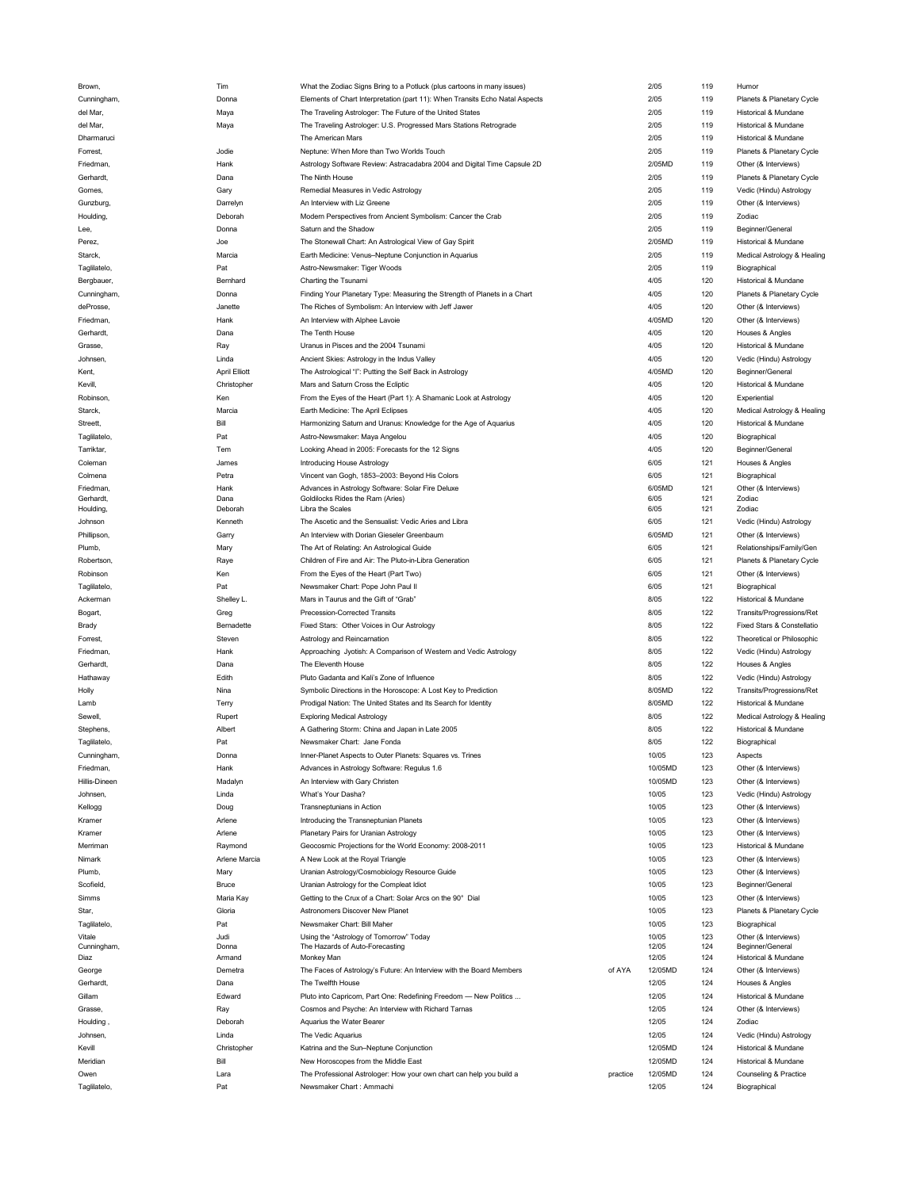| | | | | | | |
|---|---|---|---|---|---|---|
| Brown, | Tim | What the Zodiac Signs Bring to a Potluck (plus cartoons in many issues) | | 2/05 | 119 | Humor |
| Cunningham, | Donna | Elements of Chart Interpretation (part 11): When Transits Echo Natal Aspects | | 2/05 | 119 | Planets & Planetary Cycle |
| del Mar, | Maya | The Traveling Astrologer: The Future of the United States | | 2/05 | 119 | Historical & Mundane |
| del Mar, | Maya | The Traveling Astrologer: U.S. Progressed Mars Stations Retrograde | | 2/05 | 119 | Historical & Mundane |
| Dharmaruci | | The American Mars | | 2/05 | 119 | Historical & Mundane |
| Forrest, | Jodie | Neptune: When More than Two Worlds Touch | | 2/05 | 119 | Planets & Planetary Cycle |
| Friedman, | Hank | Astrology Software Review: Astracadabra 2004 and Digital Time Capsule 2D | | 2/05MD | 119 | Other (& Interviews) |
| Gerhardt, | Dana | The Ninth House | | 2/05 | 119 | Planets & Planetary Cycle |
| Gomes, | Gary | Remedial Measures in Vedic Astrology | | 2/05 | 119 | Vedic (Hindu) Astrology |
| Gunzburg, | Darrelyn | An Interview with Liz Greene | | 2/05 | 119 | Other (& Interviews) |
| Houlding, | Deborah | Modern Perspectives from Ancient Symbolism: Cancer the Crab | | 2/05 | 119 | Zodiac |
| Lee, | Donna | Saturn and the Shadow | | 2/05 | 119 | Beginner/General |
| Perez, | Joe | The Stonewall Chart: An Astrological View of Gay Spirit | | 2/05MD | 119 | Historical & Mundane |
| Starck, | Marcia | Earth Medicine: Venus–Neptune Conjunction in Aquarius | | 2/05 | 119 | Medical Astrology & Healing |
| Tagliatelo, | Pat | Astro-Newsmaker: Tiger Woods | | 2/05 | 119 | Biographical |
| Bergbauer, | Bernhard | Charting the Tsunami | | 4/05 | 120 | Historical & Mundane |
| Cunningham, | Donna | Finding Your Planetary Type: Measuring the Strength of Planets in a Chart | | 4/05 | 120 | Planets & Planetary Cycle |
| deProsse, | Janette | The Riches of Symbolism: An Interview with Jeff Jawer | | 4/05 | 120 | Other (& Interviews) |
| Friedman, | Hank | An Interview with Alphee Lavoie | | 4/05MD | 120 | Other (& Interviews) |
| Gerhardt, | Dana | The Tenth House | | 4/05 | 120 | Houses & Angles |
| Grasse, | Ray | Uranus in Pisces and the 2004 Tsunami | | 4/05 | 120 | Historical & Mundane |
| Johnsen, | Linda | Ancient Skies: Astrology in the Indus Valley | | 4/05 | 120 | Vedic (Hindu) Astrology |
| Kent, | April Elliott | The Astrological "I": Putting the Self Back in Astrology | | 4/05MD | 120 | Beginner/General |
| Kevill, | Christopher | Mars and Saturn Cross the Ecliptic | | 4/05 | 120 | Historical & Mundane |
| Robinson, | Ken | From the Eyes of the Heart (Part 1): A Shamanic Look at Astrology | | 4/05 | 120 | Experiential |
| Starck, | Marcia | Earth Medicine: The April Eclipses | | 4/05 | 120 | Medical Astrology & Healing |
| Streett, | Bill | Harmonizing Saturn and Uranus: Knowledge for the Age of Aquarius | | 4/05 | 120 | Historical & Mundane |
| Tagliatelo, | Pat | Astro-Newsmaker: Maya Angelou | | 4/05 | 120 | Biographical |
| Tarriktar, | Tem | Looking Ahead in 2005: Forecasts for the 12 Signs | | 4/05 | 120 | Beginner/General |
| Coleman | James | Introducing House Astrology | | 6/05 | 121 | Houses & Angles |
| Colmena | Petra | Vincent van Gogh, 1853–2003: Beyond His Colors | | 6/05 | 121 | Biographical |
| Friedman, | Hank | Advances in Astrology Software: Solar Fire Deluxe | | 6/05MD | 121 | Other (& Interviews) |
| Gerhardt, | Dana | Goldilocks Rides the Ram (Aries) | | 6/05 | 121 | Zodiac |
| Houlding, | Deborah | Libra the Scales | | 6/05 | 121 | Zodiac |
| Johnson | Kenneth | The Ascetic and the Sensualist: Vedic Aries and Libra | | 6/05 | 121 | Vedic (Hindu) Astrology |
| Phillipson, | Garry | An Interview with Dorian Gieseler Greenbaum | | 6/05MD | 121 | Other (& Interviews) |
| Plumb, | Mary | The Art of Relating: An Astrological Guide | | 6/05 | 121 | Relationships/Family/Gen |
| Robertson, | Raye | Children of Fire and Air: The Pluto-in-Libra Generation | | 6/05 | 121 | Planets & Planetary Cycle |
| Robinson | Ken | From the Eyes of the Heart (Part Two) | | 6/05 | 121 | Other (& Interviews) |
| Tagliatelo, | Pat | Newsmaker Chart: Pope John Paul II | | 6/05 | 121 | Biographical |
| Ackerman | Shelley L. | Mars in Taurus and the Gift of "Grab" | | 8/05 | 122 | Historical & Mundane |
| Bogart, | Greg | Precession-Corrected Transits | | 8/05 | 122 | Transits/Progressions/Ret |
| Brady | Bernadette | Fixed Stars: Other Voices in Our Astrology | | 8/05 | 122 | Fixed Stars & Constellatio |
| Forrest, | Steven | Astrology and Reincarnation | | 8/05 | 122 | Theoretical or Philosophic |
| Friedman, | Hank | Approaching Jyotish: A Comparison of Western and Vedic Astrology | | 8/05 | 122 | Vedic (Hindu) Astrology |
| Gerhardt, | Dana | The Eleventh House | | 8/05 | 122 | Houses & Angles |
| Hathaway | Edith | Pluto Gadanta and Kali's Zone of Influence | | 8/05 | 122 | Vedic (Hindu) Astrology |
| Holly | Nina | Symbolic Directions in the Horoscope: A Lost Key to Prediction | | 8/05MD | 122 | Transits/Progressions/Ret |
| Lamb | Terry | Prodigal Nation: The United States and Its Search for Identity | | 8/05MD | 122 | Historical & Mundane |
| Sewell, | Rupert | Exploring Medical Astrology | | 8/05 | 122 | Medical Astrology & Healing |
| Stephens, | Albert | A Gathering Storm: China and Japan in Late 2005 | | 8/05 | 122 | Historical & Mundane |
| Tagliatelo, | Pat | Newsmaker Chart: Jane Fonda | | 8/05 | 122 | Biographical |
| Cunningham, | Donna | Inner-Planet Aspects to Outer Planets: Squares vs. Trines | | 10/05 | 123 | Aspects |
| Friedman, | Hank | Advances in Astrology Software: Regulus 1.6 | | 10/05MD | 123 | Other (& Interviews) |
| Hillis-Dineen | Madalyn | An Interview with Gary Christen | | 10/05MD | 123 | Other (& Interviews) |
| Johnsen, | Linda | What's Your Dasha? | | 10/05 | 123 | Vedic (Hindu) Astrology |
| Kellogg | Doug | Transneptunians in Action | | 10/05 | 123 | Other (& Interviews) |
| Kramer | Arlene | Introducing the Transneptunian Planets | | 10/05 | 123 | Other (& Interviews) |
| Kramer | Arlene | Planetary Pairs for Uranian Astrology | | 10/05 | 123 | Other (& Interviews) |
| Merriman | Raymond | Geocosmic Projections for the World Economy: 2008-2011 | | 10/05 | 123 | Historical & Mundane |
| Nimark | Arlene Marcia | A New Look at the Royal Triangle | | 10/05 | 123 | Other (& Interviews) |
| Plumb, | Mary | Uranian Astrology/Cosmobiology Resource Guide | | 10/05 | 123 | Other (& Interviews) |
| Scofield, | Bruce | Uranian Astrology for the Compleat Idiot | | 10/05 | 123 | Beginner/General |
| Simms | Maria Kay | Getting to the Crux of a Chart: Solar Arcs on the 90° Dial | | 10/05 | 123 | Other (& Interviews) |
| Star, | Gloria | Astronomers Discover New Planet | | 10/05 | 123 | Planets & Planetary Cycle |
| Tagliatelo, | Pat | Newsmaker Chart: Bill Maher | | 10/05 | 123 | Biographical |
| Vitale | Judi | Using the "Astrology of Tomorrow" Today | | 10/05 | 123 | Other (& Interviews) |
| Cunningham, | Donna | The Hazards of Auto-Forecasting | | 12/05 | 124 | Beginner/General |
| Diaz | Armand | Monkey Man | | 12/05 | 124 | Historical & Mundane |
| George | Demetra | The Faces of Astrology's Future: An Interview with the Board Members | of AYA | 12/05MD | 124 | Other (& Interviews) |
| Gerhardt, | Dana | The Twelfth House | | 12/05 | 124 | Houses & Angles |
| Gillam | Edward | Pluto into Capricorn, Part One: Redefining Freedom — New Politics ... | | 12/05 | 124 | Historical & Mundane |
| Grasse, | Ray | Cosmos and Psyche: An Interview with Richard Tarnas | | 12/05 | 124 | Other (& Interviews) |
| Houlding , | Deborah | Aquarius the Water Bearer | | 12/05 | 124 | Zodiac |
| Johnsen, | Linda | The Vedic Aquarius | | 12/05 | 124 | Vedic (Hindu) Astrology |
| Kevill | Christopher | Katrina and the Sun–Neptune Conjunction | | 12/05MD | 124 | Historical & Mundane |
| Meridian | Bill | New Horoscopes from the Middle East | | 12/05MD | 124 | Historical & Mundane |
| Owen | Lara | The Professional Astrologer: How your own chart can help you build a | practice | 12/05MD | 124 | Counseling & Practice |
| Tagliatelo, | Pat | Newsmaker Chart : Ammachi | | 12/05 | 124 | Biographical |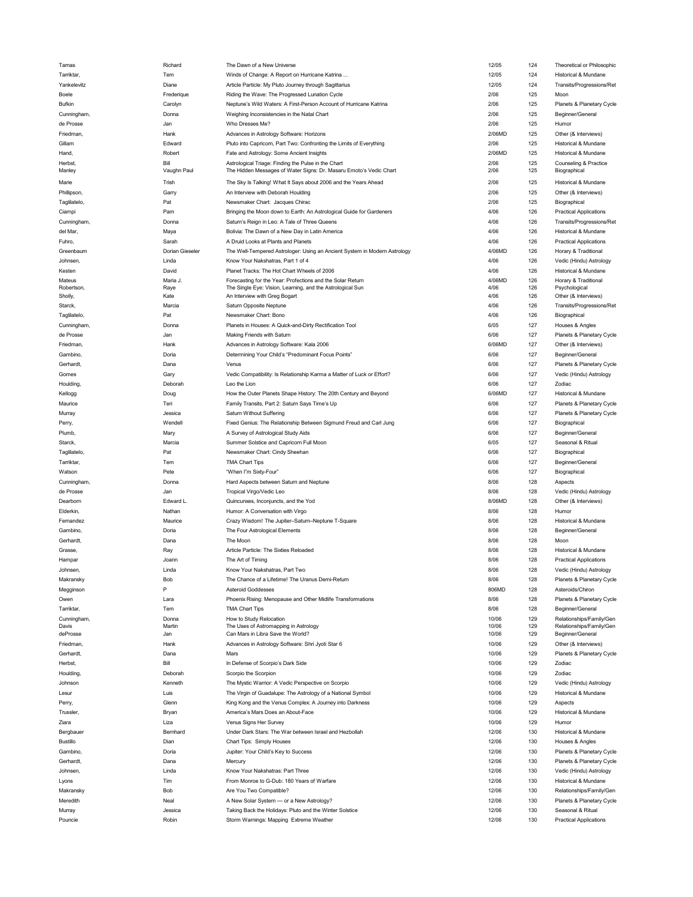| | | | | | |
|---|---|---|---|---|---|
| Tamas | Richard | The Dawn of a New Universe | 12/05 | 124 | Theoretical or Philosophic |
| Tarriktar, | Tem | Winds of Change: A Report on Hurricane Katrina ... | 12/05 | 124 | Historical & Mundane |
| Yankelevitz | Diane | Article Particle: My Pluto Journey through Sagittarius | 12/05 | 124 | Transits/Progressions/Ret |
| Boele | Frederique | Riding the Wave: The Progressed Lunation Cycle | 2/06 | 125 | Moon |
| Bufkin | Carolyn | Neptune's Wild Waters: A First-Person Account of Hurricane Katrina | 2/06 | 125 | Planets & Planetary Cycle |
| Cunningham, | Donna | Weighing Inconsistencies in the Natal Chart | 2/06 | 125 | Beginner/General |
| de Prosse | Jan | Who Dresses Me? | 2/06 | 125 | Humor |
| Friedman, | Hank | Advances in Astrology Software: Horizons | 2/06MD | 125 | Other (& Interviews) |
| Gillam | Edward | Pluto into Capricorn, Part Two: Confronting the Limits of Everything | 2/06 | 125 | Historical & Mundane |
| Hand, | Robert | Fate and Astrology: Some Ancient Insights | 2/06MD | 125 | Historical & Mundane |
| Herbst, | Bill | Astrological Triage: Finding the Pulse in the Chart | 2/06 | 125 | Counseling & Practice |
| Manley | Vaughn Paul | The Hidden Messages of Water Signs: Dr. Masaru Emoto's Vedic Chart | 2/06 | 125 | Biographical |
| Marie | Trish | The Sky Is Talking! What It Says about 2006 and the Years Ahead | 2/06 | 125 | Historical & Mundane |
| Phillipson, | Garry | An Interview with Deborah Houlding | 2/06 | 125 | Other (& Interviews) |
| Tagliatelo, | Pat | Newsmaker Chart: Jacques Chirac | 2/06 | 125 | Biographical |
| Ciampi | Pam | Bringing the Moon down to Earth: An Astrological Guide for Gardeners | 4/06 | 126 | Practical Applications |
| Cunningham, | Donna | Saturn's Reign in Leo: A Tale of Three Queens | 4/06 | 126 | Transits/Progressions/Ret |
| del Mar, | Maya | Bolivia: The Dawn of a New Day in Latin America | 4/06 | 126 | Historical & Mundane |
| Fuhro, | Sarah | A Druid Looks at Plants and Planets | 4/06 | 126 | Practical Applications |
| Greenbaum | Dorian Gieseler | The Well-Tempered Astrologer: Using an Ancient System in Modern Astrology | 4/06MD | 126 | Horary & Traditional |
| Johnsen, | Linda | Know Your Nakshatras, Part 1 of 4 | 4/06 | 126 | Vedic (Hindu) Astrology |
| Kesten | David | Planet Tracks: The Hot Chart Wheels of 2006 | 4/06 | 126 | Historical & Mundane |
| Mateus | Maria J. | Forecasting for the Year: Profections and the Solar Return | 4/06MD | 126 | Horary & Traditional |
| Robertson, | Raye | The Single Eye: Vision, Learning, and the Astrological Sun | 4/06 | 126 | Psychological |
| Sholly, | Kate | An Interview with Greg Bogart | 4/06 | 126 | Other (& Interviews) |
| Starck, | Marcia | Saturn Opposite Neptune | 4/06 | 126 | Transits/Progressions/Ret |
| Tagliatelo, | Pat | Newsmaker Chart: Bono | 4/06 | 126 | Biographical |
| Cunningham, | Donna | Planets in Houses: A Quick-and-Dirty Rectification Tool | 6/05 | 127 | Houses & Angles |
| de Prosse | Jan | Making Friends with Saturn | 6/06 | 127 | Planets & Planetary Cycle |
| Friedman, | Hank | Advances in Astrology Software: Kala 2006 | 6/06MD | 127 | Other (& Interviews) |
| Gambino, | Doria | Determining Your Child's "Predominant Focus Points" | 6/06 | 127 | Beginner/General |
| Gerhardt, | Dana | Venus | 6/06 | 127 | Planets & Planetary Cycle |
| Gomes | Gary | Vedic Compatibility: Is Relationship Karma a Matter of Luck or Effort? | 6/06 | 127 | Vedic (Hindu) Astrology |
| Houlding, | Deborah | Leo the Lion | 6/06 | 127 | Zodiac |
| Kellogg | Doug | How the Outer Planets Shape History: The 20th Century and Beyond | 6/06MD | 127 | Historical & Mundane |
| Maurice | Teri | Family Transits, Part 2: Saturn Says Time's Up | 6/06 | 127 | Planets & Planetary Cycle |
| Murray | Jessica | Saturn Without Suffering | 6/06 | 127 | Planets & Planetary Cycle |
| Perry, | Wendell | Fixed Genius: The Relationship Between Sigmund Freud and Carl Jung | 6/06 | 127 | Biographical |
| Plumb, | Mary | A Survey of Astrological Study Aids | 6/06 | 127 | Beginner/General |
| Starck, | Marcia | Summer Solstice and Capricorn Full Moon | 6/05 | 127 | Seasonal & Ritual |
| Tagliatelo, | Pat | Newsmaker Chart: Cindy Sheehan | 6/06 | 127 | Biographical |
| Tarriktar, | Tem | TMA Chart Tips | 6/06 | 127 | Beginner/General |
| Watson | Pete | "When I'm Sixty-Four" | 6/06 | 127 | Biographical |
| Cunningham, | Donna | Hard Aspects between Saturn and Neptune | 8/06 | 128 | Aspects |
| de Prosse | Jan | Tropical Virgo/Vedic Leo | 8/06 | 128 | Vedic (Hindu) Astrology |
| Dearborn | Edward L. | Quincunxes, Inconjuncts, and the Yod | 8/06MD | 128 | Other (& Interviews) |
| Elderkin, | Nathan | Humor: A Conversation with Virgo | 8/06 | 128 | Humor |
| Fernandez | Maurice | Crazy Wisdom! The Jupiter–Saturn–Neptune T-Square | 8/06 | 128 | Historical & Mundane |
| Gambino, | Doria | The Four Astrological Elements | 8/06 | 128 | Beginner/General |
| Gerhardt, | Dana | The Moon | 8/06 | 128 | Moon |
| Grasse, | Ray | Article Particle: The Sixties Reloaded | 8/06 | 128 | Historical & Mundane |
| Hampar | Joann | The Art of Timing | 8/06 | 128 | Practical Applications |
| Johnsen, | Linda | Know Your Nakshatras, Part Two | 8/06 | 128 | Vedic (Hindu) Astrology |
| Makransky | Bob | The Chance of a Lifetime! The Uranus Demi-Return | 8/06 | 128 | Planets & Planetary Cycle |
| Megginson | P | Asteroid Goddesses | 806MD | 128 | Asteroids/Chiron |
| Owen | Lara | Phoenix Rising: Menopause and Other Midlife Transformations | 8/06 | 128 | Planets & Planetary Cycle |
| Tarriktar, | Tem | TMA Chart Tips | 8/06 | 128 | Beginner/General |
| Cunningham, | Donna | How to Study Relocation | 10/06 | 129 | Relationships/Family/Gen |
| Davis | Martin | The Uses of Astromapping in Astrology | 10/06 | 129 | Relationships/Family/Gen |
| deProsse | Jan | Can Mars in Libra Save the World? | 10/06 | 129 | Beginner/General |
| Friedman, | Hank | Advances in Astrology Software: Shri Jyoti Star 6 | 10/06 | 129 | Other (& Interviews) |
| Gerhardt, | Dana | Mars | 10/06 | 129 | Planets & Planetary Cycle |
| Herbst, | Bill | In Defense of Scorpio's Dark Side | 10/06 | 129 | Zodiac |
| Houlding, | Deborah | Scorpio the Scorpion | 10/06 | 129 | Zodiac |
| Johnson | Kenneth | The Mystic Warrior: A Vedic Perspective on Scorpio | 10/06 | 129 | Vedic (Hindu) Astrology |
| Lesur | Luis | The Virgin of Guadalupe: The Astrology of a National Symbol | 10/06 | 129 | Historical & Mundane |
| Perry, | Glenn | King Kong and the Venus Complex: A Journey into Darkness | 10/06 | 129 | Aspects |
| Trussler, | Bryan | America's Mars Does an About-Face | 10/06 | 129 | Historical & Mundane |
| Ziara | Liza | Venus Signs Her Survey | 10/06 | 129 | Humor |
| Bergbauer | Bernhard | Under Dark Stars: The War between Israel and Hezbollah | 12/06 | 130 | Historical & Mundane |
| Bustillo | Dian | Chart Tips: Simply Houses | 12/06 | 130 | Houses & Angles |
| Gambino, | Doria | Jupiter: Your Child's Key to Success | 12/06 | 130 | Planets & Planetary Cycle |
| Gerhardt, | Dana | Mercury | 12/06 | 130 | Planets & Planetary Cycle |
| Johnsen, | Linda | Know Your Nakshatras: Part Three | 12/06 | 130 | Vedic (Hindu) Astrology |
| Lyons | Tim | From Monroe to G-Dub: 180 Years of Warfare | 12/06 | 130 | Historical & Mundane |
| Makransky | Bob | Are You Two Compatible? | 12/06 | 130 | Relationships/Family/Gen |
| Meredith | Neal | A New Solar System — or a New Astrology? | 12/06 | 130 | Planets & Planetary Cycle |
| Murray | Jessica | Taking Back the Holidays: Pluto and the Winter Solstice | 12/06 | 130 | Seasonal & Ritual |
| Pouncie | Robin | Storm Warnings: Mapping Extreme Weather | 12/06 | 130 | Practical Applications |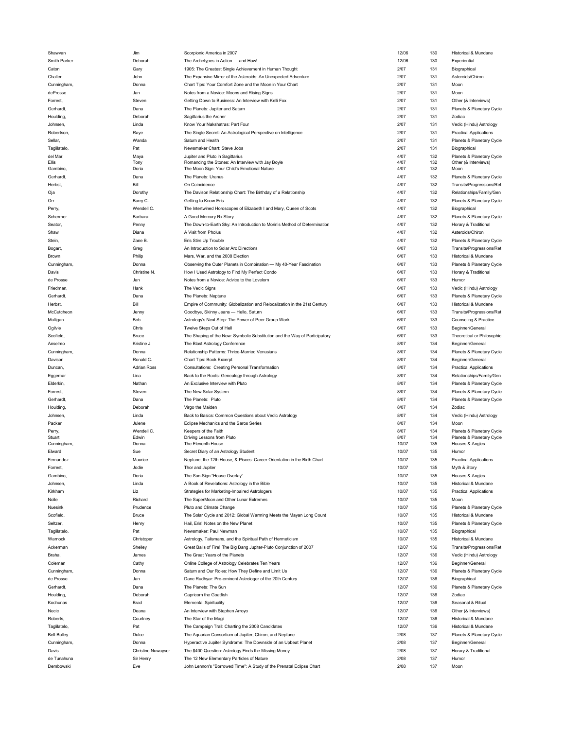| | | | | | |
|---|---|---|---|---|---|
| Shawvan | Jim | Scorpionic America in 2007 | 12/06 | 130 | Historical & Mundane |
| Smith Parker | Deborah | The Archetypes in Action — and How! | 12/06 | 130 | Experiential |
| Caton | Gary | 1905: The Greatest Single Achievement in Human Thought | 2/07 | 131 | Biographical |
| Challen | John | The Expansive Mirror of the Asteroids: An Unexpected Adventure | 2/07 | 131 | Asteroids/Chiron |
| Cunningham, | Donna | Chart Tips: Your Comfort Zone and the Moon in Your Chart | 2/07 | 131 | Moon |
| deProsse | Jan | Notes from a Novice: Moons and Rising Signs | 2/07 | 131 | Moon |
| Forrest, | Steven | Getting Down to Business: An Interview with Kelli Fox | 2/07 | 131 | Other (& Interviews) |
| Gerhardt, | Dana | The Planets: Jupiter and Saturn | 2/07 | 131 | Planets & Planetary Cycle |
| Houlding, | Deborah | Sagittarius the Archer | 2/07 | 131 | Zodiac |
| Johnsen, | Linda | Know Your Nakshatras: Part Four | 2/07 | 131 | Vedic (Hindu) Astrology |
| Robertson, | Raye | The Single Secret: An Astrological Perspective on Intelligence | 2/07 | 131 | Practical Applications |
| Sellar, | Wanda | Saturn and Health | 2/07 | 131 | Planets & Planetary Cycle |
| Taglilatelo, | Pat | Newsmaker Chart: Steve Jobs | 2/07 | 131 | Biographical |
| del Mar, | Maya | Jupiter and Pluto in Sagittarius | 4/07 | 132 | Planets & Planetary Cycle |
| Ellis | Tony | Romancing the Stones: An Interview with Jay Boyle | 4/07 | 132 | Other (& Interviews) |
| Gambino, | Doria | The Moon Sign: Your Child's Emotional Nature | 4/07 | 132 | Moon |
| Gerhardt, | Dana | The Planets: Uranus | 4/07 | 132 | Planets & Planetary Cycle |
| Herbst, | Bill | On Coincidence | 4/07 | 132 | Transits/Progressions/Ret |
| Oja | Dorothy | The Davison Relationship Chart: The Birthday of a Relationship | 4/07 | 132 | Relationships/Family/Gen |
| Orr | Barry C. | Getting to Know Eris | 4/07 | 132 | Planets & Planetary Cycle |
| Perry, | Wendell C. | The Intertwined Horoscopes of Elizabeth I and Mary, Queen of Scots | 4/07 | 132 | Biographical |
| Schermer | Barbara | A Good Mercury Rx Story | 4/07 | 132 | Planets & Planetary Cycle |
| Seator, | Penny | The Down-to-Earth Sky: An Introduction to Morin's Method of Determination | 4/07 | 132 | Horary & Traditional |
| Shaw | Diana | A Visit from Pholus | 4/07 | 132 | Asteroids/Chiron |
| Stein, | Zane B. | Eris Stirs Up Trouble | 4/07 | 132 | Planets & Planetary Cycle |
| Bogart, | Greg | An Introduction to Solar Arc Directions | 6/07 | 133 | Transits/Progressions/Ret |
| Brown | Philip | Mars, War, and the 2008 Election | 6/07 | 133 | Historical & Mundane |
| Cunningham, | Donna | Observing the Outer Planets in Combination — My 40-Year Fascination | 6/07 | 133 | Planets & Planetary Cycle |
| Davis | Christine N. | How I Used Astrology to Find My Perfect Condo | 6/07 | 133 | Horary & Traditional |
| de Prosse | Jan | Notes from a Novice: Advice to the Lovelorn | 6/07 | 133 | Humor |
| Friedman, | Hank | The Vedic Signs | 6/07 | 133 | Vedic (Hindu) Astrology |
| Gerhardt, | Dana | The Planets: Neptune | 6/07 | 133 | Planets & Planetary Cycle |
| Herbst, | Bill | Empire of Community: Globalization and Relocalization in the 21st Century | 6/07 | 133 | Historical & Mundane |
| McCutcheon | Jenny | Goodbye, Skinny Jeans — Hello, Saturn | 6/07 | 133 | Transits/Progressions/Ret |
| Mulligan | Bob | Astrology's Next Step: The Power of Peer Group Work | 6/07 | 133 | Counseling & Practice |
| Ogilvie | Chris | Twelve Steps Out of Hell | 6/07 | 133 | Beginner/General |
| Scofield, | Bruce | The Shaping of the Now: Symbolic Substitution and the Way of Participatory | 6/07 | 133 | Theoretical or Philosophic |
| Anselmo | Kristine J. | The Blast Astrology Conference | 8/07 | 134 | Beginner/General |
| Cunningham, | Donna | Relationship Patterns: Thrice-Married Venusians | 8/07 | 134 | Planets & Planetary Cycle |
| Davison | Ronald C. | Chart Tips: Book Excerpt | 8/07 | 134 | Beginner/General |
| Duncan, | Adrian Ross | Consultations: Creating Personal Transformation | 8/07 | 134 | Practical Applications |
| Eggemar | Lina | Back to the Roots: Genealogy through Astrology | 8/07 | 134 | Relationships/Family/Gen |
| Elderkin, | Nathan | An Exclusive Interview with Pluto | 8/07 | 134 | Planets & Planetary Cycle |
| Forrest, | Steven | The New Solar System | 8/07 | 134 | Planets & Planetary Cycle |
| Gerhardt, | Dana | The Planets: Pluto | 8/07 | 134 | Planets & Planetary Cycle |
| Houlding, | Deborah | Virgo the Maiden | 8/07 | 134 | Zodiac |
| Johnsen, | Linda | Back to Basics: Common Questions about Vedic Astrology | 8/07 | 134 | Vedic (Hindu) Astrology |
| Packer | Julene | Eclipse Mechanics and the Saros Series | 8/07 | 134 | Moon |
| Perry, | Wendell C. | Keepers of the Faith | 8/07 | 134 | Planets & Planetary Cycle |
| Stuart | Edwin | Driving Lessons from Pluto | 8/07 | 134 | Planets & Planetary Cycle |
| Cunningham, | Donna | The Eleventh House | 10/07 | 135 | Houses & Angles |
| Elward | Sue | Secret Diary of an Astrology Student | 10/07 | 135 | Humor |
| Fernandez | Maurice | Neptune, the 12th House, & Pisces: Career Orientation in the Birth Chart | 10/07 | 135 | Practical Applications |
| Forrest, | Jodie | Thor and Jupiter | 10/07 | 135 | Myth & Story |
| Gambino, | Doria | The Sun-Sign "House Overlay" | 10/07 | 135 | Houses & Angles |
| Johnsen, | Linda | A Book of Revelations: Astrology in the Bible | 10/07 | 135 | Historical & Mundane |
| Kirkham | Liz | Strategies for Marketing-Impaired Astrologers | 10/07 | 135 | Practical Applications |
| Nolle | Richard | The SuperMoon and Other Lunar Extremes | 10/07 | 135 | Moon |
| Nuesink | Prudence | Pluto and Climate Change | 10/07 | 135 | Planets & Planetary Cycle |
| Scofield, | Bruce | The Solar Cycle and 2012: Global Warming Meets the Mayan Long Count | 10/07 | 135 | Historical & Mundane |
| Seltzer, | Henry | Hail, Eris! Notes on the New Planet | 10/07 | 135 | Planets & Planetary Cycle |
| Tagliatelo, | Pat | Newsmaker: Paul Newman | 10/07 | 135 | Biographical |
| Warnock | Christoper | Astrology, Talismans, and the Spiritual Path of Hermeticism | 10/07 | 135 | Historical & Mundane |
| Ackerman | Shelley | Great Balls of Fire! The Big Bang Jupiter-Pluto Conjunction of 2007 | 12/07 | 136 | Transits/Progressions/Ret |
| Braha, | James | The Great Years of the Planets | 12/07 | 136 | Vedic (Hindu) Astrology |
| Coleman | Cathy | Online College of Astrology Celebrates Ten Years | 12/07 | 136 | Beginner/General |
| Cunningham, | Donna | Saturn and Our Roles: How They Define and Limit Us | 12/07 | 136 | Planets & Planetary Cycle |
| de Prosse | Jan | Dane Rudhyar: Pre-eminent Astrologer of the 20th Century | 12/07 | 136 | Biographical |
| Gerhardt, | Dana | The Planets: The Sun | 12/07 | 136 | Planets & Planetary Cycle |
| Houlding, | Deborah | Capricorn the Goatfish | 12/07 | 136 | Zodiac |
| Kochunas | Brad | Elemental Spirituality | 12/07 | 136 | Seasonal & Ritual |
| Necic | Deana | An Interview with Stephen Arroyo | 12/07 | 136 | Other (& Interviews) |
| Roberts, | Courtney | The Star of the Magi | 12/07 | 136 | Historical & Mundane |
| Tagliatelo, | Pat | The Campaign Trail: Charting the 2008 Candidates | 12/07 | 136 | Historical & Mundane |
| Bell-Bulley | Dulce | The Aquarian Consortium of Jupiter, Chiron, and Neptune | 2/08 | 137 | Planets & Planetary Cycle |
| Cunningham, | Donna | Hyperactive Jupiter Syndrome: The Downside of an Upbeat Planet | 2/08 | 137 | Beginner/General |
| Davis | Christine Nuwayser | The $400 Question: Astrology Finds the Missing Money | 2/08 | 137 | Horary & Traditional |
| de Tunahuna | Sir Henry | The 12 New Elementary Particles of Nature | 2/08 | 137 | Humor |
| Dembowski | Eve | John Lennon's "Borrowed Time": A Study of the Prenatal Eclipse Chart | 2/08 | 137 | Moon |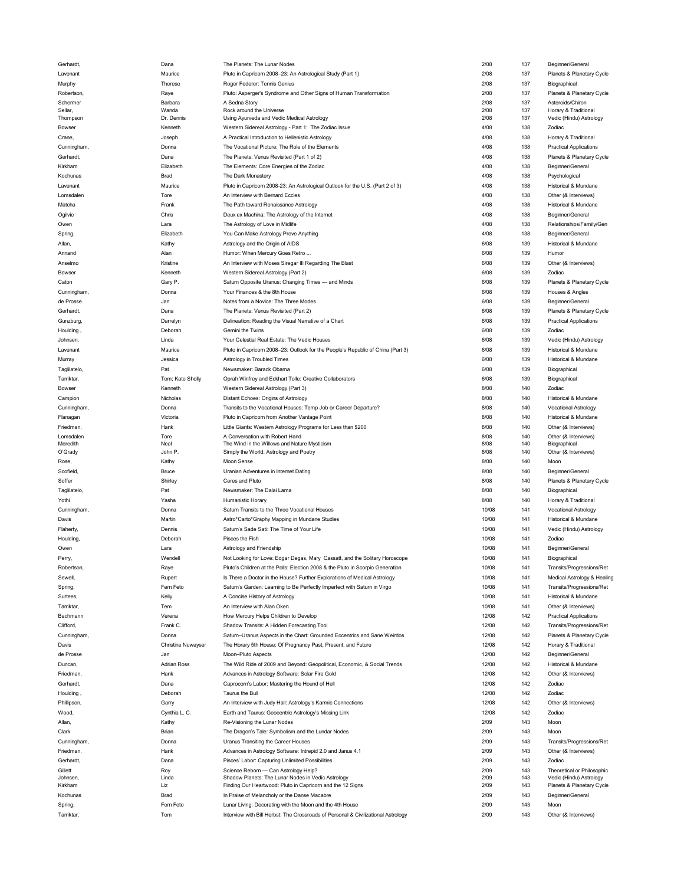| | | | | | |
|---|---|---|---|---|---|
| Gerhardt, | Dana | The Planets: The Lunar Nodes | 2/08 | 137 | Beginner/General |
| Lavenant | Maurice | Pluto in Capricorn 2008–23: An Astrological Study (Part 1) | 2/08 | 137 | Planets & Planetary Cycle |
| Murphy | Therese | Roger Federer: Tennis Genius | 2/08 | 137 | Biographical |
| Robertson, | Raye | Pluto: Asperger's Syndrome and Other Signs of Human Transformation | 2/08 | 137 | Planets & Planetary Cycle |
| Schermer | Barbara | A Sedna Story | 2/08 | 137 | Asteroids/Chiron |
| Sellar, | Wanda | Rock around the Universe | 2/08 | 137 | Horary & Traditional |
| Thompson | Dr. Dennis | Using Ayurveda and Vedic Medical Astrology | 2/08 | 137 | Vedic (Hindu) Astrology |
| Bowser | Kenneth | Western Sidereal Astrology - Part 1: The Zodiac Issue | 4/08 | 138 | Zodiac |
| Crane, | Joseph | A Practical Introduction to Hellenistic Astrology | 4/08 | 138 | Horary & Traditional |
| Cunningham, | Donna | The Vocational Picture: The Role of the Elements | 4/08 | 138 | Practical Applications |
| Gerhardt, | Dana | The Planets: Venus Revisited (Part 1 of 2) | 4/08 | 138 | Planets & Planetary Cycle |
| Kirkham | Elizabeth | The Elements: Core Energies of the Zodiac | 4/08 | 138 | Beginner/General |
| Kochunas | Brad | The Dark Monastery | 4/08 | 138 | Psychological |
| Lavenant | Maurice | Pluto in Capricorn 2008-23: An Astrological Outlook for the U.S. (Part 2 of 3) | 4/08 | 138 | Historical & Mundane |
| Lomsdalen | Tore | An Interview with Bernard Eccles | 4/08 | 138 | Other (& Interviews) |
| Matcha | Frank | The Path toward Renaissance Astrology | 4/08 | 138 | Historical & Mundane |
| Ogilvie | Chris | Deux ex Machina: The Astrology of the Internet | 4/08 | 138 | Beginner/General |
| Owen | Lara | The Astrology of Love in Midlife | 4/08 | 138 | Relationships/Family/Gen |
| Spring, | Elizabeth | You Can Make Astrology Prove Anything | 4/08 | 138 | Beginner/General |
| Allan, | Kathy | Astrology and the Origin of AIDS | 6/08 | 139 | Historical & Mundane |
| Annand | Alan | Humor: When Mercury Goes Retro ... | 6/08 | 139 | Humor |
| Anselmo | Kristine | An Interview with Moses Siregar III Regarding The Blast | 6/08 | 139 | Other (& Interviews) |
| Bowser | Kenneth | Western Sidereal Astrology (Part 2) | 6/08 | 139 | Zodiac |
| Caton | Gary P. | Saturn Opposite Uranus: Changing Times — and Minds | 6/08 | 139 | Planets & Planetary Cycle |
| Cunningham, | Donna | Your Finances & the 8th House | 6/08 | 139 | Houses & Angles |
| de Prosse | Jan | Notes from a Novice: The Three Modes | 6/08 | 139 | Beginner/General |
| Gerhardt, | Dana | The Planets: Venus Revisited (Part 2) | 6/08 | 139 | Planets & Planetary Cycle |
| Gunzburg, | Darrelyn | Delineation: Reading the Visual Narrative of a Chart | 6/08 | 139 | Practical Applications |
| Houlding , | Deborah | Gemini the Twins | 6/08 | 139 | Zodiac |
| Johnsen, | Linda | Your Celestial Real Estate: The Vedic Houses | 6/08 | 139 | Vedic (Hindu) Astrology |
| Lavenant | Maurice | Pluto in Capricorn 2008–23: Outlook for the People's Republic of China (Part 3) | 6/08 | 139 | Historical & Mundane |
| Murray | Jessica | Astrology in Troubled Times | 6/08 | 139 | Historical & Mundane |
| Tagliatelo, | Pat | Newsmaker: Barack Obama | 6/08 | 139 | Biographical |
| Tarriktar, | Tem; Kate Sholly | Oprah Winfrey and Eckhart Tolle: Creative Collaborators | 6/08 | 139 | Biographical |
| Bowser | Kenneth | Western Sidereal Astrology (Part 3) | 8/08 | 140 | Zodiac |
| Campion | Nicholas | Distant Echoes: Origins of Astrology | 8/08 | 140 | Historical & Mundane |
| Cunningham, | Donna | Transits to the Vocational Houses: Temp Job or Career Departure? | 8/08 | 140 | Vocational Astrology |
| Flanagan | Victoria | Pluto in Capricorn from Another Vantage Point | 8/08 | 140 | Historical & Mundane |
| Friedman, | Hank | Little Giants: Western Astrology Programs for Less than $200 | 8/08 | 140 | Other (& Interviews) |
| Lomsdalen | Tore | A Conversation with Robert Hand | 8/08 | 140 | Other (& Interviews) |
| Meredith | Neal | The Wind in the Willows and Nature Mysticism | 8/08 | 140 | Biographical |
| O'Grady | John P. | Simply the World: Astrology and Poetry | 8/08 | 140 | Other (& Interviews) |
| Rose, | Kathy | Moon Sense | 8/08 | 140 | Moon |
| Scofield, | Bruce | Uranian Adventures in Internet Dating | 8/08 | 140 | Beginner/General |
| Soffer | Shirley | Ceres and Pluto | 8/08 | 140 | Planets & Planetary Cycle |
| Tagliatelo, | Pat | Newsmaker: The Dalai Lama | 8/08 | 140 | Biographical |
| Yothi | Yasha | Humanistic Horary | 8/08 | 140 | Horary & Traditional |
| Cunningham, | Donna | Saturn Transits to the Three Vocational Houses | 10/08 | 141 | Vocational Astrology |
| Davis | Martin | Astro*Carto*Graphy Mapping in Mundane Studies | 10/08 | 141 | Historical & Mundane |
| Flaherty, | Dennis | Saturn's Sade Sati: The Time of Your Life | 10/08 | 141 | Vedic (Hindu) Astrology |
| Houlding, | Deborah | Pisces the Fish | 10/08 | 141 | Zodiac |
| Owen | Lara | Astrology and Friendship | 10/08 | 141 | Beginner/General |
| Perry, | Wendell | Not Looking for Love: Edgar Degas, Mary Cassatt, and the Solitary Horoscope | 10/08 | 141 | Biographical |
| Robertson, | Raye | Pluto's Children at the Polls: Election 2008 & the Pluto in Scorpio Generation | 10/08 | 141 | Transits/Progressions/Ret |
| Sewell, | Rupert | Is There a Doctor in the House? Further Explorations of Medical Astrology | 10/08 | 141 | Medical Astrology & Healing |
| Spring, | Fern Feto | Saturn's Garden: Learning to Be Perfectly Imperfect with Saturn in Virgo | 10/08 | 141 | Transits/Progressions/Ret |
| Surtees, | Kelly | A Concise History of Astrology | 10/08 | 141 | Historical & Mundane |
| Tarriktar, | Tem | An Interview with Alan Oken | 10/08 | 141 | Other (& Interviews) |
| Bachmann | Verena | How Mercury Helps Children to Develop | 12/08 | 142 | Practical Applications |
| Clifford, | Frank C. | Shadow Transits: A Hidden Forecasting Tool | 12/08 | 142 | Transits/Progressions/Ret |
| Cunningham, | Donna | Saturn–Uranus Aspects in the Chart: Grounded Eccentrics and Sane Weirdos | 12/08 | 142 | Planets & Planetary Cycle |
| Davis | Christine Nuwayser | The Horary 5th House: Of Pregnancy Past, Present, and Future | 12/08 | 142 | Horary & Traditional |
| de Prosse | Jan | Moon–Pluto Aspects | 12/08 | 142 | Beginner/General |
| Duncan, | Adrian Ross | The Wild Ride of 2009 and Beyond: Geopolitical, Economic, & Social Trends | 12/08 | 142 | Historical & Mundane |
| Friedman, | Hank | Advances in Astrology Software: Solar Fire Gold | 12/08 | 142 | Other (& Interviews) |
| Gerhardt, | Dana | Caprocorn's Labor: Mastering the Hound of Hell | 12/08 | 142 | Zodiac |
| Houlding , | Deborah | Taurus the Bull | 12/08 | 142 | Zodiac |
| Phillipson, | Garry | An Interview with Judy Hall: Astrology's Karmic Connections | 12/08 | 142 | Other (& Interviews) |
| Wood, | Cynthia L. C. | Earth and Taurus: Geocentric Astrology's Missing Link | 12/08 | 142 | Zodiac |
| Allan, | Kathy | Re-Visioning the Lunar Nodes | 2/09 | 143 | Moon |
| Clark | Brian | The Dragon's Tale: Symbolism and the Lundar Nodes | 2/09 | 143 | Moon |
| Cunningham, | Donna | Uranus Transiting the Career Houses | 2/09 | 143 | Transits/Progressions/Ret |
| Friedman, | Hank | Advances in Astrology Software: Intrepid 2.0 and Janus 4.1 | 2/09 | 143 | Other (& Interviews) |
| Gerhardt, | Dana | Pisces' Labor: Capturing Unlimited Possibilities | 2/09 | 143 | Zodiac |
| Gillett | Roy | Science Reborn — Can Astrology Help? | 2/09 | 143 | Theoretical or Philosophic |
| Johnsen, | Linda | Shadow Planets: The Lunar Nodes in Vedic Astrology | 2/09 | 143 | Vedic (Hindu) Astrology |
| Kirkham | Liz | Finding Our Heartwood: Pluto in Capricorn and the 12 Signs | 2/09 | 143 | Planets & Planetary Cycle |
| Kochunas | Brad | In Praise of Melancholy or the Danse Macabre | 2/09 | 143 | Beginner/General |
| Spring, | Fern Feto | Lunar Living: Decorating with the Moon and the 4th House | 2/09 | 143 | Moon |
| Tarriktar, | Tem | Interview with Bill Herbst: The Crossroads of Personal & Civilizational Astrology | 2/09 | 143 | Other (& Interviews) |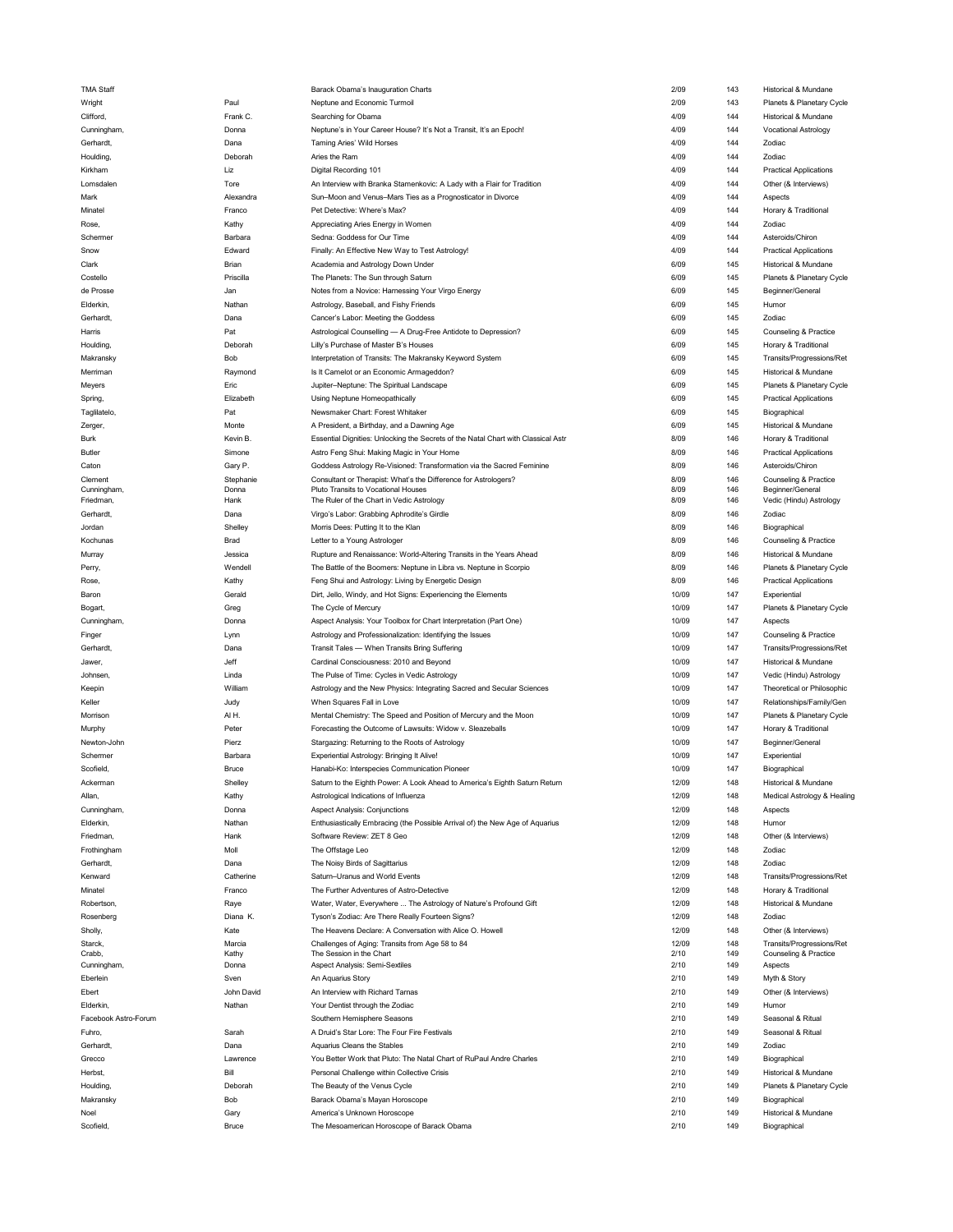| | | | | | |
|---|---|---|---|---|---|
| TMA Staff | | Barack Obama's Inauguration Charts | 2/09 | 143 | Historical & Mundane |
| Wright | Paul | Neptune and Economic Turmoil | 2/09 | 143 | Planets & Planetary Cycle |
| Clifford, | Frank C. | Searching for Obama | 4/09 | 144 | Historical & Mundane |
| Cunningham, | Donna | Neptune's in Your Career House? It's Not a Transit, It's an Epoch! | 4/09 | 144 | Vocational Astrology |
| Gerhardt, | Dana | Taming Aries' Wild Horses | 4/09 | 144 | Zodiac |
| Houlding, | Deborah | Aries the Ram | 4/09 | 144 | Zodiac |
| Kirkham | Liz | Digital Recording 101 | 4/09 | 144 | Practical Applications |
| Lomsdalen | Tore | An Interview with Branka Stamenkovic: A Lady with a Flair for Tradition | 4/09 | 144 | Other (& Interviews) |
| Mark | Alexandra | Sun–Moon and Venus–Mars Ties as a Prognosticator in Divorce | 4/09 | 144 | Aspects |
| Minatel | Franco | Pet Detective: Where's Max? | 4/09 | 144 | Horary & Traditional |
| Rose, | Kathy | Appreciating Aries Energy in Women | 4/09 | 144 | Zodiac |
| Schermer | Barbara | Sedna: Goddess for Our Time | 4/09 | 144 | Asteroids/Chiron |
| Snow | Edward | Finally: An Effective New Way to Test Astrology! | 4/09 | 144 | Practical Applications |
| Clark | Brian | Academia and Astrology Down Under | 6/09 | 145 | Historical & Mundane |
| Costello | Priscilla | The Planets: The Sun through Saturn | 6/09 | 145 | Planets & Planetary Cycle |
| de Prosse | Jan | Notes from a Novice: Harnessing Your Virgo Energy | 6/09 | 145 | Beginner/General |
| Elderkin, | Nathan | Astrology, Baseball, and Fishy Friends | 6/09 | 145 | Humor |
| Gerhardt, | Dana | Cancer's Labor: Meeting the Goddess | 6/09 | 145 | Zodiac |
| Harris | Pat | Astrological Counselling — A Drug-Free Antidote to Depression? | 6/09 | 145 | Counseling & Practice |
| Houlding, | Deborah | Lilly's Purchase of Master B's Houses | 6/09 | 145 | Horary & Traditional |
| Makransky | Bob | Interpretation of Transits: The Makransky Keyword System | 6/09 | 145 | Transits/Progressions/Ret |
| Merriman | Raymond | Is It Camelot or an Economic Armageddon? | 6/09 | 145 | Historical & Mundane |
| Meyers | Eric | Jupiter–Neptune: The Spiritual Landscape | 6/09 | 145 | Planets & Planetary Cycle |
| Spring, | Elizabeth | Using Neptune Homeopathically | 6/09 | 145 | Practical Applications |
| Tagliatelo, | Pat | Newsmaker Chart: Forest Whitaker | 6/09 | 145 | Biographical |
| Zerger, | Monte | A President, a Birthday, and a Dawning Age | 6/09 | 145 | Historical & Mundane |
| Burk | Kevin B. | Essential Dignities: Unlocking the Secrets of the Natal Chart with Classical Astr | 8/09 | 146 | Horary & Traditional |
| Butler | Simone | Astro Feng Shui: Making Magic in Your Home | 8/09 | 146 | Practical Applications |
| Caton | Gary P. | Goddess Astrology Re-Visioned: Transformation via the Sacred Feminine | 8/09 | 146 | Asteroids/Chiron |
| Clement | Stephanie | Consultant or Therapist: What's the Difference for Astrologers? | 8/09 | 146 | Counseling & Practice |
| Cunningham, | Donna | Pluto Transits to Vocational Houses | 8/09 | 146 | Beginner/General |
| Friedman, | Hank | The Ruler of the Chart in Vedic Astrology | 8/09 | 146 | Vedic (Hindu) Astrology |
| Gerhardt, | Dana | Virgo's Labor: Grabbing Aphrodite's Girdle | 8/09 | 146 | Zodiac |
| Jordan | Shelley | Morris Dees: Putting It to the Klan | 8/09 | 146 | Biographical |
| Kochunas | Brad | Letter to a Young Astrologer | 8/09 | 146 | Counseling & Practice |
| Murray | Jessica | Rupture and Renaissance: World-Altering Transits in the Years Ahead | 8/09 | 146 | Historical & Mundane |
| Perry, | Wendell | The Battle of the Boomers: Neptune in Libra vs. Neptune in Scorpio | 8/09 | 146 | Planets & Planetary Cycle |
| Rose, | Kathy | Feng Shui and Astrology: Living by Energetic Design | 8/09 | 146 | Practical Applications |
| Baron | Gerald | Dirt, Jello, Windy, and Hot Signs: Experiencing the Elements | 10/09 | 147 | Experiential |
| Bogart, | Greg | The Cycle of Mercury | 10/09 | 147 | Planets & Planetary Cycle |
| Cunningham, | Donna | Aspect Analysis: Your Toolbox for Chart Interpretation (Part One) | 10/09 | 147 | Aspects |
| Finger | Lynn | Astrology and Professionalization: Identifying the Issues | 10/09 | 147 | Counseling & Practice |
| Gerhardt, | Dana | Transit Tales — When Transits Bring Suffering | 10/09 | 147 | Transits/Progressions/Ret |
| Jawer, | Jeff | Cardinal Consciousness: 2010 and Beyond | 10/09 | 147 | Historical & Mundane |
| Johnsen, | Linda | The Pulse of Time: Cycles in Vedic Astrology | 10/09 | 147 | Vedic (Hindu) Astrology |
| Keepin | William | Astrology and the New Physics: Integrating Sacred and Secular Sciences | 10/09 | 147 | Theoretical or Philosophic |
| Keller | Judy | When Squares Fall in Love | 10/09 | 147 | Relationships/Family/Gen |
| Morrison | Al H. | Mental Chemistry: The Speed and Position of Mercury and the Moon | 10/09 | 147 | Planets & Planetary Cycle |
| Murphy | Peter | Forecasting the Outcome of Lawsuits: Widow v. Sleazeballs | 10/09 | 147 | Horary & Traditional |
| Newton-John | Pierz | Stargazing: Returning to the Roots of Astrology | 10/09 | 147 | Beginner/General |
| Schermer | Barbara | Experiential Astrology: Bringing It Alive! | 10/09 | 147 | Experiential |
| Scofield, | Bruce | Hanabi-Ko: Interspecies Communication Pioneer | 10/09 | 147 | Biographical |
| Ackerman | Shelley | Saturn to the Eighth Power: A Look Ahead to America's Eighth Saturn Return | 12/09 | 148 | Historical & Mundane |
| Allan, | Kathy | Astrological Indications of Influenza | 12/09 | 148 | Medical Astrology & Healing |
| Cunningham, | Donna | Aspect Analysis: Conjunctions | 12/09 | 148 | Aspects |
| Elderkin, | Nathan | Enthusiastically Embracing (the Possible Arrival of) the New Age of Aquarius | 12/09 | 148 | Humor |
| Friedman, | Hank | Software Review: ZET 8 Geo | 12/09 | 148 | Other (& Interviews) |
| Frothingham | Moll | The Offstage Leo | 12/09 | 148 | Zodiac |
| Gerhardt, | Dana | The Noisy Birds of Sagittarius | 12/09 | 148 | Zodiac |
| Kenward | Catherine | Saturn–Uranus and World Events | 12/09 | 148 | Transits/Progressions/Ret |
| Minatel | Franco | The Further Adventures of Astro-Detective | 12/09 | 148 | Horary & Traditional |
| Robertson, | Raye | Water, Water, Everywhere ... The Astrology of Nature's Profound Gift | 12/09 | 148 | Historical & Mundane |
| Rosenberg | Diana K. | Tyson's Zodiac: Are There Really Fourteen Signs? | 12/09 | 148 | Zodiac |
| Sholly, | Kate | The Heavens Declare: A Conversation with Alice O. Howell | 12/09 | 148 | Other (& Interviews) |
| Starck, | Marcia | Challenges of Aging: Transits from Age 58 to 84 | 12/09 | 148 | Transits/Progressions/Ret |
| Crabb, | Kathy | The Session in the Chart | 2/10 | 149 | Counseling & Practice |
| Cunningham, | Donna | Aspect Analysis: Semi-Sextiles | 2/10 | 149 | Aspects |
| Eberlein | Sven | An Aquarius Story | 2/10 | 149 | Myth & Story |
| Ebert | John David | An Interview with Richard Tarnas | 2/10 | 149 | Other (& Interviews) |
| Elderkin, | Nathan | Your Dentist through the Zodiac | 2/10 | 149 | Humor |
| Facebook Astro-Forum | | Southern Hemisphere Seasons | 2/10 | 149 | Seasonal & Ritual |
| Fuhro, | Sarah | A Druid's Star Lore: The Four Fire Festivals | 2/10 | 149 | Seasonal & Ritual |
| Gerhardt, | Dana | Aquarius Cleans the Stables | 2/10 | 149 | Zodiac |
| Grecco | Lawrence | You Better Work that Pluto: The Natal Chart of RuPaul Andre Charles | 2/10 | 149 | Biographical |
| Herbst, | Bill | Personal Challenge within Collective Crisis | 2/10 | 149 | Historical & Mundane |
| Houlding, | Deborah | The Beauty of the Venus Cycle | 2/10 | 149 | Planets & Planetary Cycle |
| Makransky | Bob | Barack Obama's Mayan Horoscope | 2/10 | 149 | Biographical |
| Noel | Gary | America's Unknown Horoscope | 2/10 | 149 | Historical & Mundane |
| Scofield, | Bruce | The Mesoamerican Horoscope of Barack Obama | 2/10 | 149 | Biographical |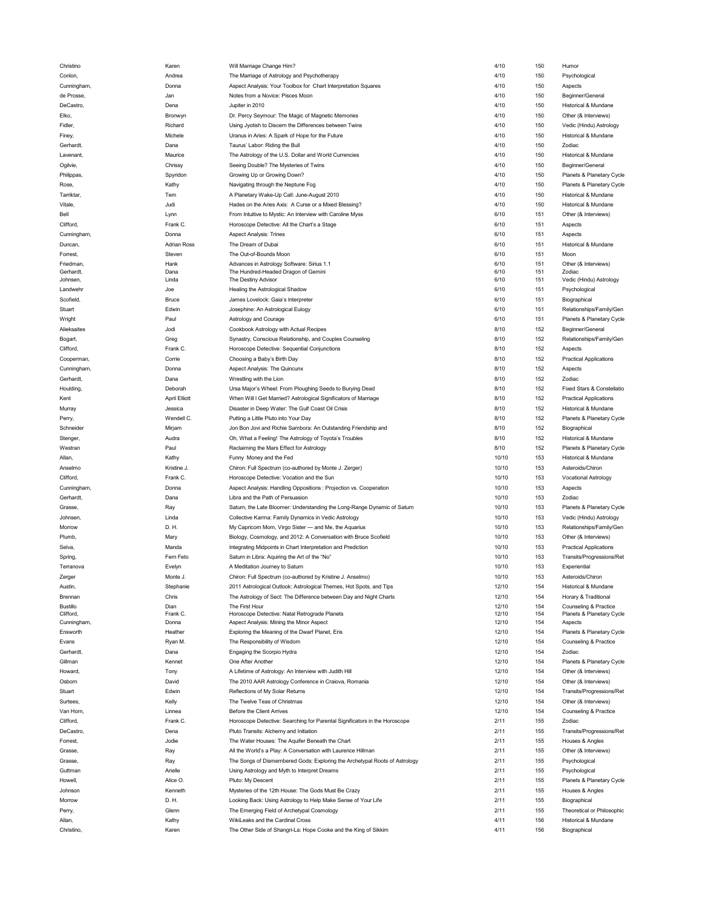| | | | | | |
|---|---|---|---|---|---|
| Christino | Karen | Will Marriage Change Him? | 4/10 | 150 | Humor |
| Conlon, | Andrea | The Marriage of Astrology and Psychotherapy | 4/10 | 150 | Psychological |
| Cunningham, | Donna | Aspect Analysis: Your Toolbox for Chart Interpretation Squares | 4/10 | 150 | Aspects |
| de Prosse, | Jan | Notes from a Novice: Pisces Moon | 4/10 | 150 | Beginner/General |
| DeCastro, | Dena | Jupiter in 2010 | 4/10 | 150 | Historical & Mundane |
| Elko, | Bronwyn | Dr. Percy Seymour: The Magic of Magnetic Memories | 4/10 | 150 | Other (& Interviews) |
| Fidler, | Richard | Using Jyotish to Discern the Differences between Twins | 4/10 | 150 | Vedic (Hindu) Astrology |
| Finey, | Michele | Uranus in Aries: A Spark of Hope for the Future | 4/10 | 150 | Historical & Mundane |
| Gerhardt, | Dana | Taurus' Labor: Riding the Bull | 4/10 | 150 | Zodiac |
| Lavenant, | Maurice | The Astrology of the U.S. Dollar and World Currencies | 4/10 | 150 | Historical & Mundane |
| Ogilvie, | Chrissy | Seeing Double? The Mysteries of Twins | 4/10 | 150 | Beginner/General |
| Philippas, | Spyridon | Growing Up or Growing Down? | 4/10 | 150 | Planets & Planetary Cycle |
| Rose, | Kathy | Navigating through the Neptune Fog | 4/10 | 150 | Planets & Planetary Cycle |
| Tarriktar, | Tem | A Planetary Wake-Up Call: June-August 2010 | 4/10 | 150 | Historical & Mundane |
| Vitale, | Judi | Hades on the Aries Axis: A Curse or a Mixed Blessing? | 4/10 | 150 | Historical & Mundane |
| Bell | Lynn | From Intuitive to Mystic: An Interview with Caroline Myss | 6/10 | 151 | Other (& Interviews) |
| Clifford, | Frank C. | Horoscope Detective: All the Chart's a Stage | 6/10 | 151 | Aspects |
| Cunningham, | Donna | Aspect Analysis: Trines | 6/10 | 151 | Aspects |
| Duncan, | Adrian Ross | The Dream of Dubai | 6/10 | 151 | Historical & Mundane |
| Forrest, | Steven | The Out-of-Bounds Moon | 6/10 | 151 | Moon |
| Friedman, | Hank | Advances in Astrology Software: Sirius 1.1 | 6/10 | 151 | Other (& Interviews) |
| Gerhardt, | Dana | The Hundred-Headed Dragon of Gemini | 6/10 | 151 | Zodiac |
| Johnsen, | Linda | The Destiny Advisor | 6/10 | 151 | Vedic (Hindu) Astrology |
| Landwehr | Joe | Healing the Astrological Shadow | 6/10 | 151 | Psychological |
| Scofield, | Bruce | James Lovelock: Gaia's Interpreter | 6/10 | 151 | Biographical |
| Stuart | Edwin | Josephine: An Astrological Eulogy | 6/10 | 151 | Relationships/Family/Gen |
| Wright | Paul | Astrology and Courage | 6/10 | 151 | Planets & Planetary Cycle |
| Alieksaites | Jodi | Cookbook Astrology with Actual Recipes | 8/10 | 152 | Beginner/General |
| Bogart, | Greg | Synastry, Conscious Relationship, and Couples Counseling | 8/10 | 152 | Relationships/Family/Gen |
| Clifford, | Frank C. | Horoscope Detective: Sequential Conjunctions | 8/10 | 152 | Aspects |
| Cooperman, | Corrie | Choosing a Baby's Birth Day | 8/10 | 152 | Practical Applications |
| Cunningham, | Donna | Aspect Analysis: The Quincunx | 8/10 | 152 | Aspects |
| Gerhardt, | Dana | Wrestling with the Lion | 8/10 | 152 | Zodiac |
| Houlding, | Deborah | Ursa Major's Wheel: From Ploughing Seeds to Burying Dead | 8/10 | 152 | Fixed Stars & Constellatio |
| Kent | April Elliott | When Will I Get Married? Astrological Significators of Marriage | 8/10 | 152 | Practical Applications |
| Murray | Jessica | Disaster in Deep Water: The Gulf Coast Oil Crisis | 8/10 | 152 | Historical & Mundane |
| Perry, | Wendell C. | Putting a Little Pluto into Your Day | 8/10 | 152 | Planets & Planetary Cycle |
| Schneider | Mirjam | Jon Bon Jovi and Richie Sambora: An Outstanding Friendship and | 8/10 | 152 | Biographical |
| Stenger, | Audra | Oh, What a Feeling! The Astrology of Toyota's Troubles | 8/10 | 152 | Historical & Mundane |
| Westran | Paul | Reclaiming the Mars Effect for Astrology | 8/10 | 152 | Planets & Planetary Cycle |
| Allan, | Kathy | Funny Money and the Fed | 10/10 | 153 | Historical & Mundane |
| Anselmo | Kristine J. | Chiron: Full Spectrum (co-authored by Monte J. Zerger) | 10/10 | 153 | Asteroids/Chiron |
| Clifford, | Frank C. | Horoscope Detective: Vocation and the Sun | 10/10 | 153 | Vocational Astrology |
| Cunningham, | Donna | Aspect Analysis: Handling Oppositions : Projection vs. Cooperation | 10/10 | 153 | Aspects |
| Gerhardt, | Dana | Libra and the Path of Persuasion | 10/10 | 153 | Zodiac |
| Grasse, | Ray | Saturn, the Late Bloomer: Understanding the Long-Range Dynamic of Saturn | 10/10 | 153 | Planets & Planetary Cycle |
| Johnsen, | Linda | Collective Karma: Family Dynamics in Vedic Astrology | 10/10 | 153 | Vedic (Hindu) Astrology |
| Morrow | D. H. | My Capricorn Mom, Virgo Sister — and Me, the Aquarius | 10/10 | 153 | Relationships/Family/Gen |
| Plumb, | Mary | Biology, Cosmology, and 2012: A Conversation with Bruce Scofield | 10/10 | 153 | Other (& Interviews) |
| Selva, | Manda | Integrating Midpoints in Chart Interpretation and Prediction | 10/10 | 153 | Practical Applications |
| Spring, | Fern Feto | Saturn in Libra: Aquiring the Art of the "No" | 10/10 | 153 | Transits/Progressions/Ret |
| Terranova | Evelyn | A Meditation Journey to Saturn | 10/10 | 153 | Experiential |
| Zerger | Monte J. | Chiron: Full Spectrum (co-authored by Kristine J. Anselmo) | 10/10 | 153 | Asteroids/Chiron |
| Austin, | Stephanie | 2011 Astrological Outlook: Astrological Themes, Hot Spots, and Tips | 12/10 | 154 | Historical & Mundane |
| Brennan | Chris | The Astrology of Sect: The Difference between Day and Night Charts | 12/10 | 154 | Horary & Traditional |
| Bustillo | Dian | The First Hour | 12/10 | 154 | Counseling & Practice |
| Clifford, | Frank C. | Horoscope Detective: Natal Retrograde Planets | 12/10 | 154 | Planets & Planetary Cycle |
| Cunningham, | Donna | Aspect Analysis: Mining the Minor Aspect | 12/10 | 154 | Aspects |
| Ensworth | Heather | Exploring the Meaning of the Dwarf Planet, Eris | 12/10 | 154 | Planets & Planetary Cycle |
| Evans | Ryan M. | The Responsibility of Wisdom | 12/10 | 154 | Counseling & Practice |
| Gerhardt, | Dana | Engaging the Scorpio Hydra | 12/10 | 154 | Zodiac |
| Gillman | Kennet | One After Another | 12/10 | 154 | Planets & Planetary Cycle |
| Howard, | Tony | A Lifetime of Astrology: An Interview with Judith Hill | 12/10 | 154 | Other (& Interviews) |
| Osborn | David | The 2010 AAR Astrology Conference in Craiova, Romania | 12/10 | 154 | Other (& Interviews) |
| Stuart | Edwin | Reflections of My Solar Returns | 12/10 | 154 | Transits/Progressions/Ret |
| Surtees, | Kelly | The Twelve Teas of Christmas | 12/10 | 154 | Other (& Interviews) |
| Van Horn, | Linnea | Before the Client Arrives | 12/10 | 154 | Counseling & Practice |
| Clifford, | Frank C. | Horoscope Detective: Searching for Parental Significators in the Horoscope | 2/11 | 155 | Zodiac |
| DeCastro, | Dena | Pluto Transits: Alchemy and Initiation | 2/11 | 155 | Transits/Progressions/Ret |
| Forrest, | Jodie | The Water Houses: The Aquifer Beneath the Chart | 2/11 | 155 | Houses & Angles |
| Grasse, | Ray | All the World's a Play: A Conversation with Laurence Hillman | 2/11 | 155 | Other (& Interviews) |
| Grasse, | Ray | The Songs of Dismembered Gods: Exploring the Archetypal Roots of Astrology | 2/11 | 155 | Psychological |
| Guttman | Arielle | Using Astrology and Myth to Interpret Dreams | 2/11 | 155 | Psychological |
| Howell, | Alice O. | Pluto: My Descent | 2/11 | 155 | Planets & Planetary Cycle |
| Johnson | Kenneth | Mysteries of the 12th House: The Gods Must Be Crazy | 2/11 | 155 | Houses & Angles |
| Morrow | D. H. | Looking Back: Using Astrology to Help Make Sense of Your Life | 2/11 | 155 | Biographical |
| Perry, | Glenn | The Emerging Field of Archetypal Cosmology | 2/11 | 155 | Theoretical or Philosophic |
| Allan, | Kathy | WikiLeaks and the Cardinal Cross | 4/11 | 156 | Historical & Mundane |
| Christino, | Karen | The Other Side of Shangri-La: Hope Cooke and the King of Sikkim | 4/11 | 156 | Biographical |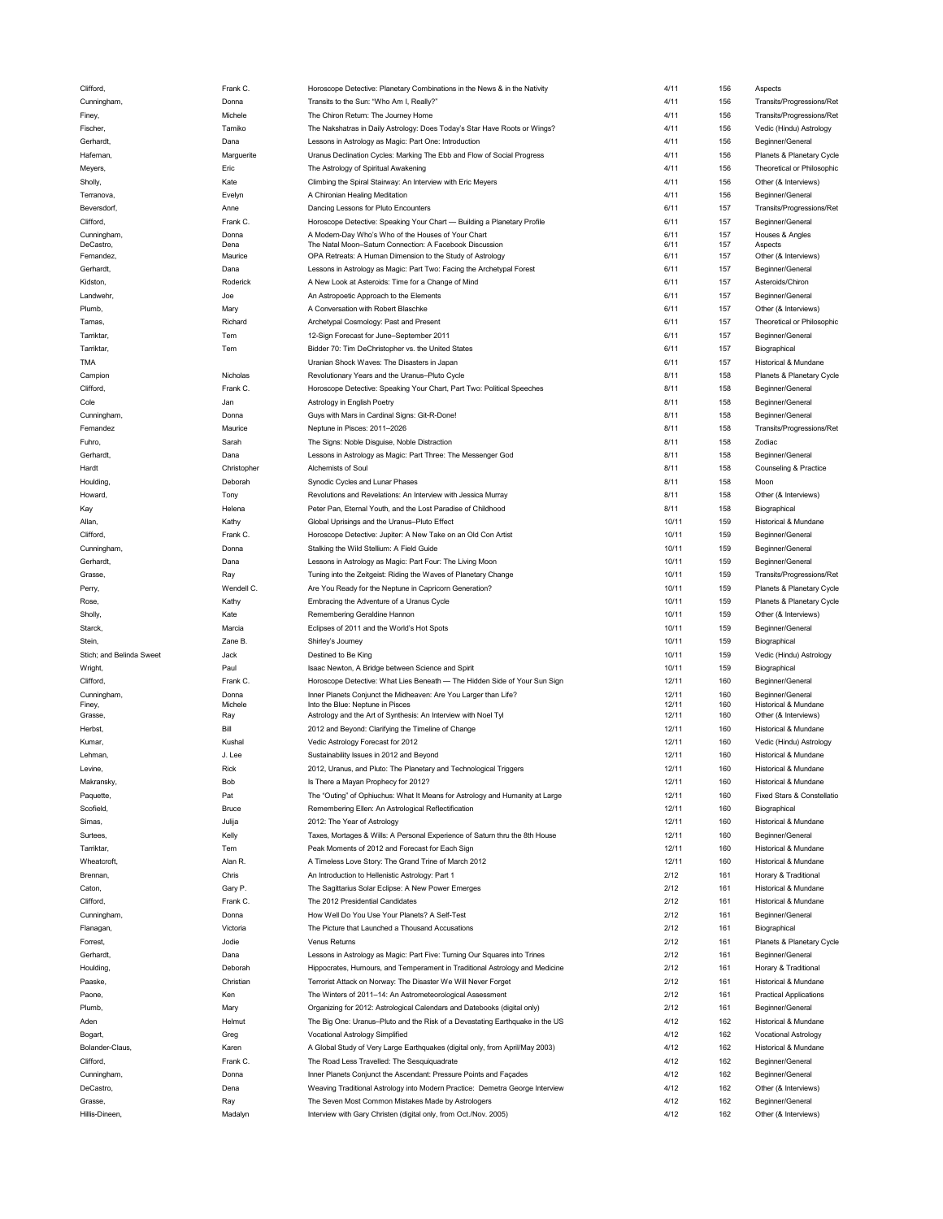| | | | | | |
|---|---|---|---|---|---|
| Clifford, | Frank C. | Horoscope Detective: Planetary Combinations in the News & in the Nativity | 4/11 | 156 | Aspects |
| Cunningham, | Donna | Transits to the Sun: "Who Am I, Really?" | 4/11 | 156 | Transits/Progressions/Ret |
| Finey, | Michele | The Chiron Return: The Journey Home | 4/11 | 156 | Transits/Progressions/Ret |
| Fischer, | Tamiko | The Nakshatras in Daily Astrology: Does Today's Star Have Roots or Wings? | 4/11 | 156 | Vedic (Hindu) Astrology |
| Gerhardt, | Dana | Lessons in Astrology as Magic: Part One: Introduction | 4/11 | 156 | Beginner/General |
| Hafeman, | Marguerite | Uranus Declination Cycles: Marking The Ebb and Flow of Social Progress | 4/11 | 156 | Planets & Planetary Cycle |
| Meyers, | Eric | The Astrology of Spiritual Awakening | 4/11 | 156 | Theoretical or Philosophic |
| Sholly, | Kate | Climbing the Spiral Stairway: An Interview with Eric Meyers | 4/11 | 156 | Other (& Interviews) |
| Terranova, | Evelyn | A Chironian Healing Meditation | 4/11 | 156 | Beginner/General |
| Beversdorf, | Anne | Dancing Lessons for Pluto Encounters | 6/11 | 157 | Transits/Progressions/Ret |
| Clifford, | Frank C. | Horoscope Detective: Speaking Your Chart — Building a Planetary Profile | 6/11 | 157 | Beginner/General |
| Cunningham, | Donna | A Modern-Day Who's Who of the Houses of Your Chart | 6/11 | 157 | Houses & Angles |
| DeCastro, | Dena | The Natal Moon–Saturn Connection: A Facebook Discussion | 6/11 | 157 | Aspects |
| Fernandez, | Maurice | OPA Retreats: A Human Dimension to the Study of Astrology | 6/11 | 157 | Other (& Interviews) |
| Gerhardt, | Dana | Lessons in Astrology as Magic: Part Two: Facing the Archetypal Forest | 6/11 | 157 | Beginner/General |
| Kidston, | Roderick | A New Look at Asteroids: Time for a Change of Mind | 6/11 | 157 | Asteroids/Chiron |
| Landwehr, | Joe | An Astropoetic Approach to the Elements | 6/11 | 157 | Beginner/General |
| Plumb, | Mary | A Conversation with Robert Blaschke | 6/11 | 157 | Other (& Interviews) |
| Tarnas, | Richard | Archetypal Cosmology: Past and Present | 6/11 | 157 | Theoretical or Philosophic |
| Tarriktar, | Tem | 12-Sign Forecast for June–September 2011 | 6/11 | 157 | Beginner/General |
| Tarriktar, | Tem | Bidder 70: Tim DeChristopher vs. the United States | 6/11 | 157 | Biographical |
| TMA | | Uranian Shock Waves: The Disasters in Japan | 6/11 | 157 | Historical & Mundane |
| Campion | Nicholas | Revolutionary Years and the Uranus–Pluto Cycle | 8/11 | 158 | Planets & Planetary Cycle |
| Clifford, | Frank C. | Horoscope Detective: Speaking Your Chart, Part Two: Political Speeches | 8/11 | 158 | Beginner/General |
| Cole | Jan | Astrology in English Poetry | 8/11 | 158 | Beginner/General |
| Cunningham, | Donna | Guys with Mars in Cardinal Signs: Git-R-Done! | 8/11 | 158 | Beginner/General |
| Fernandez | Maurice | Neptune in Pisces: 2011–2026 | 8/11 | 158 | Transits/Progressions/Ret |
| Fuhro, | Sarah | The Signs: Noble Disguise, Noble Distraction | 8/11 | 158 | Zodiac |
| Gerhardt, | Dana | Lessons in Astrology as Magic: Part Three: The Messenger God | 8/11 | 158 | Beginner/General |
| Hardt | Christopher | Alchemists of Soul | 8/11 | 158 | Counseling & Practice |
| Houlding, | Deborah | Synodic Cycles and Lunar Phases | 8/11 | 158 | Moon |
| Howard, | Tony | Revolutions and Revelations: An Interview with Jessica Murray | 8/11 | 158 | Other (& Interviews) |
| Kay | Helena | Peter Pan, Eternal Youth, and the Lost Paradise of Childhood | 8/11 | 158 | Biographical |
| Allan, | Kathy | Global Uprisings and the Uranus–Pluto Effect | 10/11 | 159 | Historical & Mundane |
| Clifford, | Frank C. | Horoscope Detective: Jupiter: A New Take on an Old Con Artist | 10/11 | 159 | Beginner/General |
| Cunningham, | Donna | Stalking the Wild Stellium: A Field Guide | 10/11 | 159 | Beginner/General |
| Gerhardt, | Dana | Lessons in Astrology as Magic: Part Four: The Living Moon | 10/11 | 159 | Beginner/General |
| Grasse, | Ray | Tuning into the Zeitgeist: Riding the Waves of Planetary Change | 10/11 | 159 | Transits/Progressions/Ret |
| Perry, | Wendell C. | Are You Ready for the Neptune in Capricorn Generation? | 10/11 | 159 | Planets & Planetary Cycle |
| Rose, | Kathy | Embracing the Adventure of a Uranus Cycle | 10/11 | 159 | Planets & Planetary Cycle |
| Sholly, | Kate | Remembering Geraldine Hannon | 10/11 | 159 | Other (& Interviews) |
| Starck, | Marcia | Eclipses of 2011 and the World's Hot Spots | 10/11 | 159 | Beginner/General |
| Stein, | Zane B. | Shirley's Journey | 10/11 | 159 | Biographical |
| Stich; and Belinda Sweet | Jack | Destined to Be King | 10/11 | 159 | Vedic (Hindu) Astrology |
| Wright, | Paul | Isaac Newton, A Bridge between Science and Spirit | 10/11 | 159 | Biographical |
| Clifford, | Frank C. | Horoscope Detective: What Lies Beneath — The Hidden Side of Your Sun Sign | 12/11 | 160 | Beginner/General |
| Cunningham, | Donna | Inner Planets Conjunct the Midheaven: Are You Larger than Life? | 12/11 | 160 | Beginner/General |
| Finey, | Michele | Into the Blue: Neptune in Pisces | 12/11 | 160 | Historical & Mundane |
| Grasse, | Ray | Astrology and the Art of Synthesis: An Interview with Noel Tyl | 12/11 | 160 | Other (& Interviews) |
| Herbst, | Bill | 2012 and Beyond: Clarifying the Timeline of Change | 12/11 | 160 | Historical & Mundane |
| Kumar, | Kushal | Vedic Astrology Forecast for 2012 | 12/11 | 160 | Vedic (Hindu) Astrology |
| Lehman, | J. Lee | Sustainability Issues in 2012 and Beyond | 12/11 | 160 | Historical & Mundane |
| Levine, | Rick | 2012, Uranus, and Pluto: The Planetary and Technological Triggers | 12/11 | 160 | Historical & Mundane |
| Makransky, | Bob | Is There a Mayan Prophecy for 2012? | 12/11 | 160 | Historical & Mundane |
| Paquette, | Pat | The "Outing" of Ophiuchus: What It Means for Astrology and Humanity at Large | 12/11 | 160 | Fixed Stars & Constellatio |
| Scofield, | Bruce | Remembering Ellen: An Astrological Reflectification | 12/11 | 160 | Biographical |
| Simas, | Julija | 2012: The Year of Astrology | 12/11 | 160 | Historical & Mundane |
| Surtees, | Kelly | Taxes, Mortages & Wills: A Personal Experience of Saturn thru the 8th House | 12/11 | 160 | Beginner/General |
| Tarriktar, | Tem | Peak Moments of 2012 and Forecast for Each Sign | 12/11 | 160 | Historical & Mundane |
| Wheatcroft, | Alan R. | A Timeless Love Story: The Grand Trine of March 2012 | 12/11 | 160 | Historical & Mundane |
| Brennan, | Chris | An Introduction to Hellenistic Astrology: Part 1 | 2/12 | 161 | Horary & Traditional |
| Caton, | Gary P. | The Sagittarius Solar Eclipse: A New Power Emerges | 2/12 | 161 | Historical & Mundane |
| Clifford, | Frank C. | The 2012 Presidential Candidates | 2/12 | 161 | Historical & Mundane |
| Cunningham, | Donna | How Well Do You Use Your Planets? A Self-Test | 2/12 | 161 | Beginner/General |
| Flanagan, | Victoria | The Picture that Launched a Thousand Accusations | 2/12 | 161 | Biographical |
| Forrest, | Jodie | Venus Returns | 2/12 | 161 | Planets & Planetary Cycle |
| Gerhardt, | Dana | Lessons in Astrology as Magic: Part Five: Turning Our Squares into Trines | 2/12 | 161 | Beginner/General |
| Houlding, | Deborah | Hippocrates, Humours, and Temperament in Traditional Astrology and Medicine | 2/12 | 161 | Horary & Traditional |
| Paaske, | Christian | Terrorist Attack on Norway: The Disaster We Will Never Forget | 2/12 | 161 | Historical & Mundane |
| Paone, | Ken | The Winters of 2011–14: An Astrometeorological Assessment | 2/12 | 161 | Practical Applications |
| Plumb, | Mary | Organizing for 2012: Astrological Calendars and Datebooks (digital only) | 2/12 | 161 | Beginner/General |
| Aden | Helmut | The Big One: Uranus–Pluto and the Risk of a Devastating Earthquake in the US | 4/12 | 162 | Historical & Mundane |
| Bogart, | Greg | Vocational Astrology Very Simplified | 4/12 | 162 | Vocational Astrology |
| Bolander-Claus, | Karen | A Global Study of Very Large Earthquakes (digital only, from April/May 2003) | 4/12 | 162 | Historical & Mundane |
| Clifford, | Frank C. | The Road Less Travelled: The Sesquiquadrate | 4/12 | 162 | Beginner/General |
| Cunningham, | Donna | Inner Planets Conjunct the Ascendant: Pressure Points and Façades | 4/12 | 162 | Beginner/General |
| DeCastro, | Dena | Weaving Traditional Astrology into Modern Practice: Demetra George Interview | 4/12 | 162 | Other (& Interviews) |
| Grasse, | Ray | The Seven Most Common Mistakes Made by Astrologers | 4/12 | 162 | Beginner/General |
| Hillis-Dineen, | Madalyn | Interview with Gary Christen (digital only, from Oct./Nov. 2005) | 4/12 | 162 | Other (& Interviews) |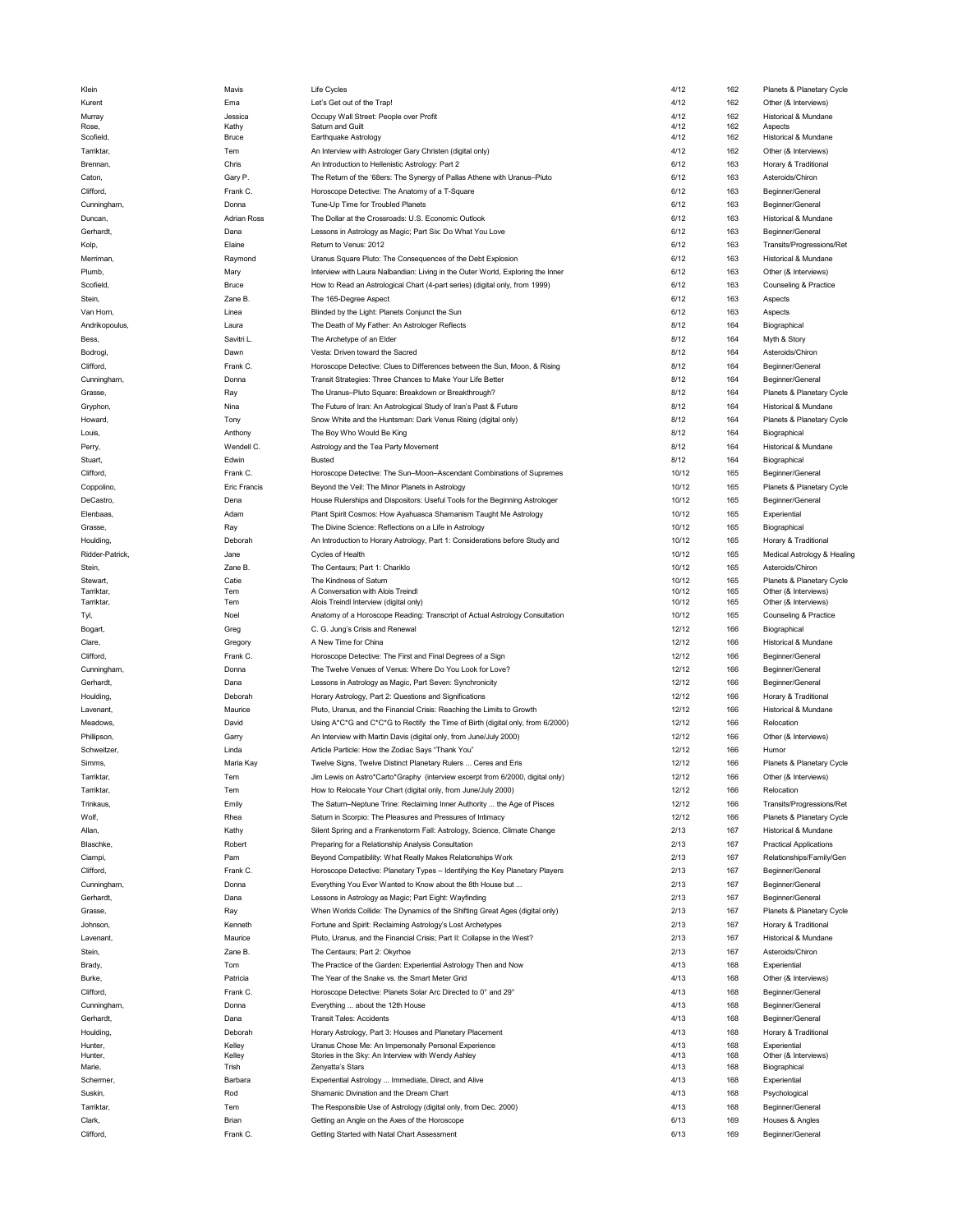| Klein | Mavis | Life Cycles | 4/12 | 162 | Planets & Planetary Cycle |
|---|---|---|---|---|---|
| Kurent | Ema | Let's Get out of the Trap! | 4/12 | 162 | Other (& Interviews) |
| Murray | Jessica | Occupy Wall Street: People over Profit | 4/12 | 162 | Historical & Mundane |
| Rose, | Kathy | Saturn and Guilt | 4/12 | 162 | Aspects |
| Scofield, | Bruce | Earthquake Astrology | 4/12 | 162 | Historical & Mundane |
| Tarriktar, | Tem | An Interview with Astrologer Gary Christen (digital only) | 4/12 | 162 | Other (& Interviews) |
| Brennan, | Chris | An Introduction to Hellenistic Astrology: Part 2 | 6/12 | 163 | Horary & Traditional |
| Caton, | Gary P. | The Return of the '68ers: The Synergy of Pallas Athene with Uranus–Pluto | 6/12 | 163 | Asteroids/Chiron |
| Clifford, | Frank C. | Horoscope Detective: The Anatomy of a T-Square | 6/12 | 163 | Beginner/General |
| Cunningham, | Donna | Tune-Up Time for Troubled Planets | 6/12 | 163 | Beginner/General |
| Duncan, | Adrian Ross | The Dollar at the Crossroads: U.S. Economic Outlook | 6/12 | 163 | Historical & Mundane |
| Gerhardt, | Dana | Lessons in Astrology as Magic; Part Six: Do What You Love | 6/12 | 163 | Beginner/General |
| Kolp, | Elaine | Return to Venus: 2012 | 6/12 | 163 | Transits/Progressions/Ret |
| Merriman, | Raymond | Uranus Square Pluto: The Consequences of the Debt Explosion | 6/12 | 163 | Historical & Mundane |
| Plumb, | Mary | Interview with Laura Nalbandian: Living in the Outer World, Exploring the Inner | 6/12 | 163 | Other (& Interviews) |
| Scofield, | Bruce | How to Read an Astrological Chart (4-part series) (digital only, from 1999) | 6/12 | 163 | Counseling & Practice |
| Stein, | Zane B. | The 165-Degree Aspect | 6/12 | 163 | Aspects |
| Van Horn, | Linea | Blinded by the Light: Planets Conjunct the Sun | 6/12 | 163 | Aspects |
| Andrikopoulus, | Laura | The Death of My Father: An Astrologer Reflects | 8/12 | 164 | Biographical |
| Bess, | Savitri L. | The Archetype of an Elder | 8/12 | 164 | Myth & Story |
| Bodrogi, | Dawn | Vesta: Driven toward the Sacred | 8/12 | 164 | Asteroids/Chiron |
| Clifford, | Frank C. | Horoscope Detective: Clues to Differences between the Sun, Moon, & Rising | 8/12 | 164 | Beginner/General |
| Cunningham, | Donna | Transit Strategies: Three Chances to Make Your Life Better | 8/12 | 164 | Beginner/General |
| Grasse, | Ray | The Uranus–Pluto Square: Breakdown or Breakthrough? | 8/12 | 164 | Planets & Planetary Cycle |
| Gryphon, | Nina | The Future of Iran: An Astrological Study of Iran's Past & Future | 8/12 | 164 | Historical & Mundane |
| Howard, | Tony | Snow White and the Huntsman: Dark Venus Rising (digital only) | 8/12 | 164 | Planets & Planetary Cycle |
| Louis, | Anthony | The Boy Who Would Be King | 8/12 | 164 | Biographical |
| Perry, | Wendell C. | Astrology and the Tea Party Movement | 8/12 | 164 | Historical & Mundane |
| Stuart, | Edwin | Busted | 8/12 | 164 | Biographical |
| Clifford, | Frank C. | Horoscope Detective: The Sun–Moon–Ascendant Combinations of Supremes | 10/12 | 165 | Beginner/General |
| Coppolino, | Eric Francis | Beyond the Veil: The Minor Planets in Astrology | 10/12 | 165 | Planets & Planetary Cycle |
| DeCastro, | Dena | House Rulerships and Dispositors: Useful Tools for the Beginning Astrologer | 10/12 | 165 | Beginner/General |
| Elenbaas, | Adam | Plant Spirit Cosmos: How Ayahuasca Shamanism Taught Me Astrology | 10/12 | 165 | Experiential |
| Grasse, | Ray | The Divine Science: Reflections on a Life in Astrology | 10/12 | 165 | Biographical |
| Houlding, | Deborah | An Introduction to Horary Astrology, Part 1: Considerations before Study and | 10/12 | 165 | Horary & Traditional |
| Ridder-Patrick, | Jane | Cycles of Health | 10/12 | 165 | Medical Astrology & Healing |
| Stein, | Zane B. | The Centaurs; Part 1: Chariklo | 10/12 | 165 | Asteroids/Chiron |
| Stewart, | Catie | The Kindness of Saturn | 10/12 | 165 | Planets & Planetary Cycle |
| Tarriktar, | Tem | A Conversation with Alois Treindl | 10/12 | 165 | Other (& Interviews) |
| Tarriktar, | Tem | Alois Treindl Interview (digital only) | 10/12 | 165 | Other (& Interviews) |
| Tyl, | Noel | Anatomy of a Horoscope Reading: Transcript of Actual Astrology Consultation | 10/12 | 165 | Counseling & Practice |
| Bogart, | Greg | C. G. Jung's Crisis and Renewal | 12/12 | 166 | Biographical |
| Clare, | Gregory | A New Time for China | 12/12 | 166 | Historical & Mundane |
| Clifford, | Frank C. | Horoscope Detective: The First and Final Degrees of a Sign | 12/12 | 166 | Beginner/General |
| Cunningham, | Donna | The Twelve Venues of Venus: Where Do You Look for Love? | 12/12 | 166 | Beginner/General |
| Gerhardt, | Dana | Lessons in Astrology as Magic, Part Seven: Synchronicity | 12/12 | 166 | Beginner/General |
| Houlding, | Deborah | Horary Astrology, Part 2: Questions and Significations | 12/12 | 166 | Horary & Traditional |
| Lavenant, | Maurice | Pluto, Uranus, and the Financial Crisis: Reaching the Limits to Growth | 12/12 | 166 | Historical & Mundane |
| Meadows, | David | Using A*C*G and C*C*G to Rectify the Time of Birth (digital only, from 6/2000) | 12/12 | 166 | Relocation |
| Phillipson, | Garry | An Interview with Martin Davis (digital only, from June/July 2000) | 12/12 | 166 | Other (& Interviews) |
| Schweitzer, | Linda | Article Particle: How the Zodiac Says "Thank You" | 12/12 | 166 | Humor |
| Simms, | Maria Kay | Twelve Signs, Twelve Distinct Planetary Rulers ... Ceres and Eris | 12/12 | 166 | Planets & Planetary Cycle |
| Tarriktar, | Tem | Jim Lewis on Astro*Carto*Graphy (interview excerpt from 6/2000, digital only) | 12/12 | 166 | Other (& Interviews) |
| Tarriktar, | Tem | How to Relocate Your Chart (digital only, from June/July 2000) | 12/12 | 166 | Relocation |
| Trinkaus, | Emily | The Saturn–Neptune Trine: Reclaiming Inner Authority ... the Age of Pisces | 12/12 | 166 | Transits/Progressions/Ret |
| Wolf, | Rhea | Saturn in Scorpio: The Pleasures and Pressures of Intimacy | 12/12 | 166 | Planets & Planetary Cycle |
| Allan, | Kathy | Silent Spring and a Frankenstorm Fall: Astrology, Science, Climate Change | 2/13 | 167 | Historical & Mundane |
| Blaschke, | Robert | Preparing for a Relationship Analysis Consultation | 2/13 | 167 | Practical Applications |
| Ciampi, | Pam | Beyond Compatibility: What Really Makes Relationships Work | 2/13 | 167 | Relationships/Family/Gen |
| Clifford, | Frank C. | Horoscope Detective: Planetary Types – Identifying the Key Planetary Players | 2/13 | 167 | Beginner/General |
| Cunningham, | Donna | Everything You Ever Wanted to Know about the 8th House but ... | 2/13 | 167 | Beginner/General |
| Gerhardt, | Dana | Lessons in Astrology as Magic; Part Eight: Wayfinding | 2/13 | 167 | Beginner/General |
| Grasse, | Ray | When Worlds Collide: The Dynamics of the Shifting Great Ages (digital only) | 2/13 | 167 | Planets & Planetary Cycle |
| Johnson, | Kenneth | Fortune and Spirit: Reclaiming Astrology's Lost Archetypes | 2/13 | 167 | Horary & Traditional |
| Lavenant, | Maurice | Pluto, Uranus, and the Financial Crisis; Part II: Collapse in the West? | 2/13 | 167 | Historical & Mundane |
| Stein, | Zane B. | The Centaurs; Part 2: Okyrhoe | 2/13 | 167 | Asteroids/Chiron |
| Brady, | Tom | The Practice of the Garden: Experiential Astrology Then and Now | 4/13 | 168 | Experiential |
| Burke, | Patricia | The Year of the Snake vs. the Smart Meter Grid | 4/13 | 168 | Other (& Interviews) |
| Clifford, | Frank C. | Horoscope Detective: Planets Solar Arc Directed to 0° and 29° | 4/13 | 168 | Beginner/General |
| Cunningham, | Donna | Everything ... about the 12th House | 4/13 | 168 | Beginner/General |
| Gerhardt, | Dana | Transit Tales: Accidents | 4/13 | 168 | Beginner/General |
| Houlding, | Deborah | Horary Astrology, Part 3: Houses and Planetary Placement | 4/13 | 168 | Horary & Traditional |
| Hunter, | Kelley | Uranus Chose Me: An Impersonally Personal Experience | 4/13 | 168 | Experiential |
| Hunter, | Kelley | Stories in the Sky: An Interview with Wendy Ashley | 4/13 | 168 | Other (& Interviews) |
| Marie, | Trish | Zenyatta's Stars | 4/13 | 168 | Biographical |
| Schermer, | Barbara | Experiential Astrology ... Immediate, Direct, and Alive | 4/13 | 168 | Experiential |
| Suskin, | Rod | Shamanic Divination and the Dream Chart | 4/13 | 168 | Psychological |
| Tarriktar, | Tem | The Responsible Use of Astrology (digital only, from Dec. 2000) | 4/13 | 168 | Beginner/General |
| Clark, | Brian | Getting an Angle on the Axes of the Horoscope | 6/13 | 169 | Houses & Angles |
| Clifford, | Frank C. | Getting Started with Natal Chart Assessment | 6/13 | 169 | Beginner/General |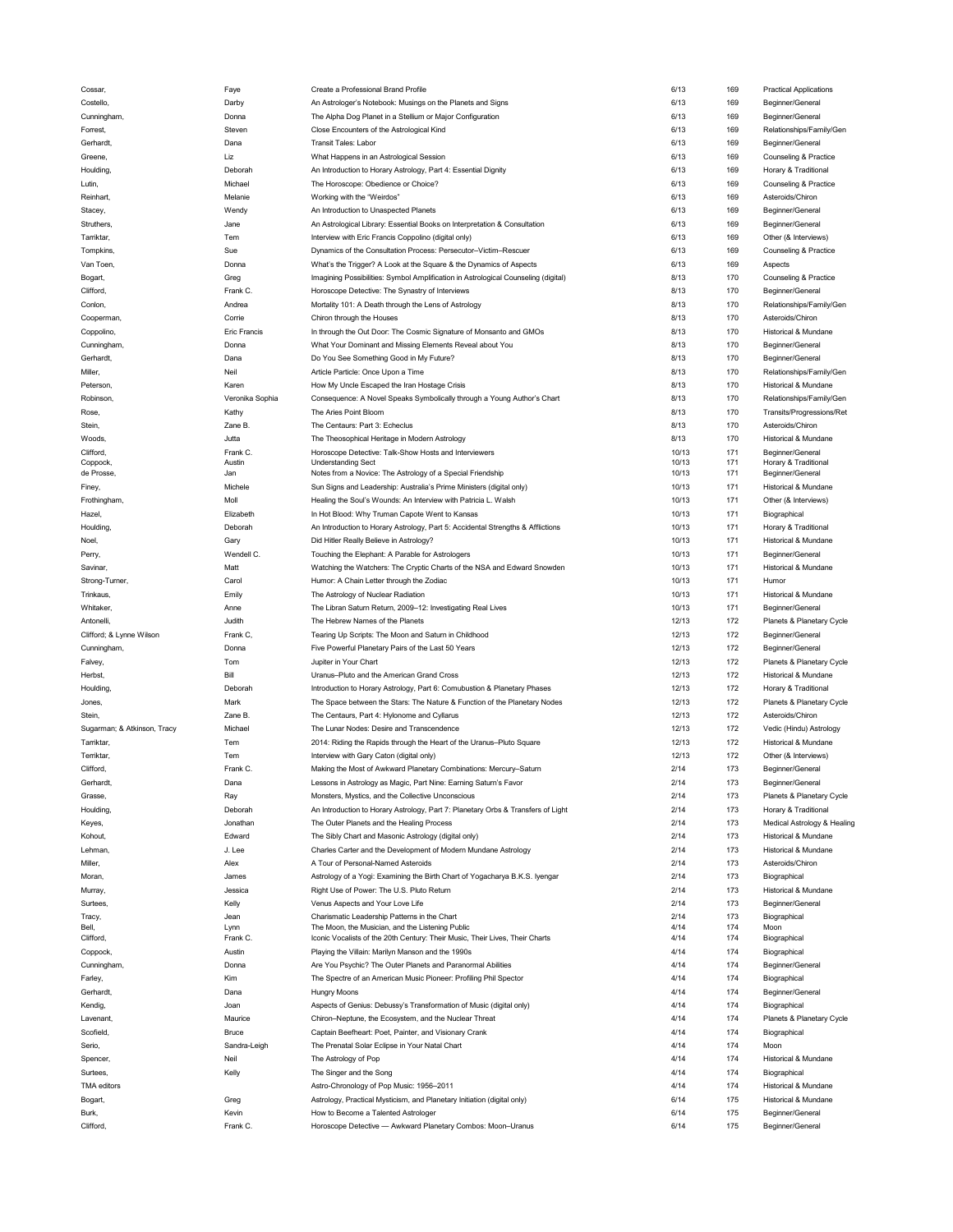| | | | | | |
|---|---|---|---|---|---|
| Cossar, | Faye | Create a Professional Brand Profile | 6/13 | 169 | Practical Applications |
| Costello, | Darby | An Astrologer's Notebook: Musings on the Planets and Signs | 6/13 | 169 | Beginner/General |
| Cunningham, | Donna | The Alpha Dog Planet in a Stellium or Major Configuration | 6/13 | 169 | Beginner/General |
| Forrest, | Steven | Close Encounters of the Astrological Kind | 6/13 | 169 | Relationships/Family/Gen |
| Gerhardt, | Dana | Transit Tales: Labor | 6/13 | 169 | Beginner/General |
| Greene, | Liz | What Happens in an Astrological Session | 6/13 | 169 | Counseling & Practice |
| Houlding, | Deborah | An Introduction to Horary Astrology, Part 4: Essential Dignity | 6/13 | 169 | Horary & Traditional |
| Lutin, | Michael | The Horoscope: Obedience or Choice? | 6/13 | 169 | Counseling & Practice |
| Reinhart, | Melanie | Working with the "Weirdos" | 6/13 | 169 | Asteroids/Chiron |
| Stacey, | Wendy | An Introduction to Unaspected Planets | 6/13 | 169 | Beginner/General |
| Struthers, | Jane | An Astrological Library: Essential Books on Interpretation & Consultation | 6/13 | 169 | Beginner/General |
| Tarriktar, | Tem | Interview with Eric Francis Coppolino (digital only) | 6/13 | 169 | Other (& Interviews) |
| Tompkins, | Sue | Dynamics of the Consultation Process: Persecutor–Victim–Rescuer | 6/13 | 169 | Counseling & Practice |
| Van Toen, | Donna | What's the Trigger? A Look at the Square & the Dynamics of Aspects | 6/13 | 169 | Aspects |
| Bogart, | Greg | Imagining Possibilities: Symbol Amplification in Astrological Counseling (digital) | 8/13 | 170 | Counseling & Practice |
| Clifford, | Frank C. | Horoscope Detective: The Synastry of Interviews | 8/13 | 170 | Beginner/General |
| Conlon, | Andrea | Mortality 101: A Death through the Lens of Astrology | 8/13 | 170 | Relationships/Family/Gen |
| Cooperman, | Corrie | Chiron through the Houses | 8/13 | 170 | Asteroids/Chiron |
| Coppolino, | Eric Francis | In through the Out Door: The Cosmic Signature of Monsanto and GMOs | 8/13 | 170 | Historical & Mundane |
| Cunningham, | Donna | What Your Dominant and Missing Elements Reveal about You | 8/13 | 170 | Beginner/General |
| Gerhardt, | Dana | Do You See Something Good in My Future? | 8/13 | 170 | Beginner/General |
| Miller, | Neil | Article Particle: Once Upon a Time | 8/13 | 170 | Relationships/Family/Gen |
| Peterson, | Karen | How My Uncle Escaped the Iran Hostage Crisis | 8/13 | 170 | Historical & Mundane |
| Robinson, | Veronika Sophia | Consequence: A Novel Speaks Symbolically through a Young Author's Chart | 8/13 | 170 | Relationships/Family/Gen |
| Rose, | Kathy | The Aries Point Bloom | 8/13 | 170 | Transits/Progressions/Ret |
| Stein, | Zane B. | The Centaurs: Part 3: Echeclus | 8/13 | 170 | Asteroids/Chiron |
| Woods, | Jutta | The Theosophical Heritage in Modern Astrology | 8/13 | 170 | Historical & Mundane |
| Clifford, | Frank C. | Horoscope Detective: Talk-Show Hosts and Interviewers | 10/13 | 171 | Beginner/General |
| Coppock, | Austin | Understanding Sect | 10/13 | 171 | Horary & Traditional |
| de Prosse, | Jan | Notes from a Novice: The Astrology of a Special Friendship | 10/13 | 171 | Beginner/General |
| Finey, | Michele | Sun Signs and Leadership: Australia's Prime Ministers (digital only) | 10/13 | 171 | Historical & Mundane |
| Frothingham, | Moll | Healing the Soul's Wounds: An Interview with Patricia L. Walsh | 10/13 | 171 | Other (& Interviews) |
| Hazel, | Elizabeth | In Hot Blood: Why Truman Capote Went to Kansas | 10/13 | 171 | Biographical |
| Houlding, | Deborah | An Introduction to Horary Astrology, Part 5: Accidental Strengths & Afflictions | 10/13 | 171 | Horary & Traditional |
| Noel, | Gary | Did Hitler Really Believe in Astrology? | 10/13 | 171 | Historical & Mundane |
| Perry, | Wendell C. | Touching the Elephant: A Parable for Astrologers | 10/13 | 171 | Beginner/General |
| Savinar, | Matt | Watching the Watchers: The Cryptic Charts of the NSA and Edward Snowden | 10/13 | 171 | Historical & Mundane |
| Strong-Turner, | Carol | Humor: A Chain Letter through the Zodiac | 10/13 | 171 | Humor |
| Trinkaus, | Emily | The Astrology of Nuclear Radiation | 10/13 | 171 | Historical & Mundane |
| Whitaker, | Anne | The Libran Saturn Return, 2009–12: Investigating Real Lives | 10/13 | 171 | Beginner/General |
| Antonelli, | Judith | The Hebrew Names of the Planets | 12/13 | 172 | Planets & Planetary Cycle |
| Clifford; & Lynne Wilson | Frank C, | Tearing Up Scripts: The Moon and Saturn in Childhood | 12/13 | 172 | Beginner/General |
| Cunningham, | Donna | Five Powerful Planetary Pairs of the Last 50 Years | 12/13 | 172 | Beginner/General |
| Falvey, | Tom | Jupiter in Your Chart | 12/13 | 172 | Planets & Planetary Cycle |
| Herbst, | Bill | Uranus–Pluto and the American Grand Cross | 12/13 | 172 | Historical & Mundane |
| Houlding, | Deborah | Introduction to Horary Astrology, Part 6: Comubustion & Planetary Phases | 12/13 | 172 | Horary & Traditional |
| Jones, | Mark | The Space between the Stars: The Nature & Function of the Planetary Nodes | 12/13 | 172 | Planets & Planetary Cycle |
| Stein, | Zane B. | The Centaurs, Part 4: Hylonome and Cyllarus | 12/13 | 172 | Asteroids/Chiron |
| Sugarman; & Atkinson, Tracy | Michael | The Lunar Nodes: Desire and Transcendence | 12/13 | 172 | Vedic (Hindu) Astrology |
| Tarriktar, | Tem | 2014: Riding the Rapids through the Heart of the Uranus–Pluto Square | 12/13 | 172 | Historical & Mundane |
| Terriktar, | Tem | Interview with Gary Caton (digital only) | 12/13 | 172 | Other (& Interviews) |
| Clifford, | Frank C. | Making the Most of Awkward Planetary Combinations: Mercury–Saturn | 2/14 | 173 | Beginner/General |
| Gerhardt, | Dana | Lessons in Astrology as Magic, Part Nine: Earning Saturn's Favor | 2/14 | 173 | Beginner/General |
| Grasse, | Ray | Monsters, Mystics, and the Collective Unconscious | 2/14 | 173 | Planets & Planetary Cycle |
| Houlding, | Deborah | An Introduction to Horary Astrology, Part 7: Planetary Orbs & Transfers of Light | 2/14 | 173 | Horary & Traditional |
| Keyes, | Jonathan | The Outer Planets and the Healing Process | 2/14 | 173 | Medical Astrology & Healing |
| Kohout, | Edward | The Sibly Chart and Masonic Astrology (digital only) | 2/14 | 173 | Historical & Mundane |
| Lehman, | J. Lee | Charles Carter and the Development of Modern Mundane Astrology | 2/14 | 173 | Historical & Mundane |
| Miller, | Alex | A Tour of Personal-Named Asteroids | 2/14 | 173 | Asteroids/Chiron |
| Moran, | James | Astrology of a Yogi: Examining the Birth Chart of Yogacharya B.K.S. Iyengar | 2/14 | 173 | Biographical |
| Murray, | Jessica | Right Use of Power: The U.S. Pluto Return | 2/14 | 173 | Historical & Mundane |
| Surtees, | Kelly | Venus Aspects and Your Love Life | 2/14 | 173 | Beginner/General |
| Tracy, | Jean | Charismatic Leadership Patterns in the Chart | 2/14 | 173 | Biographical |
| Bell, | Lynn | The Moon, the Musician, and the Listening Public | 4/14 | 174 | Moon |
| Clifford, | Frank C. | Iconic Vocalists of the 20th Century: Their Music, Their Lives, Their Charts | 4/14 | 174 | Biographical |
| Coppock, | Austin | Playing the Villain: Marilyn Manson and the 1990s | 4/14 | 174 | Biographical |
| Cunningham, | Donna | Are You Psychic? The Outer Planets and Paranormal Abilities | 4/14 | 174 | Beginner/General |
| Farley, | Kim | The Spectre of an American Music Pioneer: Profiling Phil Spector | 4/14 | 174 | Biographical |
| Gerhardt, | Dana | Hungry Moons | 4/14 | 174 | Beginner/General |
| Kendig, | Joan | Aspects of Genius: Debussy's Transformation of Music (digital only) | 4/14 | 174 | Biographical |
| Lavenant, | Maurice | Chiron–Neptune, the Ecosystem, and the Nuclear Threat | 4/14 | 174 | Planets & Planetary Cycle |
| Scofield, | Bruce | Captain Beefheart: Poet, Painter, and Visionary Crank | 4/14 | 174 | Biographical |
| Serio, | Sandra-Leigh | The Prenatal Solar Eclipse in Your Natal Chart | 4/14 | 174 | Moon |
| Spencer, | Neil | The Astrology of Pop | 4/14 | 174 | Historical & Mundane |
| Surtees, | Kelly | The Singer and the Song | 4/14 | 174 | Biographical |
| TMA editors | | Astro-Chronology of Pop Music: 1956–2011 | 4/14 | 174 | Historical & Mundane |
| Bogart, | Greg | Astrology, Practical Mysticism, and Planetary Initiation (digital only) | 6/14 | 175 | Historical & Mundane |
| Burk, | Kevin | How to Become a Talented Astrologer | 6/14 | 175 | Beginner/General |
| Clifford, | Frank C. | Horoscope Detective — Awkward Planetary Combos: Moon–Uranus | 6/14 | 175 | Beginner/General |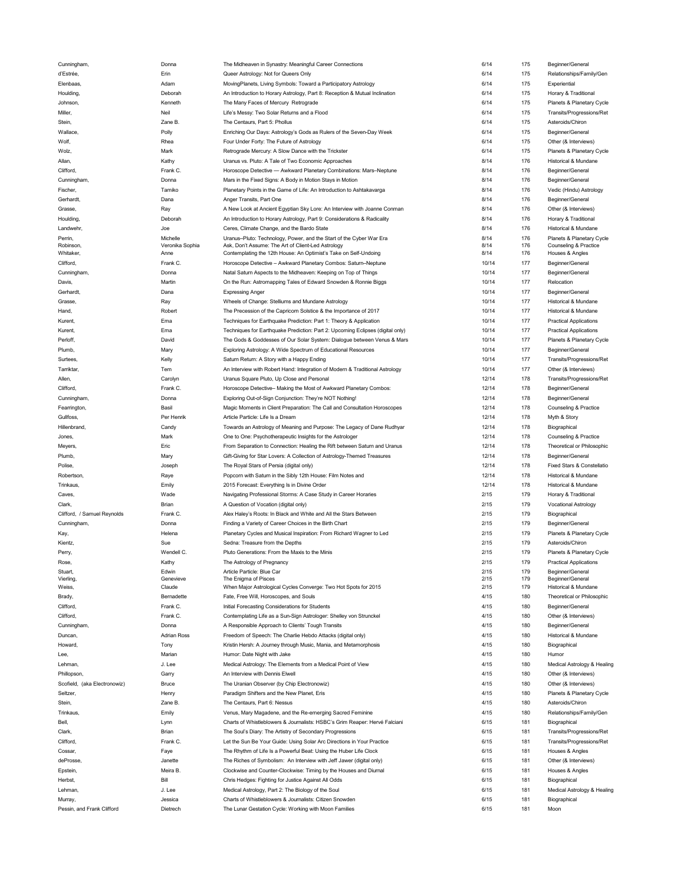| Cunningham, | Donna | The Midheaven in Synastry: Meaningful Career Connections | 6/14 | 175 | Beginner/General |
|---|---|---|---|---|---|
| d'Estrée, | Erin | Queer Astrology: Not for Queers Only | 6/14 | 175 | Relationships/Family/Gen |
| Elenbaas, | Adam | MovingPlanets, Living Symbols: Toward a Participatory Astrology | 6/14 | 175 | Experiential |
| Houlding, | Deborah | An Introduction to Horary Astrology, Part 8: Reception & Mutual Inclination | 6/14 | 175 | Horary & Traditional |
| Johnson, | Kenneth | The Many Faces of Mercury Retrograde | 6/14 | 175 | Planets & Planetary Cycle |
| Miller, | Neil | Life's Messy: Two Solar Returns and a Flood | 6/14 | 175 | Transits/Progressions/Ret |
| Stein, | Zane B. | The Centaurs, Part 5: Phollus | 6/14 | 175 | Asteroids/Chiron |
| Wallace, | Polly | Enriching Our Days: Astrology's Gods as Rulers of the Seven-Day Week | 6/14 | 175 | Beginner/General |
| Wolf, | Rhea | Four Under Forty: The Future of Astrology | 6/14 | 175 | Other (& Interviews) |
| Wolz, | Mark | Retrograde Mercury: A Slow Dance with the Trickster | 6/14 | 175 | Planets & Planetary Cycle |
| Allan, | Kathy | Uranus vs. Pluto: A Tale of Two Economic Approaches | 8/14 | 176 | Historical & Mundane |
| Clifford, | Frank C. | Horoscope Detective — Awkward Planetary Combinations: Mars–Neptune | 8/14 | 176 | Beginner/General |
| Cunningham, | Donna | Mars in the Fixed Signs: A Body in Motion Stays in Motion | 8/14 | 176 | Beginner/General |
| Fischer, | Tamiko | Planetary Points in the Game of Life: An Introduction to Ashtakavarga | 8/14 | 176 | Vedic (Hindu) Astrology |
| Gerhardt, | Dana | Anger Transits, Part One | 8/14 | 176 | Beginner/General |
| Grasse, | Ray | A New Look at Ancient Egyptian Sky Lore: An Interview with Joanne Conman | 8/14 | 176 | Other (& Interviews) |
| Houlding, | Deborah | An Introduction to Horary Astrology, Part 9: Considerations & Radicality | 8/14 | 176 | Horary & Traditional |
| Landwehr, | Joe | Ceres, Climate Change, and the Bardo State | 8/14 | 176 | Historical & Mundane |
| Perrin, | Michelle | Uranus–Pluto: Technology, Power, and the Start of the Cyber War Era | 8/14 | 176 | Planets & Planetary Cycle |
| Robinson, | Veronika Sophia | Ask, Don't Assume: The Art of Client-Led Astrology | 8/14 | 176 | Counseling & Practice |
| Whitaker, | Anne | Contemplating the 12th House: An Optimist's Take on Self-Undoing | 8/14 | 176 | Houses & Angles |
| Clifford, | Frank C. | Horoscope Detective – Awkward Planetary Combos: Saturn–Neptune | 10/14 | 177 | Beginner/General |
| Cunningham, | Donna | Natal Saturn Aspects to the Midheaven: Keeping on Top of Things | 10/14 | 177 | Beginner/General |
| Davis, | Martin | On the Run: Astromapping Tales of Edward Snowden & Ronnie Biggs | 10/14 | 177 | Relocation |
| Gerhardt, | Dana | Expressing Anger | 10/14 | 177 | Beginner/General |
| Grasse, | Ray | Wheels of Change: Stelliums and Mundane Astrology | 10/14 | 177 | Historical & Mundane |
| Hand, | Robert | The Precession of the Capricorn Solstice & the Importance of 2017 | 10/14 | 177 | Historical & Mundane |
| Kurent, | Ema | Techniques for Earthquake Prediction: Part 1: Theory & Application | 10/14 | 177 | Practical Applications |
| Kurent, | Ema | Techniques for Earthquake Prediction: Part 2: Upcoming Eclipses (digital only) | 10/14 | 177 | Practical Applications |
| Perloff, | David | The Gods & Goddesses of Our Solar System: Dialogue between Venus & Mars | 10/14 | 177 | Planets & Planetary Cycle |
| Plumb, | Mary | Exploring Astrology: A Wide Spectrum of Educational Resources | 10/14 | 177 | Beginner/General |
| Surtees, | Kelly | Saturn Return: A Story with a Happy Ending | 10/14 | 177 | Transits/Progressions/Ret |
| Tarriktar, | Tem | An Interview with Robert Hand: Integration of Modern & Traditional Astrology | 10/14 | 177 | Other (& Interviews) |
| Allen, | Carolyn | Uranus Square Pluto, Up Close and Personal | 12/14 | 178 | Transits/Progressions/Ret |
| Clifford, | Frank C. | Horoscope Detective– Making the Most of Awkward Planetary Combos: | 12/14 | 178 | Beginner/General |
| Cunningham, | Donna | Exploring Out-of-Sign Conjunction: They're NOT Nothing! | 12/14 | 178 | Beginner/General |
| Fearrington, | Basil | Magic Moments in Client Preparation: The Call and Consultation Horoscopes | 12/14 | 178 | Counseling & Practice |
| Gullfoss, | Per Henrik | Article Particle: Life Is a Dream | 12/14 | 178 | Myth & Story |
| Hillenbrand, | Candy | Towards an Astrology of Meaning and Purpose: The Legacy of Dane Rudhyar | 12/14 | 178 | Biographical |
| Jones, | Mark | One to One: Psychotherapeutic Insights for the Astrologer | 12/14 | 178 | Counseling & Practice |
| Meyers, | Eric | From Separation to Connection: Healing the Rift between Saturn and Uranus | 12/14 | 178 | Theoretical or Philosophic |
| Plumb, | Mary | Gift-Giving for Star Lovers: A Collection of Astrology-Themed Treasures | 12/14 | 178 | Beginner/General |
| Polise, | Joseph | The Royal Stars of Persia (digital only) | 12/14 | 178 | Fixed Stars & Constellatio |
| Robertson, | Raye | Popcorn with Saturn in the Sibly 12th House: Film Notes and | 12/14 | 178 | Historical & Mundane |
| Trinkaus, | Emily | 2015 Forecast: Everything Is in Divine Order | 12/14 | 178 | Historical & Mundane |
| Caves, | Wade | Navigating Professional Storms: A Case Study in Career Horaries | 2/15 | 179 | Horary & Traditional |
| Clark, | Brian | A Question of Vocation (digital only) | 2/15 | 179 | Vocational Astrology |
| Clifford, / Samuel Reynolds | Frank C. | Alex Haley's Roots: In Black and White and All the Stars Between | 2/15 | 179 | Biographical |
| Cunningham, | Donna | Finding a Variety of Career Choices in the Birth Chart | 2/15 | 179 | Beginner/General |
| Kay, | Helena | Planetary Cycles and Musical Inspiration: From Richard Wagner to Led | 2/15 | 179 | Planets & Planetary Cycle |
| Kientz, | Sue | Sedna: Treasure from the Depths | 2/15 | 179 | Asteroids/Chiron |
| Perry, | Wendell C. | Pluto Generations: From the Maxis to the Minis | 2/15 | 179 | Planets & Planetary Cycle |
| Rose, | Kathy | The Astrology of Pregnancy | 2/15 | 179 | Practical Applications |
| Stuart, | Edwin | Article Particle: Blue Car | 2/15 | 179 | Beginner/General |
| Vierling, | Genevieve | The Enigma of Pisces | 2/15 | 179 | Beginner/General |
| Weiss, | Claude | When Major Astrological Cycles Converge: Two Hot Spots for 2015 | 2/15 | 179 | Historical & Mundane |
| Brady, | Bernadette | Fate, Free Will, Horoscopes, and Souls | 4/15 | 180 | Theoretical or Philosophic |
| Clifford, | Frank C. | Initial Forecasting Considerations for Students | 4/15 | 180 | Beginner/General |
| Clifford, | Frank C. | Contemplating Life as a Sun-Sign Astrologer: Shelley von Strunckel | 4/15 | 180 | Other (& Interviews) |
| Cunningham, | Donna | A Responsible Approach to Clients' Tough Transits | 4/15 | 180 | Beginner/General |
| Duncan, | Adrian Ross | Freedom of Speech: The Charlie Hebdo Attacks (digital only) | 4/15 | 180 | Historical & Mundane |
| Howard, | Tony | Kristin Hersh: A Journey through Music, Mania, and Metamorphosis | 4/15 | 180 | Biographical |
| Lee, | Marian | Humor: Date Night with Jake | 4/15 | 180 | Humor |
| Lehman, | J. Lee | Medical Astrology: The Elements from a Medical Point of View | 4/15 | 180 | Medical Astrology & Healing |
| Phillopson, | Garry | An Interview with Dennis Elwell | 4/15 | 180 | Other (& Interviews) |
| Scofield, (aka Electronowiz) | Bruce | The Uranian Observer (by Chip Electronowiz) | 4/15 | 180 | Other (& Interviews) |
| Seltzer, | Henry | Paradigm Shifters and the New Planet, Eris | 4/15 | 180 | Planets & Planetary Cycle |
| Stein, | Zane B. | The Centaurs, Part 6: Nessus | 4/15 | 180 | Asteroids/Chiron |
| Trinkaus, | Emily | Venus, Mary Magadene, and the Re-emerging Sacred Feminine | 4/15 | 180 | Relationships/Family/Gen |
| Bell, | Lynn | Charts of Whistleblowers & Journalists: HSBC's Grim Reaper: Hervé Falciani | 6/15 | 181 | Biographical |
| Clark, | Brian | The Soul's Diary: The Artistry of Secondary Progressions | 6/15 | 181 | Transits/Progressions/Ret |
| Clifford, | Frank C. | Let the Sun Be Your Guide: Using Solar Arc Directions in Your Practice | 6/15 | 181 | Transits/Progressions/Ret |
| Cossar, | Faye | The Rhythm of Life Is a Powerful Beat: Using the Huber Life Clock | 6/15 | 181 | Houses & Angles |
| deProsse, | Janette | The Riches of Symbolism: An Interview with Jeff Jawer (digital only) | 6/15 | 181 | Other (& Interviews) |
| Epstein, | Meira B. | Clockwise and Counter-Clockwise: Timing by the Houses and Diurnal | 6/15 | 181 | Houses & Angles |
| Herbst, | Bill | Chris Hedges: Fighting for Justice Against All Odds | 6/15 | 181 | Biographical |
| Lehman, | J. Lee | Medical Astrology, Part 2: The Biology of the Soul | 6/15 | 181 | Medical Astrology & Healing |
| Murray, | Jessica | Charts of Whistleblowers & Journalists: Citizen Snowden | 6/15 | 181 | Biographical |
| Pessin, and Frank Clifford | Dietrech | The Lunar Gestation Cycle: Working with Moon Families | 6/15 | 181 | Moon |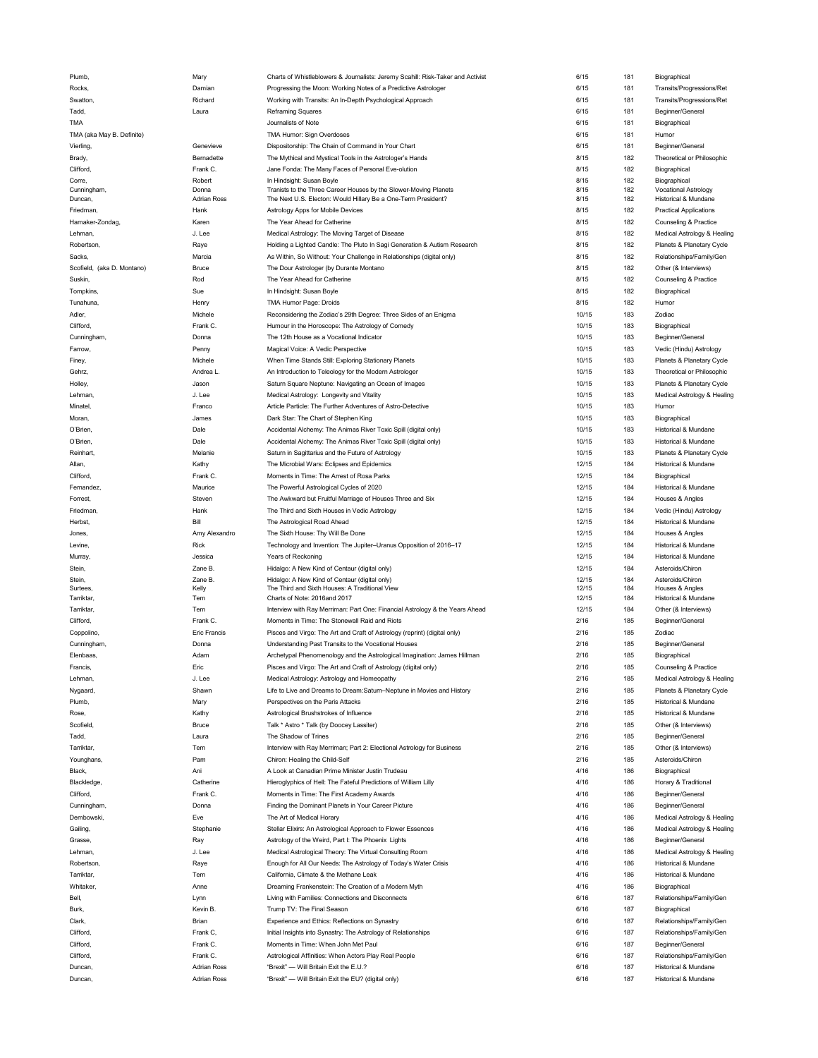| | | | | | |
|---|---|---|---|---|---|
| Plumb, | Mary | Charts of Whistleblowers & Journalists: Jeremy Scahill: Risk-Taker and Activist | 6/15 | 181 | Biographical |
| Rocks, | Damian | Progressing the Moon: Working Notes of a Predictive Astrologer | 6/15 | 181 | Transits/Progressions/Ret |
| Swatton, | Richard | Working with Transits: An In-Depth Psychological Approach | 6/15 | 181 | Transits/Progressions/Ret |
| Tadd, | Laura | Reframing Squares | 6/15 | 181 | Beginner/General |
| TMA | | Journalists of Note | 6/15 | 181 | Biographical |
| TMA (aka May B. Definite) | | TMA Humor: Sign Overdoses | 6/15 | 181 | Humor |
| Vierling, | Genevieve | Dispositorship: The Chain of Command in Your Chart | 6/15 | 181 | Beginner/General |
| Brady, | Bernadette | The Mythical and Mystical Tools in the Astrologer's Hands | 8/15 | 182 | Theoretical or Philosophic |
| Clifford, | Frank C. | Jane Fonda: The Many Faces of Personal Eve-olution | 8/15 | 182 | Biographical |
| Corre, | Robert | In Hindsight: Susan Boyle | 8/15 | 182 | Biographical |
| Cunningham, | Donna | Tranists to the Three Career Houses by the Slower-Moving Planets | 8/15 | 182 | Vocational Astrology |
| Duncan, | Adrian Ross | The Next U.S. Electon: Would Hillary Be a One-Term President? | 8/15 | 182 | Historical & Mundane |
| Friedman, | Hank | Astrology Apps for Mobile Devices | 8/15 | 182 | Practical Applications |
| Hamaker-Zondag, | Karen | The Year Ahead for Catherine | 8/15 | 182 | Counseling & Practice |
| Lehman, | J. Lee | Medical Astrology: The Moving Target of Disease | 8/15 | 182 | Medical Astrology & Healing |
| Robertson, | Raye | Holding a Lighted Candle: The Pluto In Sagi Generation & Autism Research | 8/15 | 182 | Planets & Planetary Cycle |
| Sacks, | Marcia | As Within, So Without: Your Challenge in Relationships (digital only) | 8/15 | 182 | Relationships/Family/Gen |
| Scofield, (aka D. Montano) | Bruce | The Dour Astrologer (by Durante Montano | 8/15 | 182 | Other (& Interviews) |
| Suskin, | Rod | The Year Ahead for Catherine | 8/15 | 182 | Counseling & Practice |
| Tompkins, | Sue | In Hindsight: Susan Boyle | 8/15 | 182 | Biographical |
| Tunahuna, | Henry | TMA Humor Page: Droids | 8/15 | 182 | Humor |
| Adler, | Michele | Reconsidering the Zodiac's 29th Degree: Three Sides of an Enigma | 10/15 | 183 | Zodiac |
| Clifford, | Frank C. | Humour in the Horoscope: The Astrology of Comedy | 10/15 | 183 | Biographical |
| Cunningham, | Donna | The 12th House as a Vocational Indicator | 10/15 | 183 | Beginner/General |
| Farrow, | Penny | Magical Voice: A Vedic Perspective | 10/15 | 183 | Vedic (Hindu) Astrology |
| Finey, | Michele | When Time Stands Still: Exploring Stationary Planets | 10/15 | 183 | Planets & Planetary Cycle |
| Gehrz, | Andrea L. | An Introduction to Teleology for the Modern Astrologer | 10/15 | 183 | Theoretical or Philosophic |
| Holley, | Jason | Saturn Square Neptune: Navigating an Ocean of Images | 10/15 | 183 | Planets & Planetary Cycle |
| Lehman, | J. Lee | Medical Astrology: Longevity and Vitality | 10/15 | 183 | Medical Astrology & Healing |
| Minatel, | Franco | Article Particle: The Further Adventures of Astro-Detective | 10/15 | 183 | Humor |
| Moran, | James | Dark Star: The Chart of Stephen King | 10/15 | 183 | Biographical |
| O'Brien, | Dale | Accidental Alchemy: The Animas River Toxic Spill (digital only) | 10/15 | 183 | Historical & Mundane |
| O'Brien, | Dale | Accidental Alchemy: The Animas River Toxic Spill (digital only) | 10/15 | 183 | Historical & Mundane |
| Reinhart, | Melanie | Saturn in Sagittarius and the Future of Astrology | 10/15 | 183 | Planets & Planetary Cycle |
| Allan, | Kathy | The Microbial Wars: Eclipses and Epidemics | 12/15 | 184 | Historical & Mundane |
| Clifford, | Frank C. | Moments in Time: The Arrest of Rosa Parks | 12/15 | 184 | Biographical |
| Fernandez, | Maurice | The Powerful Astrological Cycles of 2020 | 12/15 | 184 | Historical & Mundane |
| Forrest, | Steven | The Awkward but Fruitful Marriage of Houses Three and Six | 12/15 | 184 | Houses & Angles |
| Friedman, | Hank | The Third and Sixth Houses in Vedic Astrology | 12/15 | 184 | Vedic (Hindu) Astrology |
| Herbst, | Bill | The Astrological Road Ahead | 12/15 | 184 | Historical & Mundane |
| Jones, | Amy Alexandro | The Sixth House: Thy Will Be Done | 12/15 | 184 | Houses & Angles |
| Levine, | Rick | Technology and Invention: The Jupiter–Uranus Opposition of 2016–17 | 12/15 | 184 | Historical & Mundane |
| Murray, | Jessica | Years of Reckoning | 12/15 | 184 | Historical & Mundane |
| Stein, | Zane B. | Hidalgo: A New Kind of Centaur (digital only) | 12/15 | 184 | Asteroids/Chiron |
| Stein, | Zane B. | Hidalgo: A New Kind of Centaur (digital only) | 12/15 | 184 | Asteroids/Chiron |
| Surtees, | Kelly | The Third and Sixth Houses: A Traditional View | 12/15 | 184 | Houses & Angles |
| Tarriktar, | Tem | Charts of Note: 2016and 2017 | 12/15 | 184 | Historical & Mundane |
| Tarriktar, | Tem | Interview with Ray Merriman: Part One: Financial Astrology & the Years Ahead | 12/15 | 184 | Other (& Interviews) |
| Clifford, | Frank C. | Moments in Time: The Stonewall Raid and Riots | 2/16 | 185 | Beginner/General |
| Coppolino, | Eric Francis | Pisces and Virgo: The Art and Craft of Astrology (reprint) (digital only) | 2/16 | 185 | Zodiac |
| Cunningham, | Donna | Understanding Past Transits to the Vocational Houses | 2/16 | 185 | Beginner/General |
| Elenbaas, | Adam | Archetypal Phenomenology and the Astrological Imagination: James Hillman | 2/16 | 185 | Biographical |
| Francis, | Eric | Pisces and Virgo: The Art and Craft of Astrology (digital only) | 2/16 | 185 | Counseling & Practice |
| Lehman, | J. Lee | Medical Astrology: Astrology and Homeopathy | 2/16 | 185 | Medical Astrology & Healing |
| Nygaard, | Shawn | Life to Live and Dreams to Dream:Saturn–Neptune in Movies and History | 2/16 | 185 | Planets & Planetary Cycle |
| Plumb, | Mary | Perspectives on the Paris Attacks | 2/16 | 185 | Historical & Mundane |
| Rose, | Kathy | Astrological Brushstrokes of Influence | 2/16 | 185 | Historical & Mundane |
| Scofield, | Bruce | Talk * Astro * Talk (by Doocey Lassiter) | 2/16 | 185 | Other (& Interviews) |
| Tadd, | Laura | The Shadow of Trines | 2/16 | 185 | Beginner/General |
| Tarriktar, | Tem | Interview with Ray Merriman; Part 2: Electional Astrology for Business | 2/16 | 185 | Other (& Interviews) |
| Younghans, | Pam | Chiron: Healing the Child-Self | 2/16 | 185 | Asteroids/Chiron |
| Black, | Ani | A Look at Canadian Prime Minister Justin Trudeau | 4/16 | 186 | Biographical |
| Blackledge, | Catherine | Hieroglyphics of Hell: The Fateful Predictions of William Lilly | 4/16 | 186 | Horary & Traditional |
| Clifford, | Frank C. | Moments in Time: The First Academy Awards | 4/16 | 186 | Beginner/General |
| Cunningham, | Donna | Finding the Dominant Planets in Your Career Picture | 4/16 | 186 | Beginner/General |
| Dembowski, | Eve | The Art of Medical Horary | 4/16 | 186 | Medical Astrology & Healing |
| Gailing, | Stephanie | Stellar Elixirs: An Astrological Approach to Flower Essences | 4/16 | 186 | Medical Astrology & Healing |
| Grasse, | Ray | Astrology of the Weird, Part I: The Phoenix Lights | 4/16 | 186 | Beginner/General |
| Lehman, | J. Lee | Medical Astrological Theory: The Virtual Consulting Room | 4/16 | 186 | Medical Astrology & Healing |
| Robertson, | Raye | Enough for All Our Needs: The Astrology of Today's Water Crisis | 4/16 | 186 | Historical & Mundane |
| Tarriktar, | Tem | California, Climate & the Methane Leak | 4/16 | 186 | Historical & Mundane |
| Whitaker, | Anne | Dreaming Frankenstein: The Creation of a Modern Myth | 4/16 | 186 | Biographical |
| Bell, | Lynn | Living with Families: Connections and Disconnects | 6/16 | 187 | Relationships/Family/Gen |
| Burk, | Kevin B. | Trump TV: The Final Season | 6/16 | 187 | Biographical |
| Clark, | Brian | Experience and Ethics: Reflections on Synastry | 6/16 | 187 | Relationships/Family/Gen |
| Clifford, | Frank C, | Initial Insights into Synastry: The Astrology of Relationships | 6/16 | 187 | Relationships/Family/Gen |
| Clifford, | Frank C. | Moments in Time: When John Met Paul | 6/16 | 187 | Beginner/General |
| Clifford, | Frank C. | Astrological Affinities: When Actors Play Real People | 6/16 | 187 | Relationships/Family/Gen |
| Duncan, | Adrian Ross | "Brexit" — Will Britain Exit the E.U.? | 6/16 | 187 | Historical & Mundane |
| Duncan, | Adrian Ross | "Brexit" — Will Britain Exit the EU? (digital only) | 6/16 | 187 | Historical & Mundane |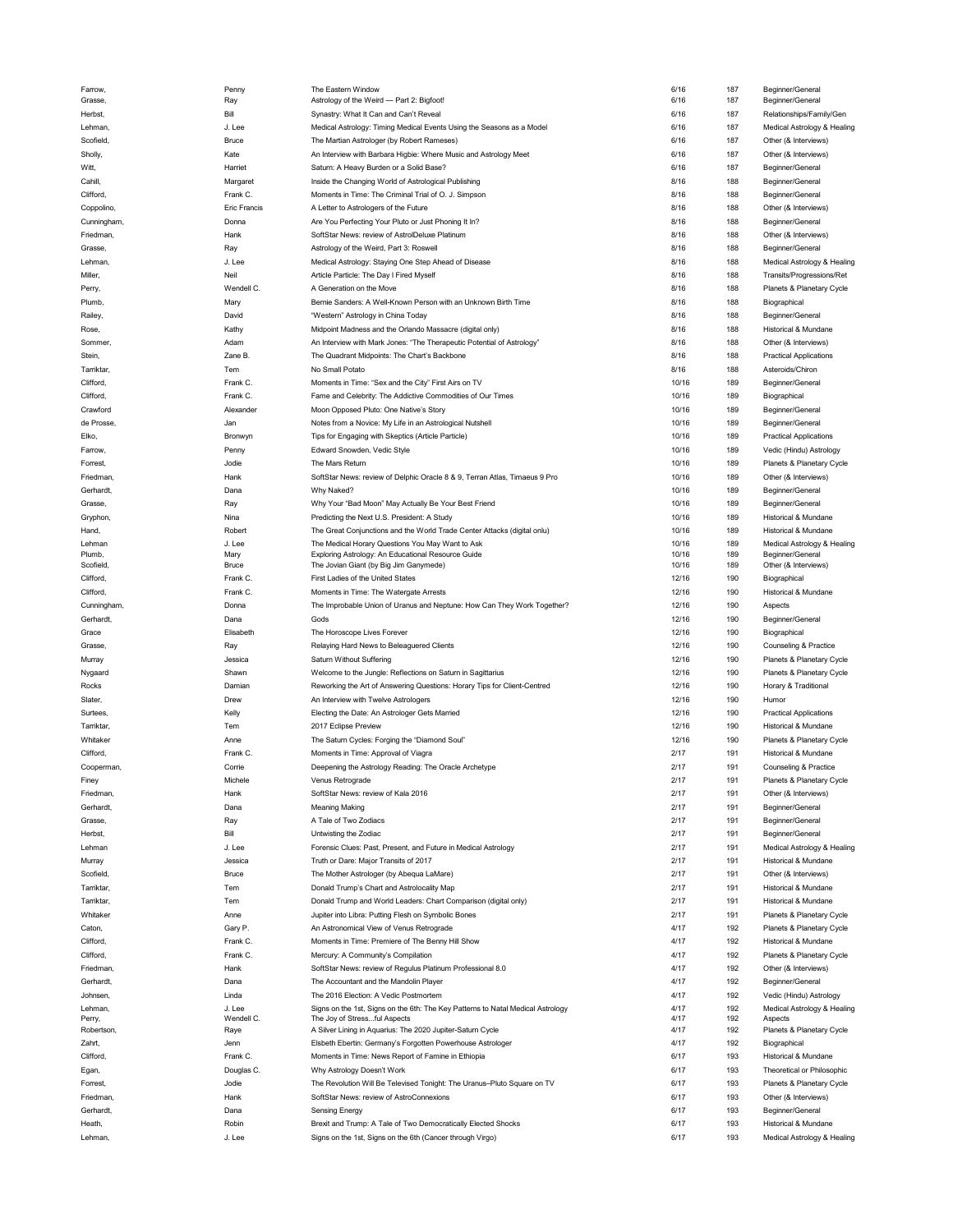| | | | | | |
|---|---|---|---|---|---|
| Farrow, | Penny | The Eastern Window | 6/16 | 187 | Beginner/General |
| Grasse, | Ray | Astrology of the Weird — Part 2: Bigfoot! | 6/16 | 187 | Beginner/General |
| Herbst, | Bill | Synastry: What It Can and Can't Reveal | 6/16 | 187 | Relationships/Family/Gen |
| Lehman, | J. Lee | Medical Astrology: Timing Medical Events Using the Seasons as a Model | 6/16 | 187 | Medical Astrology & Healing |
| Scofield, | Bruce | The Martian Astrologer (by Robert Rameses) | 6/16 | 187 | Other (& Interviews) |
| Sholly, | Kate | An Interview with Barbara Higbie: Where Music and Astrology Meet | 6/16 | 187 | Other (& Interviews) |
| Witt, | Harriet | Saturn: A Heavy Burden or a Solid Base? | 6/16 | 187 | Beginner/General |
| Cahill, | Margaret | Inside the Changing World of Astrological Publishing | 8/16 | 188 | Beginner/General |
| Clifford, | Frank C. | Moments in Time: The Criminal Trial of O. J. Simpson | 8/16 | 188 | Beginner/General |
| Coppolino, | Eric Francis | A Letter to Astrologers of the Future | 8/16 | 188 | Other (& Interviews) |
| Cunningham, | Donna | Are You Perfecting Your Pluto or Just Phoning It In? | 8/16 | 188 | Beginner/General |
| Friedman, | Hank | SoftStar News: review of AstrolDeluxe Platinum | 8/16 | 188 | Other (& Interviews) |
| Grasse, | Ray | Astrology of the Weird, Part 3: Roswell | 8/16 | 188 | Beginner/General |
| Lehman, | J. Lee | Medical Astrology: Staying One Step Ahead of Disease | 8/16 | 188 | Medical Astrology & Healing |
| Miller, | Neil | Article Particle: The Day I Fired Myself | 8/16 | 188 | Transits/Progressions/Ret |
| Perry, | Wendell C. | A Generation on the Move | 8/16 | 188 | Planets & Planetary Cycle |
| Plumb, | Mary | Bernie Sanders: A Well-Known Person with an Unknown Birth Time | 8/16 | 188 | Biographical |
| Railey, | David | "Western" Astrology in China Today | 8/16 | 188 | Beginner/General |
| Rose, | Kathy | Midpoint Madness and the Orlando Massacre (digital only) | 8/16 | 188 | Historical & Mundane |
| Sommer, | Adam | An Interview with Mark Jones: "The Therapeutic Potential of Astrology" | 8/16 | 188 | Other (& Interviews) |
| Stein, | Zane B. | The Quadrant Midpoints: The Chart's Backbone | 8/16 | 188 | Practical Applications |
| Tarriktar, | Tem | No Small Potato | 8/16 | 188 | Asteroids/Chiron |
| Clifford, | Frank C. | Moments in Time: "Sex and the City" First Airs on TV | 10/16 | 189 | Beginner/General |
| Clifford, | Frank C. | Fame and Celebrity: The Addictive Commodities of Our Times | 10/16 | 189 | Biographical |
| Crawford | Alexander | Moon Opposed Pluto: One Native's Story | 10/16 | 189 | Beginner/General |
| de Prosse, | Jan | Notes from a Novice: My Life in an Astrological Nutshell | 10/16 | 189 | Beginner/General |
| Elko, | Bronwyn | Tips for Engaging with Skeptics (Article Particle) | 10/16 | 189 | Practical Applications |
| Farrow, | Penny | Edward Snowden, Vedic Style | 10/16 | 189 | Vedic (Hindu) Astrology |
| Forrest, | Jodie | The Mars Return | 10/16 | 189 | Planets & Planetary Cycle |
| Friedman, | Hank | SoftStar News: review of Delphic Oracle 8 & 9, Terran Atlas, Timaeus 9 Pro | 10/16 | 189 | Other (& Interviews) |
| Gerhardt, | Dana | Why Naked? | 10/16 | 189 | Beginner/General |
| Grasse, | Ray | Why Your "Bad Moon" May Actually Be Your Best Friend | 10/16 | 189 | Beginner/General |
| Gryphon, | Nina | Predicting the Next U.S. President: A Study | 10/16 | 189 | Historical & Mundane |
| Hand, | Robert | The Great Conjunctions and the World Trade Center Attacks (digital onlu) | 10/16 | 189 | Historical & Mundane |
| Lehman | J. Lee | The Medical Horary Questions You May Want to Ask | 10/16 | 189 | Medical Astrology & Healing |
| Plumb, | Mary | Exploring Astrology: An Educational Resource Guide | 10/16 | 189 | Beginner/General |
| Scofield, | Bruce | The Jovian Giant (by Big Jim Ganymede) | 10/16 | 189 | Other (& Interviews) |
| Clifford, | Frank C. | First Ladies of the United States | 12/16 | 190 | Biographical |
| Clifford, | Frank C. | Moments in Time: The Watergate Arrests | 12/16 | 190 | Historical & Mundane |
| Cunningham, | Donna | The Improbable Union of Uranus and Neptune: How Can They Work Together? | 12/16 | 190 | Aspects |
| Gerhardt, | Dana | Gods | 12/16 | 190 | Beginner/General |
| Grace | Elisabeth | The Horoscope Lives Forever | 12/16 | 190 | Biographical |
| Grasse, | Ray | Relaying Hard News to Beleaguered Clients | 12/16 | 190 | Counseling & Practice |
| Murray | Jessica | Saturn Without Suffering | 12/16 | 190 | Planets & Planetary Cycle |
| Nygaard | Shawn | Welcome to the Jungle: Reflections on Saturn in Sagittarius | 12/16 | 190 | Planets & Planetary Cycle |
| Rocks | Damian | Reworking the Art of Answering Questions: Horary Tips for Client-Centred | 12/16 | 190 | Horary & Traditional |
| Slater, | Drew | An Interview with Twelve Astrologers | 12/16 | 190 | Humor |
| Surtees, | Kelly | Electing the Date: An Astrologer Gets Married | 12/16 | 190 | Practical Applications |
| Tarriktar, | Tem | 2017 Eclipse Preview | 12/16 | 190 | Historical & Mundane |
| Whitaker | Anne | The Saturn Cycles: Forging the "Diamond Soul" | 12/16 | 190 | Planets & Planetary Cycle |
| Clifford, | Frank C. | Moments in Time: Approval of Viagra | 2/17 | 191 | Historical & Mundane |
| Cooperman, | Corrie | Deepening the Astrology Reading: The Oracle Archetype | 2/17 | 191 | Counseling & Practice |
| Finey | Michele | Venus Retrograde | 2/17 | 191 | Planets & Planetary Cycle |
| Friedman, | Hank | SoftStar News: review of Kala 2016 | 2/17 | 191 | Other (& Interviews) |
| Gerhardt, | Dana | Meaning Making | 2/17 | 191 | Beginner/General |
| Grasse, | Ray | A Tale of Two Zodiacs | 2/17 | 191 | Beginner/General |
| Herbst, | Bill | Untwisting the Zodiac | 2/17 | 191 | Beginner/General |
| Lehman | J. Lee | Forensic Clues: Past, Present, and Future in Medical Astrology | 2/17 | 191 | Medical Astrology & Healing |
| Murray | Jessica | Truth or Dare: Major Transits of 2017 | 2/17 | 191 | Historical & Mundane |
| Scofield, | Bruce | The Mother Astrologer (by Abequa LaMare) | 2/17 | 191 | Other (& Interviews) |
| Tarriktar, | Tem | Donald Trump's Chart and Astrolocality Map | 2/17 | 191 | Historical & Mundane |
| Tarriktar, | Tem | Donald Trump and World Leaders: Chart Comparison (digital only) | 2/17 | 191 | Historical & Mundane |
| Whitaker | Anne | Jupiter into Libra: Putting Flesh on Symbolic Bones | 2/17 | 191 | Planets & Planetary Cycle |
| Caton, | Gary P. | An Astronomical View of Venus Retrograde | 4/17 | 192 | Planets & Planetary Cycle |
| Clifford, | Frank C. | Moments in Time: Premiere of The Benny Hill Show | 4/17 | 192 | Historical & Mundane |
| Clifford, | Frank C. | Mercury: A Community's Compilation | 4/17 | 192 | Planets & Planetary Cycle |
| Friedman, | Hank | SoftStar News: review of Regulus Platinum Professional 8.0 | 4/17 | 192 | Other (& Interviews) |
| Gerhardt, | Dana | The Accountant and the Mandolin Player | 4/17 | 192 | Beginner/General |
| Johnsen, | Linda | The 2016 Election: A Vedic Postmortem | 4/17 | 192 | Vedic (Hindu) Astrology |
| Lehman, | J. Lee | Signs on the 1st, Signs on the 6th: The Key Patterns to Natal Medical Astrology | 4/17 | 192 | Medical Astrology & Healing |
| Perry, | Wendell C. | The Joy of Stress...ful Aspects | 4/17 | 192 | Aspects |
| Robertson, | Raye | A Silver Lining in Aquarius: The 2020 Jupiter-Saturn Cycle | 4/17 | 192 | Planets & Planetary Cycle |
| Zahrt, | Jenn | Elsbeth Ebertin: Germany's Forgotten Powerhouse Astrologer | 4/17 | 192 | Biographical |
| Clifford, | Frank C. | Moments in Time: News Report of Famine in Ethiopia | 6/17 | 193 | Historical & Mundane |
| Egan, | Douglas C. | Why Astrology Doesn't Work | 6/17 | 193 | Theoretical or Philosophic |
| Forrest, | Jodie | The Revolution Will Be Televised Tonight: The Uranus–Pluto Square on TV | 6/17 | 193 | Planets & Planetary Cycle |
| Friedman, | Hank | SoftStar News: review of AstroConnexions | 6/17 | 193 | Other (& Interviews) |
| Gerhardt, | Dana | Sensing Energy | 6/17 | 193 | Beginner/General |
| Heath, | Robin | Brexit and Trump: A Tale of Two Democratically Elected Shocks | 6/17 | 193 | Historical & Mundane |
| Lehman, | J. Lee | Signs on the 1st, Signs on the 6th (Cancer through Virgo) | 6/17 | 193 | Medical Astrology & Healing |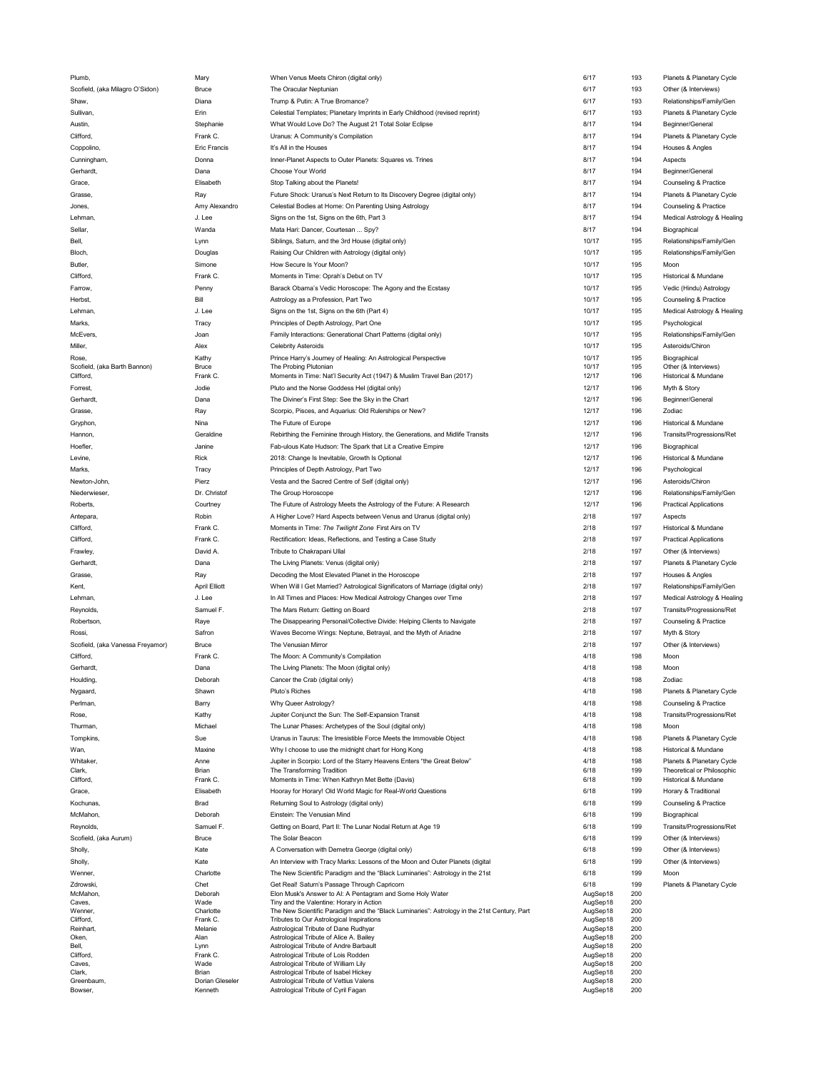| | | | | | |
|---|---|---|---|---|---|
| Plumb, | Mary | When Venus Meets Chiron (digital only) | 6/17 | 193 | Planets & Planetary Cycle |
| Scofield, (aka Milagro O'Sidon) | Bruce | The Oracular Neptunian | 6/17 | 193 | Other (& Interviews) |
| Shaw, | Diana | Trump & Putin: A True Bromance? | 6/17 | 193 | Relationships/Family/Gen |
| Sullivan, | Erin | Celestial Templates; Planetary Imprints in Early Childhood (revised reprint) | 6/17 | 193 | Planets & Planetary Cycle |
| Austin, | Stephanie | What Would Love Do? The August 21 Total Solar Eclipse | 8/17 | 194 | Beginner/General |
| Clifford, | Frank C. | Uranus: A Community's Compilation | 8/17 | 194 | Planets & Planetary Cycle |
| Coppolino, | Eric Francis | It's All in the Houses | 8/17 | 194 | Houses & Angles |
| Cunningham, | Donna | Inner-Planet Aspects to Outer Planets: Squares vs. Trines | 8/17 | 194 | Aspects |
| Gerhardt, | Dana | Choose Your World | 8/17 | 194 | Beginner/General |
| Grace, | Elisabeth | Stop Talking about the Planets! | 8/17 | 194 | Counseling & Practice |
| Grasse, | Ray | Future Shock: Uranus's Next Return to Its Discovery Degree (digital only) | 8/17 | 194 | Planets & Planetary Cycle |
| Jones, | Amy Alexandro | Celestial Bodies at Home: On Parenting Using Astrology | 8/17 | 194 | Counseling & Practice |
| Lehman, | J. Lee | Signs on the 1st, Signs on the 6th, Part 3 | 8/17 | 194 | Medical Astrology & Healing |
| Sellar, | Wanda | Mata Hari: Dancer, Courtesan ... Spy? | 8/17 | 194 | Biographical |
| Bell, | Lynn | Siblings, Saturn, and the 3rd House (digital only) | 10/17 | 195 | Relationships/Family/Gen |
| Bloch, | Douglas | Raising Our Children with Astrology (digital only) | 10/17 | 195 | Relationships/Family/Gen |
| Butler, | Simone | How Secure Is Your Moon? | 10/17 | 195 | Moon |
| Clifford, | Frank C. | Moments in Time: Oprah's Debut on TV | 10/17 | 195 | Historical & Mundane |
| Farrow, | Penny | Barack Obama's Vedic Horoscope: The Agony and the Ecstasy | 10/17 | 195 | Vedic (Hindu) Astrology |
| Herbst, | Bill | Astrology as a Profession, Part Two | 10/17 | 195 | Counseling & Practice |
| Lehman, | J. Lee | Signs on the 1st, Signs on the 6th (Part 4) | 10/17 | 195 | Medical Astrology & Healing |
| Marks, | Tracy | Principles of Depth Astrology, Part One | 10/17 | 195 | Psychological |
| McEvers, | Joan | Family Interactions: Generational Chart Patterns (digital only) | 10/17 | 195 | Relationships/Family/Gen |
| Miller, | Alex | Celebrity Asteroids | 10/17 | 195 | Asteroids/Chiron |
| Rose, | Kathy | Prince Harry's Journey of Healing: An Astrological Perspective | 10/17 | 195 | Biographical |
| Scofield, (aka Barth Bannon) | Bruce | The Probing Plutonian | 10/17 | 195 | Other (& Interviews) |
| Clifford, | Frank C. | Moments in Time: Nat'l Security Act (1947) & Muslim Travel Ban (2017) | 12/17 | 196 | Historical & Mundane |
| Forrest, | Jodie | Pluto and the Norse Goddess Hel (digital only) | 12/17 | 196 | Myth & Story |
| Gerhardt, | Dana | The Diviner's First Step: See the Sky in the Chart | 12/17 | 196 | Beginner/General |
| Grasse, | Ray | Scorpio, Pisces, and Aquarius: Old Rulerships or New? | 12/17 | 196 | Zodiac |
| Gryphon, | Nina | The Future of Europe | 12/17 | 196 | Historical & Mundane |
| Hannon, | Geraldine | Rebirthing the Feminine through History, the Generations, and Midlife Transits | 12/17 | 196 | Transits/Progressions/Ret |
| Hoefler, | Janine | Fab-ulous Kate Hudson: The Spark that Lit a Creative Empire | 12/17 | 196 | Biographical |
| Levine, | Rick | 2018: Change Is Inevitable, Growth Is Optional | 12/17 | 196 | Historical & Mundane |
| Marks, | Tracy | Principles of Depth Astrology, Part Two | 12/17 | 196 | Psychological |
| Newton-John, | Pierz | Vesta and the Sacred Centre of Self (digital only) | 12/17 | 196 | Asteroids/Chiron |
| Niederwieser, | Dr. Christof | The Group Horoscope | 12/17 | 196 | Relationships/Family/Gen |
| Roberts, | Courtney | The Future of Astrology Meets the Astrology of the Future: A Research | 12/17 | 196 | Practical Applications |
| Antepara, | Robin | A Higher Love? Hard Aspects between Venus and Uranus (digital only) | 2/18 | 197 | Aspects |
| Clifford, | Frank C. | Moments in Time: *The Twilight Zone* First Airs on TV | 2/18 | 197 | Historical & Mundane |
| Clifford, | Frank C. | Rectification: Ideas, Reflections, and Testing a Case Study | 2/18 | 197 | Practical Applications |
| Frawley, | David A. | Tribute to Chakrapani Ullal | 2/18 | 197 | Other (& Interviews) |
| Gerhardt, | Dana | The Living Planets: Venus (digital only) | 2/18 | 197 | Planets & Planetary Cycle |
| Grasse, | Ray | Decoding the Most Elevated Planet in the Horoscope | 2/18 | 197 | Houses & Angles |
| Kent, | April Elliott | When Will I Get Married? Astrological Significators of Marriage (digital only) | 2/18 | 197 | Relationships/Family/Gen |
| Lehman, | J. Lee | In All Times and Places: How Medical Astrology Changes over Time | 2/18 | 197 | Medical Astrology & Healing |
| Reynolds, | Samuel F. | The Mars Return: Getting on Board | 2/18 | 197 | Transits/Progressions/Ret |
| Robertson, | Raye | The Disappearing Personal/Collective Divide: Helping Clients to Navigate | 2/18 | 197 | Counseling & Practice |
| Rossi, | Safron | Waves Become Wings: Neptune, Betrayal, and the Myth of Ariadne | 2/18 | 197 | Myth & Story |
| Scofield, (aka Vanessa Freyamor) | Bruce | The Venusian Mirror | 2/18 | 197 | Other (& Interviews) |
| Clifford, | Frank C. | The Moon: A Community's Compilation | 4/18 | 198 | Moon |
| Gerhardt, | Dana | The Living Planets: The Moon (digital only) | 4/18 | 198 | Moon |
| Houlding, | Deborah | Cancer the Crab (digital only) | 4/18 | 198 | Zodiac |
| Nygaard, | Shawn | Pluto's Riches | 4/18 | 198 | Planets & Planetary Cycle |
| Perlman, | Barry | Why Queer Astrology? | 4/18 | 198 | Counseling & Practice |
| Rose, | Kathy | Jupiter Conjunct the Sun: The Self-Expansion Transit | 4/18 | 198 | Transits/Progressions/Ret |
| Thurman, | Michael | The Lunar Phases: Archetypes of the Soul (digital only) | 4/18 | 198 | Moon |
| Tompkins, | Sue | Uranus in Taurus: The Irresistible Force Meets the Immovable Object | 4/18 | 198 | Planets & Planetary Cycle |
| Wan, | Maxine | Why I choose to use the midnight chart for Hong Kong | 4/18 | 198 | Historical & Mundane |
| Whitaker, | Anne | Jupiter in Scorpio: Lord of the Starry Heavens Enters "the Great Below" | 4/18 | 198 | Planets & Planetary Cycle |
| Clark, | Brian | The Transforming Tradition | 6/18 | 199 | Theoretical or Philosophic |
| Clifford, | Frank C. | Moments in Time: When Kathryn Met Bette (Davis) | 6/18 | 199 | Historical & Mundane |
| Grace, | Elisabeth | Hooray for Horary! Old World Magic for Real-World Questions | 6/18 | 199 | Horary & Traditional |
| Kochunas, | Brad | Returning Soul to Astrology (digital only) | 6/18 | 199 | Counseling & Practice |
| McMahon, | Deborah | Einstein: The Venusian Mind | 6/18 | 199 | Biographical |
| Reynolds, | Samuel F. | Getting on Board, Part II: The Lunar Nodal Return at Age 19 | 6/18 | 199 | Transits/Progressions/Ret |
| Scofield, (aka Aurum) | Bruce | The Solar Beacon | 6/18 | 199 | Other (& Interviews) |
| Sholly, | Kate | A Conversation with Demetra George (digital only) | 6/18 | 199 | Other (& Interviews) |
| Sholly, | Kate | An Interview with Tracy Marks: Lessons of the Moon and Outer Planets (digital | 6/18 | 199 | Other (& Interviews) |
| Wenner, | Charlotte | The New Scientific Paradigm and the "Black Luminaries": Astrology in the 21st | 6/18 | 199 | Moon |
| Zdrowski, | Chet | Get Real! Saturn's Passage Through Capricorn | 6/18 | 199 | Planets & Planetary Cycle |
| McMahon, | Deborah | Elon Musk's Answer to AI: A Pentagram and Some Holy Water | AugSep18 | 200 | |
| Caves, | Wade | Tiny and the Valentine: Horary in Action | AugSep18 | 200 | |
| Wenner, | Charlotte | The New Scientific Paradigm and the "Black Luminaries": Astrology in the 21st Century, Part | AugSep18 | 200 | |
| Clifford, | Frank C. | Tributes to Our Astrological Inspirations | AugSep18 | 200 | |
| Reinhart, | Melanie | Astrological Tribute of Dane Rudhyar | AugSep18 | 200 | |
| Oken, | Alan | Astrological Tribute of Alice A. Bailey | AugSep18 | 200 | |
| Bell, | Lynn | Astrological Tribute of Andre Barbault | AugSep18 | 200 | |
| Clifford, | Frank C. | Astrological Tribute of Lois Rodden | AugSep18 | 200 | |
| Caves, | Wade | Astrological Tribute of William Lily | AugSep18 | 200 | |
| Clark, | Brian | Astrological Tribute of Isabel Hickey | AugSep18 | 200 | |
| Greenbaum, | Dorian Gieseler | Astrological Tribute of Vettius Valens | AugSep18 | 200 | |
| Bowser, | Kenneth | Astrological Tribute of Cyril Fagan | AugSep18 | 200 | |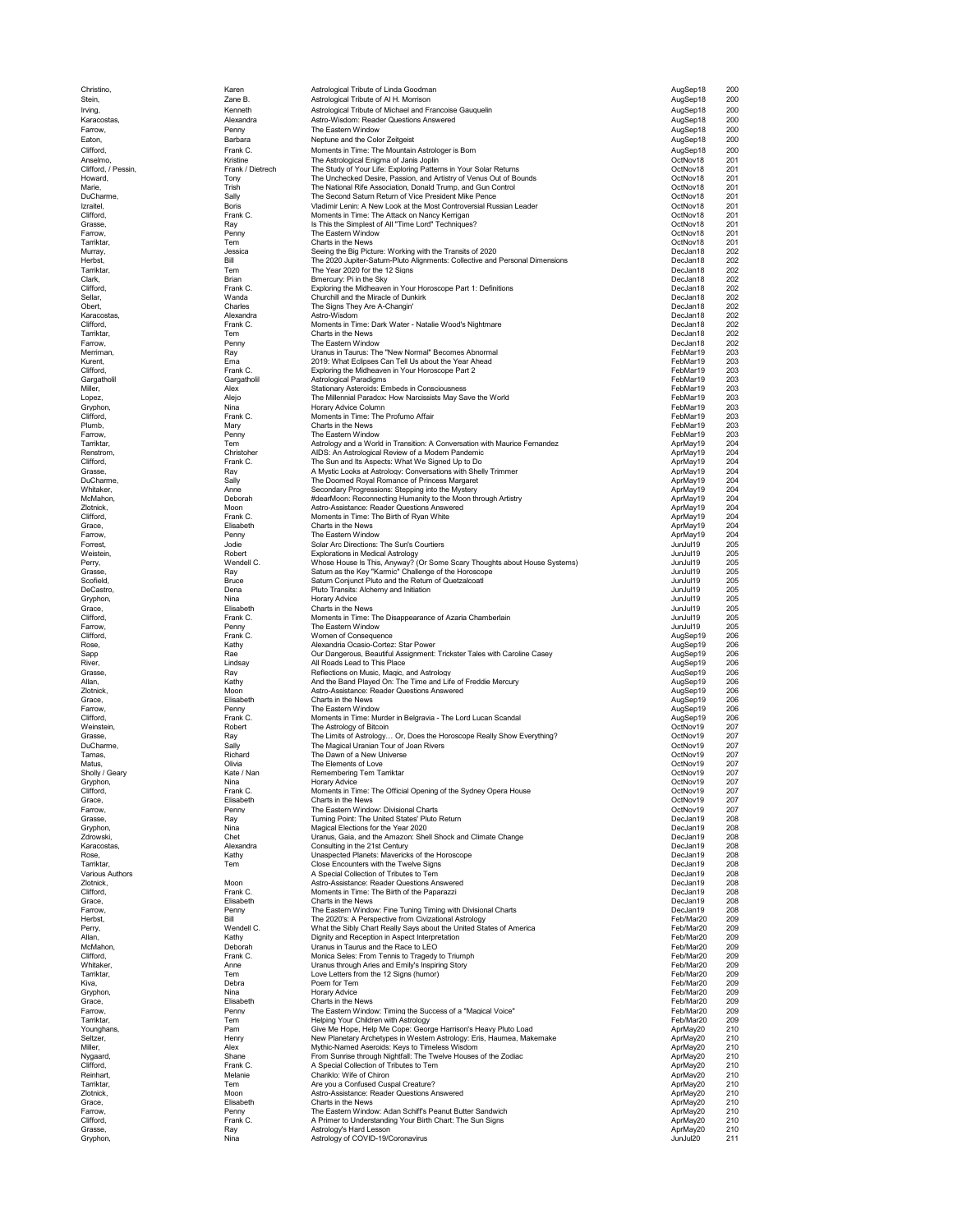| | | | | |
|---|---|---|---|---|
| Christino, | Karen | Astrological Tribute of Linda Goodman | AugSep18 | 200 |
| Stein, | Zane B. | Astrological Tribute of Al H. Morrison | AugSep18 | 200 |
| Irving, | Kenneth | Astrological Tribute of Michael and Francoise Gauquelin | AugSep18 | 200 |
| Karacostas, | Alexandra | Astro-Wisdom: Reader Questions Answered | AugSep18 | 200 |
| Farrow, | Penny | The Eastern Window | AugSep18 | 200 |
| Eaton, | Barbara | Neptune and the Color Zeitgeist | AugSep18 | 200 |
| Clifford, | Frank C. | Moments in Time: The Mountain Astrologer is Born | AugSep18 | 200 |
| Anselmo, | Kristine | The Astrological Enigma of Janis Joplin | OctNov18 | 201 |
| Clifford, / Pessin, | Frank / Dietrech | The Study of Your Life: Exploring Patterns in Your Solar Returns | OctNov18 | 201 |
| Howard, | Tony | The Unchecked Desire, Passion, and Artistry of Venus Out of Bounds | OctNov18 | 201 |
| Marie, | Trish | The National Rife Association, Donald Trump, and Gun Control | OctNov18 | 201 |
| DuCharme, | Sally | The Second Saturn Return of Vice President Mike Pence | OctNov18 | 201 |
| Izraitel, | Boris | Vladimir Lenin: A New Look at the Most Controversial Russian Leader | OctNov18 | 201 |
| Clifford, | Frank C. | Moments in Time: The Attack on Nancy Kerrigan | OctNov18 | 201 |
| Grasse, | Ray | Is This the Simplest of All "Time Lord" Techniques? | OctNov18 | 201 |
| Farrow, | Penny | The Eastern Window | OctNov18 | 201 |
| Tarriktar, | Tem | Charts in the News | OctNov18 | 201 |
| Murray, | Jessica | Seeing the Big Picture: Working with the Transits of 2020 | DecJan18 | 202 |
| Herbst, | Bill | The 2020 Jupiter-Saturn-Pluto Alignments: Collective and Personal Dimensions | DecJan18 | 202 |
| Tarriktar, | Tem | The Year 2020 for the 12 Signs | DecJan18 | 202 |
| Clark, | Brian | Bmercury: Pi in the Sky | DecJan18 | 202 |
| Clifford, | Frank C. | Exploring the Midheaven in Your Horoscope Part 1: Definitions | DecJan18 | 202 |
| Sellar, | Wanda | Churchill and the Miracle of Dunkirk | DecJan18 | 202 |
| Obert, | Charles | The Signs They Are A-Changin' | DecJan18 | 202 |
| Karacostas, | Alexandra | Astro-Wisdom | DecJan18 | 202 |
| Clifford, | Frank C. | Moments in Time: Dark Water - Natalie Wood's Nightmare | DecJan18 | 202 |
| Tarriktar, | Tem | Charts in the News | DecJan18 | 202 |
| Farrow, | Penny | The Eastern Window | DecJan18 | 202 |
| Merriman, | Ray | Uranus in Taurus: The "New Normal" Becomes Abnormal | FebMar19 | 203 |
| Kurent, | Ema | 2019: What Eclipses Can Tell Us about the Year Ahead | FebMar19 | 203 |
| Clifford, | Frank C. | Exploring the Midheaven in Your Horoscope Part 2 | FebMar19 | 203 |
| Gargatholil | Gargatholil | Astrological Paradigms | FebMar19 | 203 |
| Miller, | Alex | Stationary Asteroids: Embeds in Consciousness | FebMar19 | 203 |
| Lopez, | Alejo | The Millennial Paradox: How Narcissists May Save the World | FebMar19 | 203 |
| Gryphon, | Nina | Horary Advice Column | FebMar19 | 203 |
| Clifford, | Frank C. | Moments in Time: The Profumo Affair | FebMar19 | 203 |
| Plumb, | Mary | Charts in the News | FebMar19 | 203 |
| Farrow, | Penny | The Eastern Window | FebMar19 | 203 |
| Tarriktar, | Tem | Astrology and a World in Transition: A Conversation with Maurice Fernandez | AprMay19 | 204 |
| Renstrom, | Christoher | AIDS: An Astrological Review of a Modern Pandemic | AprMay19 | 204 |
| Clifford, | Frank C. | The Sun and Its Aspects: What We Signed Up to Do | AprMay19 | 204 |
| Grasse, | Ray | A Mystic Looks at Astrology: Conversations with Shelly Trimmer | AprMay19 | 204 |
| DuCharme, | Sally | The Doomed Royal Romance of Princess Margaret | AprMay19 | 204 |
| Whitaker, | Anne | Secondary Progressions: Stepping into the Mystery | AprMay19 | 204 |
| McMahon, | Deborah | #dearMoon: Reconnecting Humanity to the Moon through Artistry | AprMay19 | 204 |
| Zlotnick, | Moon | Astro-Assistance: Reader Questions Answered | AprMay19 | 204 |
| Clifford, | Frank C. | Moments in Time: The Birth of Ryan White | AprMay19 | 204 |
| Grace, | Elisabeth | Charts in the News | AprMay19 | 204 |
| Farrow, | Penny | The Eastern Window | AprMay19 | 204 |
| Forrest, | Jodie | Solar Arc Directions: The Sun's Courtiers | JunJul19 | 205 |
| Weistein, | Robert | Explorations in Medical Astrology | JunJul19 | 205 |
| Perry, | Wendell C. | Whose House Is This, Anyway? (Or Some Scary Thoughts about House Systems) | JunJul19 | 205 |
| Grasse, | Ray | Saturn as the Key "Karmic" Challenge of the Horoscope | JunJul19 | 205 |
| Scofield, | Bruce | Saturn Conjunct Pluto and the Return of Quetzalcoatl | JunJul19 | 205 |
| DeCastro, | Dena | Pluto Transits: Alchemy and Initiation | JunJul19 | 205 |
| Gryphon, | Nina | Horary Advice | JunJul19 | 205 |
| Grace, | Elisabeth | Charts in the News | JunJul19 | 205 |
| Clifford, | Frank C. | Moments in Time: The Disappearance of Azaria Chamberlain | JunJul19 | 205 |
| Farrow, | Penny | The Eastern Window | JunJul19 | 205 |
| Clifford, | Frank C. | Women of Consequence | AugSep19 | 206 |
| Rose, | Kathy | Alexandria Ocasio-Cortez: Star Power | AugSep19 | 206 |
| Sapp | Rae | Our Dangerous, Beautiful Assignment: Trickster Tales with Caroline Casey | AugSep19 | 206 |
| River, | Lindsay | All Roads Lead to This Place | AugSep19 | 206 |
| Grasse, | Ray | Reflections on Music, Magic, and Astrology | AugSep19 | 206 |
| Allan, | Kathy | And the Band Played On: The Time and Life of Freddie Mercury | AugSep19 | 206 |
| Zlotnick, | Moon | Astro-Assistance: Reader Questions Answered | AugSep19 | 206 |
| Grace, | Elisabeth | Charts in the News | AugSep19 | 206 |
| Farrow, | Penny | The Eastern Window | AugSep19 | 206 |
| Clifford, | Frank C. | Moments in Time: Murder in Belgravia - The Lord Lucan Scandal | AugSep19 | 206 |
| Weinstein, | Robert | The Astrology of Bitcoin | OctNov19 | 207 |
| Grasse, | Ray | The Limits of Astrology… Or, Does the Horoscope Really Show Everything? | OctNov19 | 207 |
| DuCharme, | Sally | The Magical Uranian Tour of Joan Rivers | OctNov19 | 207 |
| Tamas, | Richard | The Dawn of a New Universe | OctNov19 | 207 |
| Matus, | Olivia | The Elements of Love | OctNov19 | 207 |
| Sholly / Geary | Kate / Nan | Remembering Tem Tarriktar | OctNov19 | 207 |
| Gryphon, | Nina | Horary Advice | OctNov19 | 207 |
| Clifford, | Frank C. | Moments in Time: The Official Opening of the Sydney Opera House | OctNov19 | 207 |
| Grace, | Elisabeth | Charts in the News | OctNov19 | 207 |
| Farrow, | Penny | The Eastern Window: Divisional Charts | OctNov19 | 207 |
| Grasse, | Ray | Turning Point: The United States' Pluto Return | DecJan19 | 208 |
| Gryphon, | Nina | Magical Elections for the Year 2020 | DecJan19 | 208 |
| Zdrowski, | Chet | Uranus, Gaia, and the Amazon: Shell Shock and Climate Change | DecJan19 | 208 |
| Karacostas, | Alexandra | Consulting in the 21st Century | DecJan19 | 208 |
| Rose, | Kathy | Unaspected Planets: Mavericks of the Horoscope | DecJan19 | 208 |
| Tarriktar, | Tem | Close Encounters with the Twelve Signs | DecJan19 | 208 |
| Various Authors | | A Special Collection of Tributes to Tem | DecJan19 | 208 |
| Zlotnick, | Moon | Astro-Assistance: Reader Questions Answered | DecJan19 | 208 |
| Clifford, | Frank C. | Moments in Time: The Birth of the Paparazzi | DecJan19 | 208 |
| Grace, | Elisabeth | Charts in the News | DecJan19 | 208 |
| Farrow, | Penny | The Eastern Window: Fine Tuning Timing with Divisional Charts | DecJan19 | 208 |
| Herbst, | Bill | The 2020's: A Perspective from Civizational Astrology | Feb/Mar20 | 209 |
| Perry, | Wendell C. | What the Sibly Chart Really Says about the United States of America | Feb/Mar20 | 209 |
| Allan, | Kathy | Dignity and Reception in Aspect Interpretation | Feb/Mar20 | 209 |
| McMahon, | Deborah | Uranus in Taurus and the Race to LEO | Feb/Mar20 | 209 |
| Clifford, | Frank C. | Monica Seles: From Tennis to Tragedy to Triumph | Feb/Mar20 | 209 |
| Whitaker, | Anne | Uranus through Aries and Emily's Inspiring Story | Feb/Mar20 | 209 |
| Tarriktar, | Tem | Love Letters from the 12 Signs (humor) | Feb/Mar20 | 209 |
| Kiva, | Debra | Poem for Tem | Feb/Mar20 | 209 |
| Gryphon, | Nina | Horary Advice | Feb/Mar20 | 209 |
| Grace, | Elisabeth | Charts in the News | Feb/Mar20 | 209 |
| Farrow, | Penny | The Eastern Window: Timing the Success of a "Magical Voice" | Feb/Mar20 | 209 |
| Tarriktar, | Tem | Helping Your Children with Astrology | Feb/Mar20 | 209 |
| Younghans, | Pam | Give Me Hope, Help Me Cope: George Harrison's Heavy Pluto Load | AprMay20 | 210 |
| Seltzer, | Henry | New Planetary Archetypes in Western Astrology: Eris, Haumea, Makemake | AprMay20 | 210 |
| Miller, | Alex | Mythic-Named Aseroids: Keys to Timeless Wisdom | AprMay20 | 210 |
| Nygaard, | Shane | From Sunrise through Nightfall: The Twelve Houses of the Zodiac | AprMay20 | 210 |
| Clifford, | Frank C. | A Special Collection of Tributes to Tem | AprMay20 | 210 |
| Reinhart, | Melanie | Chariklo: Wife of Chiron | AprMay20 | 210 |
| Tarriktar, | Tem | Are you a Confused Cuspal Creature? | AprMay20 | 210 |
| Zlotnick, | Moon | Astro-Assistance: Reader Questions Answered | AprMay20 | 210 |
| Grace, | Elisabeth | Charts in the News | AprMay20 | 210 |
| Farrow, | Penny | The Eastern Window: Adan Schiff's Peanut Butter Sandwich | AprMay20 | 210 |
| Clifford, | Frank C. | A Primer to Understanding Your Birth Chart: The Sun Signs | AprMay20 | 210 |
| Grasse, | Ray | Astrology's Hard Lesson | AprMay20 | 210 |
| Gryphon, | Nina | Astrology of COVID-19/Coronavirus | JunJul20 | 211 |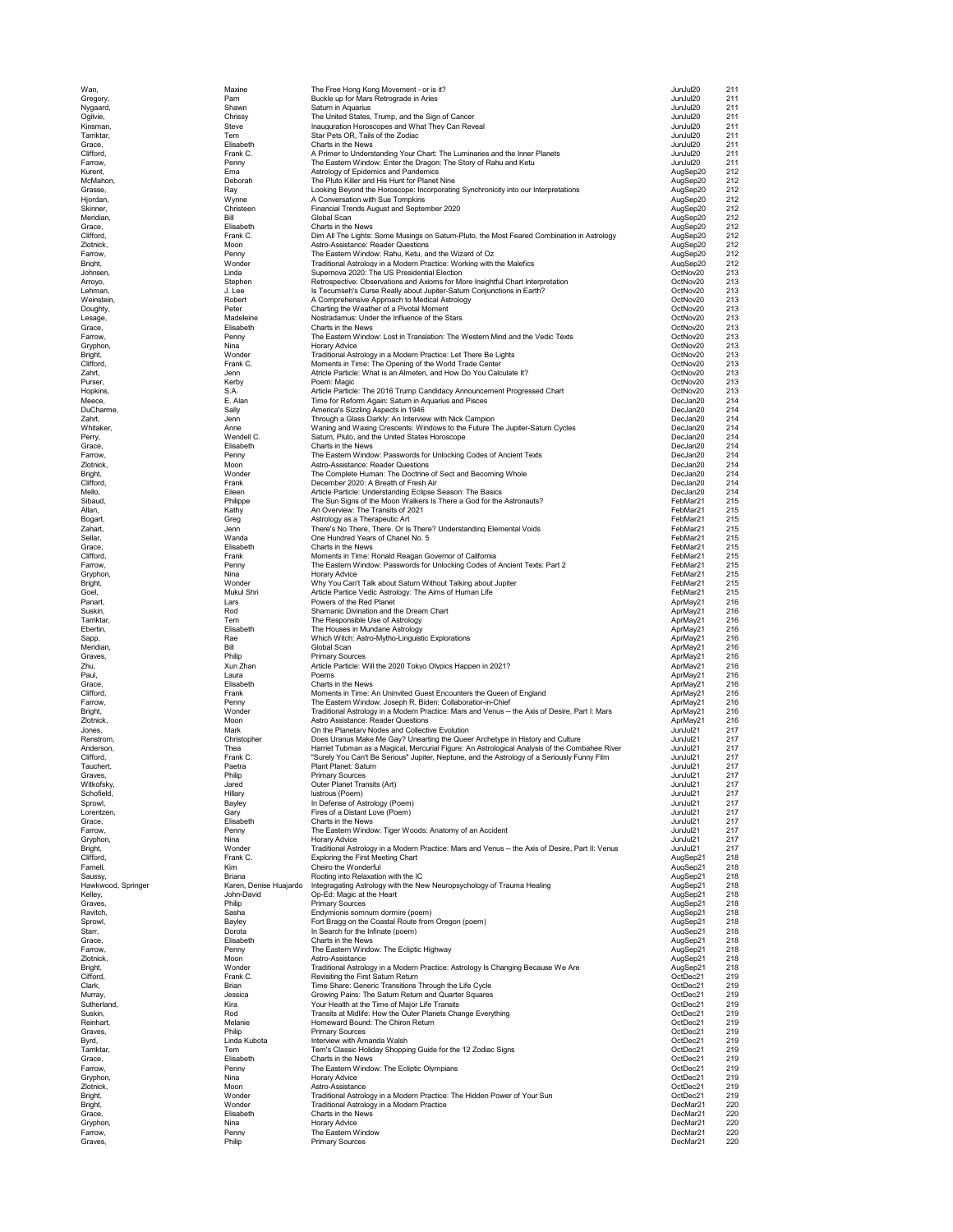| | | | | |
|---|---|---|---|---|
| Wan, | Maxine | The Free Hong Kong Movement - or is it? | JunJul20 | 211 |
| Gregory, | Pam | Buckle up for Mars Retrograde in Aries | JunJul20 | 211 |
| Nygaard, | Shawn | Saturn in Aquarius | JunJul20 | 211 |
| Ogilvie, | Chrissy | The United States, Trump, and the Sign of Cancer | JunJul20 | 211 |
| Kinsman, | Steve | Inauguration Horoscopes and What They Can Reveal | JunJul20 | 211 |
| Tarriktar, | Tem | Star Pets OR, Tails of the Zodiac | JunJul20 | 211 |
| Grace, | Elisabeth | Charts in the News | JunJul20 | 211 |
| Clifford, | Frank C. | A Primer to Understanding Your Chart: The Luminaries and the Inner Planets | JunJul20 | 211 |
| Farrow, | Penny | The Eastern Window: Enter the Dragon: The Story of Rahu and Ketu | JunJul20 | 211 |
| Kurent, | Ema | Astrology of Epidemics and Pandemics | AugSep20 | 212 |
| McMahon, | Deborah | The Pluto Killer and His Hunt for Planet Nine | AugSep20 | 212 |
| Grasse, | Ray | Looking Beyond the Horoscope: Incorporating Synchronicity into our Interpretations | AugSep20 | 212 |
| Hjordan, | Wynne | A Conversation with Sue Tompkins | AugSep20 | 212 |
| Skinner, | Christeen | Financial Trends August and September 2020 | AugSep20 | 212 |
| Meridian, | Bill | Global Scan | AugSep20 | 212 |
| Grace, | Elisabeth | Charts in the News | AugSep20 | 212 |
| Clifford, | Frank C. | Dim All The Lights: Some Musings on Saturn-Pluto, the Most Feared Combination in Astrology | AugSep20 | 212 |
| Zlotnick, | Moon | Astro-Assistance: Reader Questions | AugSep20 | 212 |
| Farrow, | Penny | The Eastern Window: Rahu, Ketu, and the Wizard of Oz | AugSep20 | 212 |
| Bright, | Wonder | Traditional Astrology in a Modern Practice: Working with the Malefics | AugSep20 | 212 |
| Johnsen, | Linda | Supernova 2020: The US Presidential Election | OctNov20 | 213 |
| Arroyo, | Stephen | Retrospective: Observations and Axioms for More Insightful Chart Interpretation | OctNov20 | 213 |
| Lehman, | J. Lee | Is Tecumseh's Curse Really about Jupiter-Saturn Conjunctions in Earth? | OctNov20 | 213 |
| Weinstein, | Robert | A Comprehensive Approach to Medical Astrology | OctNov20 | 213 |
| Doughty, | Peter | Charting the Weather of a Pivotal Moment | OctNov20 | 213 |
| Lesage, | Madeleine | Nostradamus: Under the Influence of the Stars | OctNov20 | 213 |
| Grace, | Elisabeth | Charts in the News | OctNov20 | 213 |
| Farrow, | Penny | The Eastern Window: Lost in Translation: The Western Mind and the Vedic Texts | OctNov20 | 213 |
| Gryphon, | Nina | Horary Advice | OctNov20 | 213 |
| Bright, | Wonder | Traditional Astrology in a Modern Practice: Let There Be Lights | OctNov20 | 213 |
| Clifford, | Frank C. | Moments in Time: The Opening of the World Trade Center | OctNov20 | 213 |
| Zahrt, | Jenn | Atricle Particle: What is an Almeten, and How Do You Calculate It? | OctNov20 | 213 |
| Purser, | Kerby | Poem: Magic | OctNov20 | 213 |
| Hopkins, | S.A. | Article Particle: The 2016 Trump Candidacy Announcement Progressed Chart | OctNov20 | 213 |
| Meece, | E. Alan | Time for Reform Again: Saturn in Aquarius and Pisces | DecJan20 | 214 |
| DuCharme, | Sally | America's Sizzling Aspects in 1946 | DecJan20 | 214 |
| Zahrt, | Jenn | Through a Glass Darkly: An Interview with Nick Campion | DecJan20 | 214 |
| Whitaker, | Anne | Waning and Waxing Crescents: Windows to the Future The Jupiter-Saturn Cycles | DecJan20 | 214 |
| Perry, | Wendell C. | Saturn, Pluto, and the United States Horoscope | DecJan20 | 214 |
| Grace, | Elisabeth | Charts in the News | DecJan20 | 214 |
| Farrow, | Penny | The Eastern Window: Passwords for Unlocking Codes of Ancient Texts | DecJan20 | 214 |
| Zlotnick, | Moon | Astro-Assistance: Reader Questions | DecJan20 | 214 |
| Bright, | Wonder | The Complete Human: The Doctrine of Sect and Becoming Whole | DecJan20 | 214 |
| Clifford, | Frank | December 2020: A Breath of Fresh Air | DecJan20 | 214 |
| Mello, | Eileen | Article Particle: Understanding Eclipse Season: The Basics | DecJan20 | 214 |
| Sibaud, | Philippe | The Sun Signs of the Moon Walkers Is There a God for the Astronauts? | FebMar21 | 215 |
| Allan, | Kathy | An Overview: The Transits of 2021 | FebMar21 | 215 |
| Bogart, | Greg | Astrology as a Therapeutic Art | FebMar21 | 215 |
| Zahart, | Jenn | There's No There, There. Or Is There? Understanding Elemental Voids | FebMar21 | 215 |
| Sellar, | Wanda | One Hundred Years of Chanel No. 5 | FebMar21 | 215 |
| Grace, | Elisabeth | Charts in the News | FebMar21 | 215 |
| Clifford, | Frank | Moments in Time: Ronald Reagan Governor of California | FebMar21 | 215 |
| Farrow, | Penny | The Eastern Window: Passwords for Unlocking Codes of Ancient Texts: Part 2 | FebMar21 | 215 |
| Gryphon, | Nina | Horary Advice | FebMar21 | 215 |
| Bright, | Wonder | Why You Can't Talk about Saturn Without Talking about Jupiter | FebMar21 | 215 |
| Goel, | Mukul Shri | Article Partice Vedic Astrology: The Aims of Human Life | FebMar21 | 215 |
| Panart, | Lars | Powers of the Red Planet | AprMay21 | 216 |
| Suskin, | Rod | Shamanic Divination and the Dream Chart | AprMay21 | 216 |
| Tarriktar, | Tem | The Responsible Use of Astrology | AprMay21 | 216 |
| Ebertin, | Elisabeth | The Houses in Mundane Astrology | AprMay21 | 216 |
| Sapp, | Rae | Which Witch: Astro-Mytho-Linguistic Explorations | AprMay21 | 216 |
| Meridian, | Bill | Global Scan | AprMay21 | 216 |
| Graves, | Philip | Primary Sources | AprMay21 | 216 |
| Zhu, | Xun Zhan | Article Particle: Will the 2020 Tokyo Olypics Happen in 2021? | AprMay21 | 216 |
| Paul, | Laura | Poems | AprMay21 | 216 |
| Grace, | Elisabeth | Charts in the News | AprMay21 | 216 |
| Clifford, | Frank | Moments in Time: An Uninvited Guest Encounters the Queen of England | AprMay21 | 216 |
| Farrow, | Penny | The Eastern Window: Joseph R. Biden: Collaborator-in-Chief | AprMay21 | 216 |
| Bright, | Wonder | Traditional Astrology in a Modern Practice: Mars and Venus -- the Axis of Desire, Part I: Mars | AprMay21 | 216 |
| Zlotnick, | Moon | Astro Assistance: Reader Questions | AprMay21 | 216 |
| Jones, | Mark | On the Planetary Nodes and Collective Evolution | JunJul21 | 217 |
| Renstrom, | Christopher | Does Uranus Make Me Gay? Unearting the Queer Archetype in History and Culture | JunJul21 | 217 |
| Anderson, | Thea | Harriet Tubman as a Magical, Mercurial Figure: An Astrological Analysis of the Combahee River | JunJul21 | 217 |
| Clifford, | Frank C. | "Surely You Can't Be Serious" Jupiter, Neptune, and the Astrology of a Seriously Funny Film | JunJul21 | 217 |
| Tauchert, | Paetra | Plant Planet: Saturn | JunJul21 | 217 |
| Graves, | Philip | Primary Sources | JunJul21 | 217 |
| Witkofsky, | Jared | Outer Planet Transits (Art) | JunJul21 | 217 |
| Schofield, | Hillary | lustrous (Poem) | JunJul21 | 217 |
| Sprowl, | Bayley | In Defense of Astrology (Poem) | JunJul21 | 217 |
| Lorentzen, | Gary | Fires of a Distant Love (Poem) | JunJul21 | 217 |
| Grace, | Elisabeth | Charts in the News | JunJul21 | 217 |
| Farrow, | Penny | The Eastern Window: Tiger Woods: Anatomy of an Accident | JunJul21 | 217 |
| Gryphon, | Nina | Horary Advice | JunJul21 | 217 |
| Bright, | Wonder | Traditional Astrology in a Modern Practice: Mars and Venus -- the Axis of Desire, Part II: Venus | JunJul21 | 217 |
| Clifford, | Frank C. | Exploring the First Meeting Chart | AugSep21 | 218 |
| Farnell, | Kim | Cheiro the Wonderful | AugSep21 | 218 |
| Saussy, | Briana | Rooting into Relaxation with the IC | AugSep21 | 218 |
| Hawkwood, Springer | Karen, Denise Huajardo | Integragating Astrology with the New Neuropsychology of Trauma Healing | AugSep21 | 218 |
| Kelley, | John-David | Op-Ed: Magic at the Heart | AugSep21 | 218 |
| Graves, | Philip | Primary Sources | AugSep21 | 218 |
| Ravitch, | Sasha | Endymionis somnum dormire (poem) | AugSep21 | 218 |
| Sprowl, | Bayley | Fort Bragg on the Coastal Route from Oregon (poem) | AugSep21 | 218 |
| Starr, | Dorota | In Search for the Infinate (poem) | AugSep21 | 218 |
| Grace, | Elisabeth | Charts in the News | AugSep21 | 218 |
| Farrow, | Penny | The Eastern Window: The Ecliptic Highway | AugSep21 | 218 |
| Zlotnick, | Moon | Astro-Assistance | AugSep21 | 218 |
| Bright, | Wonder | Traditional Astrology in a Modern Practice: Astrology Is Changing Because We Are | AugSep21 | 218 |
| Clifford, | Frank C. | Revisiting the First Saturn Return | OctDec21 | 219 |
| Clark, | Brian | Time Share: Generic Transitions Through the Life Cycle | OctDec21 | 219 |
| Murray, | Jessica | Growing Pains: The Saturn Return and Quarter Squares | OctDec21 | 219 |
| Sutherland, | Kira | Your Health at the Time of Major Life Transits | OctDec21 | 219 |
| Suskin, | Rod | Transits at Midlife: How the Outer Planets Change Everything | OctDec21 | 219 |
| Reinhart, | Melanie | Homeward Bound: The Chiron Return | OctDec21 | 219 |
| Graves, | Philip | Primary Sources | OctDec21 | 219 |
| Byrd, | Linda Kubota | Interview with Amanda Walsh | OctDec21 | 219 |
| Tarriktar, | Tem | Tem's Classic Holiday Shopping Guide for the 12 Zodiac Signs | OctDec21 | 219 |
| Grace, | Elisabeth | Charts in the News | OctDec21 | 219 |
| Farrow, | Penny | The Eastern Window: The Ecliptic Olympians | OctDec21 | 219 |
| Gryphon, | Nina | Horary Advice | OctDec21 | 219 |
| Zlotnick, | Moon | Astro-Assistance | OctDec21 | 219 |
| Bright, | Wonder | Traditional Astrology in a Modern Practice: The Hidden Power of Your Sun | OctDec21 | 219 |
| Bright, | Wonder | Traditional Astrology in a Modern Practice | DecMar21 | 220 |
| Grace, | Elisabeth | Charts in the News | DecMar21 | 220 |
| Gryphon, | Nina | Horary Advice | DecMar21 | 220 |
| Farrow, | Penny | The Eastern Window | DecMar21 | 220 |
| Graves, | Philip | Primary Sources | DecMar21 | 220 |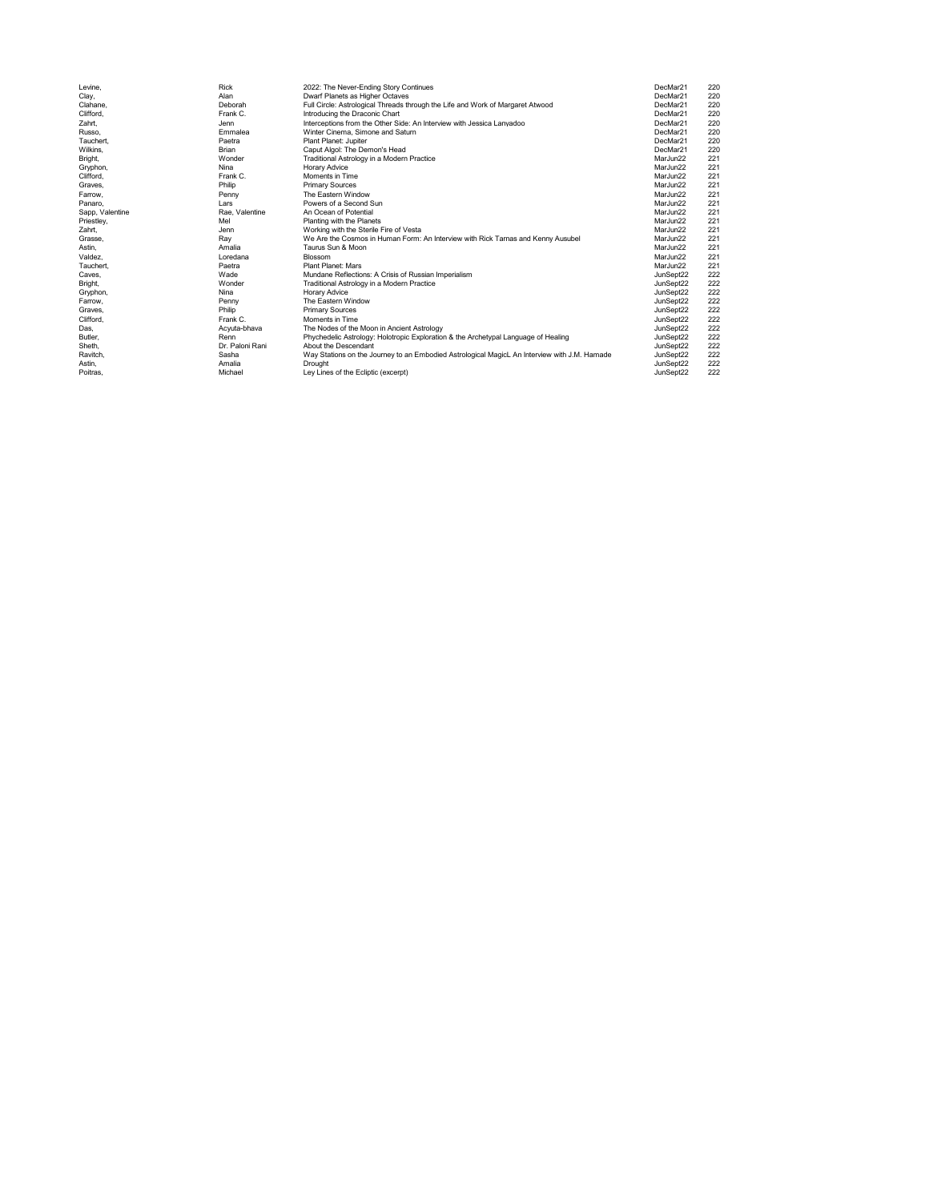| | | | | |
|---|---|---|---|---|
| Levine, | Rick | 2022: The Never-Ending Story Continues | DecMar21 | 220 |
| Clay, | Alan | Dwarf Planets as Higher Octaves | DecMar21 | 220 |
| Clahane, | Deborah | Full Circle: Astrological Threads through the Life and Work of Margaret Atwood | DecMar21 | 220 |
| Clifford, | Frank C. | Introducing the Draconic Chart | DecMar21 | 220 |
| Zahrt, | Jenn | Interceptions from the Other Side: An Interview with Jessica Lanyadoo | DecMar21 | 220 |
| Russo, | Emmalea | Winter Cinema, Simone and Saturn | DecMar21 | 220 |
| Tauchert, | Paetra | Plant Planet: Jupiter | DecMar21 | 220 |
| Wilkins, | Brian | Caput Algol: The Demon's Head | DecMar21 | 220 |
| Bright, | Wonder | Traditional Astrology in a Modern Practice | MarJun22 | 221 |
| Gryphon, | Nina | Horary Advice | MarJun22 | 221 |
| Clifford, | Frank C. | Moments in Time | MarJun22 | 221 |
| Graves, | Philip | Primary Sources | MarJun22 | 221 |
| Farrow, | Penny | The Eastern Window | MarJun22 | 221 |
| Panaro, | Lars | Powers of a Second Sun | MarJun22 | 221 |
| Sapp, Valentine | Rae, Valentine | An Ocean of Potential | MarJun22 | 221 |
| Priestley, | Mel | Planting with the Planets | MarJun22 | 221 |
| Zahrt, | Jenn | Working with the Sterile Fire of Vesta | MarJun22 | 221 |
| Grasse, | Ray | We Are the Cosmos in Human Form: An Interview with Rick Tarnas and Kenny Ausubel | MarJun22 | 221 |
| Astin, | Amalia | Taurus Sun & Moon | MarJun22 | 221 |
| Valdez, | Loredana | Blossom | MarJun22 | 221 |
| Tauchert, | Paetra | Plant Planet: Mars | MarJun22 | 221 |
| Caves, | Wade | Mundane Reflections: A Crisis of Russian Imperialism | JunSept22 | 222 |
| Bright, | Wonder | Traditional Astrology in a Modern Practice | JunSept22 | 222 |
| Gryphon, | Nina | Horary Advice | JunSept22 | 222 |
| Farrow, | Penny | The Eastern Window | JunSept22 | 222 |
| Graves, | Philip | Primary Sources | JunSept22 | 222 |
| Clifford, | Frank C. | Moments in Time | JunSept22 | 222 |
| Das, | Acyuta-bhava | The Nodes of the Moon in Ancient Astrology | JunSept22 | 222 |
| Butler, | Renn | Phychedelic Astrology: Holotropic Exploration & the Archetypal Language of Healing | JunSept22 | 222 |
| Sheth, | Dr. Paloni Rani | About the Descendant | JunSept22 | 222 |
| Ravitch, | Sasha | Way Stations on the Journey to an Embodied Astrological MagicL An Interview with J.M. Hamade | JunSept22 | 222 |
| Astin, | Amalia | Drought | JunSept22 | 222 |
| Poitras, | Michael | Ley Lines of the Ecliptic (excerpt) | JunSept22 | 222 |